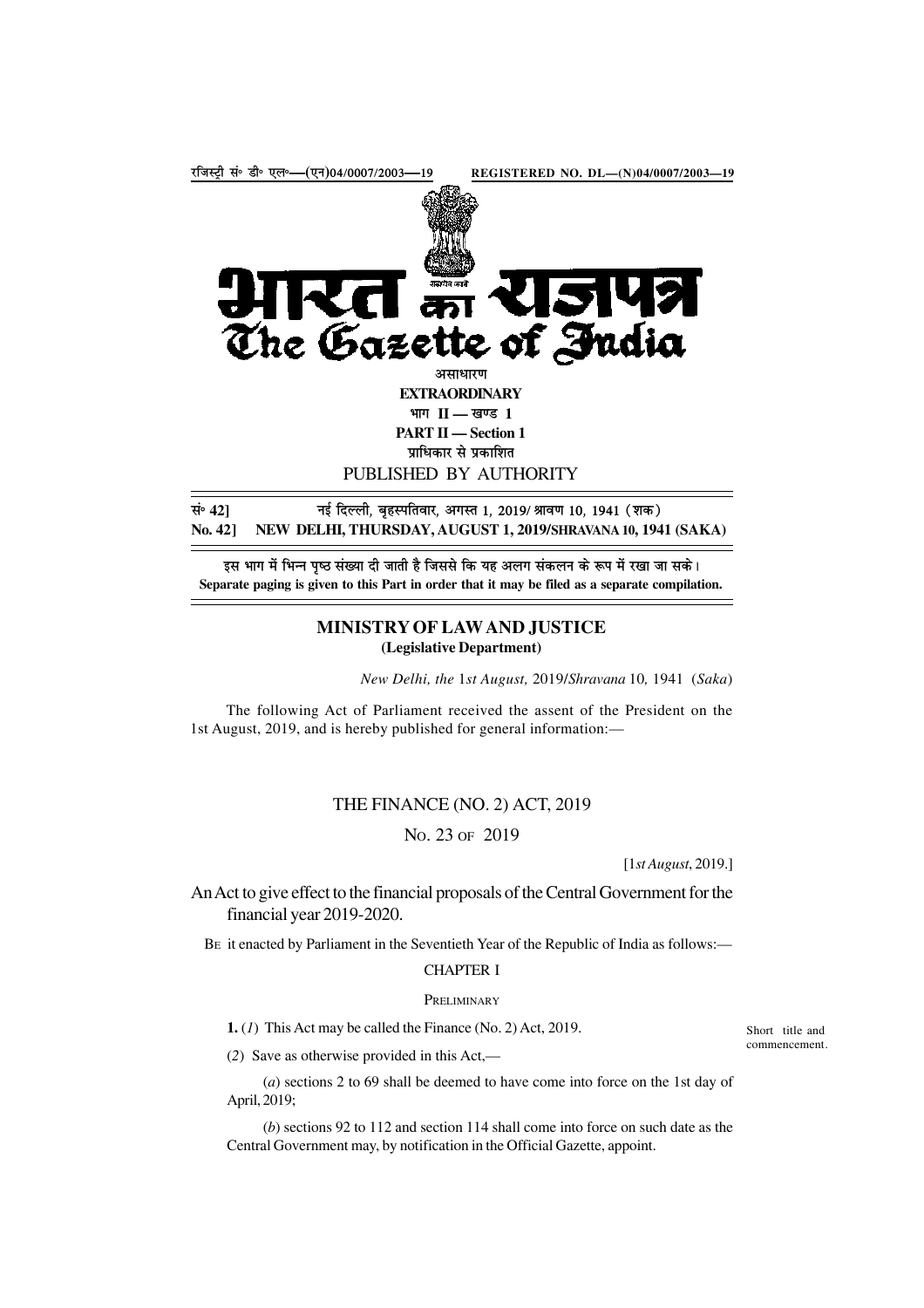रजिस्ट्री सं॰ डी॰ एल॰—(एन)04/0007/2003—19 REGISTERED NO. DL—(N)04/0007/2003—19

# भारत का राजपत्र
# The Gazette of India

असाधारण

**EXTRAORDINARY**

भाग II — खण्ड 1

**PART II — Section 1**

प्राधिकार से प्रकाशित

PUBLISHED BY AUTHORITY

सं॰ 42] नई दिल्ली, बृहस्पतिवार, अगस्त 1, 2019/ श्रावण 10, 1941 (शक)

**No. 42] NEW DELHI, THURSDAY, AUGUST 1, 2019/SHRAVANA 10, 1941 (SAKA)**

इस भाग में भिन्न पृष्ठ संख्या दी जाती है जिससे कि यह अलग संकलन के रूप में रखा जा सके।

**Separate paging is given to this Part in order that it may be filed as a separate compilation.**

## MINISTRY OF LAW AND JUSTICE
**(Legislative Department)**

*New Delhi, the* 1*st August,* 2019/*Shravana* 10, 1941 (*Saka*)

The following Act of Parliament received the assent of the President on the 1st August, 2019, and is hereby published for general information:—

## THE FINANCE (NO. 2) ACT, 2019

NO. 23 OF 2019

[1*st August*, 2019.]

An Act to give effect to the financial proposals of the Central Government for the financial year 2019-2020.

BE it enacted by Parliament in the Seventieth Year of the Republic of India as follows:—

### CHAPTER I

PRELIMINARY

Short title and commencement.

**1.** (*1*) This Act may be called the Finance (No. 2) Act, 2019.

(*2*) Save as otherwise provided in this Act,—

(*a*) sections 2 to 69 shall be deemed to have come into force on the 1st day of April, 2019;

(*b*) sections 92 to 112 and section 114 shall come into force on such date as the Central Government may, by notification in the Official Gazette, appoint.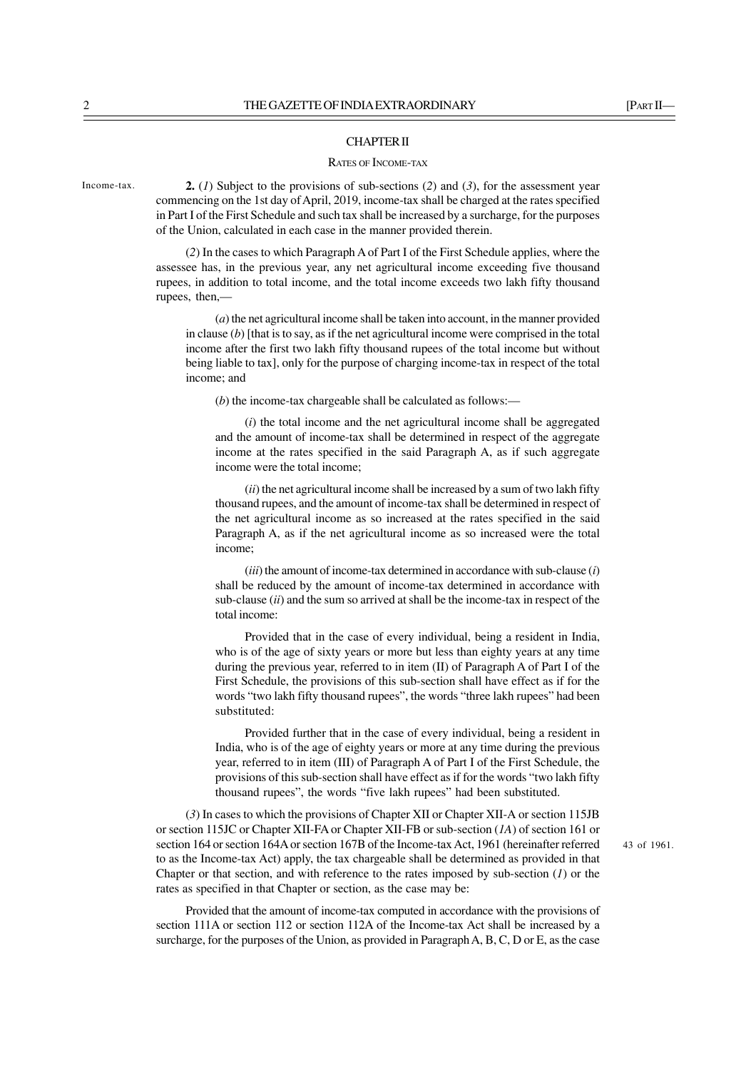## CHAPTER II

### RATES OF INCOME-TAX

Income-tax.

**2.** (*1*) Subject to the provisions of sub-sections (*2*) and (*3*), for the assessment year commencing on the 1st day of April, 2019, income-tax shall be charged at the rates specified in Part I of the First Schedule and such tax shall be increased by a surcharge, for the purposes of the Union, calculated in each case in the manner provided therein.

(*2*) In the cases to which Paragraph A of Part I of the First Schedule applies, where the assessee has, in the previous year, any net agricultural income exceeding five thousand rupees, in addition to total income, and the total income exceeds two lakh fifty thousand rupees, then,—

(*a*) the net agricultural income shall be taken into account, in the manner provided in clause (*b*) [that is to say, as if the net agricultural income were comprised in the total income after the first two lakh fifty thousand rupees of the total income but without being liable to tax], only for the purpose of charging income-tax in respect of the total income; and

(*b*) the income-tax chargeable shall be calculated as follows:—

(*i*) the total income and the net agricultural income shall be aggregated and the amount of income-tax shall be determined in respect of the aggregate income at the rates specified in the said Paragraph A, as if such aggregate income were the total income;

(*ii*) the net agricultural income shall be increased by a sum of two lakh fifty thousand rupees, and the amount of income-tax shall be determined in respect of the net agricultural income as so increased at the rates specified in the said Paragraph A, as if the net agricultural income as so increased were the total income;

(*iii*) the amount of income-tax determined in accordance with sub-clause (*i*) shall be reduced by the amount of income-tax determined in accordance with sub-clause (*ii*) and the sum so arrived at shall be the income-tax in respect of the total income:

Provided that in the case of every individual, being a resident in India, who is of the age of sixty years or more but less than eighty years at any time during the previous year, referred to in item (II) of Paragraph A of Part I of the First Schedule, the provisions of this sub-section shall have effect as if for the words "two lakh fifty thousand rupees", the words "three lakh rupees" had been substituted:

Provided further that in the case of every individual, being a resident in India, who is of the age of eighty years or more at any time during the previous year, referred to in item (III) of Paragraph A of Part I of the First Schedule, the provisions of this sub-section shall have effect as if for the words "two lakh fifty thousand rupees", the words "five lakh rupees" had been substituted.

(*3*) In cases to which the provisions of Chapter XII or Chapter XII-A or section 115JB or section 115JC or Chapter XII-FA or Chapter XII-FB or sub-section (*1A*) of section 161 or section 164 or section 164A or section 167B of the Income-tax Act, 1961 (hereinafter referred to as the Income-tax Act) apply, the tax chargeable shall be determined as provided in that Chapter or that section, and with reference to the rates imposed by sub-section (*1*) or the rates as specified in that Chapter or section, as the case may be:

43 of 1961.

Provided that the amount of income-tax computed in accordance with the provisions of section 111A or section 112 or section 112A of the Income-tax Act shall be increased by a surcharge, for the purposes of the Union, as provided in Paragraph A, B, C, D or E, as the case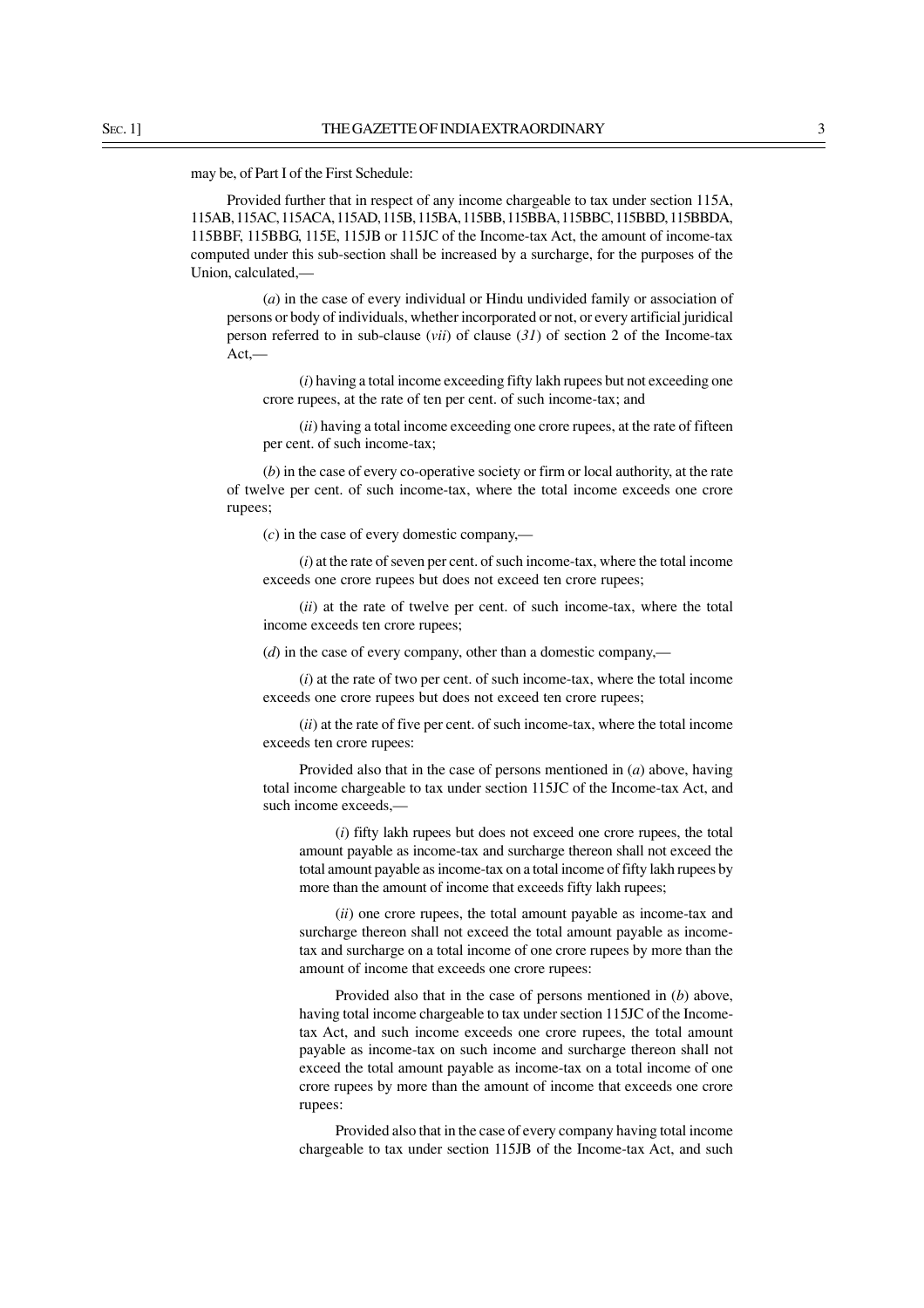may be, of Part I of the First Schedule:

Provided further that in respect of any income chargeable to tax under section 115A, 115AB, 115AC, 115ACA, 115AD, 115B, 115BA, 115BB, 115BBA, 115BBC, 115BBD, 115BBDA, 115BBF, 115BBG, 115E, 115JB or 115JC of the Income-tax Act, the amount of income-tax computed under this sub-section shall be increased by a surcharge, for the purposes of the Union, calculated,—

(*a*) in the case of every individual or Hindu undivided family or association of persons or body of individuals, whether incorporated or not, or every artificial juridical person referred to in sub-clause (*vii*) of clause (*31*) of section 2 of the Income-tax Act,—

(*i*) having a total income exceeding fifty lakh rupees but not exceeding one crore rupees, at the rate of ten per cent. of such income-tax; and

(*ii*) having a total income exceeding one crore rupees, at the rate of fifteen per cent. of such income-tax;

(*b*) in the case of every co-operative society or firm or local authority, at the rate of twelve per cent. of such income-tax, where the total income exceeds one crore rupees;

(*c*) in the case of every domestic company,—

(*i*) at the rate of seven per cent. of such income-tax, where the total income exceeds one crore rupees but does not exceed ten crore rupees;

(*ii*) at the rate of twelve per cent. of such income-tax, where the total income exceeds ten crore rupees;

(*d*) in the case of every company, other than a domestic company,—

(*i*) at the rate of two per cent. of such income-tax, where the total income exceeds one crore rupees but does not exceed ten crore rupees;

(*ii*) at the rate of five per cent. of such income-tax, where the total income exceeds ten crore rupees:

Provided also that in the case of persons mentioned in (*a*) above, having total income chargeable to tax under section 115JC of the Income-tax Act, and such income exceeds,—

(*i*) fifty lakh rupees but does not exceed one crore rupees, the total amount payable as income-tax and surcharge thereon shall not exceed the total amount payable as income-tax on a total income of fifty lakh rupees by more than the amount of income that exceeds fifty lakh rupees;

(*ii*) one crore rupees, the total amount payable as income-tax and surcharge thereon shall not exceed the total amount payable as income-tax and surcharge on a total income of one crore rupees by more than the amount of income that exceeds one crore rupees:

Provided also that in the case of persons mentioned in (*b*) above, having total income chargeable to tax under section 115JC of the Income-tax Act, and such income exceeds one crore rupees, the total amount payable as income-tax on such income and surcharge thereon shall not exceed the total amount payable as income-tax on a total income of one crore rupees by more than the amount of income that exceeds one crore rupees:

Provided also that in the case of every company having total income chargeable to tax under section 115JB of the Income-tax Act, and such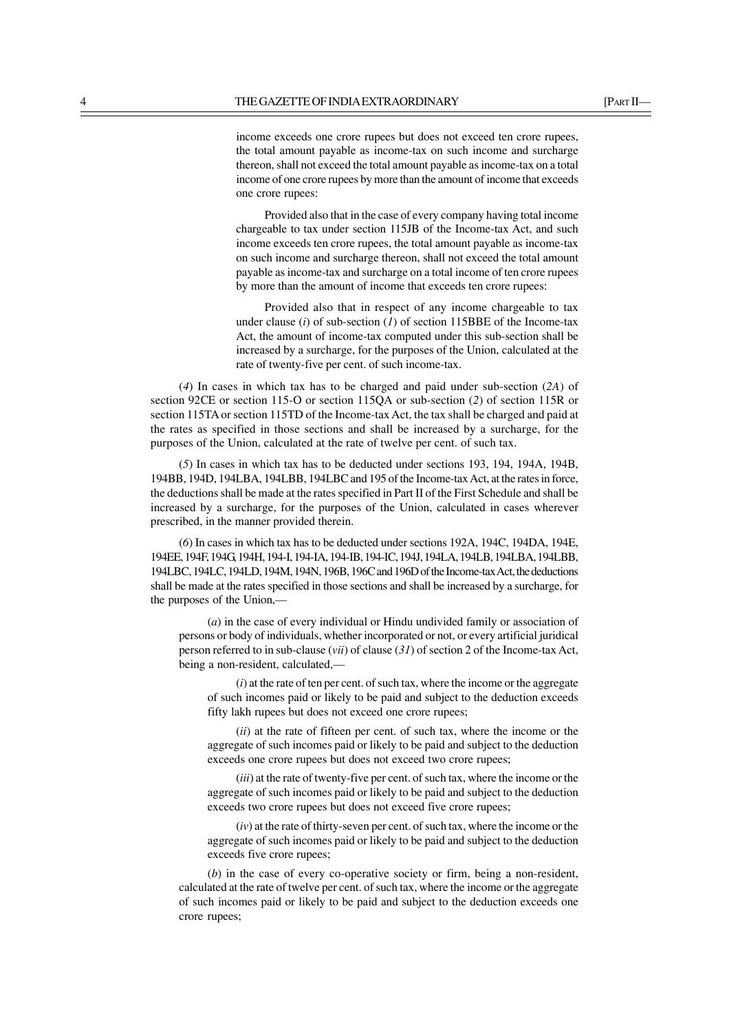income exceeds one crore rupees but does not exceed ten crore rupees, the total amount payable as income-tax on such income and surcharge thereon, shall not exceed the total amount payable as income-tax on a total income of one crore rupees by more than the amount of income that exceeds one crore rupees:

Provided also that in the case of every company having total income chargeable to tax under section 115JB of the Income-tax Act, and such income exceeds ten crore rupees, the total amount payable as income-tax on such income and surcharge thereon, shall not exceed the total amount payable as income-tax and surcharge on a total income of ten crore rupees by more than the amount of income that exceeds ten crore rupees:

Provided also that in respect of any income chargeable to tax under clause (*i*) of sub-section (*1*) of section 115BBE of the Income-tax Act, the amount of income-tax computed under this sub-section shall be increased by a surcharge, for the purposes of the Union, calculated at the rate of twenty-five per cent. of such income-tax.

(*4*) In cases in which tax has to be charged and paid under sub-section (*2A*) of section 92CE or section 115-O or section 115QA or sub-section (*2*) of section 115R or section 115TA or section 115TD of the Income-tax Act, the tax shall be charged and paid at the rates as specified in those sections and shall be increased by a surcharge, for the purposes of the Union, calculated at the rate of twelve per cent. of such tax.

(*5*) In cases in which tax has to be deducted under sections 193, 194, 194A, 194B, 194BB, 194D, 194LBA, 194LBB, 194LBC and 195 of the Income-tax Act, at the rates in force, the deductions shall be made at the rates specified in Part II of the First Schedule and shall be increased by a surcharge, for the purposes of the Union, calculated in cases wherever prescribed, in the manner provided therein.

(*6*) In cases in which tax has to be deducted under sections 192A, 194C, 194DA, 194E, 194EE, 194F, 194G, 194H, 194-I, 194-IA, 194-IB, 194-IC, 194J, 194LA, 194LB, 194LBA, 194LBB, 194LBC, 194LC, 194LD, 194M, 194N, 196B, 196C and 196D of the Income-tax Act, the deductions shall be made at the rates specified in those sections and shall be increased by a surcharge, for the purposes of the Union,—

(*a*) in the case of every individual or Hindu undivided family or association of persons or body of individuals, whether incorporated or not, or every artificial juridical person referred to in sub-clause (*vii*) of clause (*31*) of section 2 of the Income-tax Act, being a non-resident, calculated,—

(*i*) at the rate of ten per cent. of such tax, where the income or the aggregate of such incomes paid or likely to be paid and subject to the deduction exceeds fifty lakh rupees but does not exceed one crore rupees;

(*ii*) at the rate of fifteen per cent. of such tax, where the income or the aggregate of such incomes paid or likely to be paid and subject to the deduction exceeds one crore rupees but does not exceed two crore rupees;

(*iii*) at the rate of twenty-five per cent. of such tax, where the income or the aggregate of such incomes paid or likely to be paid and subject to the deduction exceeds two crore rupees but does not exceed five crore rupees;

(*iv*) at the rate of thirty-seven per cent. of such tax, where the income or the aggregate of such incomes paid or likely to be paid and subject to the deduction exceeds five crore rupees;

(*b*) in the case of every co-operative society or firm, being a non-resident, calculated at the rate of twelve per cent. of such tax, where the income or the aggregate of such incomes paid or likely to be paid and subject to the deduction exceeds one crore rupees;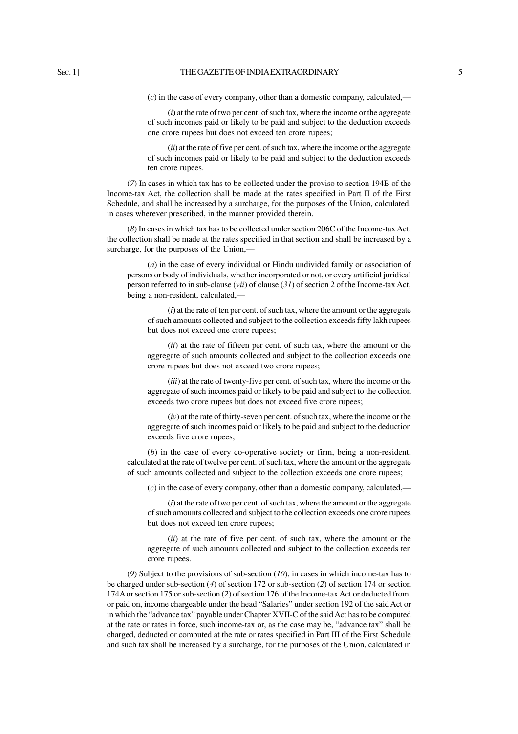(*c*) in the case of every company, other than a domestic company, calculated,—

(*i*) at the rate of two per cent. of such tax, where the income or the aggregate of such incomes paid or likely to be paid and subject to the deduction exceeds one crore rupees but does not exceed ten crore rupees;

(*ii*) at the rate of five per cent. of such tax, where the income or the aggregate of such incomes paid or likely to be paid and subject to the deduction exceeds ten crore rupees.

(*7*) In cases in which tax has to be collected under the proviso to section 194B of the Income-tax Act, the collection shall be made at the rates specified in Part II of the First Schedule, and shall be increased by a surcharge, for the purposes of the Union, calculated, in cases wherever prescribed, in the manner provided therein.

(*8*) In cases in which tax has to be collected under section 206C of the Income-tax Act, the collection shall be made at the rates specified in that section and shall be increased by a surcharge, for the purposes of the Union,—

(*a*) in the case of every individual or Hindu undivided family or association of persons or body of individuals, whether incorporated or not, or every artificial juridical person referred to in sub-clause (*vii*) of clause (*31*) of section 2 of the Income-tax Act, being a non-resident, calculated,—

(*i*) at the rate of ten per cent. of such tax, where the amount or the aggregate of such amounts collected and subject to the collection exceeds fifty lakh rupees but does not exceed one crore rupees;

(*ii*) at the rate of fifteen per cent. of such tax, where the amount or the aggregate of such amounts collected and subject to the collection exceeds one crore rupees but does not exceed two crore rupees;

(*iii*) at the rate of twenty-five per cent. of such tax, where the income or the aggregate of such incomes paid or likely to be paid and subject to the collection exceeds two crore rupees but does not exceed five crore rupees;

(*iv*) at the rate of thirty-seven per cent. of such tax, where the income or the aggregate of such incomes paid or likely to be paid and subject to the deduction exceeds five crore rupees;

(*b*) in the case of every co-operative society or firm, being a non-resident, calculated at the rate of twelve per cent. of such tax, where the amount or the aggregate of such amounts collected and subject to the collection exceeds one crore rupees;

(*c*) in the case of every company, other than a domestic company, calculated,—

(*i*) at the rate of two per cent. of such tax, where the amount or the aggregate of such amounts collected and subject to the collection exceeds one crore rupees but does not exceed ten crore rupees;

(*ii*) at the rate of five per cent. of such tax, where the amount or the aggregate of such amounts collected and subject to the collection exceeds ten crore rupees.

(*9*) Subject to the provisions of sub-section (*10*), in cases in which income-tax has to be charged under sub-section (*4*) of section 172 or sub-section (*2*) of section 174 or section 174A or section 175 or sub-section (*2*) of section 176 of the Income-tax Act or deducted from, or paid on, income chargeable under the head "Salaries" under section 192 of the said Act or in which the "advance tax" payable under Chapter XVII-C of the said Act has to be computed at the rate or rates in force, such income-tax or, as the case may be, "advance tax" shall be charged, deducted or computed at the rate or rates specified in Part III of the First Schedule and such tax shall be increased by a surcharge, for the purposes of the Union, calculated in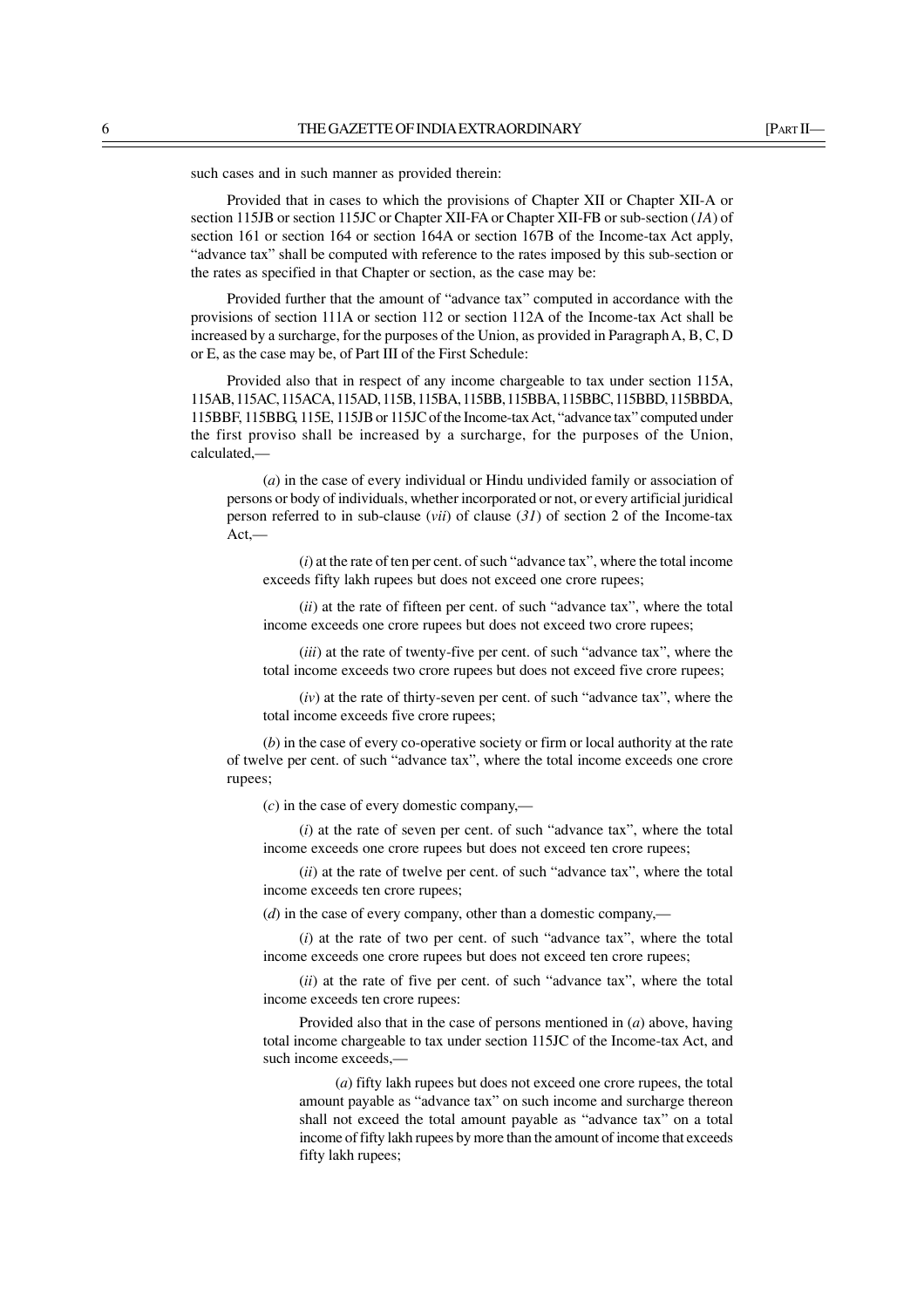such cases and in such manner as provided therein:

Provided that in cases to which the provisions of Chapter XII or Chapter XII-A or section 115JB or section 115JC or Chapter XII-FA or Chapter XII-FB or sub-section (*1A*) of section 161 or section 164 or section 164A or section 167B of the Income-tax Act apply, "advance tax" shall be computed with reference to the rates imposed by this sub-section or the rates as specified in that Chapter or section, as the case may be:

Provided further that the amount of "advance tax" computed in accordance with the provisions of section 111A or section 112 or section 112A of the Income-tax Act shall be increased by a surcharge, for the purposes of the Union, as provided in Paragraph A, B, C, D or E, as the case may be, of Part III of the First Schedule:

Provided also that in respect of any income chargeable to tax under section 115A, 115AB, 115AC, 115ACA, 115AD, 115B, 115BA, 115BB, 115BBA, 115BBC, 115BBD, 115BBDA, 115BBF, 115BBG, 115E, 115JB or 115JC of the Income-tax Act, "advance tax" computed under the first proviso shall be increased by a surcharge, for the purposes of the Union, calculated,—

(*a*) in the case of every individual or Hindu undivided family or association of persons or body of individuals, whether incorporated or not, or every artificial juridical person referred to in sub-clause (*vii*) of clause (*31*) of section 2 of the Income-tax Act,—

(*i*) at the rate of ten per cent. of such "advance tax", where the total income exceeds fifty lakh rupees but does not exceed one crore rupees;

(*ii*) at the rate of fifteen per cent. of such "advance tax", where the total income exceeds one crore rupees but does not exceed two crore rupees;

(*iii*) at the rate of twenty-five per cent. of such "advance tax", where the total income exceeds two crore rupees but does not exceed five crore rupees;

(*iv*) at the rate of thirty-seven per cent. of such "advance tax", where the total income exceeds five crore rupees;

(*b*) in the case of every co-operative society or firm or local authority at the rate of twelve per cent. of such "advance tax", where the total income exceeds one crore rupees;

(*c*) in the case of every domestic company,—

(*i*) at the rate of seven per cent. of such "advance tax", where the total income exceeds one crore rupees but does not exceed ten crore rupees;

(*ii*) at the rate of twelve per cent. of such "advance tax", where the total income exceeds ten crore rupees;

(*d*) in the case of every company, other than a domestic company,—

(*i*) at the rate of two per cent. of such "advance tax", where the total income exceeds one crore rupees but does not exceed ten crore rupees;

(*ii*) at the rate of five per cent. of such "advance tax", where the total income exceeds ten crore rupees:

Provided also that in the case of persons mentioned in (*a*) above, having total income chargeable to tax under section 115JC of the Income-tax Act, and such income exceeds,—

(*a*) fifty lakh rupees but does not exceed one crore rupees, the total amount payable as "advance tax" on such income and surcharge thereon shall not exceed the total amount payable as "advance tax" on a total income of fifty lakh rupees by more than the amount of income that exceeds fifty lakh rupees;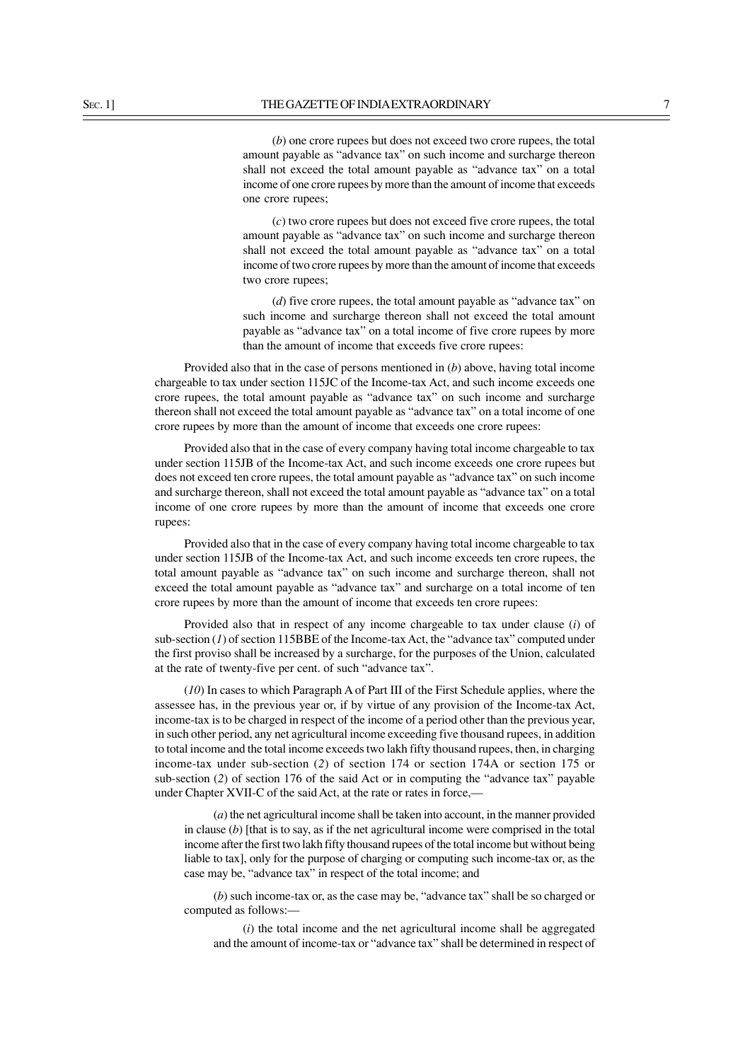(*b*) one crore rupees but does not exceed two crore rupees, the total amount payable as "advance tax" on such income and surcharge thereon shall not exceed the total amount payable as "advance tax" on a total income of one crore rupees by more than the amount of income that exceeds one crore rupees;

(*c*) two crore rupees but does not exceed five crore rupees, the total amount payable as "advance tax" on such income and surcharge thereon shall not exceed the total amount payable as "advance tax" on a total income of two crore rupees by more than the amount of income that exceeds two crore rupees;

(*d*) five crore rupees, the total amount payable as "advance tax" on such income and surcharge thereon shall not exceed the total amount payable as "advance tax" on a total income of five crore rupees by more than the amount of income that exceeds five crore rupees:

Provided also that in the case of persons mentioned in (*b*) above, having total income chargeable to tax under section 115JC of the Income-tax Act, and such income exceeds one crore rupees, the total amount payable as "advance tax" on such income and surcharge thereon shall not exceed the total amount payable as "advance tax" on a total income of one crore rupees by more than the amount of income that exceeds one crore rupees:

Provided also that in the case of every company having total income chargeable to tax under section 115JB of the Income-tax Act, and such income exceeds one crore rupees but does not exceed ten crore rupees, the total amount payable as "advance tax" on such income and surcharge thereon, shall not exceed the total amount payable as "advance tax" on a total income of one crore rupees by more than the amount of income that exceeds one crore rupees:

Provided also that in the case of every company having total income chargeable to tax under section 115JB of the Income-tax Act, and such income exceeds ten crore rupees, the total amount payable as "advance tax" on such income and surcharge thereon, shall not exceed the total amount payable as "advance tax" and surcharge on a total income of ten crore rupees by more than the amount of income that exceeds ten crore rupees:

Provided also that in respect of any income chargeable to tax under clause (*i*) of sub-section (*1*) of section 115BBE of the Income-tax Act, the "advance tax" computed under the first proviso shall be increased by a surcharge, for the purposes of the Union, calculated at the rate of twenty-five per cent. of such "advance tax".

(*10*) In cases to which Paragraph A of Part III of the First Schedule applies, where the assessee has, in the previous year or, if by virtue of any provision of the Income-tax Act, income-tax is to be charged in respect of the income of a period other than the previous year, in such other period, any net agricultural income exceeding five thousand rupees, in addition to total income and the total income exceeds two lakh fifty thousand rupees, then, in charging income-tax under sub-section (*2*) of section 174 or section 174A or section 175 or sub-section (*2*) of section 176 of the said Act or in computing the "advance tax" payable under Chapter XVII-C of the said Act, at the rate or rates in force,—

(*a*) the net agricultural income shall be taken into account, in the manner provided in clause (*b*) [that is to say, as if the net agricultural income were comprised in the total income after the first two lakh fifty thousand rupees of the total income but without being liable to tax], only for the purpose of charging or computing such income-tax or, as the case may be, "advance tax" in respect of the total income; and

(*b*) such income-tax or, as the case may be, "advance tax" shall be so charged or computed as follows:—

(*i*) the total income and the net agricultural income shall be aggregated and the amount of income-tax or "advance tax" shall be determined in respect of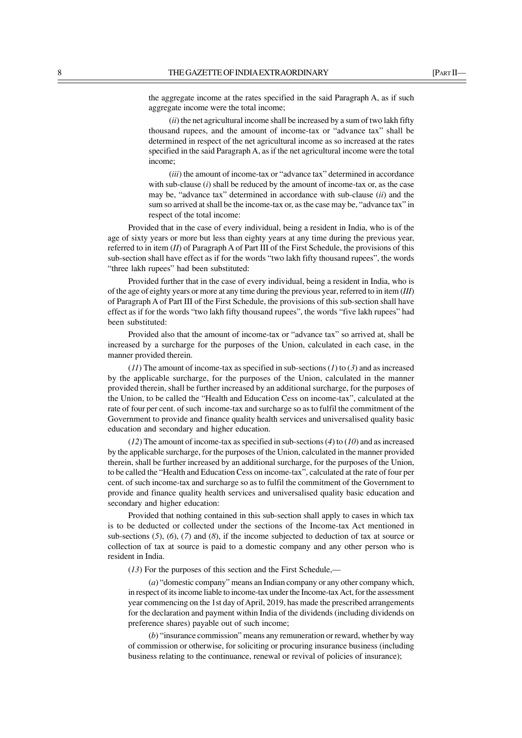the aggregate income at the rates specified in the said Paragraph A, as if such aggregate income were the total income;

(*ii*) the net agricultural income shall be increased by a sum of two lakh fifty thousand rupees, and the amount of income-tax or "advance tax" shall be determined in respect of the net agricultural income as so increased at the rates specified in the said Paragraph A, as if the net agricultural income were the total income;

(*iii*) the amount of income-tax or "advance tax" determined in accordance with sub-clause (*i*) shall be reduced by the amount of income-tax or, as the case may be, "advance tax" determined in accordance with sub-clause (*ii*) and the sum so arrived at shall be the income-tax or, as the case may be, "advance tax" in respect of the total income:

Provided that in the case of every individual, being a resident in India, who is of the age of sixty years or more but less than eighty years at any time during the previous year, referred to in item (*II*) of Paragraph A of Part III of the First Schedule, the provisions of this sub-section shall have effect as if for the words "two lakh fifty thousand rupees", the words "three lakh rupees" had been substituted:

Provided further that in the case of every individual, being a resident in India, who is of the age of eighty years or more at any time during the previous year, referred to in item (*III*) of Paragraph A of Part III of the First Schedule, the provisions of this sub-section shall have effect as if for the words "two lakh fifty thousand rupees", the words "five lakh rupees" had been substituted:

Provided also that the amount of income-tax or "advance tax" so arrived at, shall be increased by a surcharge for the purposes of the Union, calculated in each case, in the manner provided therein.

(*11*) The amount of income-tax as specified in sub-sections (*1*) to (*3*) and as increased by the applicable surcharge, for the purposes of the Union, calculated in the manner provided therein, shall be further increased by an additional surcharge, for the purposes of the Union, to be called the "Health and Education Cess on income-tax", calculated at the rate of four per cent. of such income-tax and surcharge so as to fulfil the commitment of the Government to provide and finance quality health services and universalised quality basic education and secondary and higher education.

(*12*) The amount of income-tax as specified in sub-sections (*4*) to (*10*) and as increased by the applicable surcharge, for the purposes of the Union, calculated in the manner provided therein, shall be further increased by an additional surcharge, for the purposes of the Union, to be called the "Health and Education Cess on income-tax", calculated at the rate of four per cent. of such income-tax and surcharge so as to fulfil the commitment of the Government to provide and finance quality health services and universalised quality basic education and secondary and higher education:

Provided that nothing contained in this sub-section shall apply to cases in which tax is to be deducted or collected under the sections of the Income-tax Act mentioned in sub-sections (*5*), (*6*), (*7*) and (*8*), if the income subjected to deduction of tax at source or collection of tax at source is paid to a domestic company and any other person who is resident in India.

(*13*) For the purposes of this section and the First Schedule,—

(*a*) "domestic company" means an Indian company or any other company which, in respect of its income liable to income-tax under the Income-tax Act, for the assessment year commencing on the 1st day of April, 2019, has made the prescribed arrangements for the declaration and payment within India of the dividends (including dividends on preference shares) payable out of such income;

(*b*) "insurance commission" means any remuneration or reward, whether by way of commission or otherwise, for soliciting or procuring insurance business (including business relating to the continuance, renewal or revival of policies of insurance);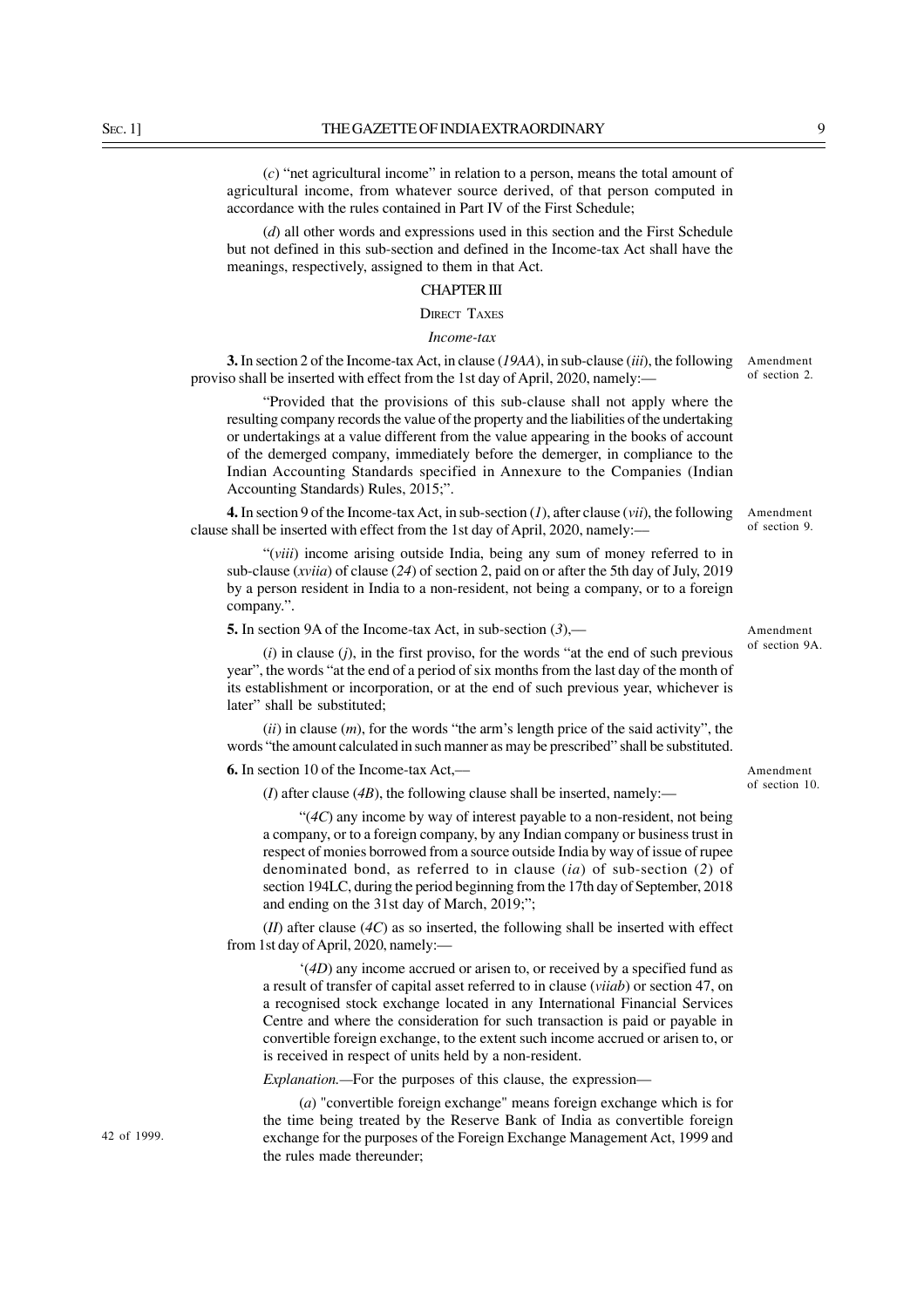(*c*) "net agricultural income" in relation to a person, means the total amount of agricultural income, from whatever source derived, of that person computed in accordance with the rules contained in Part IV of the First Schedule;

(*d*) all other words and expressions used in this section and the First Schedule but not defined in this sub-section and defined in the Income-tax Act shall have the meanings, respectively, assigned to them in that Act.

## CHAPTER III

### DIRECT TAXES

#### *Income-tax*

Amendment of section 2.

**3.** In section 2 of the Income-tax Act, in clause (*19AA*), in sub-clause (*iii*), the following proviso shall be inserted with effect from the 1st day of April, 2020, namely:—

"Provided that the provisions of this sub-clause shall not apply where the resulting company records the value of the property and the liabilities of the undertaking or undertakings at a value different from the value appearing in the books of account of the demerged company, immediately before the demerger, in compliance to the Indian Accounting Standards specified in Annexure to the Companies (Indian Accounting Standards) Rules, 2015;".

Amendment of section 9.

**4.** In section 9 of the Income-tax Act, in sub-section (*1*), after clause (*vii*), the following clause shall be inserted with effect from the 1st day of April, 2020, namely:—

"(*viii*) income arising outside India, being any sum of money referred to in sub-clause (*xviia*) of clause (*24*) of section 2, paid on or after the 5th day of July, 2019 by a person resident in India to a non-resident, not being a company, or to a foreign company.".

Amendment of section 9A.

**5.** In section 9A of the Income-tax Act, in sub-section (*3*),—

(*i*) in clause (*j*), in the first proviso, for the words "at the end of such previous year", the words "at the end of a period of six months from the last day of the month of its establishment or incorporation, or at the end of such previous year, whichever is later" shall be substituted;

(*ii*) in clause (*m*), for the words "the arm's length price of the said activity", the words "the amount calculated in such manner as may be prescribed" shall be substituted.

Amendment of section 10.

**6.** In section 10 of the Income-tax Act,—

(*I*) after clause (*4B*), the following clause shall be inserted, namely:—

"(*4C*) any income by way of interest payable to a non-resident, not being a company, or to a foreign company, by any Indian company or business trust in respect of monies borrowed from a source outside India by way of issue of rupee denominated bond, as referred to in clause (*ia*) of sub-section (*2*) of section 194LC, during the period beginning from the 17th day of September, 2018 and ending on the 31st day of March, 2019;";

(*II*) after clause (*4C*) as so inserted, the following shall be inserted with effect from 1st day of April, 2020, namely:—

'(*4D*) any income accrued or arisen to, or received by a specified fund as a result of transfer of capital asset referred to in clause (*viiab*) or section 47, on a recognised stock exchange located in any International Financial Services Centre and where the consideration for such transaction is paid or payable in convertible foreign exchange, to the extent such income accrued or arisen to, or is received in respect of units held by a non-resident.

*Explanation.*—For the purposes of this clause, the expression—

(*a*) "convertible foreign exchange" means foreign exchange which is for the time being treated by the Reserve Bank of India as convertible foreign exchange for the purposes of the Foreign Exchange Management Act, 1999 and the rules made thereunder;

42 of 1999.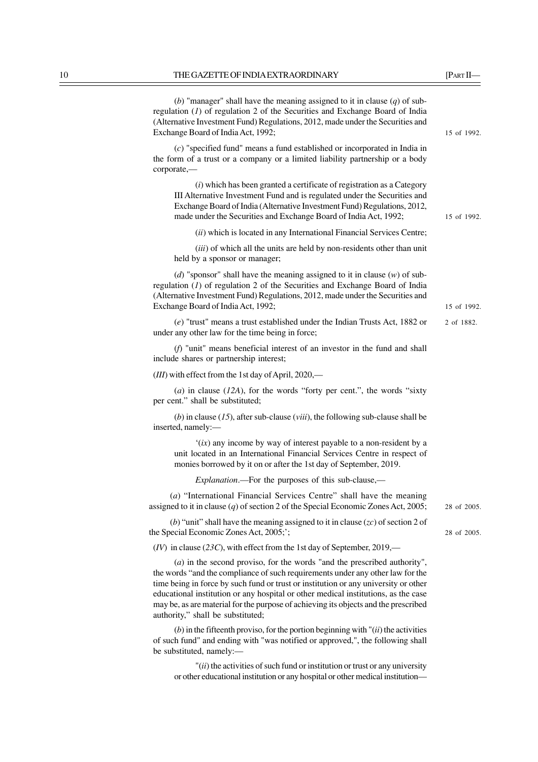(*b*) "manager" shall have the meaning assigned to it in clause (*q*) of sub-regulation (*1*) of regulation 2 of the Securities and Exchange Board of India (Alternative Investment Fund) Regulations, 2012, made under the Securities and Exchange Board of India Act, 1992; 15 of 1992.

(*c*) "specified fund" means a fund established or incorporated in India in the form of a trust or a company or a limited liability partnership or a body corporate,—

(*i*) which has been granted a certificate of registration as a Category III Alternative Investment Fund and is regulated under the Securities and Exchange Board of India (Alternative Investment Fund) Regulations, 2012, made under the Securities and Exchange Board of India Act, 1992; 15 of 1992.

(*ii*) which is located in any International Financial Services Centre;

(*iii*) of which all the units are held by non-residents other than unit held by a sponsor or manager;

(*d*) "sponsor" shall have the meaning assigned to it in clause (*w*) of sub-regulation (*1*) of regulation 2 of the Securities and Exchange Board of India (Alternative Investment Fund) Regulations, 2012, made under the Securities and Exchange Board of India Act, 1992; 15 of 1992.

(*e*) "trust" means a trust established under the Indian Trusts Act, 1882 or under any other law for the time being in force; 2 of 1882.

(*f*) "unit" means beneficial interest of an investor in the fund and shall include shares or partnership interest;

(*III*) with effect from the 1st day of April, 2020,—

(*a*) in clause (*12A*), for the words "forty per cent.", the words "sixty per cent." shall be substituted;

(*b*) in clause (*15*), after sub-clause (*viii*), the following sub-clause shall be inserted, namely:—

'(*ix*) any income by way of interest payable to a non-resident by a unit located in an International Financial Services Centre in respect of monies borrowed by it on or after the 1st day of September, 2019.

*Explanation*.—For the purposes of this sub-clause,—

(*a*) "International Financial Services Centre" shall have the meaning assigned to it in clause (*q*) of section 2 of the Special Economic Zones Act, 2005; 28 of 2005.

(*b*) "unit" shall have the meaning assigned to it in clause (*zc*) of section 2 of the Special Economic Zones Act, 2005;'; 28 of 2005.

(*IV*) in clause (*23C*), with effect from the 1st day of September, 2019,—

(*a*) in the second proviso, for the words "and the prescribed authority", the words "and the compliance of such requirements under any other law for the time being in force by such fund or trust or institution or any university or other educational institution or any hospital or other medical institutions, as the case may be, as are material for the purpose of achieving its objects and the prescribed authority," shall be substituted;

(*b*) in the fifteenth proviso, for the portion beginning with "(*ii*) the activities of such fund" and ending with "was notified or approved,", the following shall be substituted, namely:—

"(*ii*) the activities of such fund or institution or trust or any university or other educational institution or any hospital or other medical institution—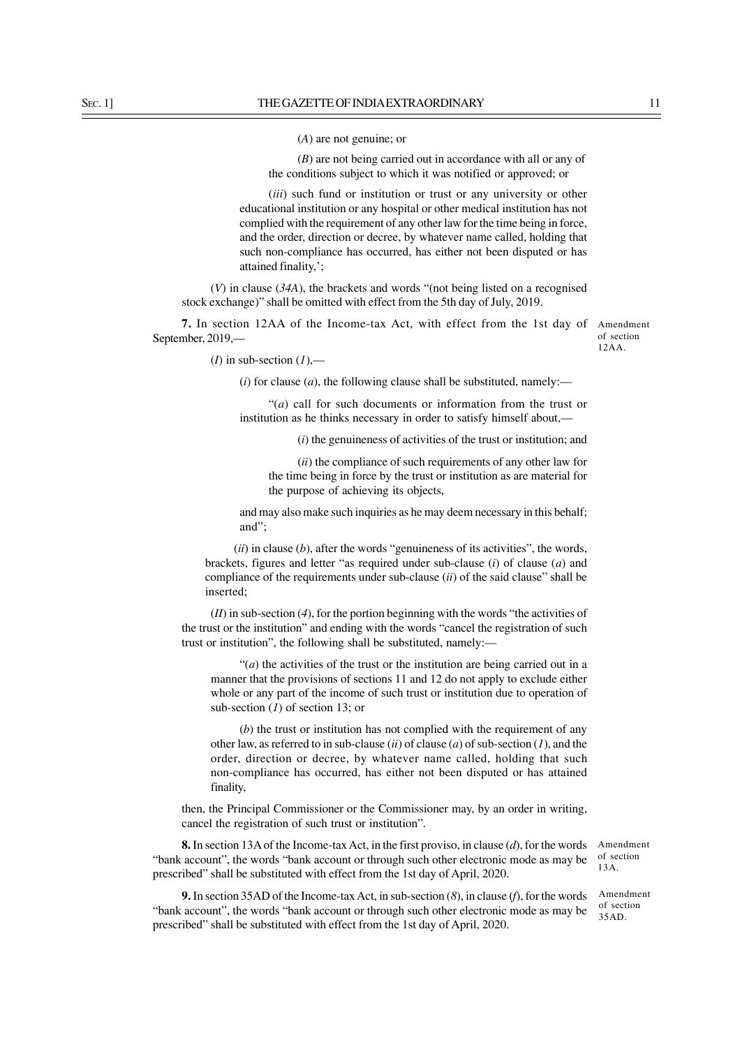(*A*) are not genuine; or

(*B*) are not being carried out in accordance with all or any of the conditions subject to which it was notified or approved; or

(*iii*) such fund or institution or trust or any university or other educational institution or any hospital or other medical institution has not complied with the requirement of any other law for the time being in force, and the order, direction or decree, by whatever name called, holding that such non-compliance has occurred, has either not been disputed or has attained finality,';

(*V*) in clause (*34A*), the brackets and words "(not being listed on a recognised stock exchange)" shall be omitted with effect from the 5th day of July, 2019.

Amendment of section 12AA.

**7.** In section 12AA of the Income-tax Act, with effect from the 1st day of September, 2019,—

(*I*) in sub-section (*1*),—

(*i*) for clause (*a*), the following clause shall be substituted, namely:—

"(*a*) call for such documents or information from the trust or institution as he thinks necessary in order to satisfy himself about,—

(*i*) the genuineness of activities of the trust or institution; and

(*ii*) the compliance of such requirements of any other law for the time being in force by the trust or institution as are material for the purpose of achieving its objects,

and may also make such inquiries as he may deem necessary in this behalf; and";

(*ii*) in clause (*b*), after the words "genuineness of its activities", the words, brackets, figures and letter "as required under sub-clause (*i*) of clause (*a*) and compliance of the requirements under sub-clause (*ii*) of the said clause" shall be inserted;

(*II*) in sub-section (*4*), for the portion beginning with the words "the activities of the trust or the institution" and ending with the words "cancel the registration of such trust or institution", the following shall be substituted, namely:—

"(*a*) the activities of the trust or the institution are being carried out in a manner that the provisions of sections 11 and 12 do not apply to exclude either whole or any part of the income of such trust or institution due to operation of sub-section (*1*) of section 13; or

(*b*) the trust or institution has not complied with the requirement of any other law, as referred to in sub-clause (*ii*) of clause (*a*) of sub-section (*1*), and the order, direction or decree, by whatever name called, holding that such non-compliance has occurred, has either not been disputed or has attained finality,

then, the Principal Commissioner or the Commissioner may, by an order in writing, cancel the registration of such trust or institution".

Amendment of section 13A.

**8.** In section 13A of the Income-tax Act, in the first proviso, in clause (*d*), for the words "bank account", the words "bank account or through such other electronic mode as may be prescribed" shall be substituted with effect from the 1st day of April, 2020.

Amendment of section 35AD.

**9.** In section 35AD of the Income-tax Act, in sub-section (*8*), in clause (*f*), for the words "bank account", the words "bank account or through such other electronic mode as may be prescribed" shall be substituted with effect from the 1st day of April, 2020.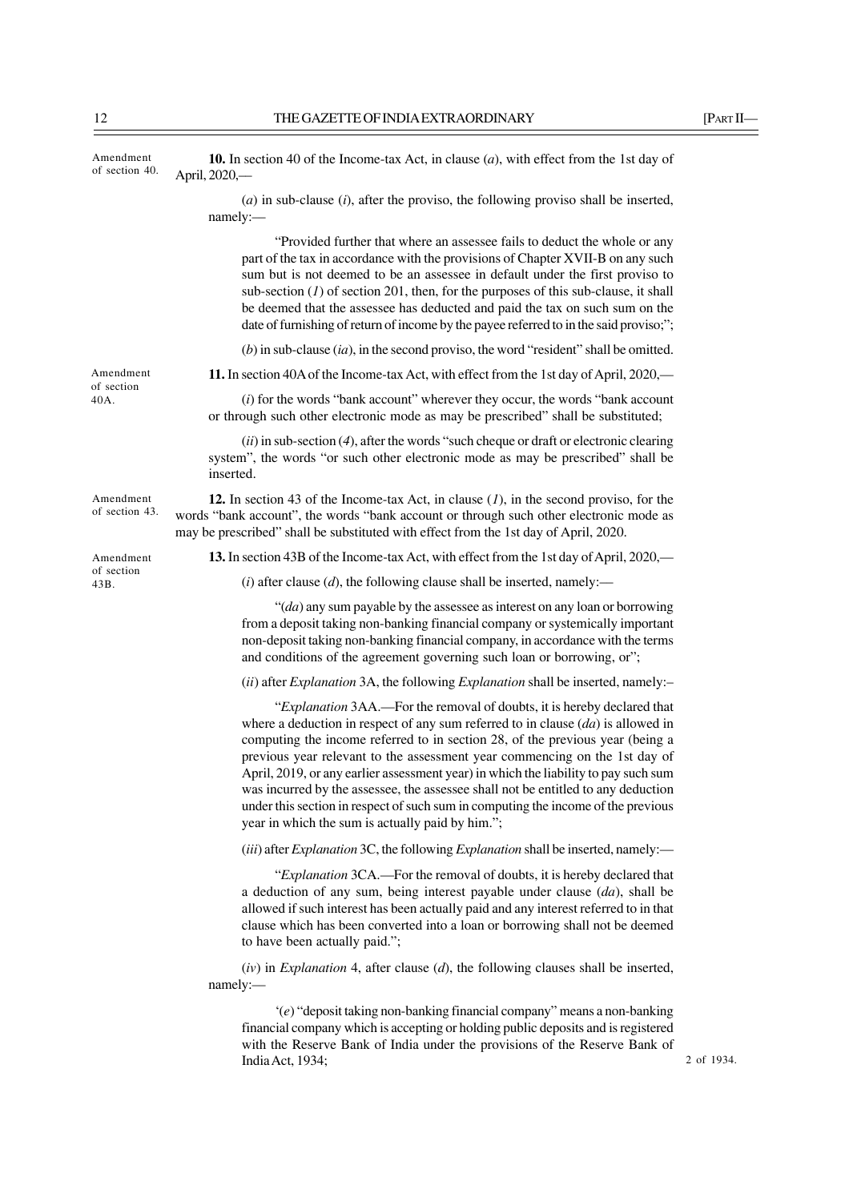Amendment of section 40.

**10.** In section 40 of the Income-tax Act, in clause (*a*), with effect from the 1st day of April, 2020,—

(*a*) in sub-clause (*i*), after the proviso, the following proviso shall be inserted, namely:—

"Provided further that where an assessee fails to deduct the whole or any part of the tax in accordance with the provisions of Chapter XVII-B on any such sum but is not deemed to be an assessee in default under the first proviso to sub-section (*1*) of section 201, then, for the purposes of this sub-clause, it shall be deemed that the assessee has deducted and paid the tax on such sum on the date of furnishing of return of income by the payee referred to in the said proviso;";

(*b*) in sub-clause (*ia*), in the second proviso, the word "resident" shall be omitted.

Amendment of section 40A.

**11.** In section 40A of the Income-tax Act, with effect from the 1st day of April, 2020,—

(*i*) for the words "bank account" wherever they occur, the words "bank account or through such other electronic mode as may be prescribed" shall be substituted;

(*ii*) in sub-section (*4*), after the words "such cheque or draft or electronic clearing system", the words "or such other electronic mode as may be prescribed" shall be inserted.

Amendment of section 43.

**12.** In section 43 of the Income-tax Act, in clause (*1*), in the second proviso, for the words "bank account", the words "bank account or through such other electronic mode as may be prescribed" shall be substituted with effect from the 1st day of April, 2020.

Amendment of section 43B.

**13.** In section 43B of the Income-tax Act, with effect from the 1st day of April, 2020,—

(*i*) after clause (*d*), the following clause shall be inserted, namely:—

"(*da*) any sum payable by the assessee as interest on any loan or borrowing from a deposit taking non-banking financial company or systemically important non-deposit taking non-banking financial company, in accordance with the terms and conditions of the agreement governing such loan or borrowing, or";

(*ii*) after *Explanation* 3A, the following *Explanation* shall be inserted, namely:–

"*Explanation* 3AA.—For the removal of doubts, it is hereby declared that where a deduction in respect of any sum referred to in clause (*da*) is allowed in computing the income referred to in section 28, of the previous year (being a previous year relevant to the assessment year commencing on the 1st day of April, 2019, or any earlier assessment year) in which the liability to pay such sum was incurred by the assessee, the assessee shall not be entitled to any deduction under this section in respect of such sum in computing the income of the previous year in which the sum is actually paid by him.";

(*iii*) after *Explanation* 3C, the following *Explanation* shall be inserted, namely:—

"*Explanation* 3CA.—For the removal of doubts, it is hereby declared that a deduction of any sum, being interest payable under clause (*da*), shall be allowed if such interest has been actually paid and any interest referred to in that clause which has been converted into a loan or borrowing shall not be deemed to have been actually paid.";

(*iv*) in *Explanation* 4, after clause (*d*), the following clauses shall be inserted, namely:—

'(*e*) "deposit taking non-banking financial company" means a non-banking financial company which is accepting or holding public deposits and is registered with the Reserve Bank of India under the provisions of the Reserve Bank of India Act, 1934;

2 of 1934.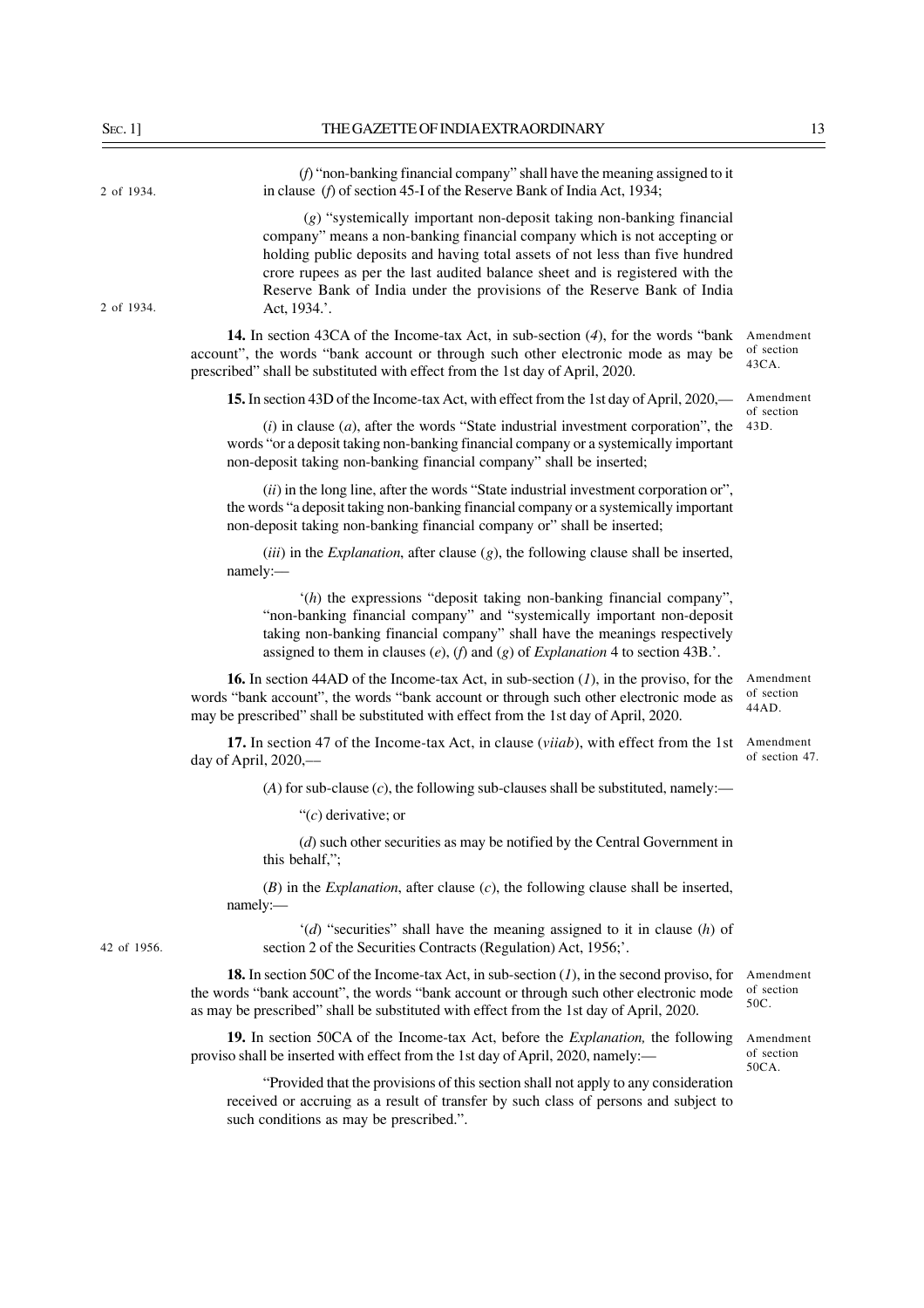(*f*) "non-banking financial company" shall have the meaning assigned to it in clause (*f*) of section 45-I of the Reserve Bank of India Act, 1934; 2 of 1934.

(*g*) "systemically important non-deposit taking non-banking financial company" means a non-banking financial company which is not accepting or holding public deposits and having total assets of not less than five hundred crore rupees as per the last audited balance sheet and is registered with the Reserve Bank of India under the provisions of the Reserve Bank of India Act, 1934.'. 2 of 1934.

Amendment of section 43CA.

**14.** In section 43CA of the Income-tax Act, in sub-section (*4*), for the words "bank account", the words "bank account or through such other electronic mode as may be prescribed" shall be substituted with effect from the 1st day of April, 2020.

Amendment of section 43D.

**15.** In section 43D of the Income-tax Act, with effect from the 1st day of April, 2020,—

(*i*) in clause (*a*), after the words "State industrial investment corporation", the words "or a deposit taking non-banking financial company or a systemically important non-deposit taking non-banking financial company" shall be inserted;

(*ii*) in the long line, after the words "State industrial investment corporation or", the words "a deposit taking non-banking financial company or a systemically important non-deposit taking non-banking financial company or" shall be inserted;

(*iii*) in the *Explanation*, after clause (*g*), the following clause shall be inserted, namely:—

'(*h*) the expressions "deposit taking non-banking financial company", "non-banking financial company" and "systemically important non-deposit taking non-banking financial company" shall have the meanings respectively assigned to them in clauses (*e*), (*f*) and (*g*) of *Explanation* 4 to section 43B.'.

Amendment of section 44AD.

**16.** In section 44AD of the Income-tax Act, in sub-section (*1*), in the proviso, for the words "bank account", the words "bank account or through such other electronic mode as may be prescribed" shall be substituted with effect from the 1st day of April, 2020.

Amendment of section 47.

**17.** In section 47 of the Income-tax Act, in clause (*viiab*), with effect from the 1st day of April, 2020,—

(*A*) for sub-clause (*c*), the following sub-clauses shall be substituted, namely:—

"(*c*) derivative; or

(*d*) such other securities as may be notified by the Central Government in this behalf,";

(*B*) in the *Explanation*, after clause (*c*), the following clause shall be inserted, namely:—

'(*d*) "securities" shall have the meaning assigned to it in clause (*h*) of section 2 of the Securities Contracts (Regulation) Act, 1956;'. 42 of 1956.

Amendment of section 50C.

**18.** In section 50C of the Income-tax Act, in sub-section (*1*), in the second proviso, for the words "bank account", the words "bank account or through such other electronic mode as may be prescribed" shall be substituted with effect from the 1st day of April, 2020.

Amendment of section 50CA.

**19.** In section 50CA of the Income-tax Act, before the *Explanation,* the following proviso shall be inserted with effect from the 1st day of April, 2020, namely:—

"Provided that the provisions of this section shall not apply to any consideration received or accruing as a result of transfer by such class of persons and subject to such conditions as may be prescribed.".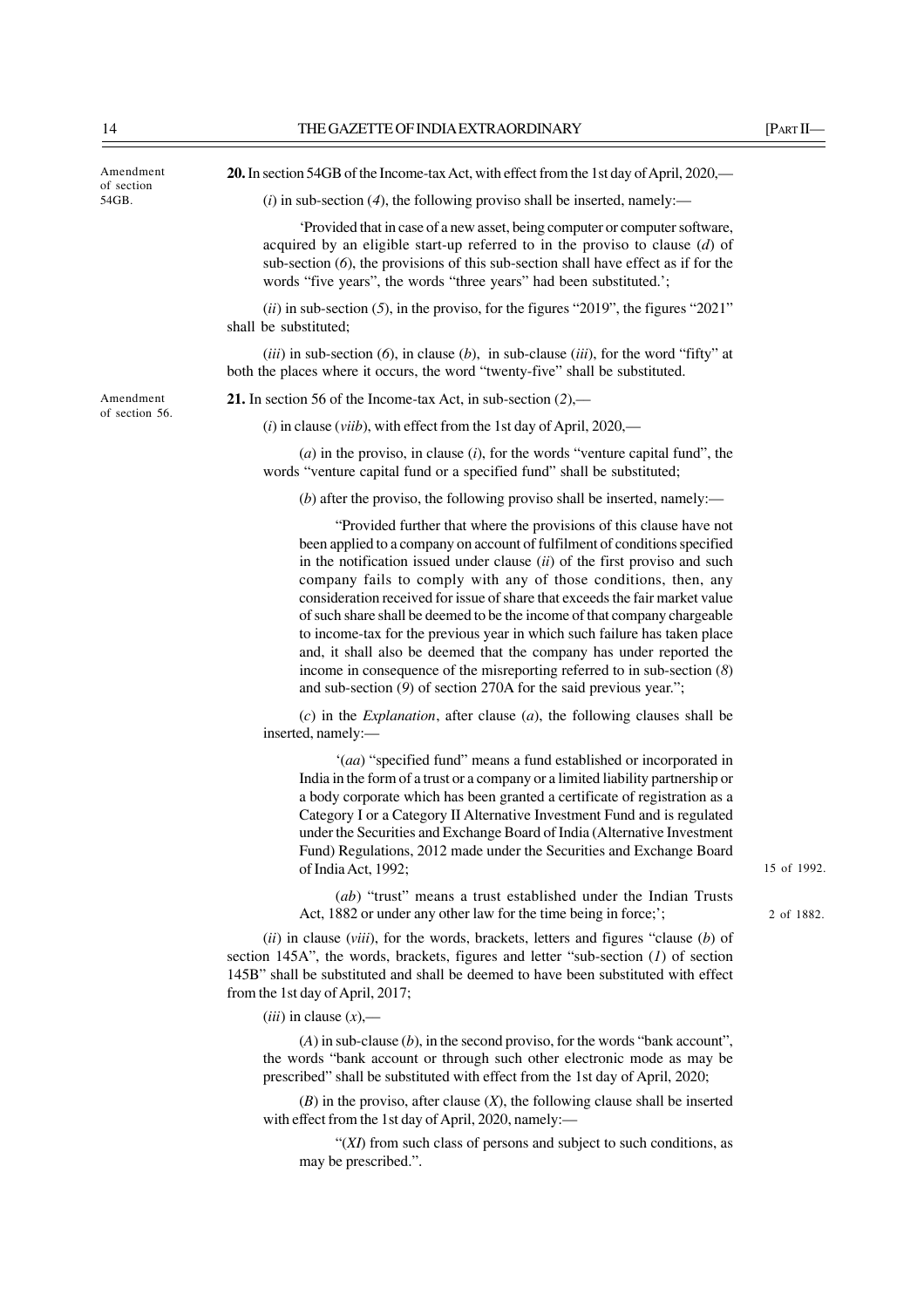Amendment of section 54GB.

**20.** In section 54GB of the Income-tax Act, with effect from the 1st day of April, 2020,—

(*i*) in sub-section (*4*), the following proviso shall be inserted, namely:—

'Provided that in case of a new asset, being computer or computer software, acquired by an eligible start-up referred to in the proviso to clause (*d*) of sub-section (*6*), the provisions of this sub-section shall have effect as if for the words "five years", the words "three years" had been substituted.';

(*ii*) in sub-section (*5*), in the proviso, for the figures "2019", the figures "2021" shall be substituted;

(*iii*) in sub-section (*6*), in clause (*b*), in sub-clause (*iii*), for the word "fifty" at both the places where it occurs, the word "twenty-five" shall be substituted.

Amendment of section 56.

**21.** In section 56 of the Income-tax Act, in sub-section (*2*),—

(*i*) in clause (*viib*), with effect from the 1st day of April, 2020,—

(*a*) in the proviso, in clause (*i*), for the words "venture capital fund", the words "venture capital fund or a specified fund" shall be substituted;

(*b*) after the proviso, the following proviso shall be inserted, namely:—

"Provided further that where the provisions of this clause have not been applied to a company on account of fulfilment of conditions specified in the notification issued under clause (*ii*) of the first proviso and such company fails to comply with any of those conditions, then, any consideration received for issue of share that exceeds the fair market value of such share shall be deemed to be the income of that company chargeable to income-tax for the previous year in which such failure has taken place and, it shall also be deemed that the company has under reported the income in consequence of the misreporting referred to in sub-section (*8*) and sub-section (*9*) of section 270A for the said previous year.";

(*c*) in the *Explanation*, after clause (*a*), the following clauses shall be inserted, namely:—

'(*aa*) "specified fund" means a fund established or incorporated in India in the form of a trust or a company or a limited liability partnership or a body corporate which has been granted a certificate of registration as a Category I or a Category II Alternative Investment Fund and is regulated under the Securities and Exchange Board of India (Alternative Investment Fund) Regulations, 2012 made under the Securities and Exchange Board of India Act, 1992; 15 of 1992.

(*ab*) "trust" means a trust established under the Indian Trusts Act, 1882 or under any other law for the time being in force;'; 2 of 1882.

(*ii*) in clause (*viii*), for the words, brackets, letters and figures "clause (*b*) of section 145A", the words, brackets, figures and letter "sub-section (*1*) of section 145B" shall be substituted and shall be deemed to have been substituted with effect from the 1st day of April, 2017;

(*iii*) in clause (*x*),—

(*A*) in sub-clause (*b*), in the second proviso, for the words "bank account", the words "bank account or through such other electronic mode as may be prescribed" shall be substituted with effect from the 1st day of April, 2020;

(*B*) in the proviso, after clause (*X*), the following clause shall be inserted with effect from the 1st day of April, 2020, namely:—

"(*XI*) from such class of persons and subject to such conditions, as may be prescribed.".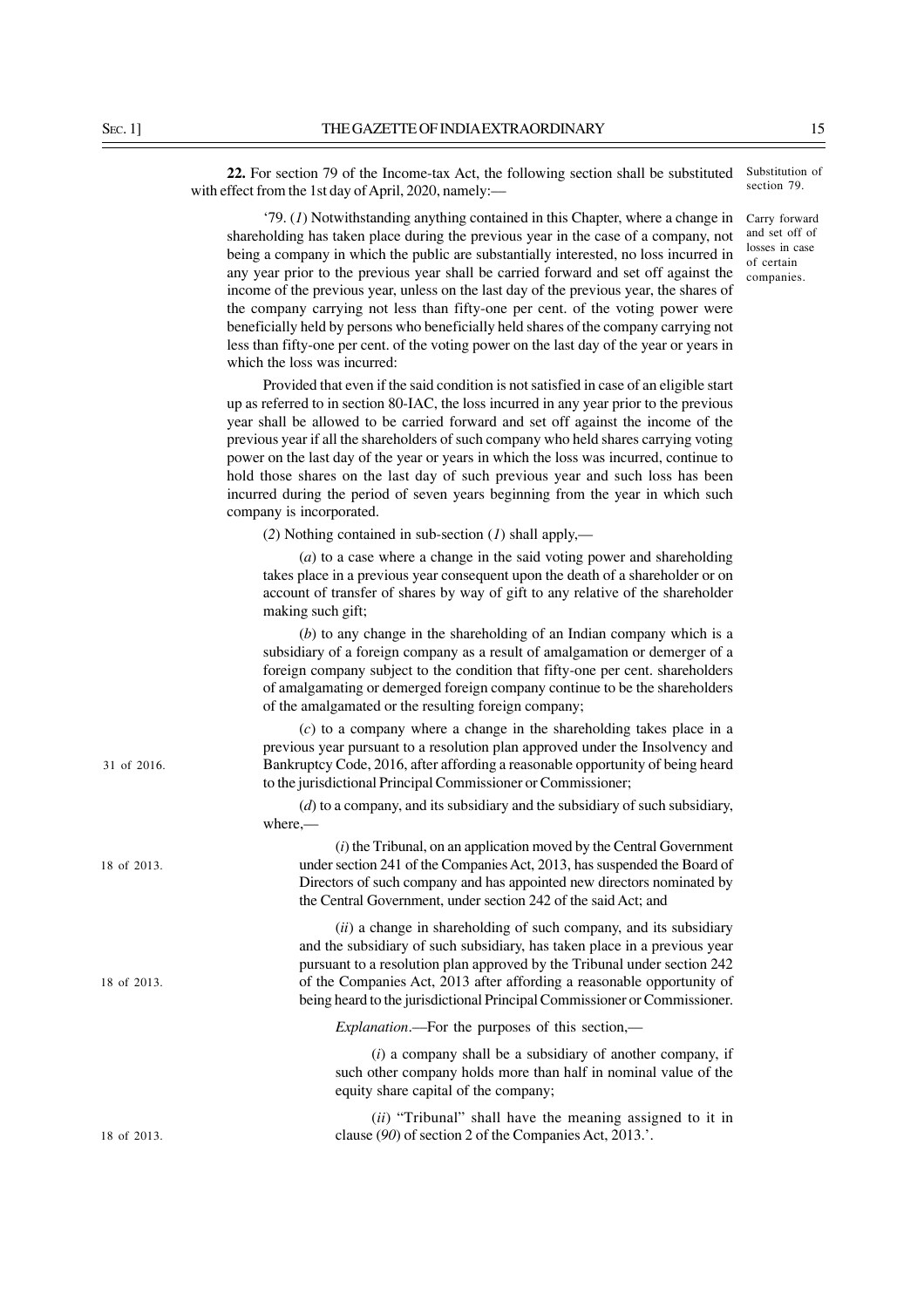**22.** For section 79 of the Income-tax Act, the following section shall be substituted with effect from the 1st day of April, 2020, namely:—

Substitution of section 79.

'79. (*1*) Notwithstanding anything contained in this Chapter, where a change in shareholding has taken place during the previous year in the case of a company, not being a company in which the public are substantially interested, no loss incurred in any year prior to the previous year shall be carried forward and set off against the income of the previous year, unless on the last day of the previous year, the shares of the company carrying not less than fifty-one per cent. of the voting power were beneficially held by persons who beneficially held shares of the company carrying not less than fifty-one per cent. of the voting power on the last day of the year or years in which the loss was incurred:

Carry forward and set off of losses in case of certain companies.

Provided that even if the said condition is not satisfied in case of an eligible start up as referred to in section 80-IAC, the loss incurred in any year prior to the previous year shall be allowed to be carried forward and set off against the income of the previous year if all the shareholders of such company who held shares carrying voting power on the last day of the year or years in which the loss was incurred, continue to hold those shares on the last day of such previous year and such loss has been incurred during the period of seven years beginning from the year in which such company is incorporated.

(*2*) Nothing contained in sub-section (*1*) shall apply,—

(*a*) to a case where a change in the said voting power and shareholding takes place in a previous year consequent upon the death of a shareholder or on account of transfer of shares by way of gift to any relative of the shareholder making such gift;

(*b*) to any change in the shareholding of an Indian company which is a subsidiary of a foreign company as a result of amalgamation or demerger of a foreign company subject to the condition that fifty-one per cent. shareholders of amalgamating or demerged foreign company continue to be the shareholders of the amalgamated or the resulting foreign company;

(*c*) to a company where a change in the shareholding takes place in a previous year pursuant to a resolution plan approved under the Insolvency and Bankruptcy Code, 2016, after affording a reasonable opportunity of being heard to the jurisdictional Principal Commissioner or Commissioner;

31 of 2016.

(*d*) to a company, and its subsidiary and the subsidiary of such subsidiary, where,—

(*i*) the Tribunal, on an application moved by the Central Government under section 241 of the Companies Act, 2013, has suspended the Board of Directors of such company and has appointed new directors nominated by the Central Government, under section 242 of the said Act; and

18 of 2013.

(*ii*) a change in shareholding of such company, and its subsidiary and the subsidiary of such subsidiary, has taken place in a previous year pursuant to a resolution plan approved by the Tribunal under section 242 of the Companies Act, 2013 after affording a reasonable opportunity of being heard to the jurisdictional Principal Commissioner or Commissioner.

18 of 2013.

*Explanation*.—For the purposes of this section,—

(*i*) a company shall be a subsidiary of another company, if such other company holds more than half in nominal value of the equity share capital of the company;

(*ii*) "Tribunal" shall have the meaning assigned to it in clause (*90*) of section 2 of the Companies Act, 2013.'.

18 of 2013.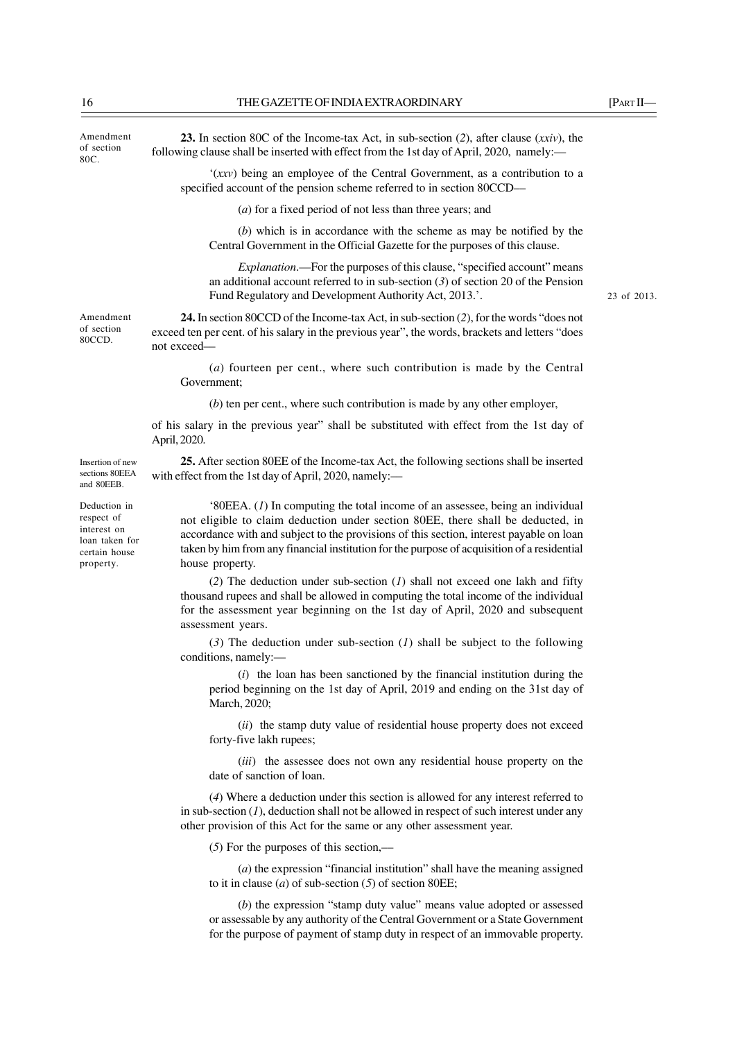Amendment of section 80C.

**23.** In section 80C of the Income-tax Act, in sub-section (*2*), after clause (*xxiv*), the following clause shall be inserted with effect from the 1st day of April, 2020, namely:—

'(*xxv*) being an employee of the Central Government, as a contribution to a specified account of the pension scheme referred to in section 80CCD—

(*a*) for a fixed period of not less than three years; and

(*b*) which is in accordance with the scheme as may be notified by the Central Government in the Official Gazette for the purposes of this clause.

*Explanation*.—For the purposes of this clause, "specified account" means an additional account referred to in sub-section (*3*) of section 20 of the Pension Fund Regulatory and Development Authority Act, 2013.'.

23 of 2013.

Amendment of section 80CCD.

**24.** In section 80CCD of the Income-tax Act, in sub-section (*2*), for the words "does not exceed ten per cent. of his salary in the previous year", the words, brackets and letters "does not exceed—

(*a*) fourteen per cent., where such contribution is made by the Central Government;

(*b*) ten per cent., where such contribution is made by any other employer,

of his salary in the previous year" shall be substituted with effect from the 1st day of April, 2020.

Insertion of new sections 80EEA and 80EEB.

**25.** After section 80EE of the Income-tax Act, the following sections shall be inserted with effect from the 1st day of April, 2020, namely:—

Deduction in respect of interest on loan taken for certain house property.

'80EEA. (*1*) In computing the total income of an assessee, being an individual not eligible to claim deduction under section 80EE, there shall be deducted, in accordance with and subject to the provisions of this section, interest payable on loan taken by him from any financial institution for the purpose of acquisition of a residential house property.

(*2*) The deduction under sub-section (*1*) shall not exceed one lakh and fifty thousand rupees and shall be allowed in computing the total income of the individual for the assessment year beginning on the 1st day of April, 2020 and subsequent assessment years.

(*3*) The deduction under sub-section (*1*) shall be subject to the following conditions, namely:—

(*i*) the loan has been sanctioned by the financial institution during the period beginning on the 1st day of April, 2019 and ending on the 31st day of March, 2020;

(*ii*) the stamp duty value of residential house property does not exceed forty-five lakh rupees;

(*iii*) the assessee does not own any residential house property on the date of sanction of loan.

(*4*) Where a deduction under this section is allowed for any interest referred to in sub-section (*1*), deduction shall not be allowed in respect of such interest under any other provision of this Act for the same or any other assessment year.

(*5*) For the purposes of this section,—

(*a*) the expression "financial institution" shall have the meaning assigned to it in clause (*a*) of sub-section (*5*) of section 80EE;

(*b*) the expression "stamp duty value" means value adopted or assessed or assessable by any authority of the Central Government or a State Government for the purpose of payment of stamp duty in respect of an immovable property.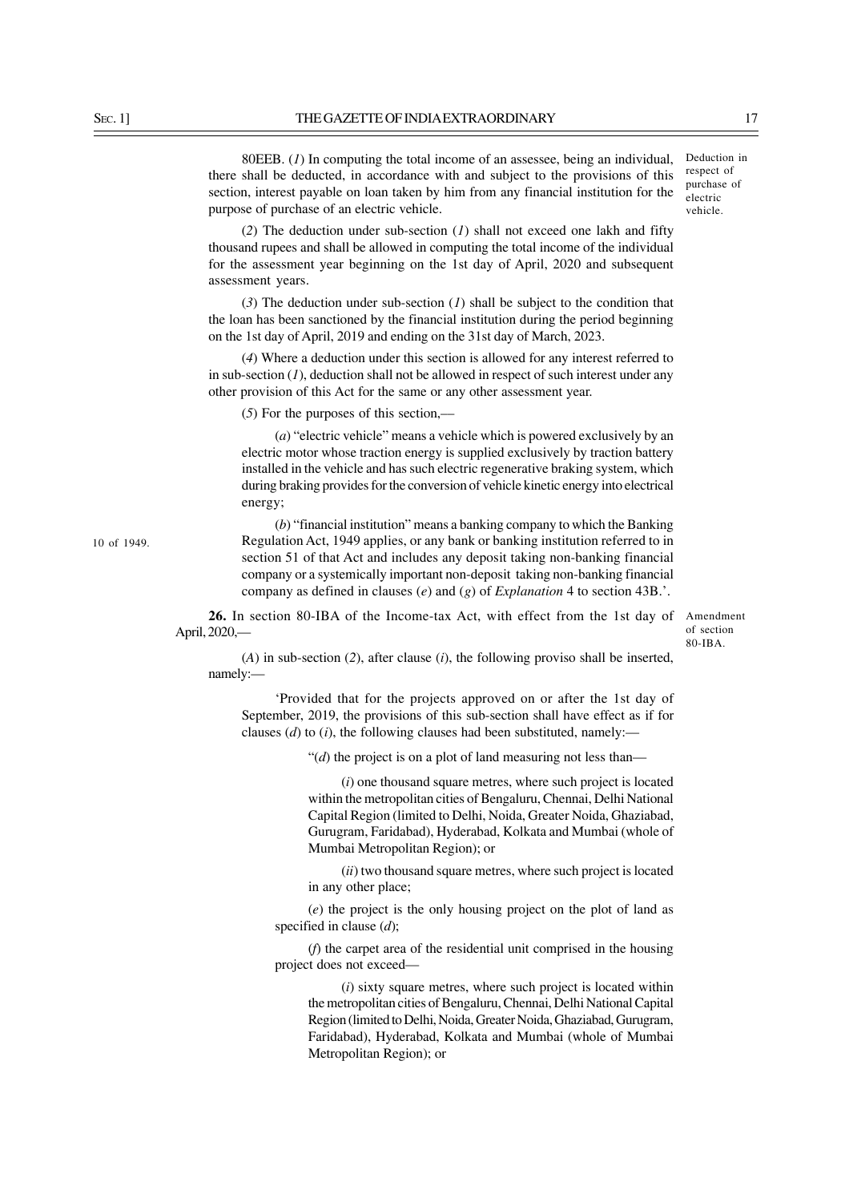80EEB. (*1*) In computing the total income of an assessee, being an individual, there shall be deducted, in accordance with and subject to the provisions of this section, interest payable on loan taken by him from any financial institution for the purpose of purchase of an electric vehicle.

Deduction in respect of purchase of electric vehicle.

(*2*) The deduction under sub-section (*1*) shall not exceed one lakh and fifty thousand rupees and shall be allowed in computing the total income of the individual for the assessment year beginning on the 1st day of April, 2020 and subsequent assessment years.

(*3*) The deduction under sub-section (*1*) shall be subject to the condition that the loan has been sanctioned by the financial institution during the period beginning on the 1st day of April, 2019 and ending on the 31st day of March, 2023.

(*4*) Where a deduction under this section is allowed for any interest referred to in sub-section (*1*), deduction shall not be allowed in respect of such interest under any other provision of this Act for the same or any other assessment year.

(*5*) For the purposes of this section,—

(*a*) "electric vehicle" means a vehicle which is powered exclusively by an electric motor whose traction energy is supplied exclusively by traction battery installed in the vehicle and has such electric regenerative braking system, which during braking provides for the conversion of vehicle kinetic energy into electrical energy;

(*b*) "financial institution" means a banking company to which the Banking Regulation Act, 1949 applies, or any bank or banking institution referred to in section 51 of that Act and includes any deposit taking non-banking financial company or a systemically important non-deposit taking non-banking financial company as defined in clauses (*e*) and (*g*) of *Explanation* 4 to section 43B.'.

10 of 1949.

**26.** In section 80-IBA of the Income-tax Act, with effect from the 1st day of April, 2020,—

Amendment of section 80-IBA.

(*A*) in sub-section (*2*), after clause (*i*), the following proviso shall be inserted, namely:—

'Provided that for the projects approved on or after the 1st day of September, 2019, the provisions of this sub-section shall have effect as if for clauses (*d*) to (*i*), the following clauses had been substituted, namely:—

"(*d*) the project is on a plot of land measuring not less than—

(*i*) one thousand square metres, where such project is located within the metropolitan cities of Bengaluru, Chennai, Delhi National Capital Region (limited to Delhi, Noida, Greater Noida, Ghaziabad, Gurugram, Faridabad), Hyderabad, Kolkata and Mumbai (whole of Mumbai Metropolitan Region); or

(*ii*) two thousand square metres, where such project is located in any other place;

(*e*) the project is the only housing project on the plot of land as specified in clause (*d*);

(*f*) the carpet area of the residential unit comprised in the housing project does not exceed—

(*i*) sixty square metres, where such project is located within the metropolitan cities of Bengaluru, Chennai, Delhi National Capital Region (limited to Delhi, Noida, Greater Noida, Ghaziabad, Gurugram, Faridabad), Hyderabad, Kolkata and Mumbai (whole of Mumbai Metropolitan Region); or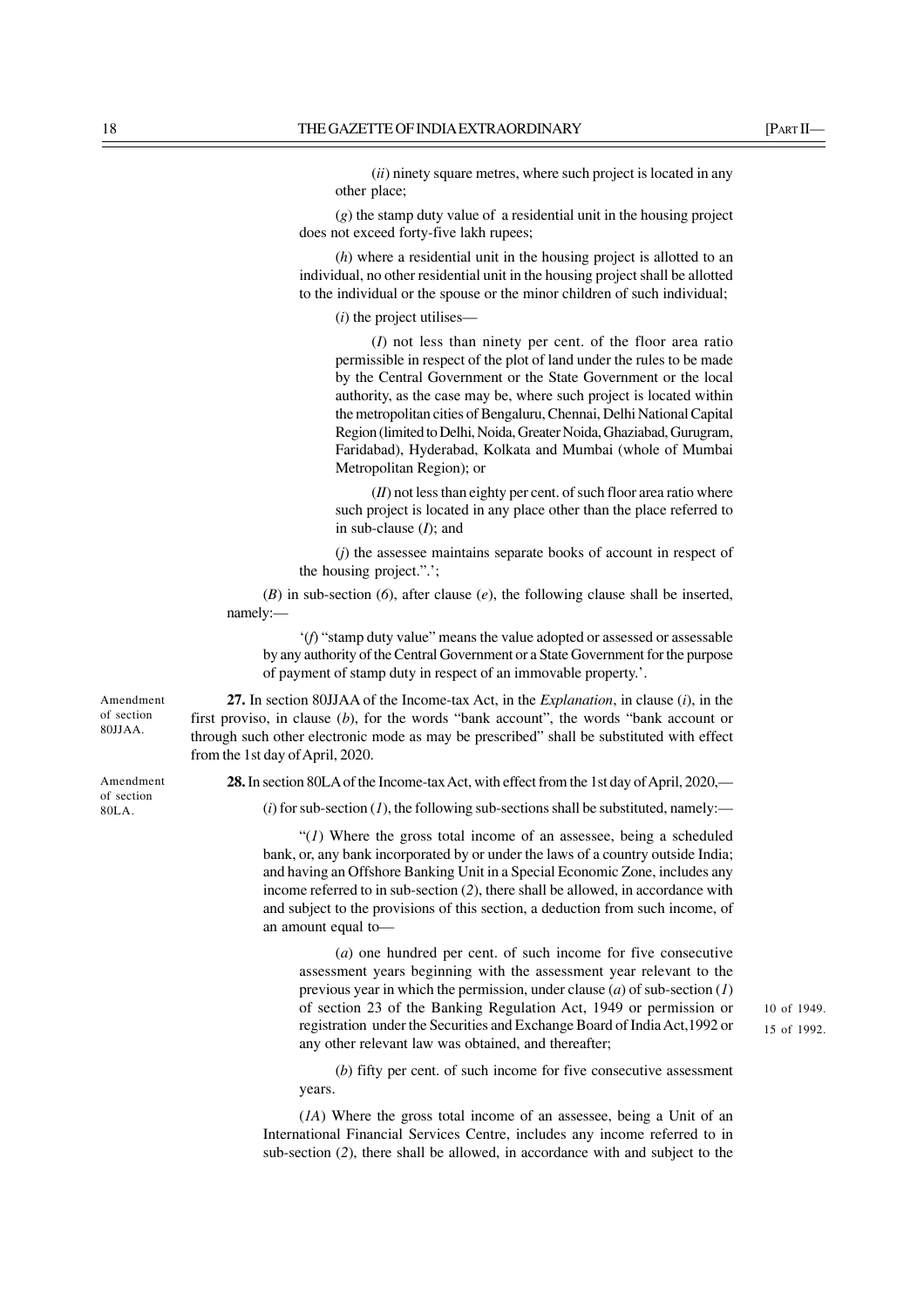(*ii*) ninety square metres, where such project is located in any other place;

(*g*) the stamp duty value of a residential unit in the housing project does not exceed forty-five lakh rupees;

(*h*) where a residential unit in the housing project is allotted to an individual, no other residential unit in the housing project shall be allotted to the individual or the spouse or the minor children of such individual;

(*i*) the project utilises—

(*I*) not less than ninety per cent. of the floor area ratio permissible in respect of the plot of land under the rules to be made by the Central Government or the State Government or the local authority, as the case may be, where such project is located within the metropolitan cities of Bengaluru, Chennai, Delhi National Capital Region (limited to Delhi, Noida, Greater Noida, Ghaziabad, Gurugram, Faridabad), Hyderabad, Kolkata and Mumbai (whole of Mumbai Metropolitan Region); or

(*II*) not less than eighty per cent. of such floor area ratio where such project is located in any place other than the place referred to in sub-clause (*I*); and

(*j*) the assessee maintains separate books of account in respect of the housing project.".';

(*B*) in sub-section (*6*), after clause (*e*), the following clause shall be inserted, namely:—

'(*f*) "stamp duty value" means the value adopted or assessed or assessable by any authority of the Central Government or a State Government for the purpose of payment of stamp duty in respect of an immovable property.'.

Amendment of section 80JJAA.

**27.** In section 80JJAA of the Income-tax Act, in the *Explanation*, in clause (*i*), in the first proviso, in clause (*b*), for the words "bank account", the words "bank account or through such other electronic mode as may be prescribed" shall be substituted with effect from the 1st day of April, 2020.

Amendment of section 80LA.

**28.** In section 80LA of the Income-tax Act, with effect from the 1st day of April, 2020,—

(*i*) for sub-section (*1*), the following sub-sections shall be substituted, namely:—

"(*1*) Where the gross total income of an assessee, being a scheduled bank, or, any bank incorporated by or under the laws of a country outside India; and having an Offshore Banking Unit in a Special Economic Zone, includes any income referred to in sub-section (*2*), there shall be allowed, in accordance with and subject to the provisions of this section, a deduction from such income, of an amount equal to—

(*a*) one hundred per cent. of such income for five consecutive assessment years beginning with the assessment year relevant to the previous year in which the permission, under clause (*a*) of sub-section (*1*) of section 23 of the Banking Regulation Act, 1949 or permission or registration under the Securities and Exchange Board of India Act, 1992 or any other relevant law was obtained, and thereafter;

10 of 1949.
15 of 1992.

(*b*) fifty per cent. of such income for five consecutive assessment years.

(*1A*) Where the gross total income of an assessee, being a Unit of an International Financial Services Centre, includes any income referred to in sub-section (*2*), there shall be allowed, in accordance with and subject to the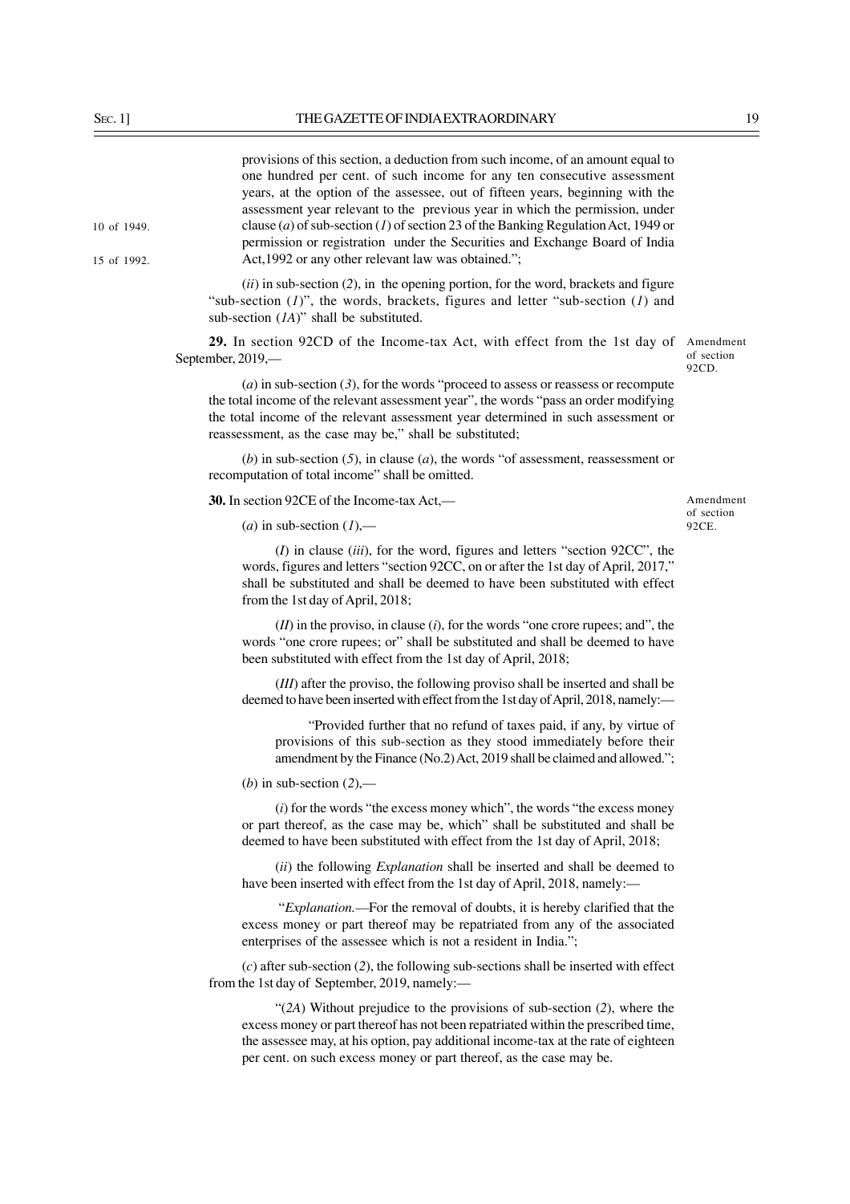provisions of this section, a deduction from such income, of an amount equal to one hundred per cent. of such income for any ten consecutive assessment years, at the option of the assessee, out of fifteen years, beginning with the assessment year relevant to the previous year in which the permission, under clause (*a*) of sub-section (*1*) of section 23 of the Banking Regulation Act, 1949 or permission or registration under the Securities and Exchange Board of India Act,1992 or any other relevant law was obtained.";

10 of 1949.

15 of 1992.

(*ii*) in sub-section (*2*), in the opening portion, for the word, brackets and figure "sub-section (*1*)", the words, brackets, figures and letter "sub-section (*1*) and sub-section (*1A*)" shall be substituted.

Amendment of section 92CD.

**29.** In section 92CD of the Income-tax Act, with effect from the 1st day of September, 2019,—

(*a*) in sub-section (*3*), for the words "proceed to assess or reassess or recompute the total income of the relevant assessment year", the words "pass an order modifying the total income of the relevant assessment year determined in such assessment or reassessment, as the case may be," shall be substituted;

(*b*) in sub-section (*5*), in clause (*a*), the words "of assessment, reassessment or recomputation of total income" shall be omitted.

Amendment of section 92CE.

**30.** In section 92CE of the Income-tax Act,—

(*a*) in sub-section (*1*),—

(*I*) in clause (*iii*), for the word, figures and letters "section 92CC", the words, figures and letters "section 92CC, on or after the 1st day of April, 2017," shall be substituted and shall be deemed to have been substituted with effect from the 1st day of April, 2018;

(*II*) in the proviso, in clause (*i*), for the words "one crore rupees; and", the words "one crore rupees; or" shall be substituted and shall be deemed to have been substituted with effect from the 1st day of April, 2018;

(*III*) after the proviso, the following proviso shall be inserted and shall be deemed to have been inserted with effect from the 1st day of April, 2018, namely:—

"Provided further that no refund of taxes paid, if any, by virtue of provisions of this sub-section as they stood immediately before their amendment by the Finance (No.2) Act, 2019 shall be claimed and allowed.";

(*b*) in sub-section (*2*),—

(*i*) for the words "the excess money which", the words "the excess money or part thereof, as the case may be, which" shall be substituted and shall be deemed to have been substituted with effect from the 1st day of April, 2018;

(*ii*) the following *Explanation* shall be inserted and shall be deemed to have been inserted with effect from the 1st day of April, 2018, namely:—

"*Explanation.*—For the removal of doubts, it is hereby clarified that the excess money or part thereof may be repatriated from any of the associated enterprises of the assessee which is not a resident in India.";

(*c*) after sub-section (*2*), the following sub-sections shall be inserted with effect from the 1st day of September, 2019, namely:—

"(*2A*) Without prejudice to the provisions of sub-section (*2*), where the excess money or part thereof has not been repatriated within the prescribed time, the assessee may, at his option, pay additional income-tax at the rate of eighteen per cent. on such excess money or part thereof, as the case may be.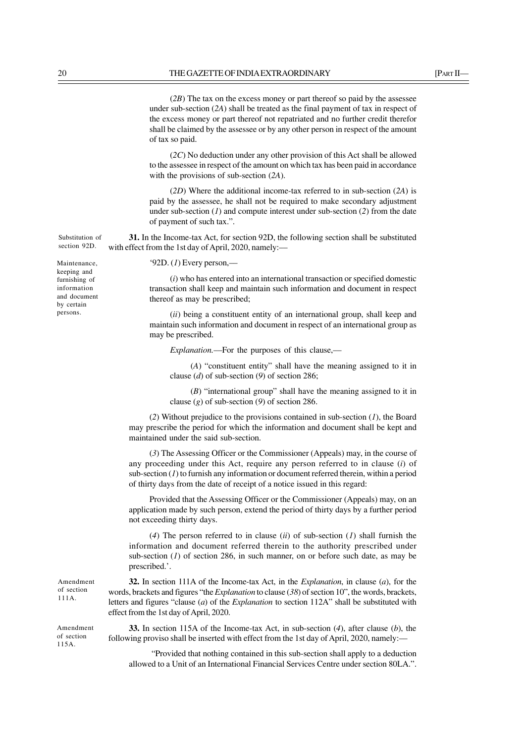(*2B*) The tax on the excess money or part thereof so paid by the assessee under sub-section (*2A*) shall be treated as the final payment of tax in respect of the excess money or part thereof not repatriated and no further credit therefor shall be claimed by the assessee or by any other person in respect of the amount of tax so paid.

(*2C*) No deduction under any other provision of this Act shall be allowed to the assessee in respect of the amount on which tax has been paid in accordance with the provisions of sub-section (*2A*).

(*2D*) Where the additional income-tax referred to in sub-section (*2A*) is paid by the assessee, he shall not be required to make secondary adjustment under sub-section (*1*) and compute interest under sub-section (*2*) from the date of payment of such tax.".

Substitution of section 92D.

**31.** In the Income-tax Act, for section 92D, the following section shall be substituted with effect from the 1st day of April, 2020, namely:—

Maintenance, keeping and furnishing of information and document by certain persons.

'92D. (*1*) Every person,—

(*i*) who has entered into an international transaction or specified domestic transaction shall keep and maintain such information and document in respect thereof as may be prescribed;

(*ii*) being a constituent entity of an international group, shall keep and maintain such information and document in respect of an international group as may be prescribed.

*Explanation*.—For the purposes of this clause,—

(*A*) "constituent entity" shall have the meaning assigned to it in clause (*d*) of sub-section (*9*) of section 286;

(*B*) "international group" shall have the meaning assigned to it in clause (*g*) of sub-section (*9*) of section 286.

(*2*) Without prejudice to the provisions contained in sub-section (*1*), the Board may prescribe the period for which the information and document shall be kept and maintained under the said sub-section.

(*3*) The Assessing Officer or the Commissioner (Appeals) may, in the course of any proceeding under this Act, require any person referred to in clause (*i*) of sub-section (*1*) to furnish any information or document referred therein, within a period of thirty days from the date of receipt of a notice issued in this regard:

Provided that the Assessing Officer or the Commissioner (Appeals) may, on an application made by such person, extend the period of thirty days by a further period not exceeding thirty days.

(*4*) The person referred to in clause (*ii*) of sub-section (*1*) shall furnish the information and document referred therein to the authority prescribed under sub-section (*1*) of section 286, in such manner, on or before such date, as may be prescribed.'.

Amendment of section 111A.

**32.** In section 111A of the Income-tax Act, in the *Explanation*, in clause (*a*), for the words, brackets and figures "the *Explanation* to clause (*38*) of section 10", the words, brackets, letters and figures "clause (*a*) of the *Explanation* to section 112A" shall be substituted with effect from the 1st day of April, 2020.

Amendment of section 115A.

**33.** In section 115A of the Income-tax Act, in sub-section (*4*), after clause (*b*), the following proviso shall be inserted with effect from the 1st day of April, 2020, namely:—

"Provided that nothing contained in this sub-section shall apply to a deduction allowed to a Unit of an International Financial Services Centre under section 80LA.".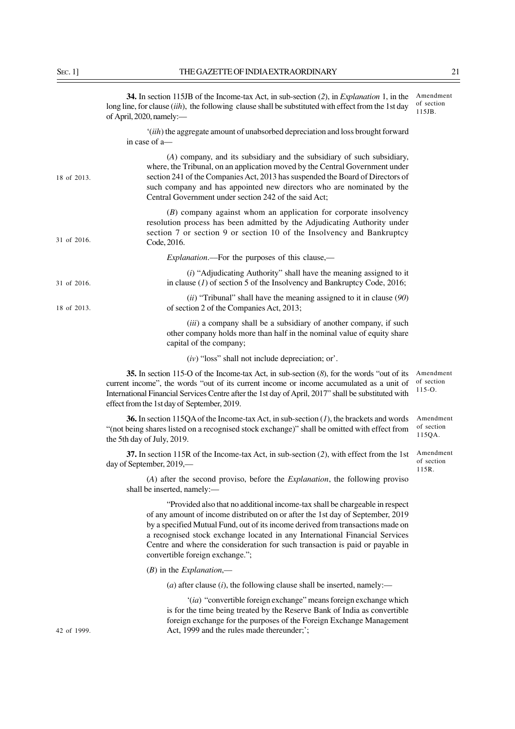**34.** In section 115JB of the Income-tax Act, in sub-section (*2*), in *Explanation* 1, in the long line, for clause (*iih*), the following clause shall be substituted with effect from the 1st day of April, 2020, namely:—

Amendment of section 115JB.

'(*iih*) the aggregate amount of unabsorbed depreciation and loss brought forward in case of a—

(*A*) company, and its subsidiary and the subsidiary of such subsidiary, where, the Tribunal, on an application moved by the Central Government under section 241 of the Companies Act, 2013 has suspended the Board of Directors of such company and has appointed new directors who are nominated by the Central Government under section 242 of the said Act;

18 of 2013.

(*B*) company against whom an application for corporate insolvency resolution process has been admitted by the Adjudicating Authority under section 7 or section 9 or section 10 of the Insolvency and Bankruptcy Code, 2016.

31 of 2016.

*Explanation*.—For the purposes of this clause,—

(*i*) "Adjudicating Authority" shall have the meaning assigned to it in clause (*1*) of section 5 of the Insolvency and Bankruptcy Code, 2016;

31 of 2016.

(*ii*) "Tribunal" shall have the meaning assigned to it in clause (*90*) of section 2 of the Companies Act, 2013;

18 of 2013.

(*iii*) a company shall be a subsidiary of another company, if such other company holds more than half in the nominal value of equity share capital of the company;

(*iv*) "loss" shall not include depreciation; or'.

**35.** In section 115-O of the Income-tax Act, in sub-section (*8*), for the words "out of its current income", the words "out of its current income or income accumulated as a unit of International Financial Services Centre after the 1st day of April, 2017" shall be substituted with effect from the 1st day of September, 2019.

Amendment of section 115-O.

**36.** In section 115QA of the Income-tax Act, in sub-section (*1*), the brackets and words "(not being shares listed on a recognised stock exchange)" shall be omitted with effect from the 5th day of July, 2019.

Amendment of section 115QA.

**37.** In section 115R of the Income-tax Act, in sub-section (*2*), with effect from the 1st day of September, 2019,—

Amendment of section 115R.

(*A*) after the second proviso, before the *Explanation*, the following proviso shall be inserted, namely:—

"Provided also that no additional income-tax shall be chargeable in respect of any amount of income distributed on or after the 1st day of September, 2019 by a specified Mutual Fund, out of its income derived from transactions made on a recognised stock exchange located in any International Financial Services Centre and where the consideration for such transaction is paid or payable in convertible foreign exchange.";

(*B*) in the *Explanation*,—

(*a*) after clause (*i*), the following clause shall be inserted, namely:—

'(*ia*) "convertible foreign exchange" means foreign exchange which is for the time being treated by the Reserve Bank of India as convertible foreign exchange for the purposes of the Foreign Exchange Management Act, 1999 and the rules made thereunder;';

42 of 1999.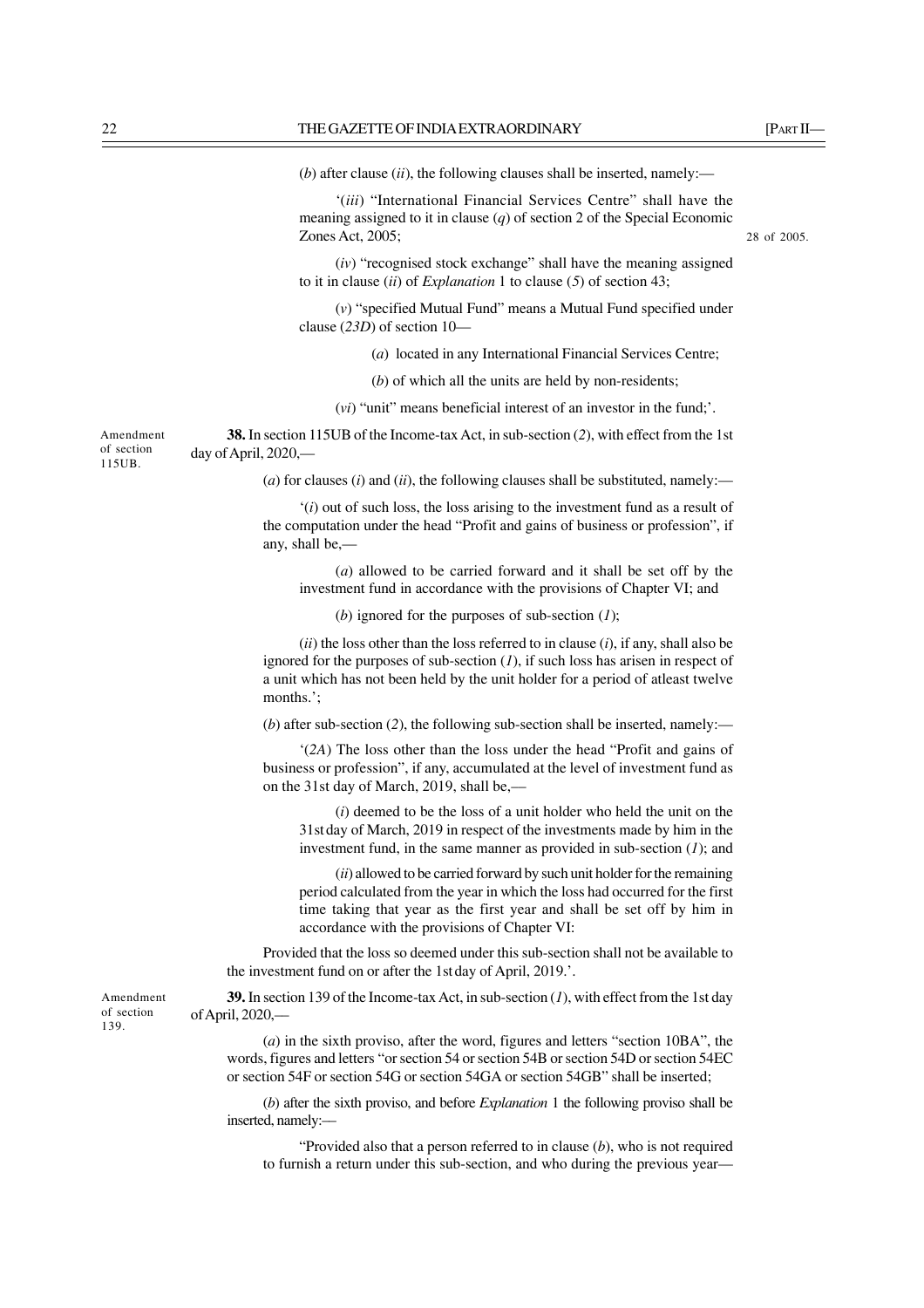(*b*) after clause (*ii*), the following clauses shall be inserted, namely:—

'(*iii*) "International Financial Services Centre" shall have the meaning assigned to it in clause (*q*) of section 2 of the Special Economic Zones Act, 2005; 28 of 2005.

(*iv*) "recognised stock exchange" shall have the meaning assigned to it in clause (*ii*) of *Explanation* 1 to clause (*5*) of section 43;

(*v*) "specified Mutual Fund" means a Mutual Fund specified under clause (*23D*) of section 10—

(*a*) located in any International Financial Services Centre;

(*b*) of which all the units are held by non-residents;

(*vi*) "unit" means beneficial interest of an investor in the fund;'.

Amendment of section 115UB.

**38.** In section 115UB of the Income-tax Act, in sub-section (*2*), with effect from the 1st day of April, 2020,—

(*a*) for clauses (*i*) and (*ii*), the following clauses shall be substituted, namely:—

'(*i*) out of such loss, the loss arising to the investment fund as a result of the computation under the head "Profit and gains of business or profession", if any, shall be,—

(*a*) allowed to be carried forward and it shall be set off by the investment fund in accordance with the provisions of Chapter VI; and

(*b*) ignored for the purposes of sub-section (*1*);

(*ii*) the loss other than the loss referred to in clause (*i*), if any, shall also be ignored for the purposes of sub-section (*1*), if such loss has arisen in respect of a unit which has not been held by the unit holder for a period of atleast twelve months.';

(*b*) after sub-section (*2*), the following sub-section shall be inserted, namely:—

'(*2A*) The loss other than the loss under the head "Profit and gains of business or profession", if any, accumulated at the level of investment fund as on the 31st day of March, 2019, shall be,—

(*i*) deemed to be the loss of a unit holder who held the unit on the 31st day of March, 2019 in respect of the investments made by him in the investment fund, in the same manner as provided in sub-section (*1*); and

(*ii*) allowed to be carried forward by such unit holder for the remaining period calculated from the year in which the loss had occurred for the first time taking that year as the first year and shall be set off by him in accordance with the provisions of Chapter VI:

Provided that the loss so deemed under this sub-section shall not be available to the investment fund on or after the 1st day of April, 2019.'.

Amendment of section 139.

**39.** In section 139 of the Income-tax Act, in sub-section (*1*), with effect from the 1st day of April, 2020,—

(*a*) in the sixth proviso, after the word, figures and letters "section 10BA", the words, figures and letters "or section 54 or section 54B or section 54D or section 54EC or section 54F or section 54G or section 54GA or section 54GB" shall be inserted;

(*b*) after the sixth proviso, and before *Explanation* 1 the following proviso shall be inserted, namely:—

"Provided also that a person referred to in clause (*b*), who is not required to furnish a return under this sub-section, and who during the previous year—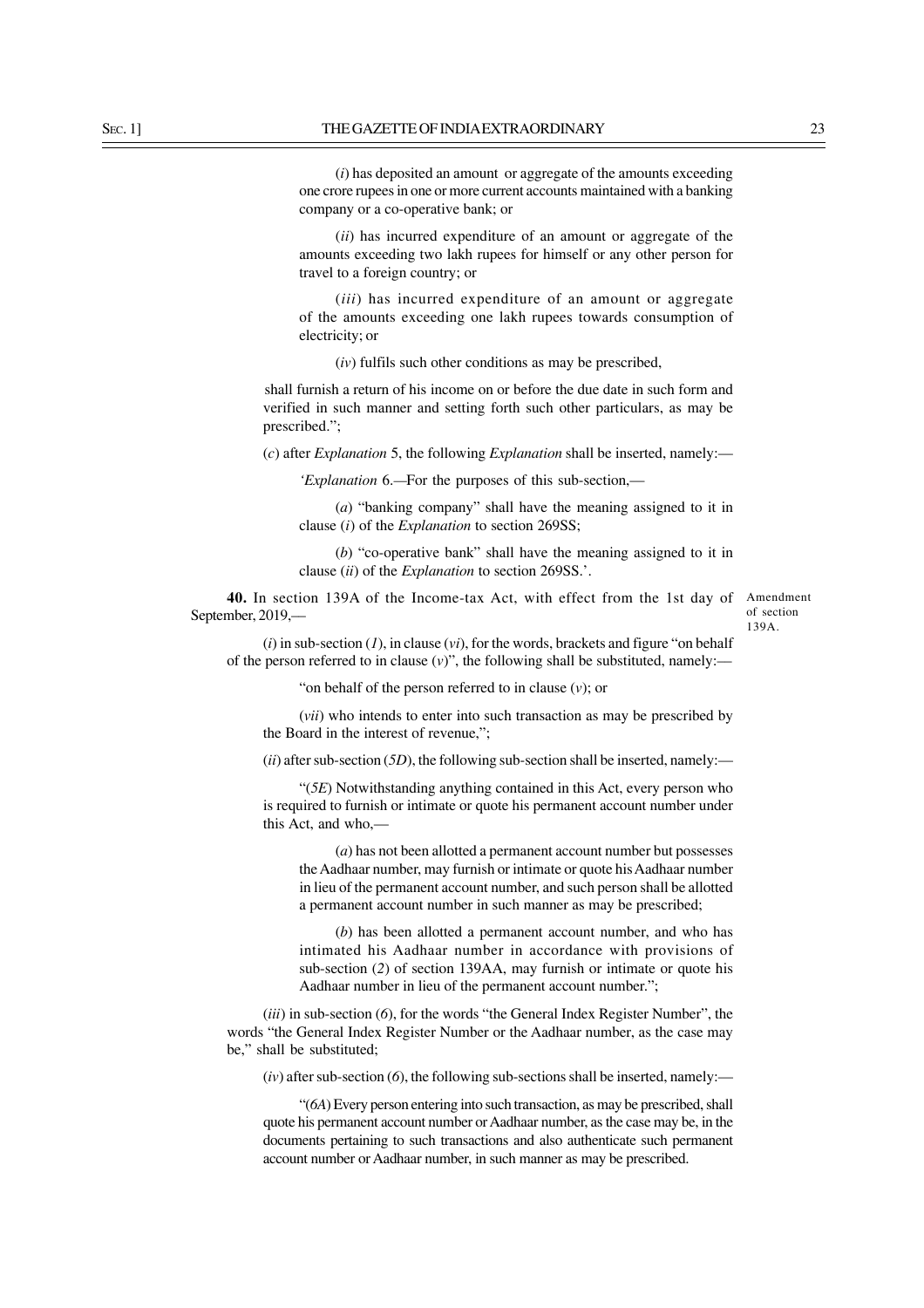(*i*) has deposited an amount or aggregate of the amounts exceeding one crore rupees in one or more current accounts maintained with a banking company or a co-operative bank; or

(*ii*) has incurred expenditure of an amount or aggregate of the amounts exceeding two lakh rupees for himself or any other person for travel to a foreign country; or

(*iii*) has incurred expenditure of an amount or aggregate of the amounts exceeding one lakh rupees towards consumption of electricity; or

(*iv*) fulfils such other conditions as may be prescribed,

shall furnish a return of his income on or before the due date in such form and verified in such manner and setting forth such other particulars, as may be prescribed.";

(*c*) after *Explanation* 5, the following *Explanation* shall be inserted, namely:—

'*Explanation* 6.—For the purposes of this sub-section,—

(*a*) "banking company" shall have the meaning assigned to it in clause (*i*) of the *Explanation* to section 269SS;

(*b*) "co-operative bank" shall have the meaning assigned to it in clause (*ii*) of the *Explanation* to section 269SS.'.

Amendment of section 139A.

**40.** In section 139A of the Income-tax Act, with effect from the 1st day of September, 2019,—

(*i*) in sub-section (*1*), in clause (*vi*), for the words, brackets and figure "on behalf of the person referred to in clause (*v*)", the following shall be substituted, namely:—

"on behalf of the person referred to in clause (*v*); or

(*vii*) who intends to enter into such transaction as may be prescribed by the Board in the interest of revenue,";

(*ii*) after sub-section (*5D*), the following sub-section shall be inserted, namely:—

"(*5E*) Notwithstanding anything contained in this Act, every person who is required to furnish or intimate or quote his permanent account number under this Act, and who,—

(*a*) has not been allotted a permanent account number but possesses the Aadhaar number, may furnish or intimate or quote his Aadhaar number in lieu of the permanent account number, and such person shall be allotted a permanent account number in such manner as may be prescribed;

(*b*) has been allotted a permanent account number, and who has intimated his Aadhaar number in accordance with provisions of sub-section (*2*) of section 139AA, may furnish or intimate or quote his Aadhaar number in lieu of the permanent account number.";

(*iii*) in sub-section (*6*), for the words "the General Index Register Number", the words "the General Index Register Number or the Aadhaar number, as the case may be," shall be substituted;

(*iv*) after sub-section (*6*), the following sub-sections shall be inserted, namely:—

"(*6A*) Every person entering into such transaction, as may be prescribed, shall quote his permanent account number or Aadhaar number, as the case may be, in the documents pertaining to such transactions and also authenticate such permanent account number or Aadhaar number, in such manner as may be prescribed.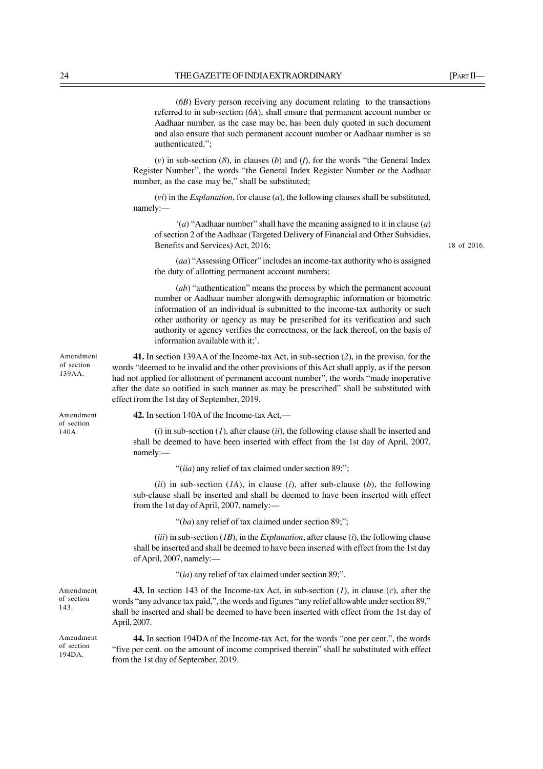(*6B*) Every person receiving any document relating to the transactions referred to in sub-section (*6A*), shall ensure that permanent account number or Aadhaar number, as the case may be, has been duly quoted in such document and also ensure that such permanent account number or Aadhaar number is so authenticated.";

(*v*) in sub-section (*8*), in clauses (*b*) and (*f*), for the words "the General Index Register Number", the words "the General Index Register Number or the Aadhaar number, as the case may be," shall be substituted;

(*vi*) in the *Explanation*, for clause (*a*), the following clauses shall be substituted, namely:—

'(*a*) "Aadhaar number" shall have the meaning assigned to it in clause (*a*) of section 2 of the Aadhaar (Targeted Delivery of Financial and Other Subsidies, Benefits and Services) Act, 2016; 18 of 2016.

(*aa*) "Assessing Officer" includes an income-tax authority who is assigned the duty of allotting permanent account numbers;

(*ab*) "authentication" means the process by which the permanent account number or Aadhaar number alongwith demographic information or biometric information of an individual is submitted to the income-tax authority or such other authority or agency as may be prescribed for its verification and such authority or agency verifies the correctness, or the lack thereof, on the basis of information available with it;'.

Amendment of section 139AA.

**41.** In section 139AA of the Income-tax Act, in sub-section (*2*), in the proviso, for the words "deemed to be invalid and the other provisions of this Act shall apply, as if the person had not applied for allotment of permanent account number", the words "made inoperative after the date so notified in such manner as may be prescribed" shall be substituted with effect from the 1st day of September, 2019.

Amendment of section 140A.

**42.** In section 140A of the Income-tax Act,—

(*i*) in sub-section (*1*), after clause (*ii*), the following clause shall be inserted and shall be deemed to have been inserted with effect from the 1st day of April, 2007, namely:—

"(*iia*) any relief of tax claimed under section 89;";

(*ii*) in sub-section (*1A*), in clause (*i*), after sub-clause (*b*), the following sub-clause shall be inserted and shall be deemed to have been inserted with effect from the 1st day of April, 2007, namely:—

"(*ba*) any relief of tax claimed under section 89;";

(*iii*) in sub-section (*1B*), in the *Explanation*, after clause (*i*), the following clause shall be inserted and shall be deemed to have been inserted with effect from the 1st day of April, 2007, namely:—

"(*ia*) any relief of tax claimed under section 89;".

Amendment of section 143.

**43.** In section 143 of the Income-tax Act, in sub-section (*1*), in clause (*c*), after the words "any advance tax paid,", the words and figures "any relief allowable under section 89," shall be inserted and shall be deemed to have been inserted with effect from the 1st day of April, 2007.

Amendment of section 194DA.

**44.** In section 194DA of the Income-tax Act, for the words "one per cent.", the words "five per cent. on the amount of income comprised therein" shall be substituted with effect from the 1st day of September, 2019.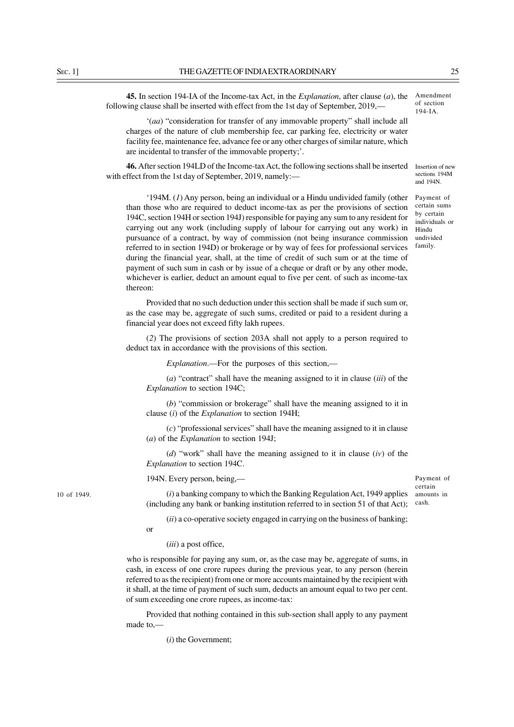**45.** In section 194-IA of the Income-tax Act, in the *Explanation*, after clause (*a*), the following clause shall be inserted with effect from the 1st day of September, 2019,—

Amendment of section 194-IA.

'(*aa*) "consideration for transfer of any immovable property" shall include all charges of the nature of club membership fee, car parking fee, electricity or water facility fee, maintenance fee, advance fee or any other charges of similar nature, which are incidental to transfer of the immovable property;'.

**46.** After section 194LD of the Income-tax Act, the following sections shall be inserted with effect from the 1st day of September, 2019, namely:—

Insertion of new sections 194M and 194N.

'194M. (*1*) Any person, being an individual or a Hindu undivided family (other than those who are required to deduct income-tax as per the provisions of section 194C, section 194H or section 194J) responsible for paying any sum to any resident for carrying out any work (including supply of labour for carrying out any work) in pursuance of a contract, by way of commission (not being insurance commission referred to in section 194D) or brokerage or by way of fees for professional services during the financial year, shall, at the time of credit of such sum or at the time of payment of such sum in cash or by issue of a cheque or draft or by any other mode, whichever is earlier, deduct an amount equal to five per cent. of such as income-tax thereon:

Payment of certain sums by certain individuals or Hindu undivided family.

Provided that no such deduction under this section shall be made if such sum or, as the case may be, aggregate of such sums, credited or paid to a resident during a financial year does not exceed fifty lakh rupees.

(*2*) The provisions of section 203A shall not apply to a person required to deduct tax in accordance with the provisions of this section.

*Explanation*.—For the purposes of this section,—

(*a*) "contract" shall have the meaning assigned to it in clause (*iii*) of the *Explanation* to section 194C;

(*b*) "commission or brokerage" shall have the meaning assigned to it in clause (*i*) of the *Explanation* to section 194H;

(*c*) "professional services" shall have the meaning assigned to it in clause (*a*) of the *Explanation* to section 194J;

(*d*) "work" shall have the meaning assigned to it in clause (*iv*) of the *Explanation* to section 194C.

194N. Every person, being,—

Payment of certain amounts in cash.

(*i*) a banking company to which the Banking Regulation Act, 1949 applies (including any bank or banking institution referred to in section 51 of that Act);

10 of 1949.

(*ii*) a co-operative society engaged in carrying on the business of banking; or

(*iii*) a post office,

who is responsible for paying any sum, or, as the case may be, aggregate of sums, in cash, in excess of one crore rupees during the previous year, to any person (herein referred to as the recipient) from one or more accounts maintained by the recipient with it shall, at the time of payment of such sum, deducts an amount equal to two per cent. of sum exceeding one crore rupees, as income-tax:

Provided that nothing contained in this sub-section shall apply to any payment made to,—

(*i*) the Government;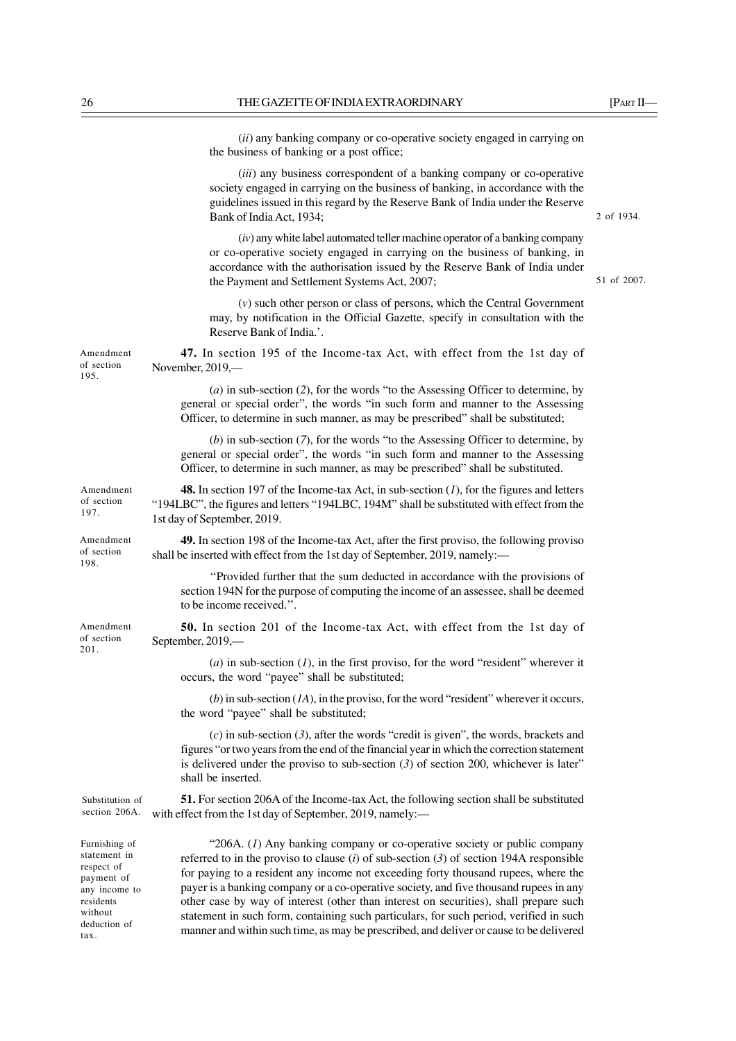(*ii*) any banking company or co-operative society engaged in carrying on the business of banking or a post office;

(*iii*) any business correspondent of a banking company or co-operative society engaged in carrying on the business of banking, in accordance with the guidelines issued in this regard by the Reserve Bank of India under the Reserve Bank of India Act, 1934; 2 of 1934.

(*iv*) any white label automated teller machine operator of a banking company or co-operative society engaged in carrying on the business of banking, in accordance with the authorisation issued by the Reserve Bank of India under the Payment and Settlement Systems Act, 2007; 51 of 2007.

(*v*) such other person or class of persons, which the Central Government may, by notification in the Official Gazette, specify in consultation with the Reserve Bank of India.'.

Amendment of section 195.

**47.** In section 195 of the Income-tax Act, with effect from the 1st day of November, 2019,—

(*a*) in sub-section (*2*), for the words "to the Assessing Officer to determine, by general or special order", the words "in such form and manner to the Assessing Officer, to determine in such manner, as may be prescribed" shall be substituted;

(*b*) in sub-section (*7*), for the words "to the Assessing Officer to determine, by general or special order", the words "in such form and manner to the Assessing Officer, to determine in such manner, as may be prescribed" shall be substituted.

Amendment of section 197.

**48.** In section 197 of the Income-tax Act, in sub-section (*1*), for the figures and letters "194LBC", the figures and letters "194LBC, 194M" shall be substituted with effect from the 1st day of September, 2019.

Amendment of section 198.

**49.** In section 198 of the Income-tax Act, after the first proviso, the following proviso shall be inserted with effect from the 1st day of September, 2019, namely:—

"Provided further that the sum deducted in accordance with the provisions of section 194N for the purpose of computing the income of an assessee, shall be deemed to be income received.".

Amendment of section 201.

**50.** In section 201 of the Income-tax Act, with effect from the 1st day of September, 2019,—

(*a*) in sub-section (*1*), in the first proviso, for the word "resident" wherever it occurs, the word "payee" shall be substituted;

(*b*) in sub-section (*1A*), in the proviso, for the word "resident" wherever it occurs, the word "payee" shall be substituted;

(*c*) in sub-section (*3*), after the words "credit is given", the words, brackets and figures "or two years from the end of the financial year in which the correction statement is delivered under the proviso to sub-section (*3*) of section 200, whichever is later" shall be inserted.

Substitution of section 206A.

**51.** For section 206A of the Income-tax Act, the following section shall be substituted with effect from the 1st day of September, 2019, namely:—

Furnishing of statement in respect of payment of any income to residents without deduction of tax.

"206A. (*1*) Any banking company or co-operative society or public company referred to in the proviso to clause (*i*) of sub-section (*3*) of section 194A responsible for paying to a resident any income not exceeding forty thousand rupees, where the payer is a banking company or a co-operative society, and five thousand rupees in any other case by way of interest (other than interest on securities), shall prepare such statement in such form, containing such particulars, for such period, verified in such manner and within such time, as may be prescribed, and deliver or cause to be delivered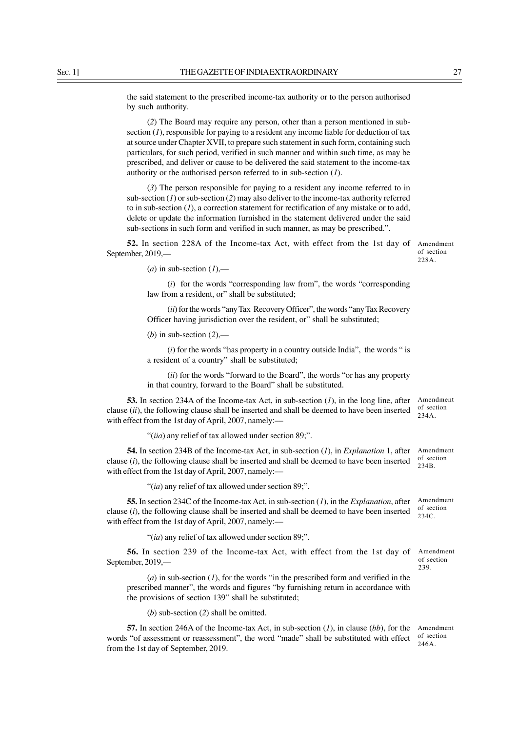the said statement to the prescribed income-tax authority or to the person authorised by such authority.

(*2*) The Board may require any person, other than a person mentioned in sub-section (*1*), responsible for paying to a resident any income liable for deduction of tax at source under Chapter XVII, to prepare such statement in such form, containing such particulars, for such period, verified in such manner and within such time, as may be prescribed, and deliver or cause to be delivered the said statement to the income-tax authority or the authorised person referred to in sub-section (*1*).

(*3*) The person responsible for paying to a resident any income referred to in sub-section (*1*) or sub-section (*2*) may also deliver to the income-tax authority referred to in sub-section (*1*), a correction statement for rectification of any mistake or to add, delete or update the information furnished in the statement delivered under the said sub-sections in such form and verified in such manner, as may be prescribed.".

Amendment of section 228A.

**52.** In section 228A of the Income-tax Act, with effect from the 1st day of September, 2019,—

(*a*) in sub-section (*1*),—

(*i*) for the words "corresponding law from", the words "corresponding law from a resident, or" shall be substituted;

(*ii*) for the words "any Tax Recovery Officer", the words "any Tax Recovery Officer having jurisdiction over the resident, or" shall be substituted;

(*b*) in sub-section (*2*),—

(*i*) for the words "has property in a country outside India", the words " is a resident of a country" shall be substituted;

(*ii*) for the words "forward to the Board", the words "or has any property in that country, forward to the Board" shall be substituted.

Amendment of section 234A.

**53.** In section 234A of the Income-tax Act, in sub-section (*1*), in the long line, after clause (*ii*), the following clause shall be inserted and shall be deemed to have been inserted with effect from the 1st day of April, 2007, namely:—

"(*iia*) any relief of tax allowed under section 89;".

Amendment of section 234B.

**54.** In section 234B of the Income-tax Act, in sub-section (*1*), in *Explanation* 1, after clause (*i*), the following clause shall be inserted and shall be deemed to have been inserted with effect from the 1st day of April, 2007, namely:—

"(*ia*) any relief of tax allowed under section 89;".

Amendment of section 234C.

**55.** In section 234C of the Income-tax Act, in sub-section (*1*), in the *Explanation*, after clause (*i*), the following clause shall be inserted and shall be deemed to have been inserted with effect from the 1st day of April, 2007, namely:—

"(*ia*) any relief of tax allowed under section 89;".

Amendment of section 239.

**56.** In section 239 of the Income-tax Act, with effect from the 1st day of September, 2019,—

(*a*) in sub-section (*1*), for the words "in the prescribed form and verified in the prescribed manner", the words and figures "by furnishing return in accordance with the provisions of section 139" shall be substituted;

(*b*) sub-section (*2*) shall be omitted.

Amendment of section 246A.

**57.** In section 246A of the Income-tax Act, in sub-section (*1*), in clause (*bb*), for the words "of assessment or reassessment", the word "made" shall be substituted with effect from the 1st day of September, 2019.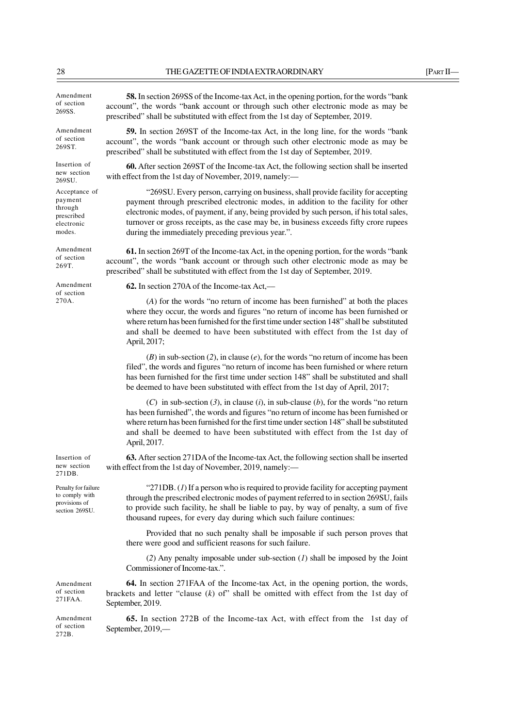Amendment of section 269SS.

**58.** In section 269SS of the Income-tax Act, in the opening portion, for the words "bank account", the words "bank account or through such other electronic mode as may be prescribed" shall be substituted with effect from the 1st day of September, 2019.

Amendment of section 269ST.

**59.** In section 269ST of the Income-tax Act, in the long line, for the words "bank account", the words "bank account or through such other electronic mode as may be prescribed" shall be substituted with effect from the 1st day of September, 2019.

Insertion of new section 269SU.

**60.** After section 269ST of the Income-tax Act, the following section shall be inserted with effect from the 1st day of November, 2019, namely:—

Acceptance of payment through prescribed electronic modes.

"269SU. Every person, carrying on business, shall provide facility for accepting payment through prescribed electronic modes, in addition to the facility for other electronic modes, of payment, if any, being provided by such person, if his total sales, turnover or gross receipts, as the case may be, in business exceeds fifty crore rupees during the immediately preceding previous year.".

Amendment of section 269T.

**61.** In section 269T of the Income-tax Act, in the opening portion, for the words "bank account", the words "bank account or through such other electronic mode as may be prescribed" shall be substituted with effect from the 1st day of September, 2019.

Amendment of section 270A.

**62.** In section 270A of the Income-tax Act,—

(*A*) for the words "no return of income has been furnished" at both the places where they occur, the words and figures "no return of income has been furnished or where return has been furnished for the first time under section 148" shall be substituted and shall be deemed to have been substituted with effect from the 1st day of April, 2017;

(*B*) in sub-section (*2*), in clause (*e*), for the words "no return of income has been filed", the words and figures "no return of income has been furnished or where return has been furnished for the first time under section 148" shall be substituted and shall be deemed to have been substituted with effect from the 1st day of April, 2017;

(*C*) in sub-section (*3*), in clause (*i*), in sub-clause (*b*), for the words "no return has been furnished", the words and figures "no return of income has been furnished or where return has been furnished for the first time under section 148" shall be substituted and shall be deemed to have been substituted with effect from the 1st day of April, 2017.

Insertion of new section 271DB.

**63.** After section 271DA of the Income-tax Act, the following section shall be inserted with effect from the 1st day of November, 2019, namely:—

Penalty for failure to comply with provisions of section 269SU.

"271DB. (*1*) If a person who is required to provide facility for accepting payment through the prescribed electronic modes of payment referred to in section 269SU, fails to provide such facility, he shall be liable to pay, by way of penalty, a sum of five thousand rupees, for every day during which such failure continues:

Provided that no such penalty shall be imposable if such person proves that there were good and sufficient reasons for such failure.

(*2*) Any penalty imposable under sub-section (*1*) shall be imposed by the Joint Commissioner of Income-tax.".

Amendment of section 271FAA.

**64.** In section 271FAA of the Income-tax Act, in the opening portion, the words, brackets and letter "clause (*k*) of" shall be omitted with effect from the 1st day of September, 2019.

Amendment of section 272B.

**65.** In section 272B of the Income-tax Act, with effect from the 1st day of September, 2019,—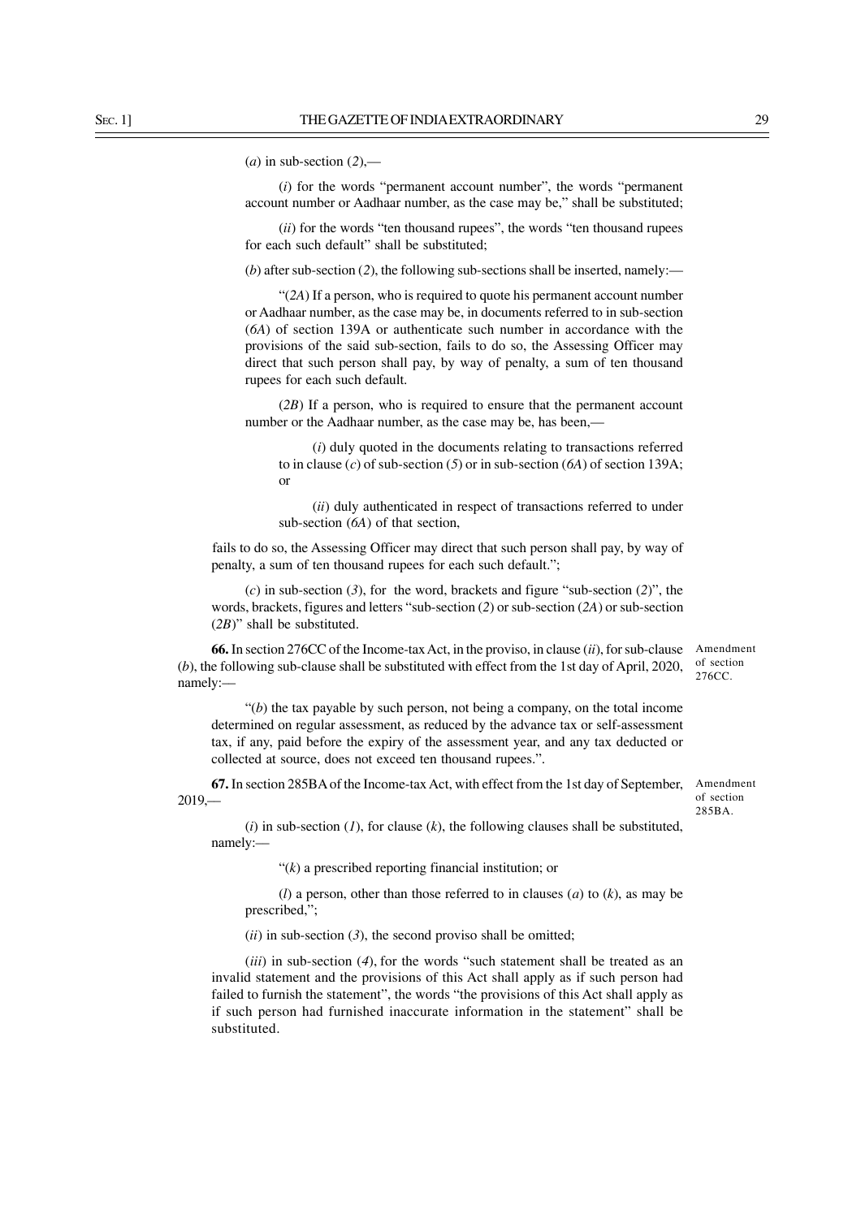(*a*) in sub-section (*2*),—

(*i*) for the words "permanent account number", the words "permanent account number or Aadhaar number, as the case may be," shall be substituted;

(*ii*) for the words "ten thousand rupees", the words "ten thousand rupees for each such default" shall be substituted;

(*b*) after sub-section (*2*), the following sub-sections shall be inserted, namely:—

"(*2A*) If a person, who is required to quote his permanent account number or Aadhaar number, as the case may be, in documents referred to in sub-section (*6A*) of section 139A or authenticate such number in accordance with the provisions of the said sub-section, fails to do so, the Assessing Officer may direct that such person shall pay, by way of penalty, a sum of ten thousand rupees for each such default.

(*2B*) If a person, who is required to ensure that the permanent account number or the Aadhaar number, as the case may be, has been,—

(*i*) duly quoted in the documents relating to transactions referred to in clause (*c*) of sub-section (*5*) or in sub-section (*6A*) of section 139A; or

(*ii*) duly authenticated in respect of transactions referred to under sub-section (*6A*) of that section,

fails to do so, the Assessing Officer may direct that such person shall pay, by way of penalty, a sum of ten thousand rupees for each such default.";

(*c*) in sub-section (*3*), for the word, brackets and figure "sub-section (*2*)", the words, brackets, figures and letters "sub-section (*2*) or sub-section (*2A*) or sub-section (*2B*)" shall be substituted.

Amendment of section 276CC.

**66.** In section 276CC of the Income-tax Act, in the proviso, in clause (*ii*), for sub-clause (*b*), the following sub-clause shall be substituted with effect from the 1st day of April, 2020, namely:—

"(*b*) the tax payable by such person, not being a company, on the total income determined on regular assessment, as reduced by the advance tax or self-assessment tax, if any, paid before the expiry of the assessment year, and any tax deducted or collected at source, does not exceed ten thousand rupees.".

Amendment of section 285BA.

**67.** In section 285BA of the Income-tax Act, with effect from the 1st day of September, 2019,—

(*i*) in sub-section (*1*), for clause (*k*), the following clauses shall be substituted, namely:—

"(*k*) a prescribed reporting financial institution; or

(*l*) a person, other than those referred to in clauses (*a*) to (*k*), as may be prescribed,";

(*ii*) in sub-section (*3*), the second proviso shall be omitted;

(*iii*) in sub-section (*4*), for the words "such statement shall be treated as an invalid statement and the provisions of this Act shall apply as if such person had failed to furnish the statement", the words "the provisions of this Act shall apply as if such person had furnished inaccurate information in the statement" shall be substituted.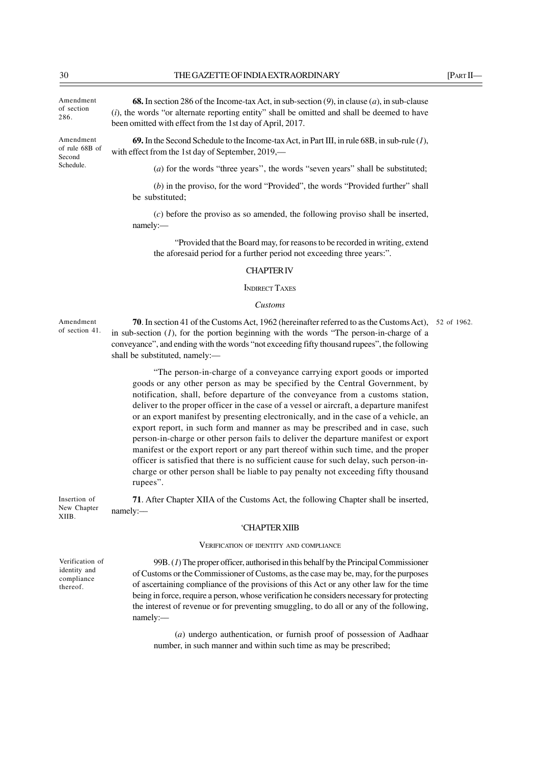Amendment of section 286.

**68.** In section 286 of the Income-tax Act, in sub-section (*9*), in clause (*a*), in sub-clause (*i*), the words "or alternate reporting entity" shall be omitted and shall be deemed to have been omitted with effect from the 1st day of April, 2017.

Amendment of rule 68B of Second Schedule.

**69.** In the Second Schedule to the Income-tax Act, in Part III, in rule 68B, in sub-rule (*1*), with effect from the 1st day of September, 2019,—

(*a*) for the words "three years'', the words "seven years" shall be substituted;

(*b*) in the proviso, for the word "Provided", the words "Provided further" shall be substituted;

(*c*) before the proviso as so amended, the following proviso shall be inserted, namely:—

"Provided that the Board may, for reasons to be recorded in writing, extend the aforesaid period for a further period not exceeding three years:".

## CHAPTER IV

### INDIRECT TAXES

*Customs*

Amendment of section 41.

**70**. In section 41 of the Customs Act, 1962 (hereinafter referred to as the Customs Act), in sub-section (*1*), for the portion beginning with the words "The person-in-charge of a conveyance", and ending with the words "not exceeding fifty thousand rupees", the following shall be substituted, namely:— 52 of 1962.

"The person-in-charge of a conveyance carrying export goods or imported goods or any other person as may be specified by the Central Government, by notification, shall, before departure of the conveyance from a customs station, deliver to the proper officer in the case of a vessel or aircraft, a departure manifest or an export manifest by presenting electronically, and in the case of a vehicle, an export report, in such form and manner as may be prescribed and in case, such person-in-charge or other person fails to deliver the departure manifest or export manifest or the export report or any part thereof within such time, and the proper officer is satisfied that there is no sufficient cause for such delay, such person-in-charge or other person shall be liable to pay penalty not exceeding fifty thousand rupees".

Insertion of New Chapter XIIB.

**71**. After Chapter XIIA of the Customs Act, the following Chapter shall be inserted, namely:—

'CHAPTER XIIB

VERIFICATION OF IDENTITY AND COMPLIANCE

Verification of identity and compliance thereof.

99B. (*1*) The proper officer, authorised in this behalf by the Principal Commissioner of Customs or the Commissioner of Customs, as the case may be, may, for the purposes of ascertaining compliance of the provisions of this Act or any other law for the time being in force, require a person, whose verification he considers necessary for protecting the interest of revenue or for preventing smuggling, to do all or any of the following, namely:—

(*a*) undergo authentication, or furnish proof of possession of Aadhaar number, in such manner and within such time as may be prescribed;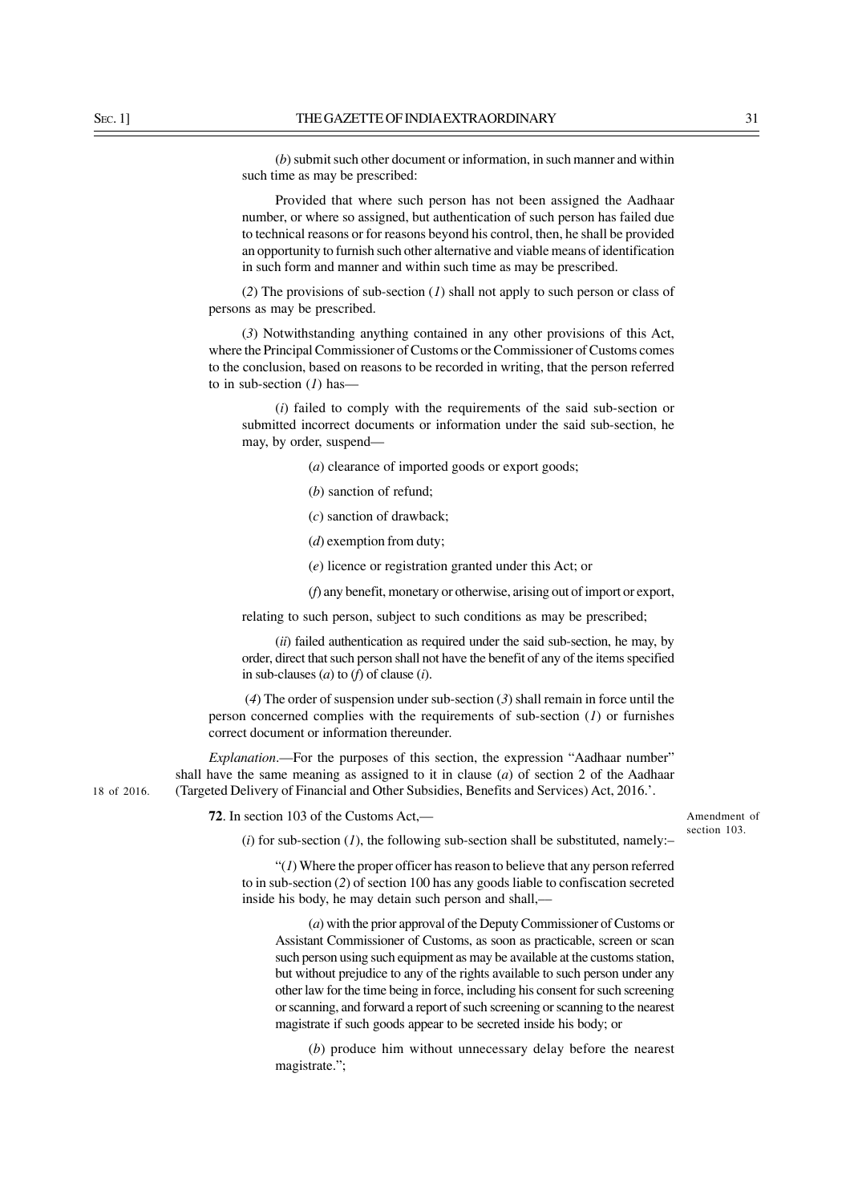(*b*) submit such other document or information, in such manner and within such time as may be prescribed:

Provided that where such person has not been assigned the Aadhaar number, or where so assigned, but authentication of such person has failed due to technical reasons or for reasons beyond his control, then, he shall be provided an opportunity to furnish such other alternative and viable means of identification in such form and manner and within such time as may be prescribed.

(*2*) The provisions of sub-section (*1*) shall not apply to such person or class of persons as may be prescribed.

(*3*) Notwithstanding anything contained in any other provisions of this Act, where the Principal Commissioner of Customs or the Commissioner of Customs comes to the conclusion, based on reasons to be recorded in writing, that the person referred to in sub-section (*1*) has—

(*i*) failed to comply with the requirements of the said sub-section or submitted incorrect documents or information under the said sub-section, he may, by order, suspend—

(*a*) clearance of imported goods or export goods;

(*b*) sanction of refund;

(*c*) sanction of drawback;

(*d*) exemption from duty;

(*e*) licence or registration granted under this Act; or

(*f*) any benefit, monetary or otherwise, arising out of import or export,

relating to such person, subject to such conditions as may be prescribed;

(*ii*) failed authentication as required under the said sub-section, he may, by order, direct that such person shall not have the benefit of any of the items specified in sub-clauses (*a*) to (*f*) of clause (*i*).

(*4*) The order of suspension under sub-section (*3*) shall remain in force until the person concerned complies with the requirements of sub-section (*1*) or furnishes correct document or information thereunder.

*Explanation*.—For the purposes of this section, the expression "Aadhaar number" shall have the same meaning as assigned to it in clause (*a*) of section 2 of the Aadhaar (Targeted Delivery of Financial and Other Subsidies, Benefits and Services) Act, 2016.'.

18 of 2016.

Amendment of section 103.

**72**. In section 103 of the Customs Act,—

(*i*) for sub-section (*1*), the following sub-section shall be substituted, namely:–

"(*1*) Where the proper officer has reason to believe that any person referred to in sub-section (*2*) of section 100 has any goods liable to confiscation secreted inside his body, he may detain such person and shall,—

(*a*) with the prior approval of the Deputy Commissioner of Customs or Assistant Commissioner of Customs, as soon as practicable, screen or scan such person using such equipment as may be available at the customs station, but without prejudice to any of the rights available to such person under any other law for the time being in force, including his consent for such screening or scanning, and forward a report of such screening or scanning to the nearest magistrate if such goods appear to be secreted inside his body; or

(*b*) produce him without unnecessary delay before the nearest magistrate.";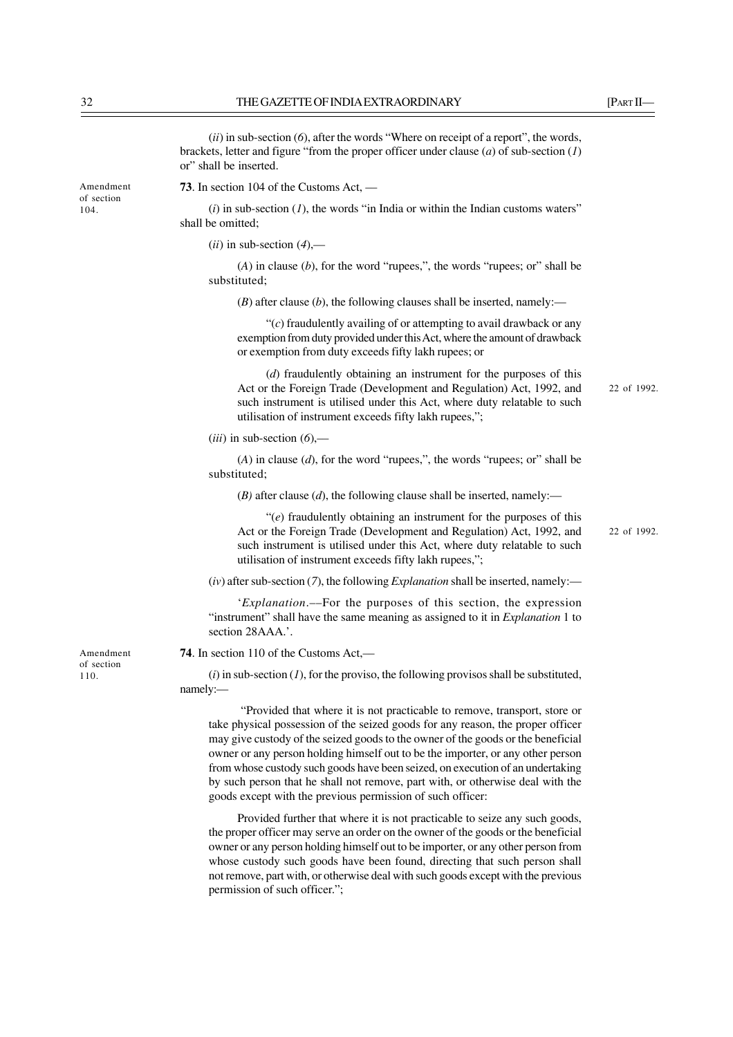(*ii*) in sub-section (*6*), after the words "Where on receipt of a report", the words, brackets, letter and figure "from the proper officer under clause (*a*) of sub-section (*1*) or" shall be inserted.

Amendment of section 104.

**73**. In section 104 of the Customs Act, —

(*i*) in sub-section (*1*), the words "in India or within the Indian customs waters" shall be omitted;

(*ii*) in sub-section (*4*),—

(*A*) in clause (*b*), for the word "rupees,", the words "rupees; or" shall be substituted;

(*B*) after clause (*b*), the following clauses shall be inserted, namely:—

"(*c*) fraudulently availing of or attempting to avail drawback or any exemption from duty provided under this Act, where the amount of drawback or exemption from duty exceeds fifty lakh rupees; or

(*d*) fraudulently obtaining an instrument for the purposes of this Act or the Foreign Trade (Development and Regulation) Act, 1992, and such instrument is utilised under this Act, where duty relatable to such utilisation of instrument exceeds fifty lakh rupees,"; 22 of 1992.

(*iii*) in sub-section (*6*),—

(*A*) in clause (*d*), for the word "rupees,", the words "rupees; or" shall be substituted;

(*B)* after clause (*d*), the following clause shall be inserted, namely:—

"(*e*) fraudulently obtaining an instrument for the purposes of this Act or the Foreign Trade (Development and Regulation) Act, 1992, and such instrument is utilised under this Act, where duty relatable to such utilisation of instrument exceeds fifty lakh rupees,"; 22 of 1992.

(*iv*) after sub-section (*7*), the following *Explanation* shall be inserted, namely:—

'*Explanation*.––For the purposes of this section, the expression "instrument" shall have the same meaning as assigned to it in *Explanation* 1 to section 28AAA.'.

Amendment of section 110.

**74**. In section 110 of the Customs Act,—

(*i*) in sub-section (*1*), for the proviso, the following provisos shall be substituted, namely:—

"Provided that where it is not practicable to remove, transport, store or take physical possession of the seized goods for any reason, the proper officer may give custody of the seized goods to the owner of the goods or the beneficial owner or any person holding himself out to be the importer, or any other person from whose custody such goods have been seized, on execution of an undertaking by such person that he shall not remove, part with, or otherwise deal with the goods except with the previous permission of such officer:

Provided further that where it is not practicable to seize any such goods, the proper officer may serve an order on the owner of the goods or the beneficial owner or any person holding himself out to be importer, or any other person from whose custody such goods have been found, directing that such person shall not remove, part with, or otherwise deal with such goods except with the previous permission of such officer.";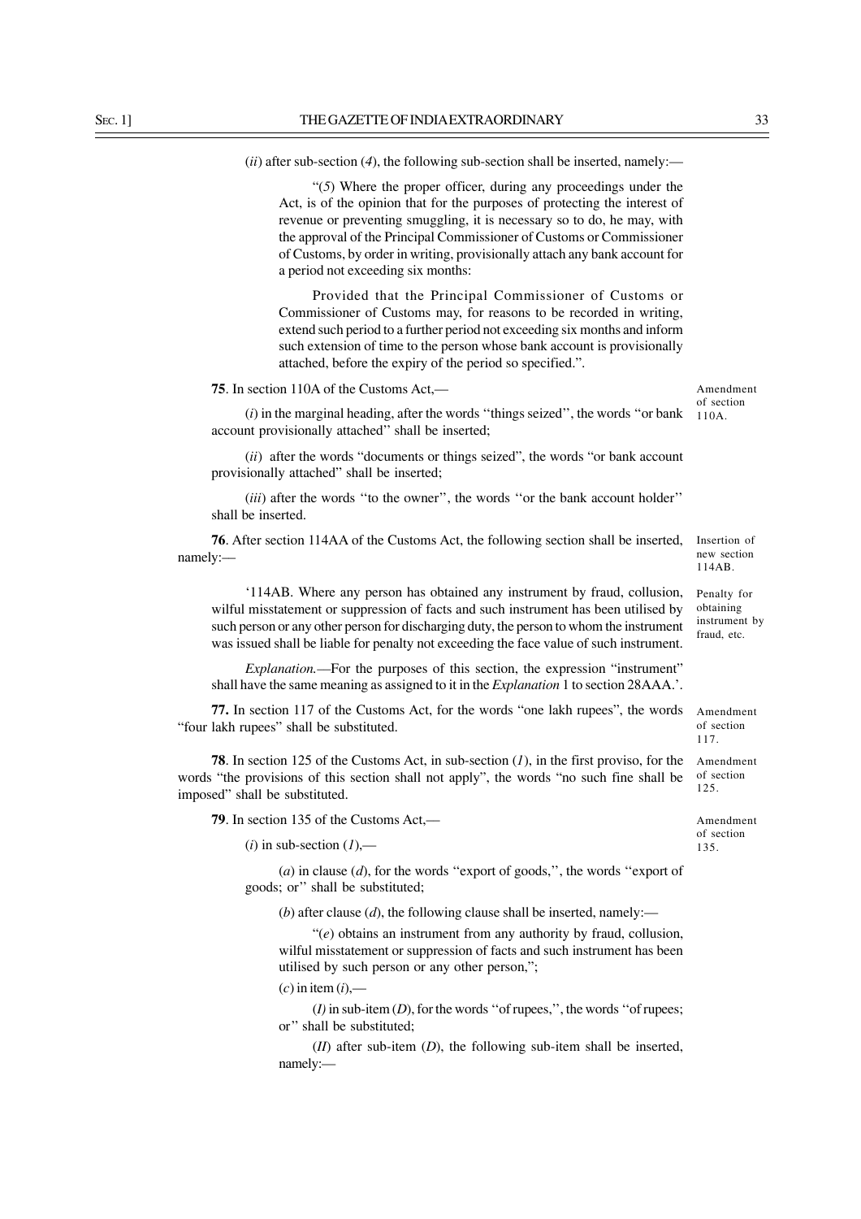(*ii*) after sub-section (*4*), the following sub-section shall be inserted, namely:—

> "(*5*) Where the proper officer, during any proceedings under the Act, is of the opinion that for the purposes of protecting the interest of revenue or preventing smuggling, it is necessary so to do, he may, with the approval of the Principal Commissioner of Customs or Commissioner of Customs, by order in writing, provisionally attach any bank account for a period not exceeding six months:
>
> Provided that the Principal Commissioner of Customs or Commissioner of Customs may, for reasons to be recorded in writing, extend such period to a further period not exceeding six months and inform such extension of time to the person whose bank account is provisionally attached, before the expiry of the period so specified.".

**75**. In section 110A of the Customs Act,— *Amendment of section 110A.*

(*i*) in the marginal heading, after the words "things seized", the words "or bank account provisionally attached" shall be inserted;

(*ii*) after the words "documents or things seized", the words "or bank account provisionally attached" shall be inserted;

(*iii*) after the words "to the owner", the words "or the bank account holder" shall be inserted.

**76**. After section 114AA of the Customs Act, the following section shall be inserted, namely:— *Insertion of new section 114AB.*

> '114AB. Where any person has obtained any instrument by fraud, collusion, wilful misstatement or suppression of facts and such instrument has been utilised by such person or any other person for discharging duty, the person to whom the instrument was issued shall be liable for penalty not exceeding the face value of such instrument. *Penalty for obtaining instrument by fraud, etc.*
>
> *Explanation.*—For the purposes of this section, the expression "instrument" shall have the same meaning as assigned to it in the *Explanation* 1 to section 28AAA.'.

**77.** In section 117 of the Customs Act, for the words "one lakh rupees", the words "four lakh rupees" shall be substituted. *Amendment of section 117.*

**78**. In section 125 of the Customs Act, in sub-section (*1*), in the first proviso, for the words "the provisions of this section shall not apply", the words "no such fine shall be imposed" shall be substituted. *Amendment of section 125.*

**79**. In section 135 of the Customs Act,— *Amendment of section 135.*

(*i*) in sub-section (*1*),—

(*a*) in clause (*d*), for the words "export of goods,", the words "export of goods; or" shall be substituted;

(*b*) after clause (*d*), the following clause shall be inserted, namely:—

> "(*e*) obtains an instrument from any authority by fraud, collusion, wilful misstatement or suppression of facts and such instrument has been utilised by such person or any other person,";

(*c*) in item (*i*),—

(*I*) in sub-item (*D*), for the words "of rupees,", the words "of rupees; or" shall be substituted;

(*II*) after sub-item (*D*), the following sub-item shall be inserted, namely:—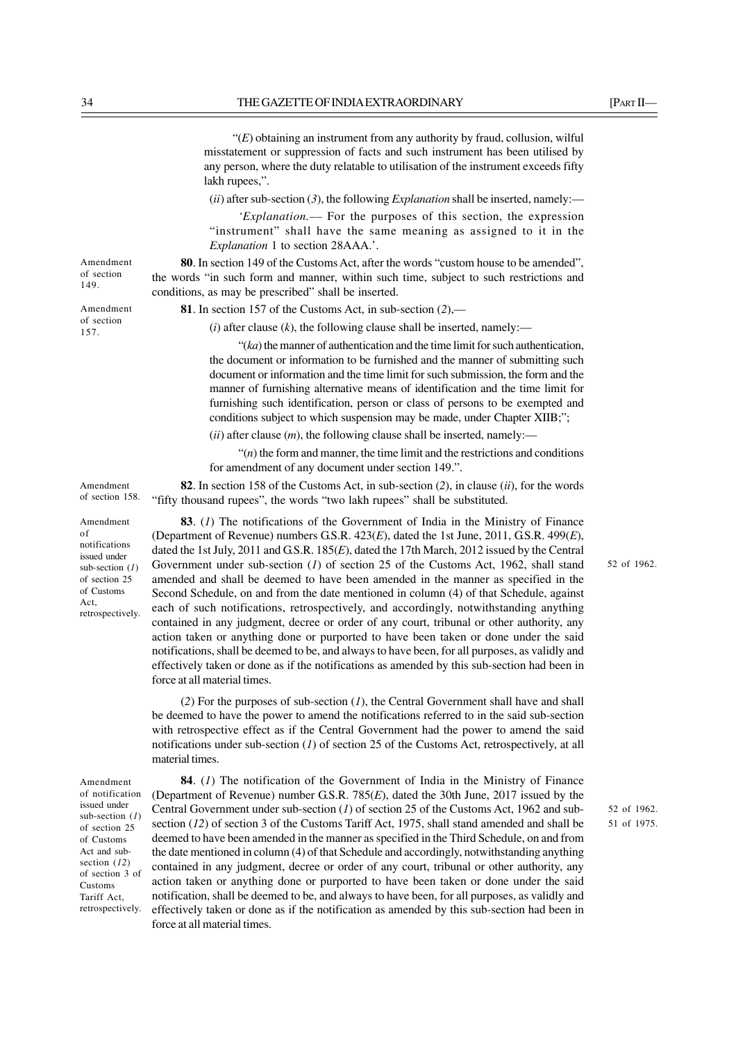"(*E*) obtaining an instrument from any authority by fraud, collusion, wilful misstatement or suppression of facts and such instrument has been utilised by any person, where the duty relatable to utilisation of the instrument exceeds fifty lakh rupees,".

(*ii*) after sub-section (*3*), the following *Explanation* shall be inserted, namely:—

'*Explanation*.— For the purposes of this section, the expression "instrument" shall have the same meaning as assigned to it in the *Explanation* 1 to section 28AAA.'.

Amendment of section 149.

**80**. In section 149 of the Customs Act, after the words "custom house to be amended", the words "in such form and manner, within such time, subject to such restrictions and conditions, as may be prescribed" shall be inserted.

Amendment of section 157.

**81**. In section 157 of the Customs Act, in sub-section (*2*),—

(*i*) after clause (*k*), the following clause shall be inserted, namely:—

"(*ka*) the manner of authentication and the time limit for such authentication, the document or information to be furnished and the manner of submitting such document or information and the time limit for such submission, the form and the manner of furnishing alternative means of identification and the time limit for furnishing such identification, person or class of persons to be exempted and conditions subject to which suspension may be made, under Chapter XIIB;";

(*ii*) after clause (*m*), the following clause shall be inserted, namely:—

"(*n*) the form and manner, the time limit and the restrictions and conditions for amendment of any document under section 149.".

Amendment of section 158.

**82**. In section 158 of the Customs Act, in sub-section (*2*), in clause (*ii*), for the words "fifty thousand rupees", the words "two lakh rupees" shall be substituted.

Amendment of notifications issued under sub-section (*1*) of section 25 of Customs Act, retrospectively.

**83**. (*1*) The notifications of the Government of India in the Ministry of Finance (Department of Revenue) numbers G.S.R. 423(*E*), dated the 1st June, 2011, G.S.R. 499(*E*), dated the 1st July, 2011 and G.S.R. 185(*E*), dated the 17th March, 2012 issued by the Central Government under sub-section (*1*) of section 25 of the Customs Act, 1962, shall stand amended and shall be deemed to have been amended in the manner as specified in the Second Schedule, on and from the date mentioned in column (4) of that Schedule, against each of such notifications, retrospectively, and accordingly, notwithstanding anything contained in any judgment, decree or order of any court, tribunal or other authority, any action taken or anything done or purported to have been taken or done under the said notifications, shall be deemed to be, and always to have been, for all purposes, as validly and effectively taken or done as if the notifications as amended by this sub-section had been in force at all material times.

52 of 1962.

(*2*) For the purposes of sub-section (*1*), the Central Government shall have and shall be deemed to have the power to amend the notifications referred to in the said sub-section with retrospective effect as if the Central Government had the power to amend the said notifications under sub-section (*1*) of section 25 of the Customs Act, retrospectively, at all material times.

Amendment of notification issued under sub-section (*1*) of section 25 of Customs Act and sub-section (*12*) of section 3 of Customs Tariff Act, retrospectively.

**84**. (*1*) The notification of the Government of India in the Ministry of Finance (Department of Revenue) number G.S.R. 785(*E*), dated the 30th June, 2017 issued by the Central Government under sub-section (*1*) of section 25 of the Customs Act, 1962 and sub-section (*12*) of section 3 of the Customs Tariff Act, 1975, shall stand amended and shall be deemed to have been amended in the manner as specified in the Third Schedule, on and from the date mentioned in column (4) of that Schedule and accordingly, notwithstanding anything contained in any judgment, decree or order of any court, tribunal or other authority, any action taken or anything done or purported to have been taken or done under the said notification, shall be deemed to be, and always to have been, for all purposes, as validly and effectively taken or done as if the notification as amended by this sub-section had been in force at all material times.

52 of 1962.
51 of 1975.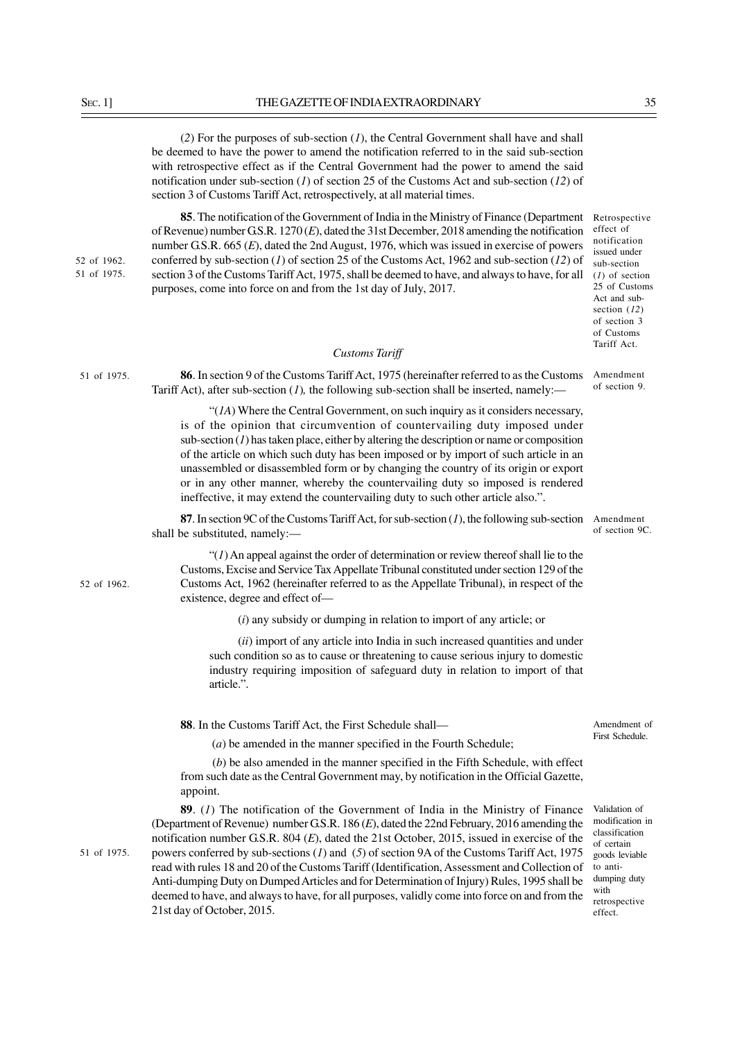(2) For the purposes of sub-section (*1*), the Central Government shall have and shall be deemed to have the power to amend the notification referred to in the said sub-section with retrospective effect as if the Central Government had the power to amend the said notification under sub-section (*1*) of section 25 of the Customs Act and sub-section (*12*) of section 3 of Customs Tariff Act, retrospectively, at all material times.

52 of 1962.
51 of 1975.

Retrospective effect of notification issued under sub-section (*1*) of section 25 of Customs Act and sub-section (*12*) of section 3 of Customs Tariff Act.

**85**. The notification of the Government of India in the Ministry of Finance (Department of Revenue) number G.S.R. 1270 (*E*), dated the 31st December, 2018 amending the notification number G.S.R. 665 (*E*), dated the 2nd August, 1976, which was issued in exercise of powers conferred by sub-section (*1*) of section 25 of the Customs Act, 1962 and sub-section (*12*) of section 3 of the Customs Tariff Act, 1975, shall be deemed to have, and always to have, for all purposes, come into force on and from the 1st day of July, 2017.

*Customs Tariff*

51 of 1975.

Amendment of section 9.

**86**. In section 9 of the Customs Tariff Act, 1975 (hereinafter referred to as the Customs Tariff Act), after sub-section (*1*)*,* the following sub-section shall be inserted, namely:—

"(*1A*) Where the Central Government, on such inquiry as it considers necessary, is of the opinion that circumvention of countervailing duty imposed under sub-section (*1*) has taken place, either by altering the description or name or composition of the article on which such duty has been imposed or by import of such article in an unassembled or disassembled form or by changing the country of its origin or export or in any other manner, whereby the countervailing duty so imposed is rendered ineffective, it may extend the countervailing duty to such other article also.".

Amendment of section 9C.

**87**. In section 9C of the Customs Tariff Act, for sub-section (*1*), the following sub-section shall be substituted, namely:—

52 of 1962.

"(*1*) An appeal against the order of determination or review thereof shall lie to the Customs, Excise and Service Tax Appellate Tribunal constituted under section 129 of the Customs Act, 1962 (hereinafter referred to as the Appellate Tribunal), in respect of the existence, degree and effect of—

(*i*) any subsidy or dumping in relation to import of any article; or

(*ii*) import of any article into India in such increased quantities and under such condition so as to cause or threatening to cause serious injury to domestic industry requiring imposition of safeguard duty in relation to import of that article.".

Amendment of First Schedule.

**88**. In the Customs Tariff Act, the First Schedule shall—

(*a*) be amended in the manner specified in the Fourth Schedule;

(*b*) be also amended in the manner specified in the Fifth Schedule, with effect from such date as the Central Government may, by notification in the Official Gazette, appoint.

51 of 1975.

Validation of modification in classification of certain goods leviable to anti-dumping duty with retrospective effect.

**89**. (*1*) The notification of the Government of India in the Ministry of Finance (Department of Revenue) number G.S.R. 186 (*E*), dated the 22nd February, 2016 amending the notification number G.S.R. 804 (*E*), dated the 21st October, 2015, issued in exercise of the powers conferred by sub-sections (*1*) and (*5*) of section 9A of the Customs Tariff Act, 1975 read with rules 18 and 20 of the Customs Tariff (Identification, Assessment and Collection of Anti-dumping Duty on Dumped Articles and for Determination of Injury) Rules, 1995 shall be deemed to have, and always to have, for all purposes, validly come into force on and from the 21st day of October, 2015.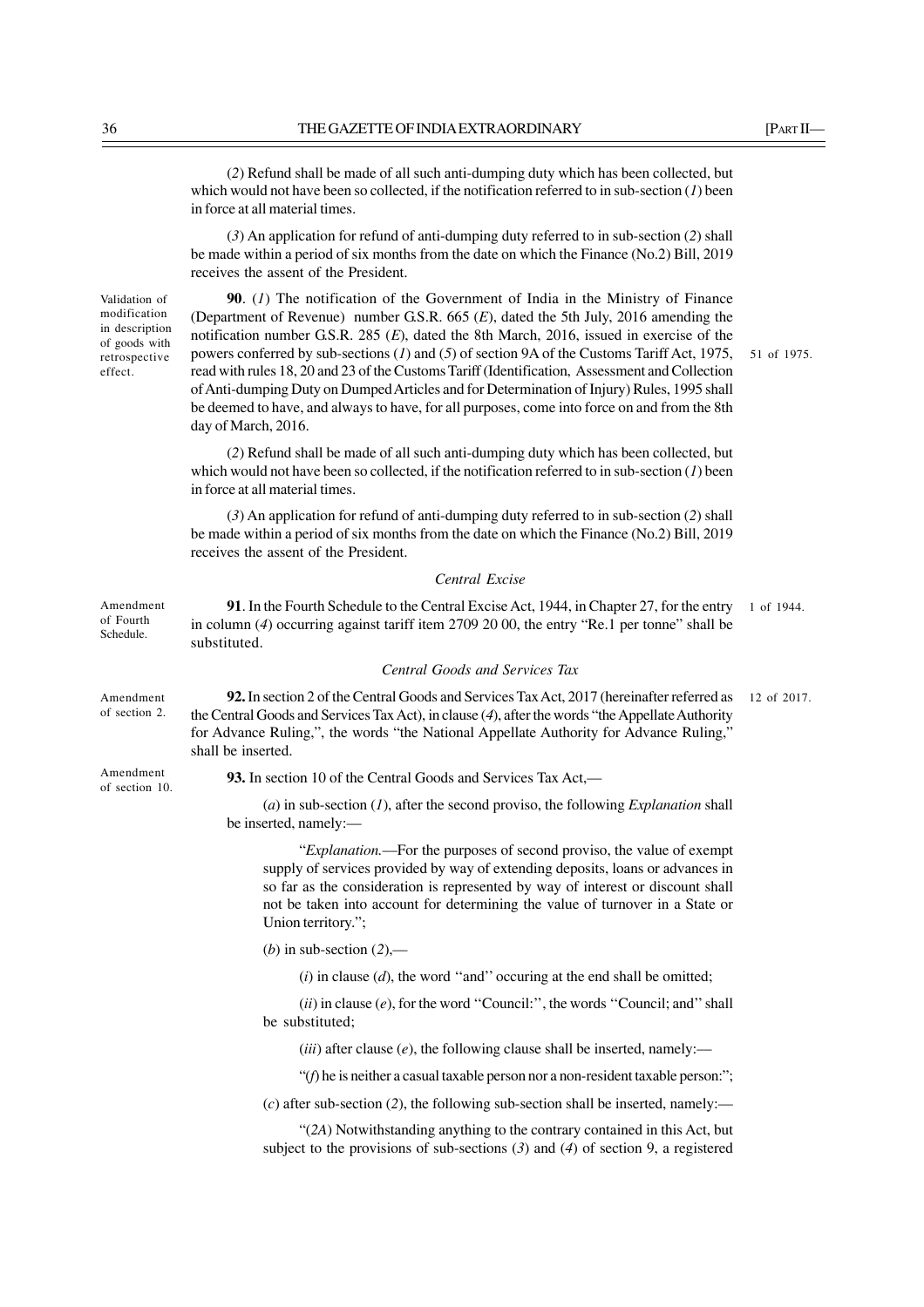(*2*) Refund shall be made of all such anti-dumping duty which has been collected, but which would not have been so collected, if the notification referred to in sub-section (*1*) been in force at all material times.

(*3*) An application for refund of anti-dumping duty referred to in sub-section (*2*) shall be made within a period of six months from the date on which the Finance (No.2) Bill, 2019 receives the assent of the President.

Validation of modification in description of goods with retrospective effect.

**90**. (*1*) The notification of the Government of India in the Ministry of Finance (Department of Revenue) number G.S.R. 665 (*E*), dated the 5th July, 2016 amending the notification number G.S.R. 285 (*E*), dated the 8th March, 2016, issued in exercise of the powers conferred by sub-sections (*1*) and (*5*) of section 9A of the Customs Tariff Act, 1975, read with rules 18, 20 and 23 of the Customs Tariff (Identification, Assessment and Collection of Anti-dumping Duty on Dumped Articles and for Determination of Injury) Rules, 1995 shall be deemed to have, and always to have, for all purposes, come into force on and from the 8th day of March, 2016.

51 of 1975.

(*2*) Refund shall be made of all such anti-dumping duty which has been collected, but which would not have been so collected, if the notification referred to in sub-section (*1*) been in force at all material times.

(*3*) An application for refund of anti-dumping duty referred to in sub-section (*2*) shall be made within a period of six months from the date on which the Finance (No.2) Bill, 2019 receives the assent of the President.

*Central Excise*

Amendment of Fourth Schedule.

**91**. In the Fourth Schedule to the Central Excise Act, 1944, in Chapter 27, for the entry in column (*4*) occurring against tariff item 2709 20 00, the entry "Re.1 per tonne" shall be substituted.

1 of 1944.

*Central Goods and Services Tax*

Amendment of section 2.

**92.** In section 2 of the Central Goods and Services Tax Act, 2017 (hereinafter referred as the Central Goods and Services Tax Act), in clause (*4*), after the words "the Appellate Authority for Advance Ruling,", the words "the National Appellate Authority for Advance Ruling," shall be inserted.

12 of 2017.

Amendment of section 10.

**93.** In section 10 of the Central Goods and Services Tax Act,—

(*a*) in sub-section (*1*), after the second proviso, the following *Explanation* shall be inserted, namely:—

"*Explanation.*—For the purposes of second proviso, the value of exempt supply of services provided by way of extending deposits, loans or advances in so far as the consideration is represented by way of interest or discount shall not be taken into account for determining the value of turnover in a State or Union territory.";

(*b*) in sub-section (*2*),—

(*i*) in clause (*d*), the word "and" occuring at the end shall be omitted;

(*ii*) in clause (*e*), for the word "Council:", the words "Council; and" shall be substituted;

(*iii*) after clause (*e*), the following clause shall be inserted, namely:—

"(*f*) he is neither a casual taxable person nor a non-resident taxable person:";

(*c*) after sub-section (*2*), the following sub-section shall be inserted, namely:—

"(*2A*) Notwithstanding anything to the contrary contained in this Act, but subject to the provisions of sub-sections (*3*) and (*4*) of section 9, a registered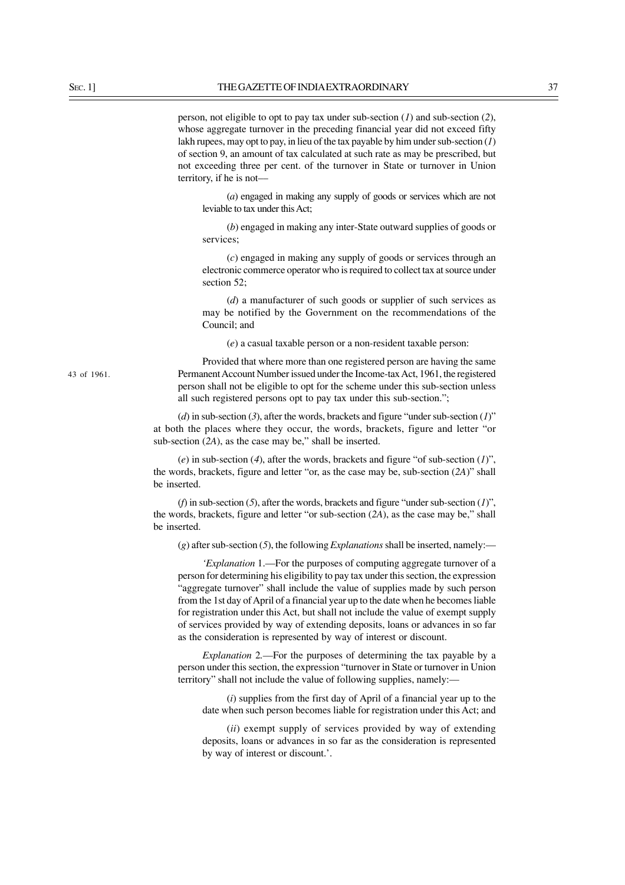person, not eligible to opt to pay tax under sub-section (*1*) and sub-section (*2*), whose aggregate turnover in the preceding financial year did not exceed fifty lakh rupees, may opt to pay, in lieu of the tax payable by him under sub-section (*1*) of section 9, an amount of tax calculated at such rate as may be prescribed, but not exceeding three per cent. of the turnover in State or turnover in Union territory, if he is not—

(*a*) engaged in making any supply of goods or services which are not leviable to tax under this Act;

(*b*) engaged in making any inter-State outward supplies of goods or services;

(*c*) engaged in making any supply of goods or services through an electronic commerce operator who is required to collect tax at source under section 52;

(*d*) a manufacturer of such goods or supplier of such services as may be notified by the Government on the recommendations of the Council; and

(*e*) a casual taxable person or a non-resident taxable person:

Provided that where more than one registered person are having the same Permanent Account Number issued under the Income-tax Act, 1961, the registered person shall not be eligible to opt for the scheme under this sub-section unless all such registered persons opt to pay tax under this sub-section.";

43 of 1961.

(*d*) in sub-section (*3*), after the words, brackets and figure "under sub-section (*1*)" at both the places where they occur, the words, brackets, figure and letter "or sub-section (*2A*), as the case may be," shall be inserted.

(*e*) in sub-section (*4*), after the words, brackets and figure "of sub-section (*1*)", the words, brackets, figure and letter "or, as the case may be, sub-section (*2A*)" shall be inserted.

(*f*) in sub-section (*5*), after the words, brackets and figure "under sub-section (*1*)", the words, brackets, figure and letter "or sub-section (*2A*), as the case may be," shall be inserted.

(*g*) after sub-section (*5*), the following *Explanations* shall be inserted, namely:—

'*Explanation* 1.—For the purposes of computing aggregate turnover of a person for determining his eligibility to pay tax under this section, the expression "aggregate turnover" shall include the value of supplies made by such person from the 1st day of April of a financial year up to the date when he becomes liable for registration under this Act, but shall not include the value of exempt supply of services provided by way of extending deposits, loans or advances in so far as the consideration is represented by way of interest or discount.

*Explanation* 2.—For the purposes of determining the tax payable by a person under this section, the expression "turnover in State or turnover in Union territory" shall not include the value of following supplies, namely:—

(*i*) supplies from the first day of April of a financial year up to the date when such person becomes liable for registration under this Act; and

(*ii*) exempt supply of services provided by way of extending deposits, loans or advances in so far as the consideration is represented by way of interest or discount.'.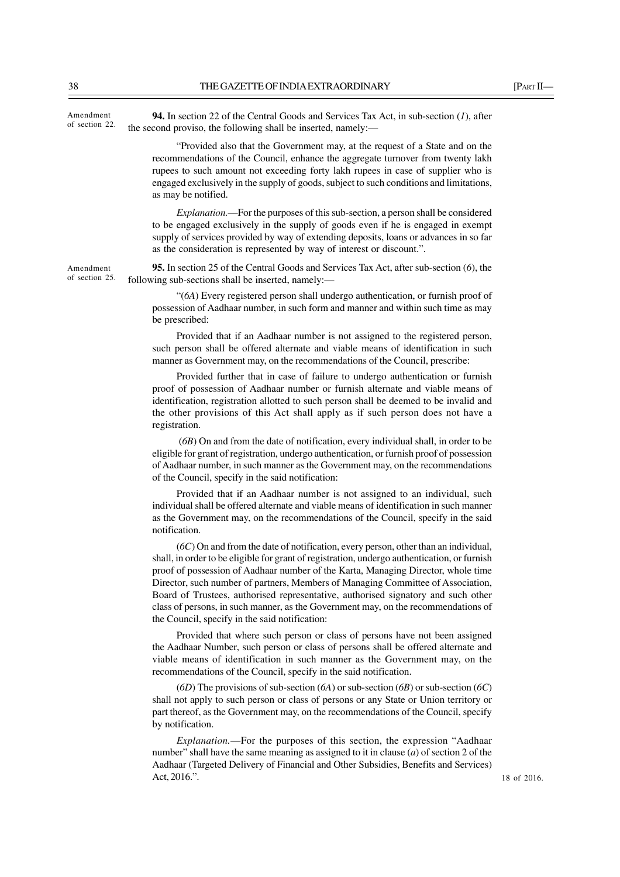Amendment of section 22.

**94.** In section 22 of the Central Goods and Services Tax Act, in sub-section (*1*), after the second proviso, the following shall be inserted, namely:—

"Provided also that the Government may, at the request of a State and on the recommendations of the Council, enhance the aggregate turnover from twenty lakh rupees to such amount not exceeding forty lakh rupees in case of supplier who is engaged exclusively in the supply of goods, subject to such conditions and limitations, as may be notified.

*Explanation.*—For the purposes of this sub-section, a person shall be considered to be engaged exclusively in the supply of goods even if he is engaged in exempt supply of services provided by way of extending deposits, loans or advances in so far as the consideration is represented by way of interest or discount.".

Amendment of section 25.

**95.** In section 25 of the Central Goods and Services Tax Act, after sub-section (*6*), the following sub-sections shall be inserted, namely:—

"(*6A*) Every registered person shall undergo authentication, or furnish proof of possession of Aadhaar number, in such form and manner and within such time as may be prescribed:

Provided that if an Aadhaar number is not assigned to the registered person, such person shall be offered alternate and viable means of identification in such manner as Government may, on the recommendations of the Council, prescribe:

Provided further that in case of failure to undergo authentication or furnish proof of possession of Aadhaar number or furnish alternate and viable means of identification, registration allotted to such person shall be deemed to be invalid and the other provisions of this Act shall apply as if such person does not have a registration.

(*6B*) On and from the date of notification, every individual shall, in order to be eligible for grant of registration, undergo authentication, or furnish proof of possession of Aadhaar number, in such manner as the Government may, on the recommendations of the Council, specify in the said notification:

Provided that if an Aadhaar number is not assigned to an individual, such individual shall be offered alternate and viable means of identification in such manner as the Government may, on the recommendations of the Council, specify in the said notification.

(*6C*) On and from the date of notification, every person, other than an individual, shall, in order to be eligible for grant of registration, undergo authentication, or furnish proof of possession of Aadhaar number of the Karta, Managing Director, whole time Director, such number of partners, Members of Managing Committee of Association, Board of Trustees, authorised representative, authorised signatory and such other class of persons, in such manner, as the Government may, on the recommendations of the Council, specify in the said notification:

Provided that where such person or class of persons have not been assigned the Aadhaar Number, such person or class of persons shall be offered alternate and viable means of identification in such manner as the Government may, on the recommendations of the Council, specify in the said notification.

(*6D*) The provisions of sub-section (*6A*) or sub-section (*6B*) or sub-section (*6C*) shall not apply to such person or class of persons or any State or Union territory or part thereof, as the Government may, on the recommendations of the Council, specify by notification.

*Explanation.*—For the purposes of this section, the expression "Aadhaar number" shall have the same meaning as assigned to it in clause (*a*) of section 2 of the Aadhaar (Targeted Delivery of Financial and Other Subsidies, Benefits and Services) Act, 2016.".

18 of 2016.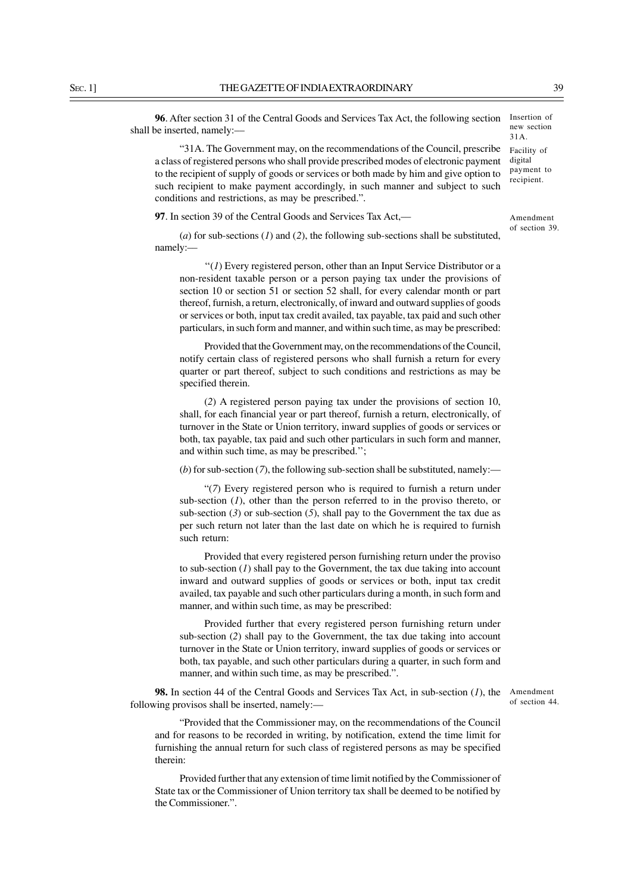**96**. After section 31 of the Central Goods and Services Tax Act, the following section shall be inserted, namely:—

*Insertion of new section 31A.*

*Facility of digital payment to recipient.*

"31A. The Government may, on the recommendations of the Council, prescribe a class of registered persons who shall provide prescribed modes of electronic payment to the recipient of supply of goods or services or both made by him and give option to such recipient to make payment accordingly, in such manner and subject to such conditions and restrictions, as may be prescribed.".

**97**. In section 39 of the Central Goods and Services Tax Act,—

*Amendment of section 39.*

(*a*) for sub-sections (*1*) and (*2*), the following sub-sections shall be substituted, namely:—

"(*1*) Every registered person, other than an Input Service Distributor or a non-resident taxable person or a person paying tax under the provisions of section 10 or section 51 or section 52 shall, for every calendar month or part thereof, furnish, a return, electronically, of inward and outward supplies of goods or services or both, input tax credit availed, tax payable, tax paid and such other particulars, in such form and manner, and within such time, as may be prescribed:

Provided that the Government may, on the recommendations of the Council, notify certain class of registered persons who shall furnish a return for every quarter or part thereof, subject to such conditions and restrictions as may be specified therein.

(*2*) A registered person paying tax under the provisions of section 10, shall, for each financial year or part thereof, furnish a return, electronically, of turnover in the State or Union territory, inward supplies of goods or services or both, tax payable, tax paid and such other particulars in such form and manner, and within such time, as may be prescribed.";

(*b*) for sub-section (*7*), the following sub-section shall be substituted, namely:—

"(*7*) Every registered person who is required to furnish a return under sub-section (*1*), other than the person referred to in the proviso thereto, or sub-section (*3*) or sub-section (*5*), shall pay to the Government the tax due as per such return not later than the last date on which he is required to furnish such return:

Provided that every registered person furnishing return under the proviso to sub-section (*1*) shall pay to the Government, the tax due taking into account inward and outward supplies of goods or services or both, input tax credit availed, tax payable and such other particulars during a month, in such form and manner, and within such time, as may be prescribed:

Provided further that every registered person furnishing return under sub-section (*2*) shall pay to the Government, the tax due taking into account turnover in the State or Union territory, inward supplies of goods or services or both, tax payable, and such other particulars during a quarter, in such form and manner, and within such time, as may be prescribed.".

**98.** In section 44 of the Central Goods and Services Tax Act, in sub-section (*1*), the following provisos shall be inserted, namely:—

*Amendment of section 44.*

"Provided that the Commissioner may, on the recommendations of the Council and for reasons to be recorded in writing, by notification, extend the time limit for furnishing the annual return for such class of registered persons as may be specified therein:

Provided further that any extension of time limit notified by the Commissioner of State tax or the Commissioner of Union territory tax shall be deemed to be notified by the Commissioner.".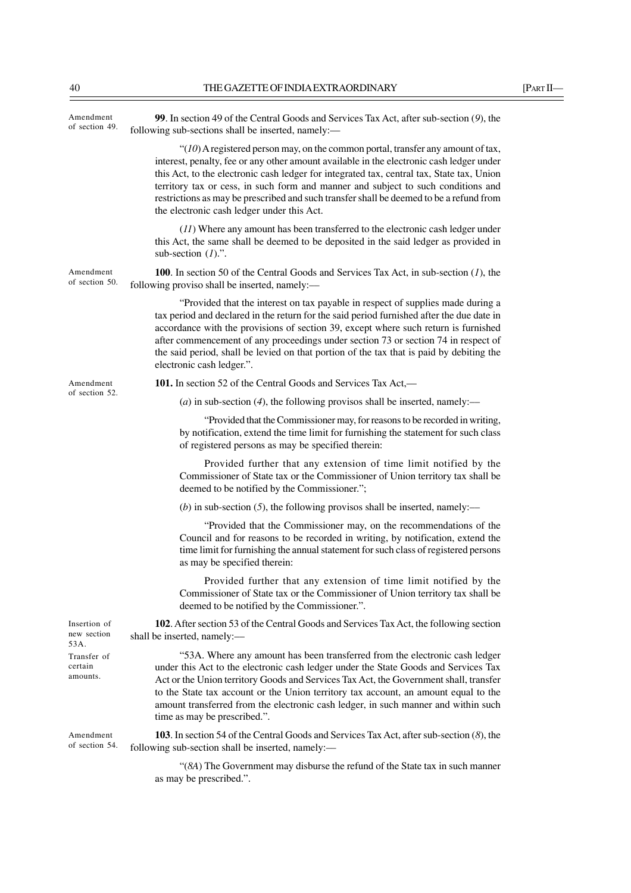Amendment of section 49.

**99**. In section 49 of the Central Goods and Services Tax Act, after sub-section (*9*), the following sub-sections shall be inserted, namely:—

"(*10*) A registered person may, on the common portal, transfer any amount of tax, interest, penalty, fee or any other amount available in the electronic cash ledger under this Act, to the electronic cash ledger for integrated tax, central tax, State tax, Union territory tax or cess, in such form and manner and subject to such conditions and restrictions as may be prescribed and such transfer shall be deemed to be a refund from the electronic cash ledger under this Act.

(*11*) Where any amount has been transferred to the electronic cash ledger under this Act, the same shall be deemed to be deposited in the said ledger as provided in sub-section (*1*).".

Amendment of section 50.

**100**. In section 50 of the Central Goods and Services Tax Act, in sub-section (*1*), the following proviso shall be inserted, namely:—

"Provided that the interest on tax payable in respect of supplies made during a tax period and declared in the return for the said period furnished after the due date in accordance with the provisions of section 39, except where such return is furnished after commencement of any proceedings under section 73 or section 74 in respect of the said period, shall be levied on that portion of the tax that is paid by debiting the electronic cash ledger.".

Amendment of section 52.

**101.** In section 52 of the Central Goods and Services Tax Act,—

(*a*) in sub-section (*4*), the following provisos shall be inserted, namely:—

"Provided that the Commissioner may, for reasons to be recorded in writing, by notification, extend the time limit for furnishing the statement for such class of registered persons as may be specified therein:

Provided further that any extension of time limit notified by the Commissioner of State tax or the Commissioner of Union territory tax shall be deemed to be notified by the Commissioner.";

(*b*) in sub-section (*5*), the following provisos shall be inserted, namely:—

"Provided that the Commissioner may, on the recommendations of the Council and for reasons to be recorded in writing, by notification, extend the time limit for furnishing the annual statement for such class of registered persons as may be specified therein:

Provided further that any extension of time limit notified by the Commissioner of State tax or the Commissioner of Union territory tax shall be deemed to be notified by the Commissioner.".

Insertion of new section 53A.

**102**. After section 53 of the Central Goods and Services Tax Act, the following section shall be inserted, namely:—

Transfer of certain amounts.

"53A. Where any amount has been transferred from the electronic cash ledger under this Act to the electronic cash ledger under the State Goods and Services Tax Act or the Union territory Goods and Services Tax Act, the Government shall, transfer to the State tax account or the Union territory tax account, an amount equal to the amount transferred from the electronic cash ledger, in such manner and within such time as may be prescribed.".

Amendment of section 54.

**103**. In section 54 of the Central Goods and Services Tax Act, after sub-section (*8*), the following sub-section shall be inserted, namely:—

"(*8A*) The Government may disburse the refund of the State tax in such manner as may be prescribed.".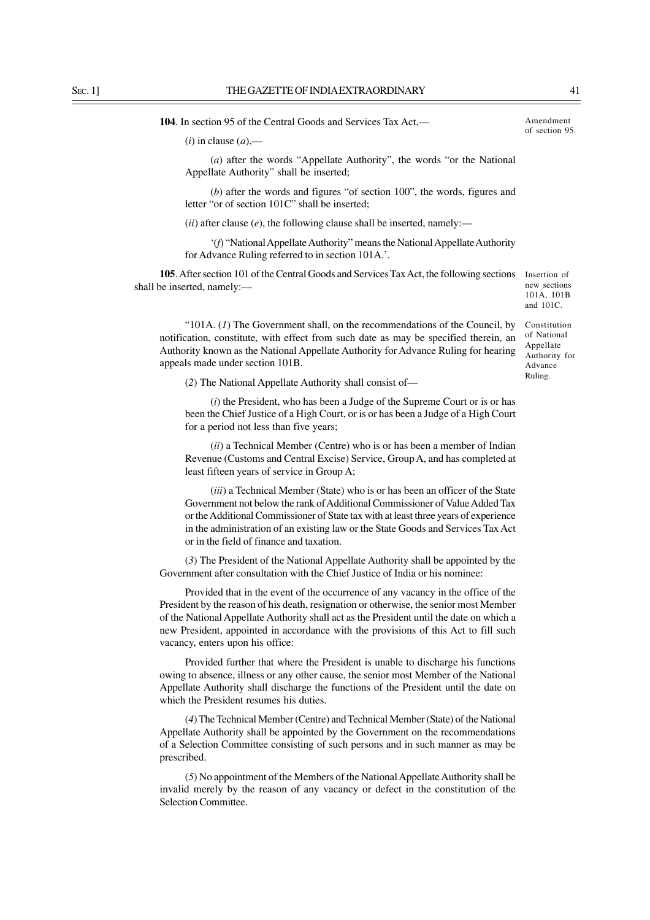**104**. In section 95 of the Central Goods and Services Tax Act,—

Amendment of section 95.

(*i*) in clause (*a*),—

(*a*) after the words "Appellate Authority", the words "or the National Appellate Authority" shall be inserted;

(*b*) after the words and figures "of section 100", the words, figures and letter "or of section 101C" shall be inserted;

(*ii*) after clause (*e*), the following clause shall be inserted, namely:—

'(*f*) "National Appellate Authority" means the National Appellate Authority for Advance Ruling referred to in section 101A.'.

**105**. After section 101 of the Central Goods and Services Tax Act, the following sections shall be inserted, namely:—

Insertion of new sections 101A, 101B and 101C.

Constitution of National Appellate Authority for Advance Ruling.

"101A. (*1*) The Government shall, on the recommendations of the Council, by notification, constitute, with effect from such date as may be specified therein, an Authority known as the National Appellate Authority for Advance Ruling for hearing appeals made under section 101B.

(*2*) The National Appellate Authority shall consist of—

(*i*) the President, who has been a Judge of the Supreme Court or is or has been the Chief Justice of a High Court, or is or has been a Judge of a High Court for a period not less than five years;

(*ii*) a Technical Member (Centre) who is or has been a member of Indian Revenue (Customs and Central Excise) Service, Group A, and has completed at least fifteen years of service in Group A;

(*iii*) a Technical Member (State) who is or has been an officer of the State Government not below the rank of Additional Commissioner of Value Added Tax or the Additional Commissioner of State tax with at least three years of experience in the administration of an existing law or the State Goods and Services Tax Act or in the field of finance and taxation.

(*3*) The President of the National Appellate Authority shall be appointed by the Government after consultation with the Chief Justice of India or his nominee:

Provided that in the event of the occurrence of any vacancy in the office of the President by the reason of his death, resignation or otherwise, the senior most Member of the National Appellate Authority shall act as the President until the date on which a new President, appointed in accordance with the provisions of this Act to fill such vacancy, enters upon his office:

Provided further that where the President is unable to discharge his functions owing to absence, illness or any other cause, the senior most Member of the National Appellate Authority shall discharge the functions of the President until the date on which the President resumes his duties.

(*4*) The Technical Member (Centre) and Technical Member (State) of the National Appellate Authority shall be appointed by the Government on the recommendations of a Selection Committee consisting of such persons and in such manner as may be prescribed.

(*5*) No appointment of the Members of the National Appellate Authority shall be invalid merely by the reason of any vacancy or defect in the constitution of the Selection Committee.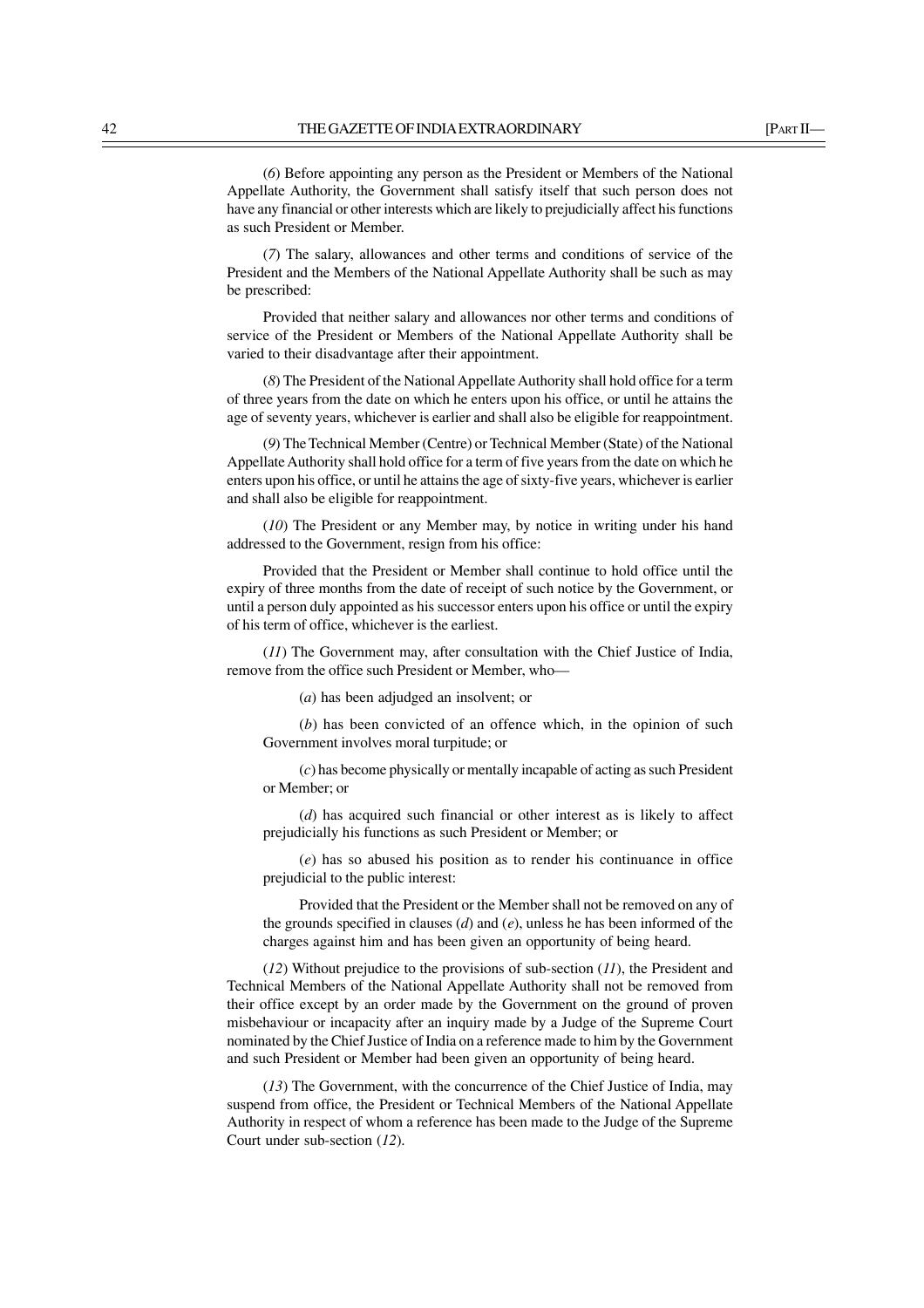(*6*) Before appointing any person as the President or Members of the National Appellate Authority, the Government shall satisfy itself that such person does not have any financial or other interests which are likely to prejudicially affect his functions as such President or Member.

(*7*) The salary, allowances and other terms and conditions of service of the President and the Members of the National Appellate Authority shall be such as may be prescribed:

Provided that neither salary and allowances nor other terms and conditions of service of the President or Members of the National Appellate Authority shall be varied to their disadvantage after their appointment.

(*8*) The President of the National Appellate Authority shall hold office for a term of three years from the date on which he enters upon his office, or until he attains the age of seventy years, whichever is earlier and shall also be eligible for reappointment.

(*9*) The Technical Member (Centre) or Technical Member (State) of the National Appellate Authority shall hold office for a term of five years from the date on which he enters upon his office, or until he attains the age of sixty-five years, whichever is earlier and shall also be eligible for reappointment.

(*10*) The President or any Member may, by notice in writing under his hand addressed to the Government, resign from his office:

Provided that the President or Member shall continue to hold office until the expiry of three months from the date of receipt of such notice by the Government, or until a person duly appointed as his successor enters upon his office or until the expiry of his term of office, whichever is the earliest.

(*11*) The Government may, after consultation with the Chief Justice of India, remove from the office such President or Member, who—

(*a*) has been adjudged an insolvent; or

(*b*) has been convicted of an offence which, in the opinion of such Government involves moral turpitude; or

(*c*) has become physically or mentally incapable of acting as such President or Member; or

(*d*) has acquired such financial or other interest as is likely to affect prejudicially his functions as such President or Member; or

(*e*) has so abused his position as to render his continuance in office prejudicial to the public interest:

Provided that the President or the Member shall not be removed on any of the grounds specified in clauses (*d*) and (*e*), unless he has been informed of the charges against him and has been given an opportunity of being heard.

(*12*) Without prejudice to the provisions of sub-section (*11*), the President and Technical Members of the National Appellate Authority shall not be removed from their office except by an order made by the Government on the ground of proven misbehaviour or incapacity after an inquiry made by a Judge of the Supreme Court nominated by the Chief Justice of India on a reference made to him by the Government and such President or Member had been given an opportunity of being heard.

(*13*) The Government, with the concurrence of the Chief Justice of India, may suspend from office, the President or Technical Members of the National Appellate Authority in respect of whom a reference has been made to the Judge of the Supreme Court under sub-section (*12*).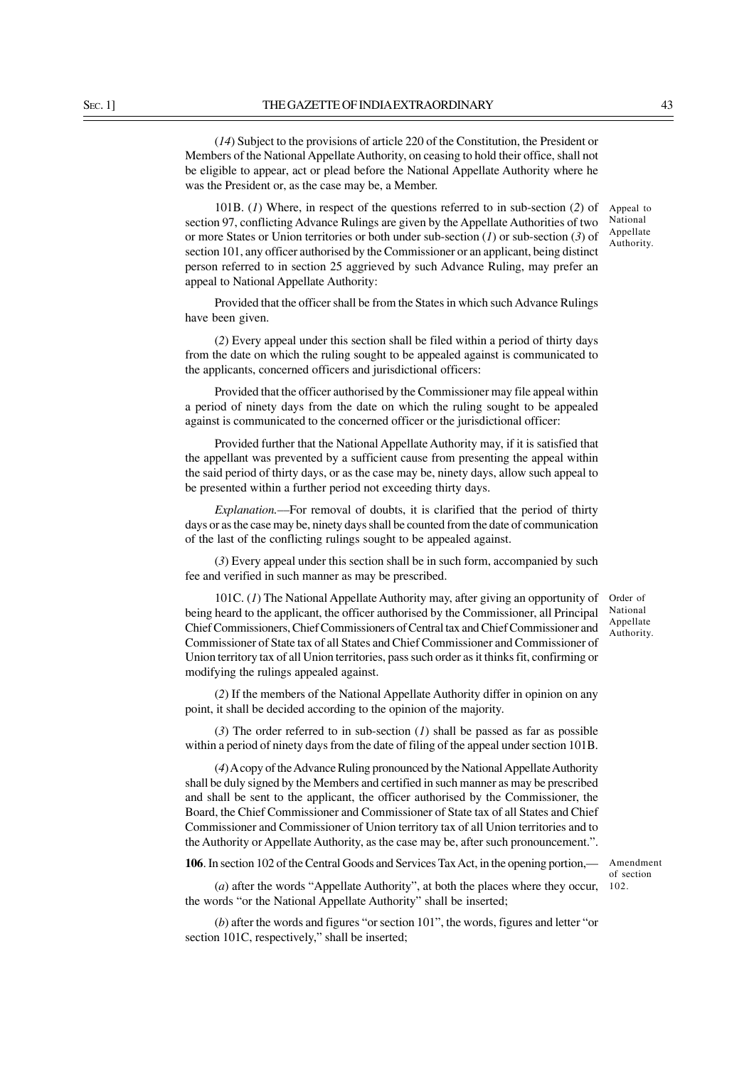(*14*) Subject to the provisions of article 220 of the Constitution, the President or Members of the National Appellate Authority, on ceasing to hold their office, shall not be eligible to appear, act or plead before the National Appellate Authority where he was the President or, as the case may be, a Member.

101B. (*1*) Where, in respect of the questions referred to in sub-section (*2*) of section 97, conflicting Advance Rulings are given by the Appellate Authorities of two or more States or Union territories or both under sub-section (*1*) or sub-section (*3*) of section 101, any officer authorised by the Commissioner or an applicant, being distinct person referred to in section 25 aggrieved by such Advance Ruling, may prefer an appeal to National Appellate Authority:

Appeal to National Appellate Authority.

Provided that the officer shall be from the States in which such Advance Rulings have been given.

(*2*) Every appeal under this section shall be filed within a period of thirty days from the date on which the ruling sought to be appealed against is communicated to the applicants, concerned officers and jurisdictional officers:

Provided that the officer authorised by the Commissioner may file appeal within a period of ninety days from the date on which the ruling sought to be appealed against is communicated to the concerned officer or the jurisdictional officer:

Provided further that the National Appellate Authority may, if it is satisfied that the appellant was prevented by a sufficient cause from presenting the appeal within the said period of thirty days, or as the case may be, ninety days, allow such appeal to be presented within a further period not exceeding thirty days.

*Explanation.*—For removal of doubts, it is clarified that the period of thirty days or as the case may be, ninety days shall be counted from the date of communication of the last of the conflicting rulings sought to be appealed against.

(*3*) Every appeal under this section shall be in such form, accompanied by such fee and verified in such manner as may be prescribed.

101C. (*1*) The National Appellate Authority may, after giving an opportunity of being heard to the applicant, the officer authorised by the Commissioner, all Principal Chief Commissioners, Chief Commissioners of Central tax and Chief Commissioner and Commissioner of State tax of all States and Chief Commissioner and Commissioner of Union territory tax of all Union territories, pass such order as it thinks fit, confirming or modifying the rulings appealed against.

Order of National Appellate Authority.

(*2*) If the members of the National Appellate Authority differ in opinion on any point, it shall be decided according to the opinion of the majority.

(*3*) The order referred to in sub-section (*1*) shall be passed as far as possible within a period of ninety days from the date of filing of the appeal under section 101B.

(*4*) A copy of the Advance Ruling pronounced by the National Appellate Authority shall be duly signed by the Members and certified in such manner as may be prescribed and shall be sent to the applicant, the officer authorised by the Commissioner, the Board, the Chief Commissioner and Commissioner of State tax of all States and Chief Commissioner and Commissioner of Union territory tax of all Union territories and to the Authority or Appellate Authority, as the case may be, after such pronouncement.".

**106**. In section 102 of the Central Goods and Services Tax Act, in the opening portion,—

Amendment of section 102.

(*a*) after the words "Appellate Authority", at both the places where they occur, the words "or the National Appellate Authority" shall be inserted;

(*b*) after the words and figures "or section 101", the words, figures and letter "or section 101C, respectively," shall be inserted;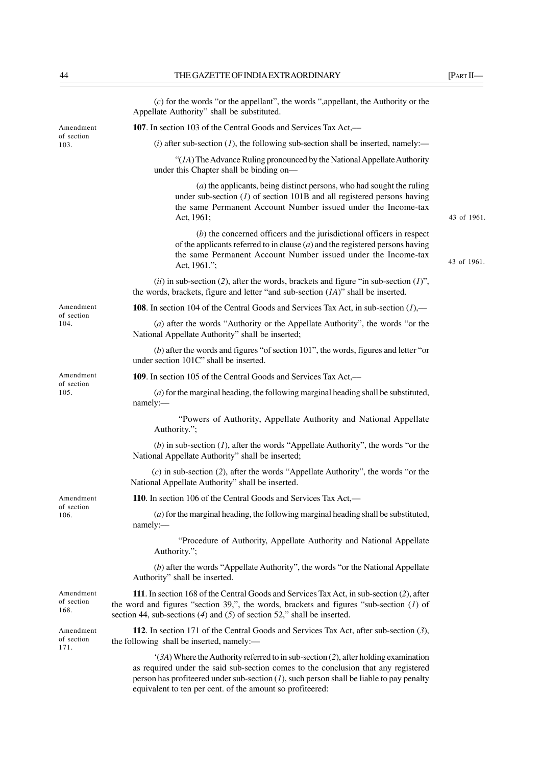(*c*) for the words "or the appellant", the words ",appellant, the Authority or the Appellate Authority" shall be substituted.

Amendment of section 103.

**107**. In section 103 of the Central Goods and Services Tax Act,—

(*i*) after sub-section (*1*), the following sub-section shall be inserted, namely:—

"(*1A*) The Advance Ruling pronounced by the National Appellate Authority under this Chapter shall be binding on—

(*a*) the applicants, being distinct persons, who had sought the ruling under sub-section (*1*) of section 101B and all registered persons having the same Permanent Account Number issued under the Income-tax Act, 1961;

43 of 1961.

(*b*) the concerned officers and the jurisdictional officers in respect of the applicants referred to in clause (*a*) and the registered persons having the same Permanent Account Number issued under the Income-tax Act, 1961.";

43 of 1961.

(*ii*) in sub-section (*2*), after the words, brackets and figure "in sub-section (*1*)", the words, brackets, figure and letter "and sub-section (*1A*)" shall be inserted.

Amendment of section 104.

**108**. In section 104 of the Central Goods and Services Tax Act, in sub-section (*1*),—

(*a*) after the words "Authority or the Appellate Authority", the words "or the National Appellate Authority" shall be inserted;

(*b*) after the words and figures "of section 101", the words, figures and letter "or under section 101C" shall be inserted.

Amendment of section 105.

**109**. In section 105 of the Central Goods and Services Tax Act,—

(*a*) for the marginal heading, the following marginal heading shall be substituted, namely:—

"Powers of Authority, Appellate Authority and National Appellate Authority.";

(*b*) in sub-section (*1*), after the words "Appellate Authority", the words "or the National Appellate Authority" shall be inserted;

(*c*) in sub-section (*2*), after the words "Appellate Authority", the words "or the National Appellate Authority" shall be inserted.

Amendment of section 106.

**110**. In section 106 of the Central Goods and Services Tax Act,—

(*a*) for the marginal heading, the following marginal heading shall be substituted, namely:—

"Procedure of Authority, Appellate Authority and National Appellate Authority.";

(*b*) after the words "Appellate Authority", the words "or the National Appellate Authority" shall be inserted.

Amendment of section 168.

**111**. In section 168 of the Central Goods and Services Tax Act, in sub-section (*2*), after the word and figures "section 39,", the words, brackets and figures "sub-section (*1*) of section 44, sub-sections (*4*) and (*5*) of section 52," shall be inserted.

Amendment of section 171.

**112**. In section 171 of the Central Goods and Services Tax Act, after sub-section (*3*), the following shall be inserted, namely:—

'(*3A*) Where the Authority referred to in sub-section (*2*), after holding examination as required under the said sub-section comes to the conclusion that any registered person has profiteered under sub-section (*1*), such person shall be liable to pay penalty equivalent to ten per cent. of the amount so profiteered: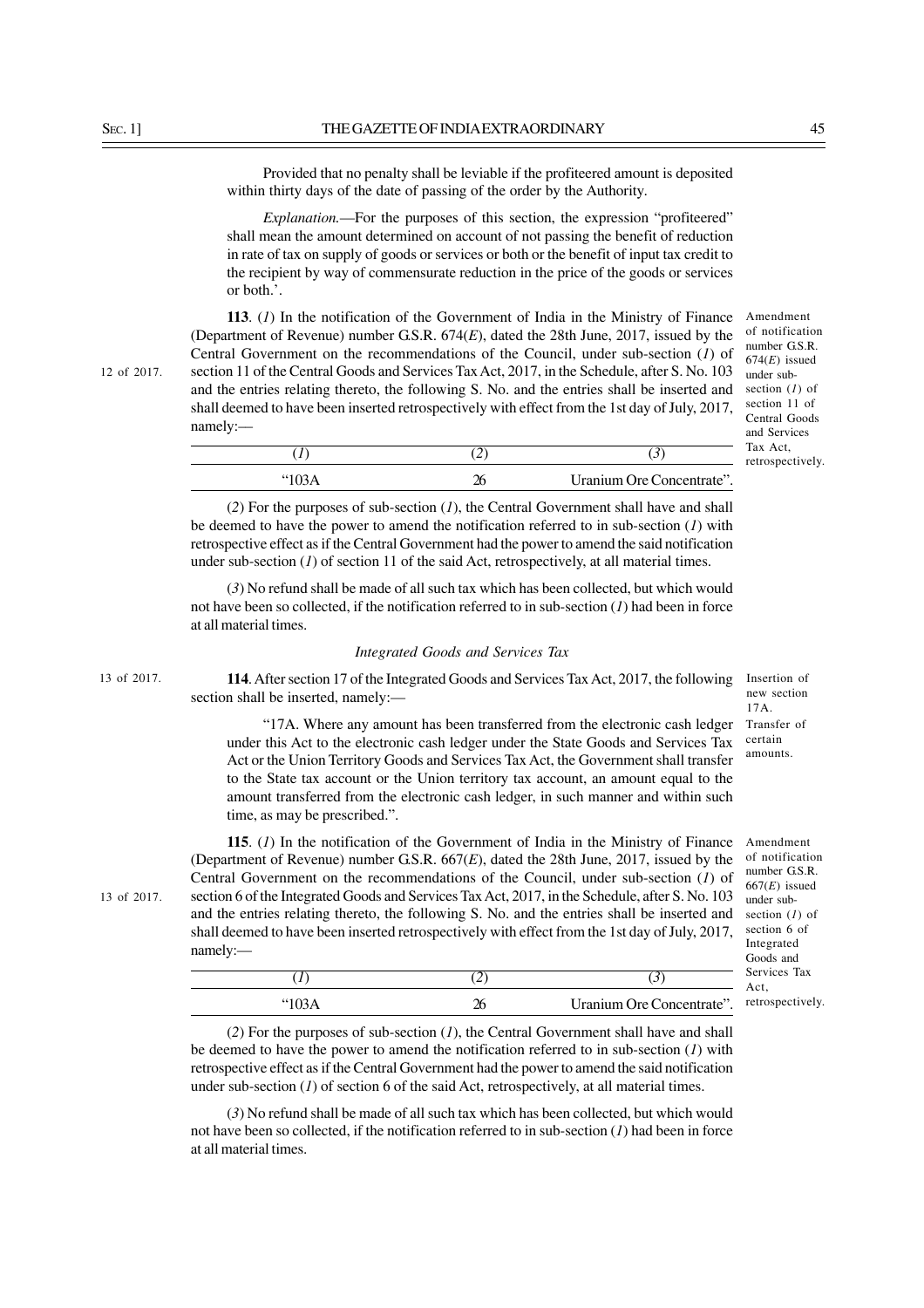Provided that no penalty shall be leviable if the profiteered amount is deposited within thirty days of the date of passing of the order by the Authority.

*Explanation.*—For the purposes of this section, the expression "profiteered" shall mean the amount determined on account of not passing the benefit of reduction in rate of tax on supply of goods or services or both or the benefit of input tax credit to the recipient by way of commensurate reduction in the price of the goods or services or both.'.

Amendment of notification number G.S.R. 674(*E*) issued under sub-section (*1*) of section 11 of Central Goods and Services Tax Act, retrospectively.

12 of 2017.

**113**. (*1*) In the notification of the Government of India in the Ministry of Finance (Department of Revenue) number G.S.R. 674(*E*), dated the 28th June, 2017, issued by the Central Government on the recommendations of the Council, under sub-section (*1*) of section 11 of the Central Goods and Services Tax Act, 2017, in the Schedule, after S. No. 103 and the entries relating thereto, the following S. No. and the entries shall be inserted and shall deemed to have been inserted retrospectively with effect from the 1st day of July, 2017, namely:—

| (*1*) | (*2*) | (*3*) |
|---|---|---|
| "103A | 26 | Uranium Ore Concentrate". |

(*2*) For the purposes of sub-section (*1*), the Central Government shall have and shall be deemed to have the power to amend the notification referred to in sub-section (*1*) with retrospective effect as if the Central Government had the power to amend the said notification under sub-section (*1*) of section 11 of the said Act, retrospectively, at all material times.

(*3*) No refund shall be made of all such tax which has been collected, but which would not have been so collected, if the notification referred to in sub-section (*1*) had been in force at all material times.

*Integrated Goods and Services Tax*

13 of 2017.

Insertion of new section 17A.

**114**. After section 17 of the Integrated Goods and Services Tax Act, 2017, the following section shall be inserted, namely:—

Transfer of certain amounts.

"17A. Where any amount has been transferred from the electronic cash ledger under this Act to the electronic cash ledger under the State Goods and Services Tax Act or the Union Territory Goods and Services Tax Act, the Government shall transfer to the State tax account or the Union territory tax account, an amount equal to the amount transferred from the electronic cash ledger, in such manner and within such time, as may be prescribed.".

Amendment of notification number G.S.R. 667(*E*) issued under sub-section (*1*) of section 6 of Integrated Goods and Services Tax Act, retrospectively.

13 of 2017.

**115**. (*1*) In the notification of the Government of India in the Ministry of Finance (Department of Revenue) number G.S.R. 667(*E*), dated the 28th June, 2017, issued by the Central Government on the recommendations of the Council, under sub-section (*1*) of section 6 of the Integrated Goods and Services Tax Act, 2017, in the Schedule, after S. No. 103 and the entries relating thereto, the following S. No. and the entries shall be inserted and shall deemed to have been inserted retrospectively with effect from the 1st day of July, 2017, namely:—

| (*1*) | (*2*) | (*3*) |
|---|---|---|
| "103A | 26 | Uranium Ore Concentrate". |

(*2*) For the purposes of sub-section (*1*), the Central Government shall have and shall be deemed to have the power to amend the notification referred to in sub-section (*1*) with retrospective effect as if the Central Government had the power to amend the said notification under sub-section (*1*) of section 6 of the said Act, retrospectively, at all material times.

(*3*) No refund shall be made of all such tax which has been collected, but which would not have been so collected, if the notification referred to in sub-section (*1*) had been in force at all material times.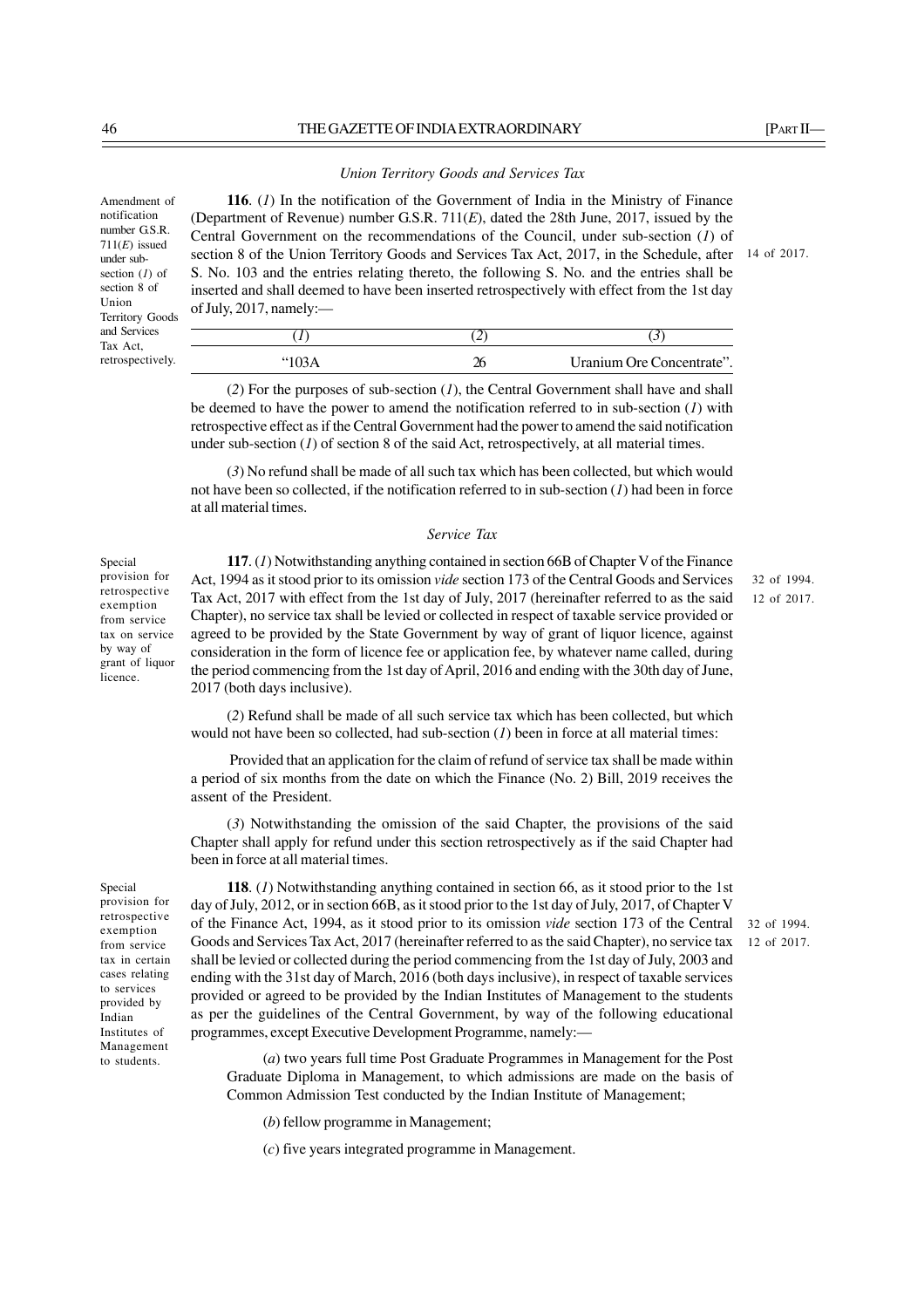*Union Territory Goods and Services Tax*

Amendment of notification number G.S.R. 711(*E*) issued under sub-section (*1*) of section 8 of Union Territory Goods and Services Tax Act, retrospectively.

**116**. (*1*) In the notification of the Government of India in the Ministry of Finance (Department of Revenue) number G.S.R. 711(*E*), dated the 28th June, 2017, issued by the Central Government on the recommendations of the Council, under sub-section (*1*) of section 8 of the Union Territory Goods and Services Tax Act, 2017, in the Schedule, after S. No. 103 and the entries relating thereto, the following S. No. and the entries shall be inserted and shall deemed to have been inserted retrospectively with effect from the 1st day of July, 2017, namely:—

14 of 2017.

| (*1*) | (*2*) | (*3*) |
|---|---|---|
| "103A | 26 | Uranium Ore Concentrate". |

(*2*) For the purposes of sub-section (*1*), the Central Government shall have and shall be deemed to have the power to amend the notification referred to in sub-section (*1*) with retrospective effect as if the Central Government had the power to amend the said notification under sub-section (*1*) of section 8 of the said Act, retrospectively, at all material times.

(*3*) No refund shall be made of all such tax which has been collected, but which would not have been so collected, if the notification referred to in sub-section (*1*) had been in force at all material times.

*Service Tax*

Special provision for retrospective exemption from service tax on service by way of grant of liquor licence.

**117**. (*1*) Notwithstanding anything contained in section 66B of Chapter V of the Finance Act, 1994 as it stood prior to its omission *vide* section 173 of the Central Goods and Services Tax Act, 2017 with effect from the 1st day of July, 2017 (hereinafter referred to as the said Chapter), no service tax shall be levied or collected in respect of taxable service provided or agreed to be provided by the State Government by way of grant of liquor licence, against consideration in the form of licence fee or application fee, by whatever name called, during the period commencing from the 1st day of April, 2016 and ending with the 30th day of June, 2017 (both days inclusive).

32 of 1994.
12 of 2017.

(*2*) Refund shall be made of all such service tax which has been collected, but which would not have been so collected, had sub-section (*1*) been in force at all material times:

Provided that an application for the claim of refund of service tax shall be made within a period of six months from the date on which the Finance (No. 2) Bill, 2019 receives the assent of the President.

(*3*) Notwithstanding the omission of the said Chapter, the provisions of the said Chapter shall apply for refund under this section retrospectively as if the said Chapter had been in force at all material times.

Special provision for retrospective exemption from service tax in certain cases relating to services provided by Indian Institutes of Management to students.

**118**. (*1*) Notwithstanding anything contained in section 66, as it stood prior to the 1st day of July, 2012, or in section 66B, as it stood prior to the 1st day of July, 2017, of Chapter V of the Finance Act, 1994, as it stood prior to its omission *vide* section 173 of the Central Goods and Services Tax Act, 2017 (hereinafter referred to as the said Chapter), no service tax shall be levied or collected during the period commencing from the 1st day of July, 2003 and ending with the 31st day of March, 2016 (both days inclusive), in respect of taxable services provided or agreed to be provided by the Indian Institutes of Management to the students as per the guidelines of the Central Government, by way of the following educational programmes, except Executive Development Programme, namely:—

32 of 1994.
12 of 2017.

(*a*) two years full time Post Graduate Programmes in Management for the Post Graduate Diploma in Management, to which admissions are made on the basis of Common Admission Test conducted by the Indian Institute of Management;

(*b*) fellow programme in Management;

(*c*) five years integrated programme in Management.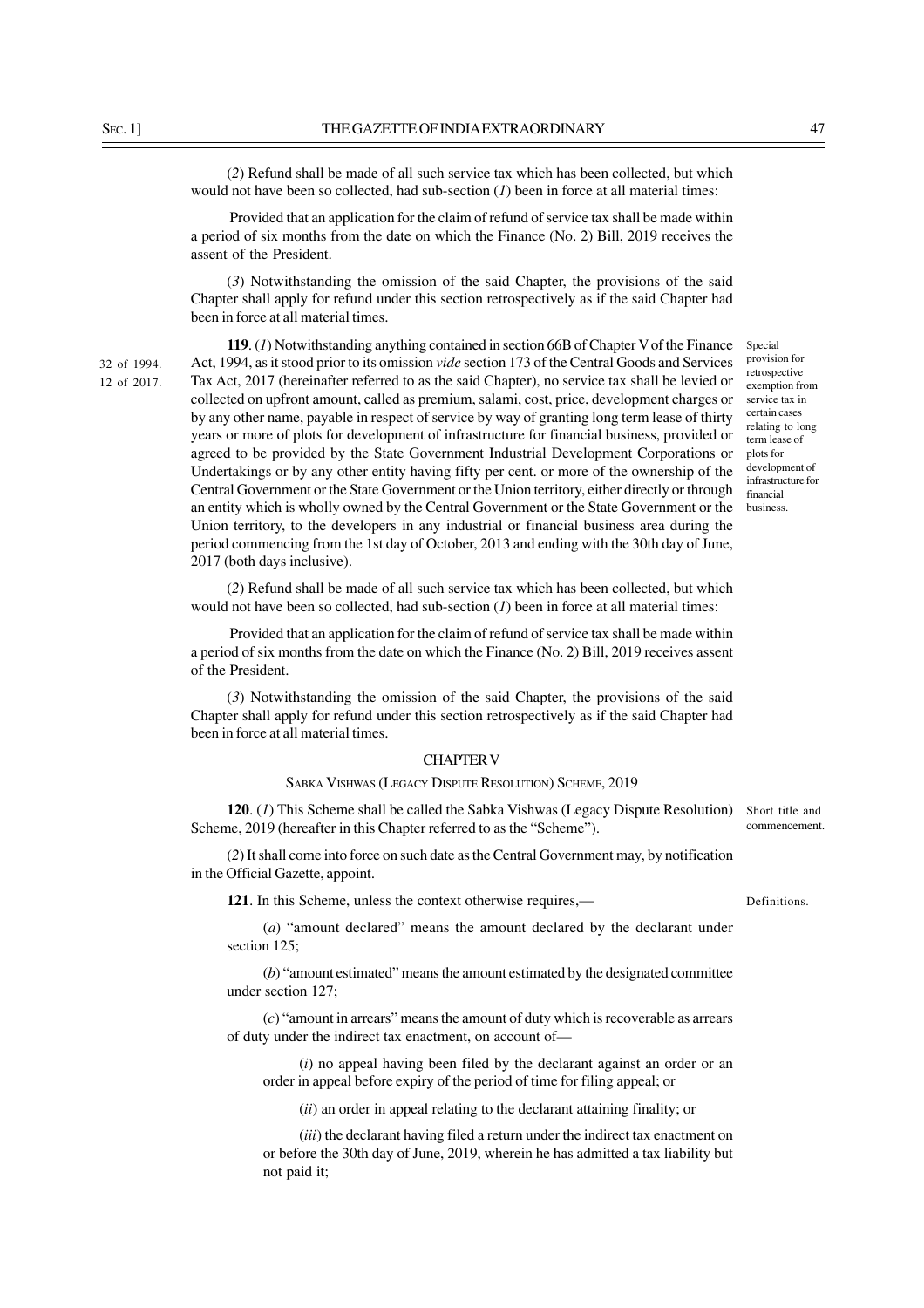(*2*) Refund shall be made of all such service tax which has been collected, but which would not have been so collected, had sub-section (*1*) been in force at all material times:

Provided that an application for the claim of refund of service tax shall be made within a period of six months from the date on which the Finance (No. 2) Bill, 2019 receives the assent of the President.

(*3*) Notwithstanding the omission of the said Chapter, the provisions of the said Chapter shall apply for refund under this section retrospectively as if the said Chapter had been in force at all material times.

Special provision for retrospective exemption from service tax in certain cases relating to long term lease of plots for development of infrastructure for financial business.

32 of 1994.
12 of 2017.

**119**. (*1*) Notwithstanding anything contained in section 66B of Chapter V of the Finance Act, 1994, as it stood prior to its omission *vide* section 173 of the Central Goods and Services Tax Act, 2017 (hereinafter referred to as the said Chapter), no service tax shall be levied or collected on upfront amount, called as premium, salami, cost, price, development charges or by any other name, payable in respect of service by way of granting long term lease of thirty years or more of plots for development of infrastructure for financial business, provided or agreed to be provided by the State Government Industrial Development Corporations or Undertakings or by any other entity having fifty per cent. or more of the ownership of the Central Government or the State Government or the Union territory, either directly or through an entity which is wholly owned by the Central Government or the State Government or the Union territory, to the developers in any industrial or financial business area during the period commencing from the 1st day of October, 2013 and ending with the 30th day of June, 2017 (both days inclusive).

(*2*) Refund shall be made of all such service tax which has been collected, but which would not have been so collected, had sub-section (*1*) been in force at all material times:

Provided that an application for the claim of refund of service tax shall be made within a period of six months from the date on which the Finance (No. 2) Bill, 2019 receives assent of the President.

(*3*) Notwithstanding the omission of the said Chapter, the provisions of the said Chapter shall apply for refund under this section retrospectively as if the said Chapter had been in force at all material times.

## CHAPTER V

### SABKA VISHWAS (LEGACY DISPUTE RESOLUTION) SCHEME, 2019

Short title and commencement.

**120**. (*1*) This Scheme shall be called the Sabka Vishwas (Legacy Dispute Resolution) Scheme, 2019 (hereafter in this Chapter referred to as the "Scheme").

(*2*) It shall come into force on such date as the Central Government may, by notification in the Official Gazette, appoint.

Definitions.

**121**. In this Scheme, unless the context otherwise requires,—

(*a*) "amount declared" means the amount declared by the declarant under section 125;

(*b*) "amount estimated" means the amount estimated by the designated committee under section 127;

(*c*) "amount in arrears" means the amount of duty which is recoverable as arrears of duty under the indirect tax enactment, on account of—

(*i*) no appeal having been filed by the declarant against an order or an order in appeal before expiry of the period of time for filing appeal; or

(*ii*) an order in appeal relating to the declarant attaining finality; or

(*iii*) the declarant having filed a return under the indirect tax enactment on or before the 30th day of June, 2019, wherein he has admitted a tax liability but not paid it;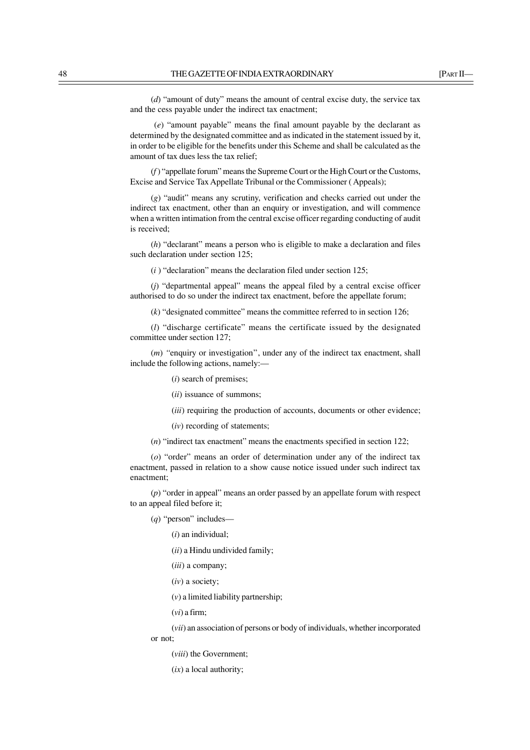(*d*) "amount of duty" means the amount of central excise duty, the service tax and the cess payable under the indirect tax enactment;

(*e*) "amount payable" means the final amount payable by the declarant as determined by the designated committee and as indicated in the statement issued by it, in order to be eligible for the benefits under this Scheme and shall be calculated as the amount of tax dues less the tax relief;

(*f*) "appellate forum" means the Supreme Court or the High Court or the Customs, Excise and Service Tax Appellate Tribunal or the Commissioner ( Appeals);

(*g*) "audit" means any scrutiny, verification and checks carried out under the indirect tax enactment, other than an enquiry or investigation, and will commence when a written intimation from the central excise officer regarding conducting of audit is received;

(*h*) "declarant" means a person who is eligible to make a declaration and files such declaration under section 125;

(*i* ) "declaration" means the declaration filed under section 125;

(*j*) "departmental appeal" means the appeal filed by a central excise officer authorised to do so under the indirect tax enactment, before the appellate forum;

(*k*) "designated committee" means the committee referred to in section 126;

(*l*) "discharge certificate" means the certificate issued by the designated committee under section 127;

(*m*) "enquiry or investigation", under any of the indirect tax enactment, shall include the following actions, namely:—

(*i*) search of premises;

(*ii*) issuance of summons;

(*iii*) requiring the production of accounts, documents or other evidence;

(*iv*) recording of statements;

(*n*) "indirect tax enactment" means the enactments specified in section 122;

(*o*) "order" means an order of determination under any of the indirect tax enactment, passed in relation to a show cause notice issued under such indirect tax enactment;

(*p*) "order in appeal" means an order passed by an appellate forum with respect to an appeal filed before it;

(*q*) "person" includes—

(*i*) an individual;

(*ii*) a Hindu undivided family;

(*iii*) a company;

(*iv*) a society;

(*v*) a limited liability partnership;

(*vi*) a firm;

(*vii*) an association of persons or body of individuals, whether incorporated or not;

(*viii*) the Government;

(*ix*) a local authority;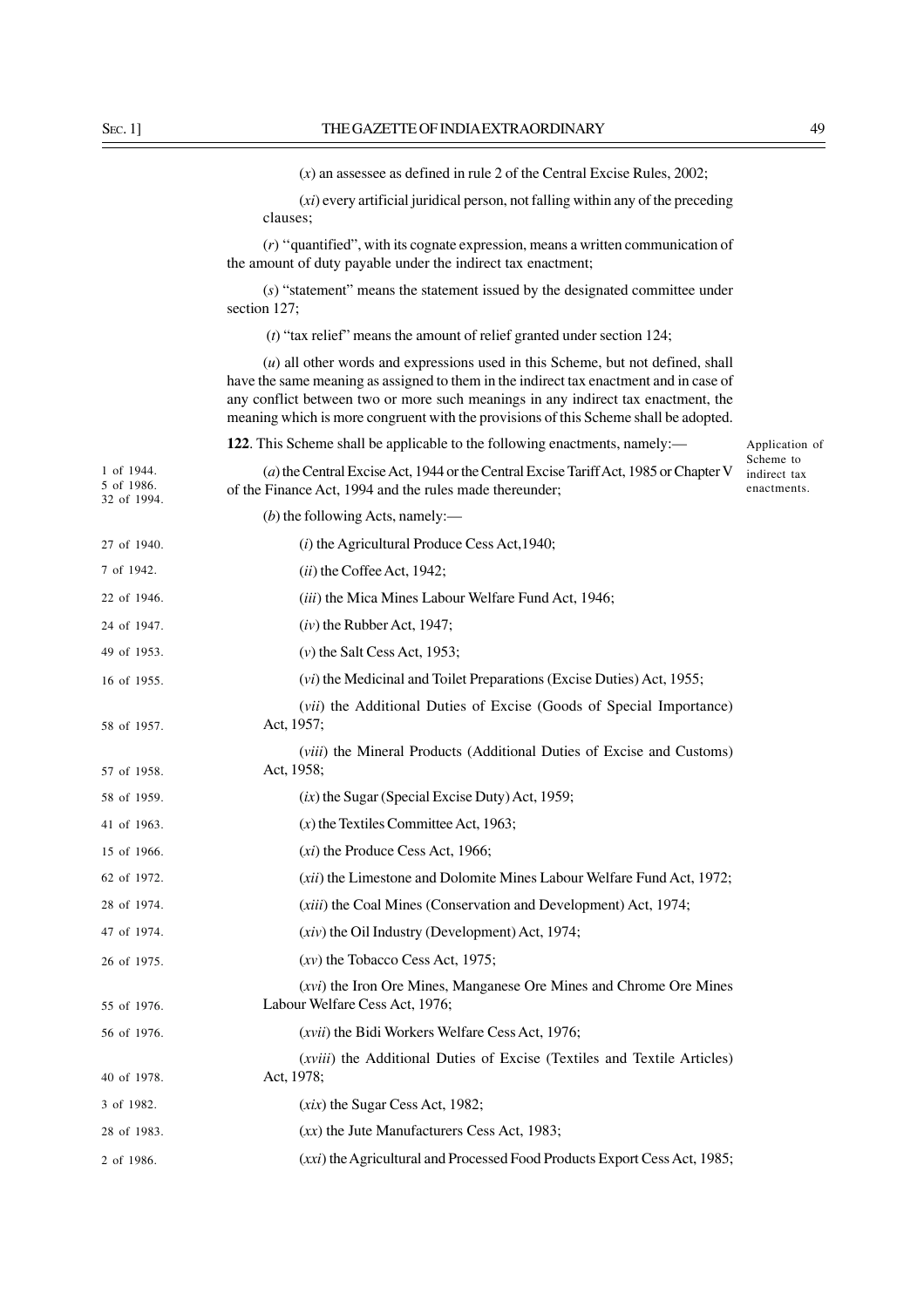(*x*) an assessee as defined in rule 2 of the Central Excise Rules, 2002;

(*xi*) every artificial juridical person, not falling within any of the preceding clauses;

(*r*) "quantified", with its cognate expression, means a written communication of the amount of duty payable under the indirect tax enactment;

(*s*) "statement" means the statement issued by the designated committee under section 127;

(*t*) "tax relief" means the amount of relief granted under section 124;

(*u*) all other words and expressions used in this Scheme, but not defined, shall have the same meaning as assigned to them in the indirect tax enactment and in case of any conflict between two or more such meanings in any indirect tax enactment, the meaning which is more congruent with the provisions of this Scheme shall be adopted.

Application of Scheme to indirect tax enactments.

**122**. This Scheme shall be applicable to the following enactments, namely:—

(*a*) the Central Excise Act, 1944 or the Central Excise Tariff Act, 1985 or Chapter V of the Finance Act, 1994 and the rules made thereunder; (1 of 1944. 5 of 1986. 32 of 1994.)

(*b*) the following Acts, namely:—

(*i*) the Agricultural Produce Cess Act, 1940; (27 of 1940.)

(*ii*) the Coffee Act, 1942; (7 of 1942.)

(*iii*) the Mica Mines Labour Welfare Fund Act, 1946; (22 of 1946.)

(*iv*) the Rubber Act, 1947; (24 of 1947.)

(*v*) the Salt Cess Act, 1953; (49 of 1953.)

(*vi*) the Medicinal and Toilet Preparations (Excise Duties) Act, 1955; (16 of 1955.)

(*vii*) the Additional Duties of Excise (Goods of Special Importance) Act, 1957; (58 of 1957.)

(*viii*) the Mineral Products (Additional Duties of Excise and Customs) Act, 1958; (57 of 1958.)

(*ix*) the Sugar (Special Excise Duty) Act, 1959; (58 of 1959.)

(*x*) the Textiles Committee Act, 1963; (41 of 1963.)

(*xi*) the Produce Cess Act, 1966; (15 of 1966.)

(*xii*) the Limestone and Dolomite Mines Labour Welfare Fund Act, 1972; (62 of 1972.)

(*xiii*) the Coal Mines (Conservation and Development) Act, 1974; (28 of 1974.)

(*xiv*) the Oil Industry (Development) Act, 1974; (47 of 1974.)

(*xv*) the Tobacco Cess Act, 1975; (26 of 1975.)

(*xvi*) the Iron Ore Mines, Manganese Ore Mines and Chrome Ore Mines Labour Welfare Cess Act, 1976; (55 of 1976.)

(*xvii*) the Bidi Workers Welfare Cess Act, 1976; (56 of 1976.)

(*xviii*) the Additional Duties of Excise (Textiles and Textile Articles) Act, 1978; (40 of 1978.)

(*xix*) the Sugar Cess Act, 1982; (3 of 1982.)

(*xx*) the Jute Manufacturers Cess Act, 1983; (28 of 1983.)

(*xxi*) the Agricultural and Processed Food Products Export Cess Act, 1985; (2 of 1986.)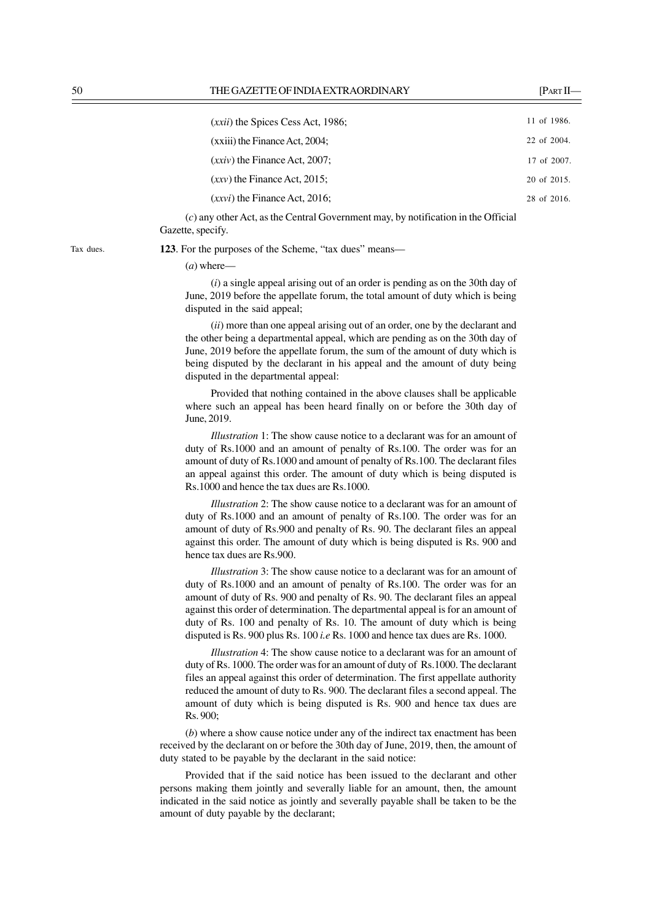(*xxii*) the Spices Cess Act, 1986; 11 of 1986.

(xxiii) the Finance Act, 2004; 22 of 2004.

(*xxiv*) the Finance Act, 2007; 17 of 2007.

(*xxv*) the Finance Act, 2015; 20 of 2015.

(*xxvi*) the Finance Act, 2016; 28 of 2016.

(*c*) any other Act, as the Central Government may, by notification in the Official Gazette, specify.

Tax dues.

**123**. For the purposes of the Scheme, "tax dues" means—

(*a*) where—

(*i*) a single appeal arising out of an order is pending as on the 30th day of June, 2019 before the appellate forum, the total amount of duty which is being disputed in the said appeal;

(*ii*) more than one appeal arising out of an order, one by the declarant and the other being a departmental appeal, which are pending as on the 30th day of June, 2019 before the appellate forum, the sum of the amount of duty which is being disputed by the declarant in his appeal and the amount of duty being disputed in the departmental appeal:

Provided that nothing contained in the above clauses shall be applicable where such an appeal has been heard finally on or before the 30th day of June, 2019.

*Illustration* 1: The show cause notice to a declarant was for an amount of duty of Rs.1000 and an amount of penalty of Rs.100. The order was for an amount of duty of Rs.1000 and amount of penalty of Rs.100. The declarant files an appeal against this order. The amount of duty which is being disputed is Rs.1000 and hence the tax dues are Rs.1000.

*Illustration* 2: The show cause notice to a declarant was for an amount of duty of Rs.1000 and an amount of penalty of Rs.100. The order was for an amount of duty of Rs.900 and penalty of Rs. 90. The declarant files an appeal against this order. The amount of duty which is being disputed is Rs. 900 and hence tax dues are Rs.900.

*Illustration* 3: The show cause notice to a declarant was for an amount of duty of Rs.1000 and an amount of penalty of Rs.100. The order was for an amount of duty of Rs. 900 and penalty of Rs. 90. The declarant files an appeal against this order of determination. The departmental appeal is for an amount of duty of Rs. 100 and penalty of Rs. 10. The amount of duty which is being disputed is Rs. 900 plus Rs. 100 *i.e* Rs. 1000 and hence tax dues are Rs. 1000.

*Illustration* 4: The show cause notice to a declarant was for an amount of duty of Rs. 1000. The order was for an amount of duty of Rs.1000. The declarant files an appeal against this order of determination. The first appellate authority reduced the amount of duty to Rs. 900. The declarant files a second appeal. The amount of duty which is being disputed is Rs. 900 and hence tax dues are Rs. 900;

(*b*) where a show cause notice under any of the indirect tax enactment has been received by the declarant on or before the 30th day of June, 2019, then, the amount of duty stated to be payable by the declarant in the said notice:

Provided that if the said notice has been issued to the declarant and other persons making them jointly and severally liable for an amount, then, the amount indicated in the said notice as jointly and severally payable shall be taken to be the amount of duty payable by the declarant;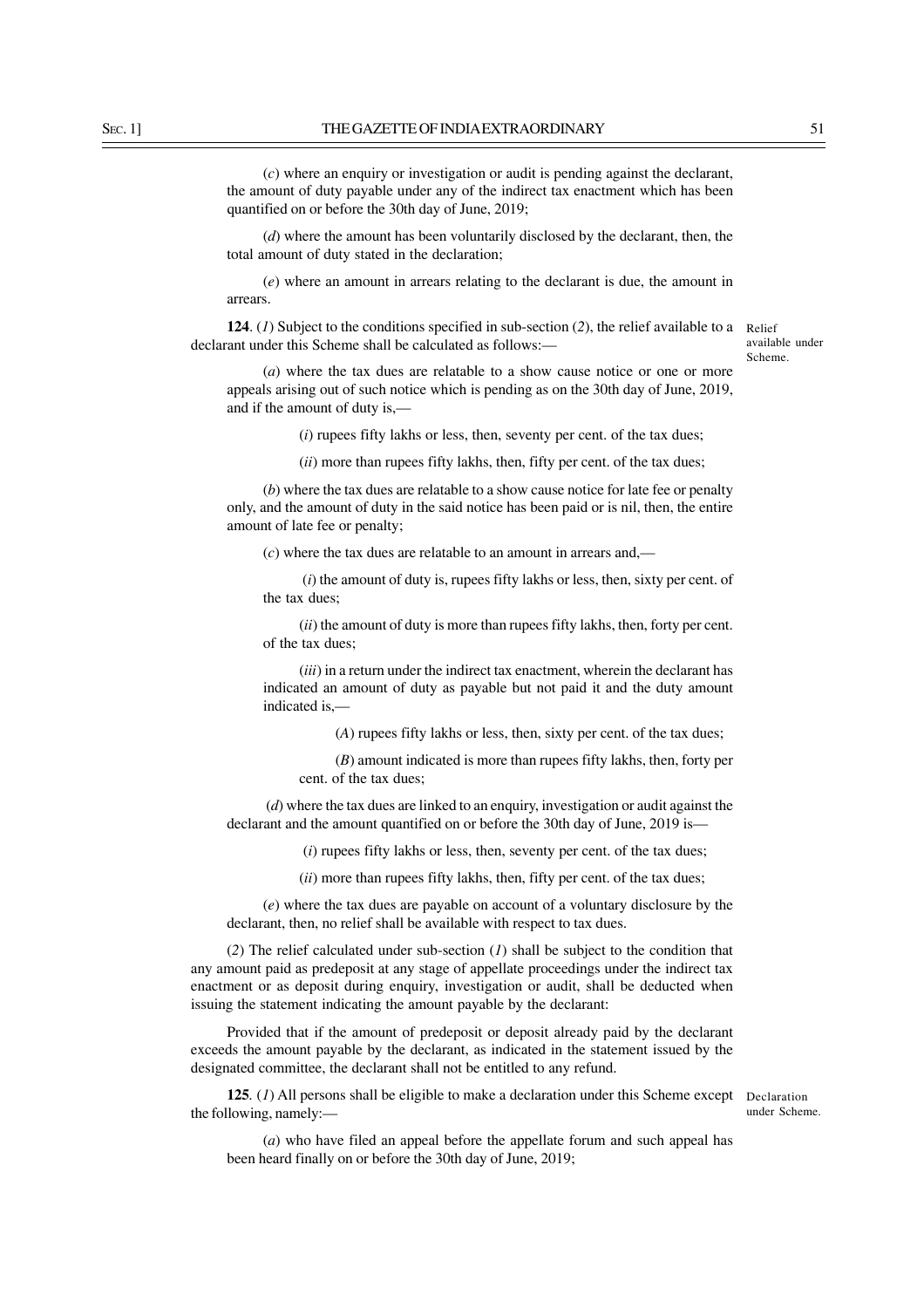(*c*) where an enquiry or investigation or audit is pending against the declarant, the amount of duty payable under any of the indirect tax enactment which has been quantified on or before the 30th day of June, 2019;

(*d*) where the amount has been voluntarily disclosed by the declarant, then, the total amount of duty stated in the declaration;

(*e*) where an amount in arrears relating to the declarant is due, the amount in arrears.

**124**. (*1*) Subject to the conditions specified in sub-section (*2*), the relief available to a declarant under this Scheme shall be calculated as follows:— *Relief available under Scheme.*

(*a*) where the tax dues are relatable to a show cause notice or one or more appeals arising out of such notice which is pending as on the 30th day of June, 2019, and if the amount of duty is,—

(*i*) rupees fifty lakhs or less, then, seventy per cent. of the tax dues;

(*ii*) more than rupees fifty lakhs, then, fifty per cent. of the tax dues;

(*b*) where the tax dues are relatable to a show cause notice for late fee or penalty only, and the amount of duty in the said notice has been paid or is nil, then, the entire amount of late fee or penalty;

(*c*) where the tax dues are relatable to an amount in arrears and,—

(*i*) the amount of duty is, rupees fifty lakhs or less, then, sixty per cent. of the tax dues;

(*ii*) the amount of duty is more than rupees fifty lakhs, then, forty per cent. of the tax dues;

(*iii*) in a return under the indirect tax enactment, wherein the declarant has indicated an amount of duty as payable but not paid it and the duty amount indicated is,—

(*A*) rupees fifty lakhs or less, then, sixty per cent. of the tax dues;

(*B*) amount indicated is more than rupees fifty lakhs, then, forty per cent. of the tax dues;

(*d*) where the tax dues are linked to an enquiry, investigation or audit against the declarant and the amount quantified on or before the 30th day of June, 2019 is—

(*i*) rupees fifty lakhs or less, then, seventy per cent. of the tax dues;

(*ii*) more than rupees fifty lakhs, then, fifty per cent. of the tax dues;

(*e*) where the tax dues are payable on account of a voluntary disclosure by the declarant, then, no relief shall be available with respect to tax dues.

(*2*) The relief calculated under sub-section (*1*) shall be subject to the condition that any amount paid as predeposit at any stage of appellate proceedings under the indirect tax enactment or as deposit during enquiry, investigation or audit, shall be deducted when issuing the statement indicating the amount payable by the declarant:

Provided that if the amount of predeposit or deposit already paid by the declarant exceeds the amount payable by the declarant, as indicated in the statement issued by the designated committee, the declarant shall not be entitled to any refund.

**125**. (*1*) All persons shall be eligible to make a declaration under this Scheme except the following, namely:— *Declaration under Scheme.*

(*a*) who have filed an appeal before the appellate forum and such appeal has been heard finally on or before the 30th day of June, 2019;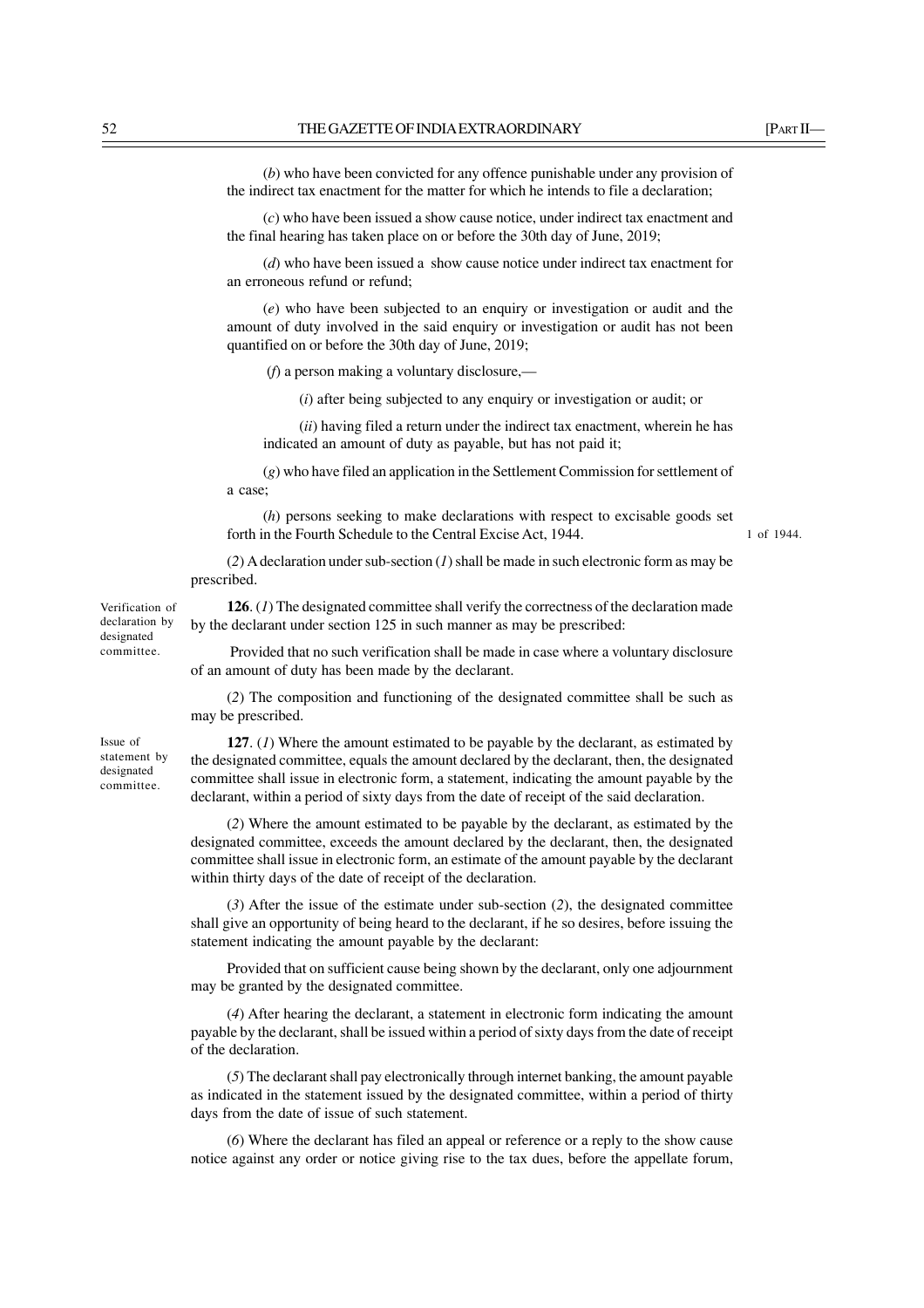(*b*) who have been convicted for any offence punishable under any provision of the indirect tax enactment for the matter for which he intends to file a declaration;

(*c*) who have been issued a show cause notice, under indirect tax enactment and the final hearing has taken place on or before the 30th day of June, 2019;

(*d*) who have been issued a show cause notice under indirect tax enactment for an erroneous refund or refund;

(*e*) who have been subjected to an enquiry or investigation or audit and the amount of duty involved in the said enquiry or investigation or audit has not been quantified on or before the 30th day of June, 2019;

(*f*) a person making a voluntary disclosure,—

(*i*) after being subjected to any enquiry or investigation or audit; or

(*ii*) having filed a return under the indirect tax enactment, wherein he has indicated an amount of duty as payable, but has not paid it;

(*g*) who have filed an application in the Settlement Commission for settlement of a case;

(*h*) persons seeking to make declarations with respect to excisable goods set forth in the Fourth Schedule to the Central Excise Act, 1944. 1 of 1944.

(*2*) A declaration under sub-section (*1*) shall be made in such electronic form as may be prescribed.

Verification of declaration by designated committee.

**126**. (*1*) The designated committee shall verify the correctness of the declaration made by the declarant under section 125 in such manner as may be prescribed:

Provided that no such verification shall be made in case where a voluntary disclosure of an amount of duty has been made by the declarant.

(*2*) The composition and functioning of the designated committee shall be such as may be prescribed.

Issue of statement by designated committee.

**127**. (*1*) Where the amount estimated to be payable by the declarant, as estimated by the designated committee, equals the amount declared by the declarant, then, the designated committee shall issue in electronic form, a statement, indicating the amount payable by the declarant, within a period of sixty days from the date of receipt of the said declaration.

(*2*) Where the amount estimated to be payable by the declarant, as estimated by the designated committee, exceeds the amount declared by the declarant, then, the designated committee shall issue in electronic form, an estimate of the amount payable by the declarant within thirty days of the date of receipt of the declaration.

(*3*) After the issue of the estimate under sub-section (*2*), the designated committee shall give an opportunity of being heard to the declarant, if he so desires, before issuing the statement indicating the amount payable by the declarant:

Provided that on sufficient cause being shown by the declarant, only one adjournment may be granted by the designated committee.

(*4*) After hearing the declarant, a statement in electronic form indicating the amount payable by the declarant, shall be issued within a period of sixty days from the date of receipt of the declaration.

(*5*) The declarant shall pay electronically through internet banking, the amount payable as indicated in the statement issued by the designated committee, within a period of thirty days from the date of issue of such statement.

(*6*) Where the declarant has filed an appeal or reference or a reply to the show cause notice against any order or notice giving rise to the tax dues, before the appellate forum,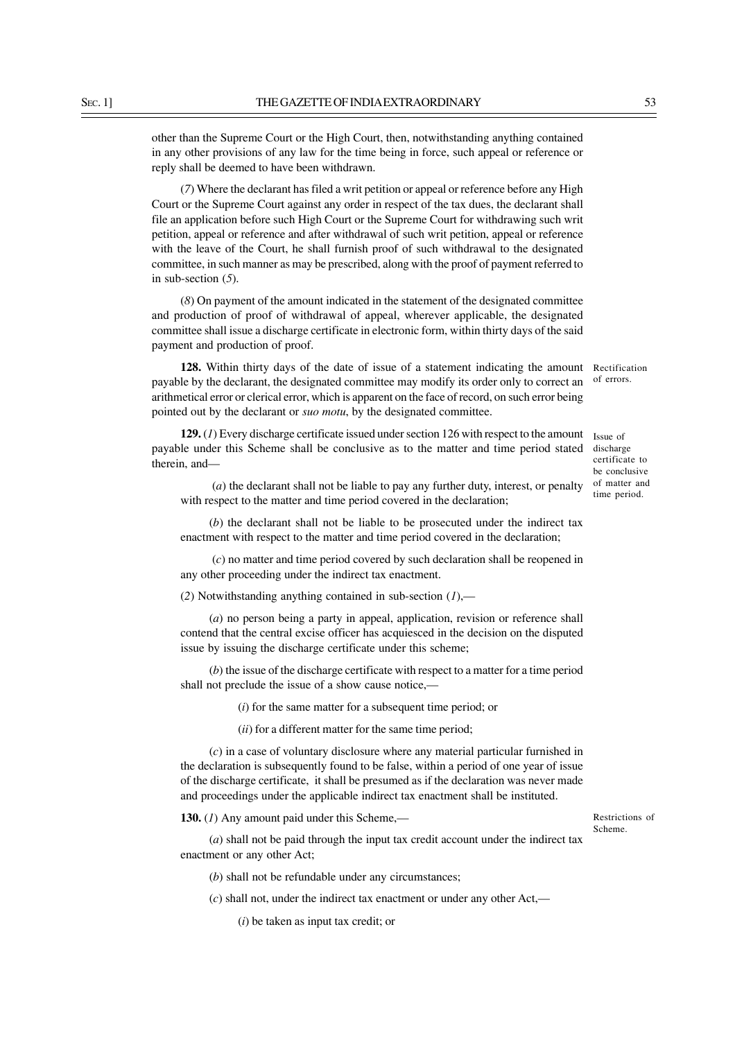other than the Supreme Court or the High Court, then, notwithstanding anything contained in any other provisions of any law for the time being in force, such appeal or reference or reply shall be deemed to have been withdrawn.

(*7*) Where the declarant has filed a writ petition or appeal or reference before any High Court or the Supreme Court against any order in respect of the tax dues, the declarant shall file an application before such High Court or the Supreme Court for withdrawing such writ petition, appeal or reference and after withdrawal of such writ petition, appeal or reference with the leave of the Court, he shall furnish proof of such withdrawal to the designated committee, in such manner as may be prescribed, along with the proof of payment referred to in sub-section (*5*).

(*8*) On payment of the amount indicated in the statement of the designated committee and production of proof of withdrawal of appeal, wherever applicable, the designated committee shall issue a discharge certificate in electronic form, within thirty days of the said payment and production of proof.

Rectification of errors.

**128.** Within thirty days of the date of issue of a statement indicating the amount payable by the declarant, the designated committee may modify its order only to correct an arithmetical error or clerical error, which is apparent on the face of record, on such error being pointed out by the declarant or *suo motu*, by the designated committee.

Issue of discharge certificate to be conclusive of matter and time period.

**129.** (*1*) Every discharge certificate issued under section 126 with respect to the amount payable under this Scheme shall be conclusive as to the matter and time period stated therein, and—

(*a*) the declarant shall not be liable to pay any further duty, interest, or penalty with respect to the matter and time period covered in the declaration;

(*b*) the declarant shall not be liable to be prosecuted under the indirect tax enactment with respect to the matter and time period covered in the declaration;

(*c*) no matter and time period covered by such declaration shall be reopened in any other proceeding under the indirect tax enactment.

(*2*) Notwithstanding anything contained in sub-section (*1*),—

(*a*) no person being a party in appeal, application, revision or reference shall contend that the central excise officer has acquiesced in the decision on the disputed issue by issuing the discharge certificate under this scheme;

(*b*) the issue of the discharge certificate with respect to a matter for a time period shall not preclude the issue of a show cause notice,—

(*i*) for the same matter for a subsequent time period; or

(*ii*) for a different matter for the same time period;

(*c*) in a case of voluntary disclosure where any material particular furnished in the declaration is subsequently found to be false, within a period of one year of issue of the discharge certificate, it shall be presumed as if the declaration was never made and proceedings under the applicable indirect tax enactment shall be instituted.

Restrictions of Scheme.

**130.** (*1*) Any amount paid under this Scheme,—

(*a*) shall not be paid through the input tax credit account under the indirect tax enactment or any other Act;

(*b*) shall not be refundable under any circumstances;

(*c*) shall not, under the indirect tax enactment or under any other Act,—

(*i*) be taken as input tax credit; or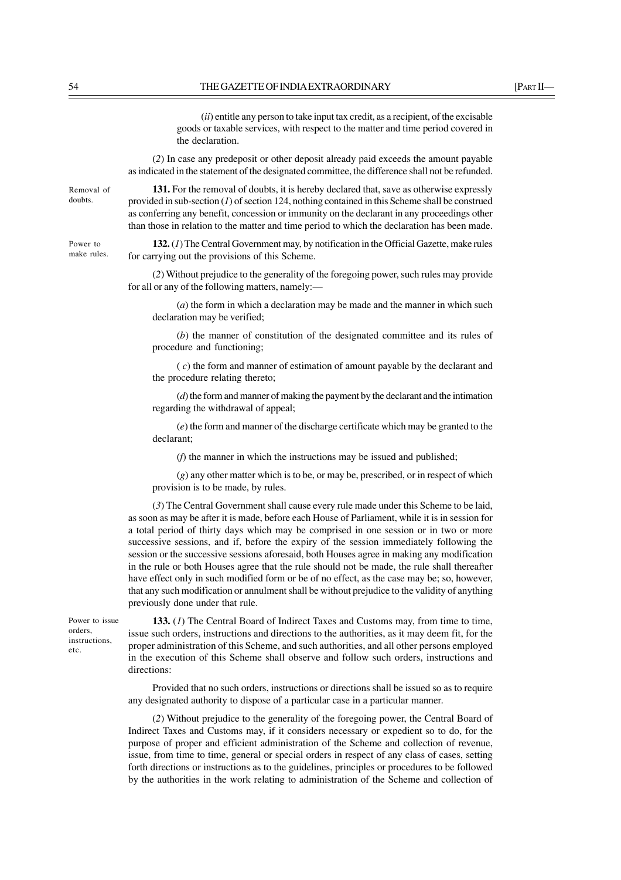(*ii*) entitle any person to take input tax credit, as a recipient, of the excisable goods or taxable services, with respect to the matter and time period covered in the declaration.

(*2*) In case any predeposit or other deposit already paid exceeds the amount payable as indicated in the statement of the designated committee, the difference shall not be refunded.

Removal of doubts.

**131.** For the removal of doubts, it is hereby declared that, save as otherwise expressly provided in sub-section (*1*) of section 124, nothing contained in this Scheme shall be construed as conferring any benefit, concession or immunity on the declarant in any proceedings other than those in relation to the matter and time period to which the declaration has been made.

Power to make rules.

**132.** (*1*) The Central Government may, by notification in the Official Gazette, make rules for carrying out the provisions of this Scheme.

(*2*) Without prejudice to the generality of the foregoing power, such rules may provide for all or any of the following matters, namely:—

(*a*) the form in which a declaration may be made and the manner in which such declaration may be verified;

(*b*) the manner of constitution of the designated committee and its rules of procedure and functioning;

( *c*) the form and manner of estimation of amount payable by the declarant and the procedure relating thereto;

(*d*) the form and manner of making the payment by the declarant and the intimation regarding the withdrawal of appeal;

(*e*) the form and manner of the discharge certificate which may be granted to the declarant;

(*f*) the manner in which the instructions may be issued and published;

(*g*) any other matter which is to be, or may be, prescribed, or in respect of which provision is to be made, by rules.

(*3*) The Central Government shall cause every rule made under this Scheme to be laid, as soon as may be after it is made, before each House of Parliament, while it is in session for a total period of thirty days which may be comprised in one session or in two or more successive sessions, and if, before the expiry of the session immediately following the session or the successive sessions aforesaid, both Houses agree in making any modification in the rule or both Houses agree that the rule should not be made, the rule shall thereafter have effect only in such modified form or be of no effect, as the case may be; so, however, that any such modification or annulment shall be without prejudice to the validity of anything previously done under that rule.

Power to issue orders, instructions, etc.

**133.** (*1*) The Central Board of Indirect Taxes and Customs may, from time to time, issue such orders, instructions and directions to the authorities, as it may deem fit, for the proper administration of this Scheme, and such authorities, and all other persons employed in the execution of this Scheme shall observe and follow such orders, instructions and directions:

Provided that no such orders, instructions or directions shall be issued so as to require any designated authority to dispose of a particular case in a particular manner.

(*2*) Without prejudice to the generality of the foregoing power, the Central Board of Indirect Taxes and Customs may, if it considers necessary or expedient so to do, for the purpose of proper and efficient administration of the Scheme and collection of revenue, issue, from time to time, general or special orders in respect of any class of cases, setting forth directions or instructions as to the guidelines, principles or procedures to be followed by the authorities in the work relating to administration of the Scheme and collection of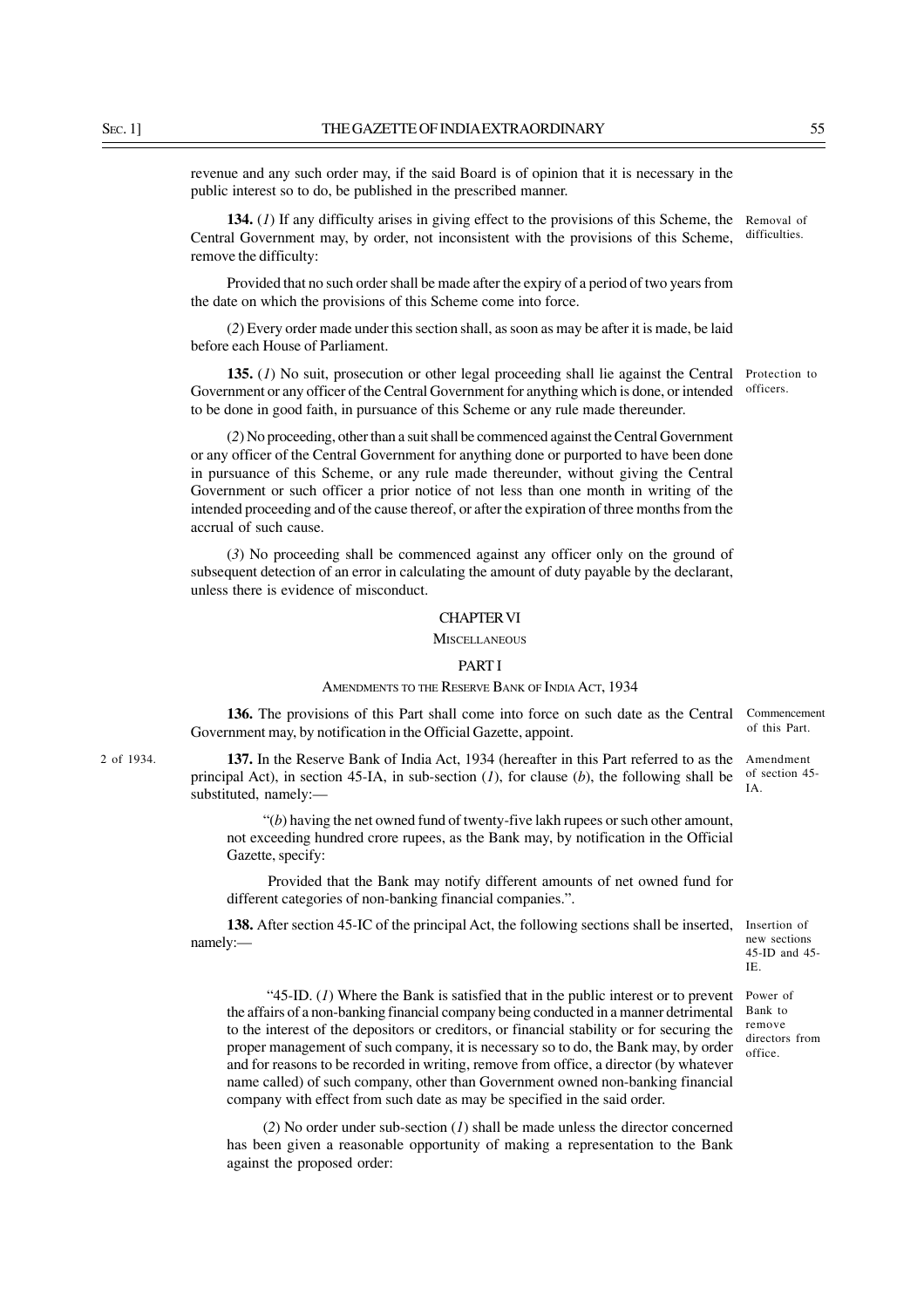revenue and any such order may, if the said Board is of opinion that it is necessary in the public interest so to do, be published in the prescribed manner.

Removal of difficulties.

**134.** (*1*) If any difficulty arises in giving effect to the provisions of this Scheme, the Central Government may, by order, not inconsistent with the provisions of this Scheme, remove the difficulty:

Provided that no such order shall be made after the expiry of a period of two years from the date on which the provisions of this Scheme come into force.

(*2*) Every order made under this section shall, as soon as may be after it is made, be laid before each House of Parliament.

Protection to officers.

**135.** (*1*) No suit, prosecution or other legal proceeding shall lie against the Central Government or any officer of the Central Government for anything which is done, or intended to be done in good faith, in pursuance of this Scheme or any rule made thereunder.

(*2*) No proceeding, other than a suit shall be commenced against the Central Government or any officer of the Central Government for anything done or purported to have been done in pursuance of this Scheme, or any rule made thereunder, without giving the Central Government or such officer a prior notice of not less than one month in writing of the intended proceeding and of the cause thereof, or after the expiration of three months from the accrual of such cause.

(*3*) No proceeding shall be commenced against any officer only on the ground of subsequent detection of an error in calculating the amount of duty payable by the declarant, unless there is evidence of misconduct.

## CHAPTER VI

## MISCELLANEOUS

### PART I

### AMENDMENTS TO THE RESERVE BANK OF INDIA ACT, 1934

Commencement of this Part.

**136.** The provisions of this Part shall come into force on such date as the Central Government may, by notification in the Official Gazette, appoint.

2 of 1934.

Amendment of section 45-IA.

**137.** In the Reserve Bank of India Act, 1934 (hereafter in this Part referred to as the principal Act), in section 45-IA, in sub-section (*1*), for clause (*b*), the following shall be substituted, namely:—

"(*b*) having the net owned fund of twenty-five lakh rupees or such other amount, not exceeding hundred crore rupees, as the Bank may, by notification in the Official Gazette, specify:

Provided that the Bank may notify different amounts of net owned fund for different categories of non-banking financial companies.".

Insertion of new sections 45-ID and 45-IE.

**138.** After section 45-IC of the principal Act, the following sections shall be inserted, namely:—

Power of Bank to remove directors from office.

"45-ID. (*1*) Where the Bank is satisfied that in the public interest or to prevent the affairs of a non-banking financial company being conducted in a manner detrimental to the interest of the depositors or creditors, or financial stability or for securing the proper management of such company, it is necessary so to do, the Bank may, by order and for reasons to be recorded in writing, remove from office, a director (by whatever name called) of such company, other than Government owned non-banking financial company with effect from such date as may be specified in the said order.

(*2*) No order under sub-section (*1*) shall be made unless the director concerned has been given a reasonable opportunity of making a representation to the Bank against the proposed order: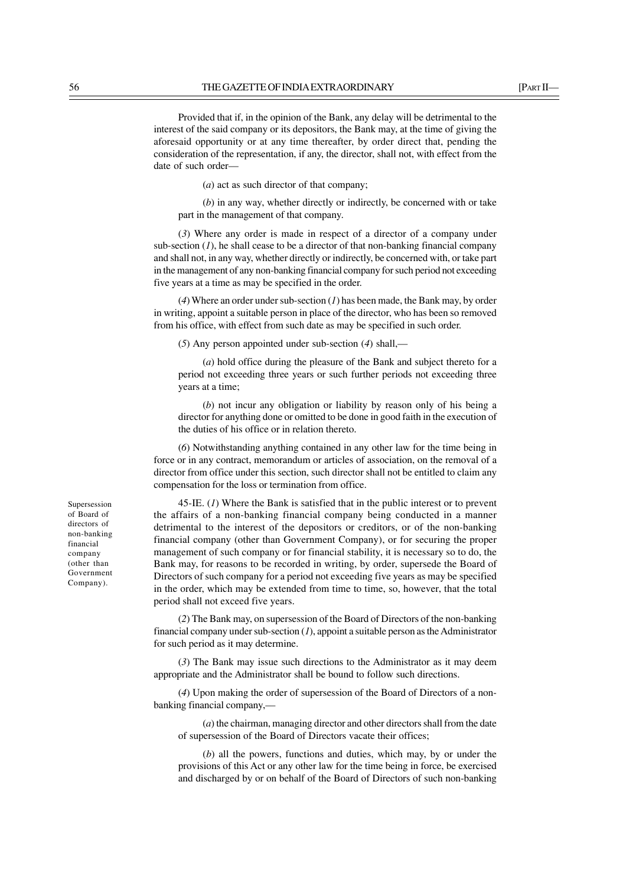Provided that if, in the opinion of the Bank, any delay will be detrimental to the interest of the said company or its depositors, the Bank may, at the time of giving the aforesaid opportunity or at any time thereafter, by order direct that, pending the consideration of the representation, if any, the director, shall not, with effect from the date of such order—

(*a*) act as such director of that company;

(*b*) in any way, whether directly or indirectly, be concerned with or take part in the management of that company.

(*3*) Where any order is made in respect of a director of a company under sub-section (*1*), he shall cease to be a director of that non-banking financial company and shall not, in any way, whether directly or indirectly, be concerned with, or take part in the management of any non-banking financial company for such period not exceeding five years at a time as may be specified in the order.

(*4*) Where an order under sub-section (*1*) has been made, the Bank may, by order in writing, appoint a suitable person in place of the director, who has been so removed from his office, with effect from such date as may be specified in such order.

(*5*) Any person appointed under sub-section (*4*) shall,—

(*a*) hold office during the pleasure of the Bank and subject thereto for a period not exceeding three years or such further periods not exceeding three years at a time;

(*b*) not incur any obligation or liability by reason only of his being a director for anything done or omitted to be done in good faith in the execution of the duties of his office or in relation thereto.

(*6*) Notwithstanding anything contained in any other law for the time being in force or in any contract, memorandum or articles of association, on the removal of a director from office under this section, such director shall not be entitled to claim any compensation for the loss or termination from office.

Supersession of Board of directors of non-banking financial company (other than Government Company).

45-IE. (*1*) Where the Bank is satisfied that in the public interest or to prevent the affairs of a non-banking financial company being conducted in a manner detrimental to the interest of the depositors or creditors, or of the non-banking financial company (other than Government Company), or for securing the proper management of such company or for financial stability, it is necessary so to do, the Bank may, for reasons to be recorded in writing, by order, supersede the Board of Directors of such company for a period not exceeding five years as may be specified in the order, which may be extended from time to time, so, however, that the total period shall not exceed five years.

(*2*) The Bank may, on supersession of the Board of Directors of the non-banking financial company under sub-section (*1*), appoint a suitable person as the Administrator for such period as it may determine.

(*3*) The Bank may issue such directions to the Administrator as it may deem appropriate and the Administrator shall be bound to follow such directions.

(*4*) Upon making the order of supersession of the Board of Directors of a non-banking financial company,—

(*a*) the chairman, managing director and other directors shall from the date of supersession of the Board of Directors vacate their offices;

(*b*) all the powers, functions and duties, which may, by or under the provisions of this Act or any other law for the time being in force, be exercised and discharged by or on behalf of the Board of Directors of such non-banking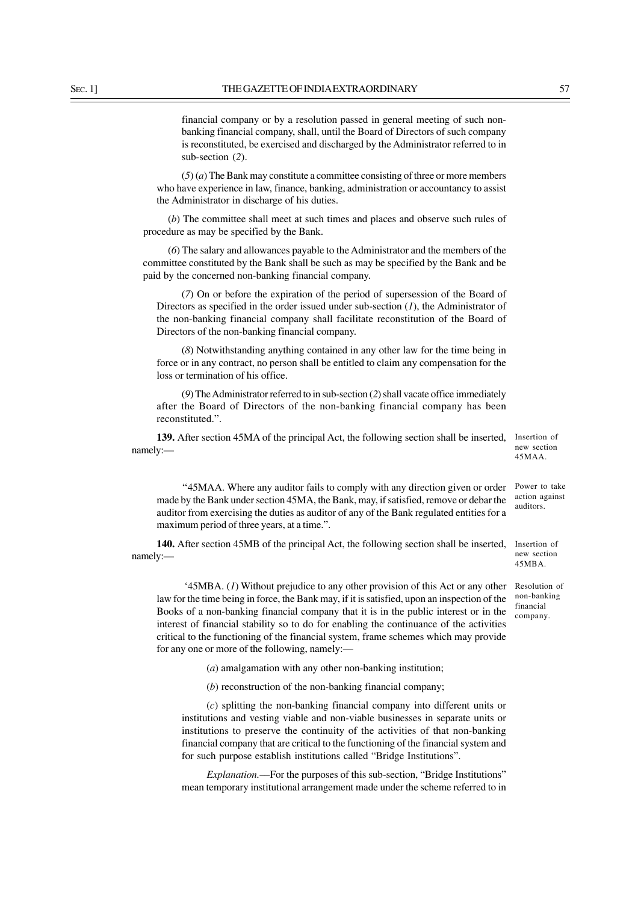financial company or by a resolution passed in general meeting of such non-banking financial company, shall, until the Board of Directors of such company is reconstituted, be exercised and discharged by the Administrator referred to in sub-section (*2*).

(*5*) (*a*) The Bank may constitute a committee consisting of three or more members who have experience in law, finance, banking, administration or accountancy to assist the Administrator in discharge of his duties.

(*b*) The committee shall meet at such times and places and observe such rules of procedure as may be specified by the Bank.

(*6*) The salary and allowances payable to the Administrator and the members of the committee constituted by the Bank shall be such as may be specified by the Bank and be paid by the concerned non-banking financial company.

(*7*) On or before the expiration of the period of supersession of the Board of Directors as specified in the order issued under sub-section (*1*), the Administrator of the non-banking financial company shall facilitate reconstitution of the Board of Directors of the non-banking financial company.

(*8*) Notwithstanding anything contained in any other law for the time being in force or in any contract, no person shall be entitled to claim any compensation for the loss or termination of his office.

(*9*) The Administrator referred to in sub-section (*2*) shall vacate office immediately after the Board of Directors of the non-banking financial company has been reconstituted.".

Insertion of new section 45MAA.

**139.** After section 45MA of the principal Act, the following section shall be inserted, namely:—

Power to take action against auditors.

"45MAA. Where any auditor fails to comply with any direction given or order made by the Bank under section 45MA, the Bank, may, if satisfied, remove or debar the auditor from exercising the duties as auditor of any of the Bank regulated entities for a maximum period of three years, at a time.".

Insertion of new section 45MBA.

**140.** After section 45MB of the principal Act, the following section shall be inserted, namely:—

Resolution of non-banking financial company.

'45MBA. (*1*) Without prejudice to any other provision of this Act or any other law for the time being in force, the Bank may, if it is satisfied, upon an inspection of the Books of a non-banking financial company that it is in the public interest or in the interest of financial stability so to do for enabling the continuance of the activities critical to the functioning of the financial system, frame schemes which may provide for any one or more of the following, namely:—

(*a*) amalgamation with any other non-banking institution;

(*b*) reconstruction of the non-banking financial company;

(*c*) splitting the non-banking financial company into different units or institutions and vesting viable and non-viable businesses in separate units or institutions to preserve the continuity of the activities of that non-banking financial company that are critical to the functioning of the financial system and for such purpose establish institutions called "Bridge Institutions".

*Explanation.*—For the purposes of this sub-section, "Bridge Institutions" mean temporary institutional arrangement made under the scheme referred to in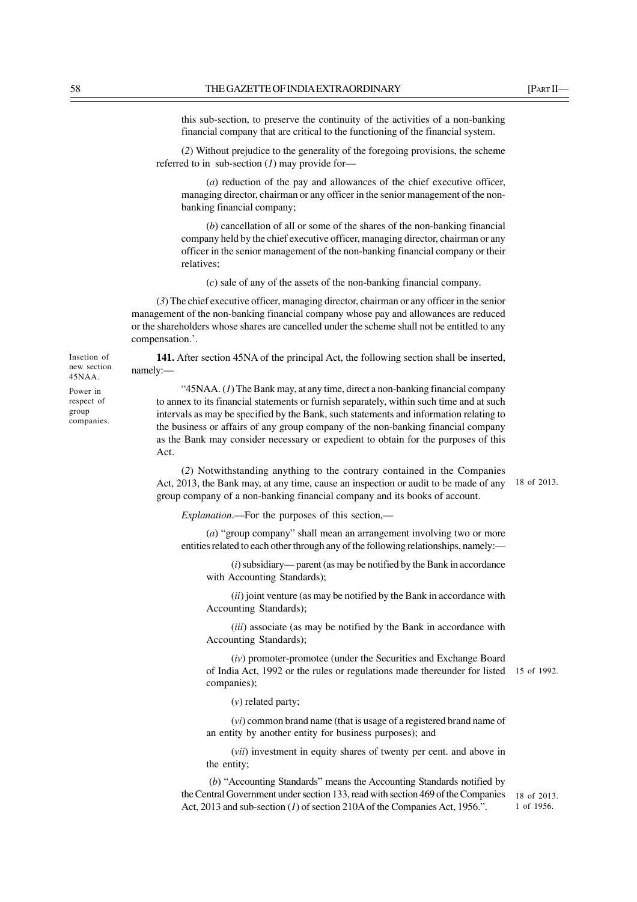this sub-section, to preserve the continuity of the activities of a non-banking financial company that are critical to the functioning of the financial system.

(*2*) Without prejudice to the generality of the foregoing provisions, the scheme referred to in sub-section (*1*) may provide for—

(*a*) reduction of the pay and allowances of the chief executive officer, managing director, chairman or any officer in the senior management of the non-banking financial company;

(*b*) cancellation of all or some of the shares of the non-banking financial company held by the chief executive officer, managing director, chairman or any officer in the senior management of the non-banking financial company or their relatives;

(*c*) sale of any of the assets of the non-banking financial company.

(*3*) The chief executive officer, managing director, chairman or any officer in the senior management of the non-banking financial company whose pay and allowances are reduced or the shareholders whose shares are cancelled under the scheme shall not be entitled to any compensation.'.

Insetion of new section 45NAA.

**141.** After section 45NA of the principal Act, the following section shall be inserted, namely:—

Power in respect of group companies.

"45NAA. (*1*) The Bank may, at any time, direct a non-banking financial company to annex to its financial statements or furnish separately, within such time and at such intervals as may be specified by the Bank, such statements and information relating to the business or affairs of any group company of the non-banking financial company as the Bank may consider necessary or expedient to obtain for the purposes of this Act.

(*2*) Notwithstanding anything to the contrary contained in the Companies Act, 2013, the Bank may, at any time, cause an inspection or audit to be made of any group company of a non-banking financial company and its books of account.

18 of 2013.

*Explanation*.—For the purposes of this section,—

(*a*) "group company" shall mean an arrangement involving two or more entities related to each other through any of the following relationships, namely:—

(*i*) subsidiary— parent (as may be notified by the Bank in accordance with Accounting Standards);

(*ii*) joint venture (as may be notified by the Bank in accordance with Accounting Standards);

(*iii*) associate (as may be notified by the Bank in accordance with Accounting Standards);

(*iv*) promoter-promotee (under the Securities and Exchange Board of India Act, 1992 or the rules or regulations made thereunder for listed companies);

15 of 1992.

(*v*) related party;

(*vi*) common brand name (that is usage of a registered brand name of an entity by another entity for business purposes); and

(*vii*) investment in equity shares of twenty per cent. and above in the entity;

(*b*) "Accounting Standards" means the Accounting Standards notified by the Central Government under section 133, read with section 469 of the Companies Act, 2013 and sub-section (*1*) of section 210A of the Companies Act, 1956.".

18 of 2013.
1 of 1956.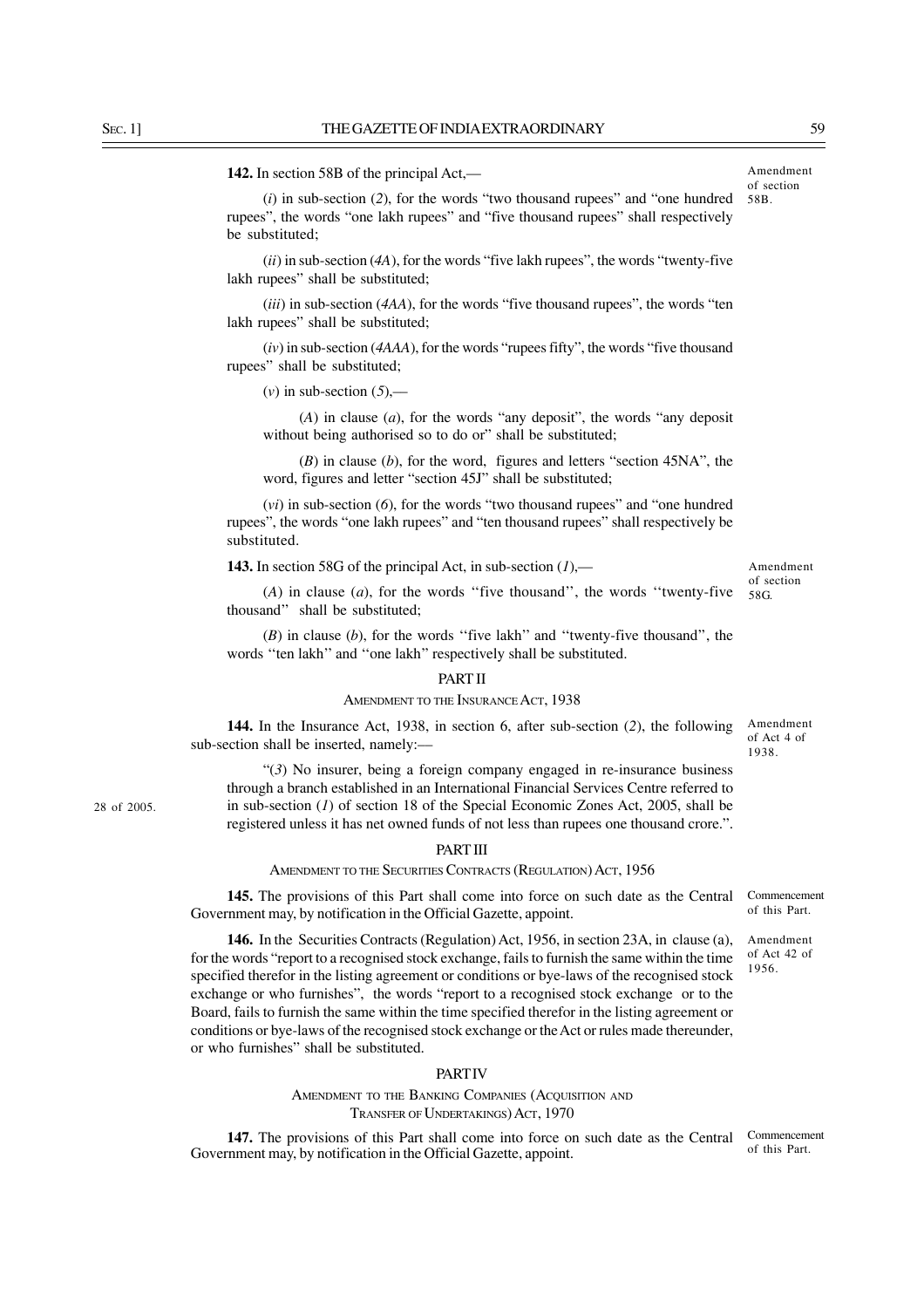**142.** In section 58B of the principal Act,—

Amendment of section 58B.

(*i*) in sub-section (*2*), for the words "two thousand rupees" and "one hundred rupees", the words "one lakh rupees" and "five thousand rupees" shall respectively be substituted;

(*ii*) in sub-section (*4A*), for the words "five lakh rupees", the words "twenty-five lakh rupees" shall be substituted;

(*iii*) in sub-section (*4AA*), for the words "five thousand rupees", the words "ten lakh rupees" shall be substituted;

(*iv*) in sub-section (*4AAA*), for the words "rupees fifty", the words "five thousand rupees" shall be substituted;

(*v*) in sub-section (*5*),—

(*A*) in clause (*a*), for the words "any deposit", the words "any deposit without being authorised so to do or" shall be substituted;

(*B*) in clause (*b*), for the word, figures and letters "section 45NA", the word, figures and letter "section 45J" shall be substituted;

(*vi*) in sub-section (*6*), for the words "two thousand rupees" and "one hundred rupees", the words "one lakh rupees" and "ten thousand rupees" shall respectively be substituted.

**143.** In section 58G of the principal Act, in sub-section (*1*),—

Amendment of section 58G.

(*A*) in clause (*a*), for the words "five thousand", the words "twenty-five thousand" shall be substituted;

(*B*) in clause (*b*), for the words "five lakh" and "twenty-five thousand", the words "ten lakh" and "one lakh" respectively shall be substituted.

## PART II

### AMENDMENT TO THE INSURANCE ACT, 1938

**144.** In the Insurance Act, 1938, in section 6, after sub-section (*2*), the following sub-section shall be inserted, namely:—

Amendment of Act 4 of 1938.

"(*3*) No insurer, being a foreign company engaged in re-insurance business through a branch established in an International Financial Services Centre referred to in sub-section (*1*) of section 18 of the Special Economic Zones Act, 2005, shall be registered unless it has net owned funds of not less than rupees one thousand crore.".

28 of 2005.

## PART III

### AMENDMENT TO THE SECURITIES CONTRACTS (REGULATION) ACT, 1956

**145.** The provisions of this Part shall come into force on such date as the Central Government may, by notification in the Official Gazette, appoint.

Commencement of this Part.

**146.** In the Securities Contracts (Regulation) Act, 1956, in section 23A, in clause (a), for the words "report to a recognised stock exchange, fails to furnish the same within the time specified therefor in the listing agreement or conditions or bye-laws of the recognised stock exchange or who furnishes", the words "report to a recognised stock exchange or to the Board, fails to furnish the same within the time specified therefor in the listing agreement or conditions or bye-laws of the recognised stock exchange or the Act or rules made thereunder, or who furnishes" shall be substituted.

Amendment of Act 42 of 1956.

## PART IV

### AMENDMENT TO THE BANKING COMPANIES (ACQUISITION AND TRANSFER OF UNDERTAKINGS) ACT, 1970

**147.** The provisions of this Part shall come into force on such date as the Central Government may, by notification in the Official Gazette, appoint.

Commencement of this Part.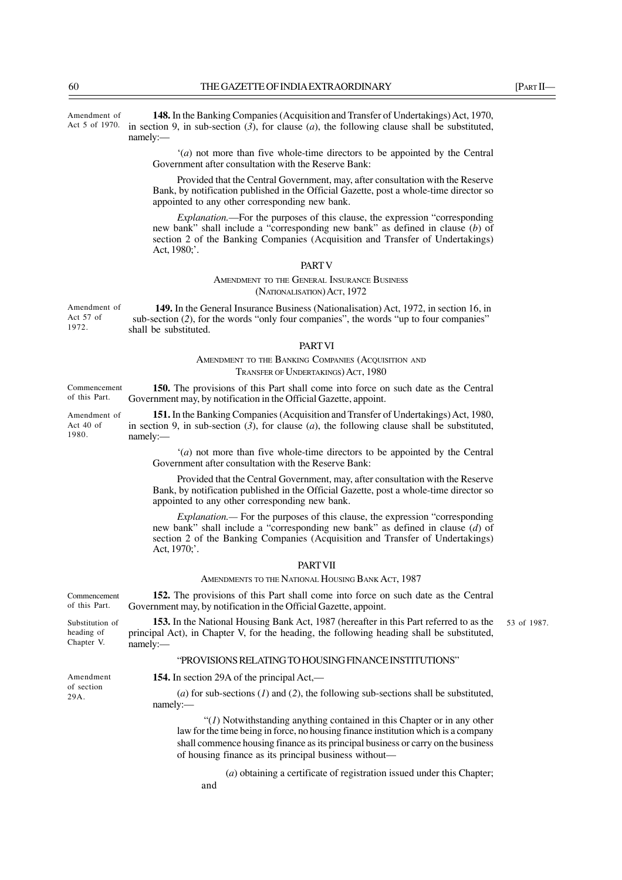Amendment of Act 5 of 1970.

**148.** In the Banking Companies (Acquisition and Transfer of Undertakings) Act, 1970, in section 9, in sub-section (*3*), for clause (*a*), the following clause shall be substituted, namely:—

'(*a*) not more than five whole-time directors to be appointed by the Central Government after consultation with the Reserve Bank:

Provided that the Central Government, may, after consultation with the Reserve Bank, by notification published in the Official Gazette, post a whole-time director so appointed to any other corresponding new bank.

*Explanation.*—For the purposes of this clause, the expression "corresponding new bank" shall include a "corresponding new bank" as defined in clause (*b*) of section 2 of the Banking Companies (Acquisition and Transfer of Undertakings) Act, 1980;'.

## PART V

### AMENDMENT TO THE GENERAL INSURANCE BUSINESS (NATIONALISATION) ACT, 1972

Amendment of Act 57 of 1972.

**149.** In the General Insurance Business (Nationalisation) Act, 1972, in section 16, in sub-section (*2*), for the words "only four companies", the words "up to four companies" shall be substituted.

## PART VI

### AMENDMENT TO THE BANKING COMPANIES (ACQUISITION AND TRANSFER OF UNDERTAKINGS) ACT, 1980

Commencement of this Part.

**150.** The provisions of this Part shall come into force on such date as the Central Government may, by notification in the Official Gazette, appoint.

Amendment of Act 40 of 1980.

**151.** In the Banking Companies (Acquisition and Transfer of Undertakings) Act, 1980, in section 9, in sub-section (*3*), for clause (*a*), the following clause shall be substituted, namely:—

'(*a*) not more than five whole-time directors to be appointed by the Central Government after consultation with the Reserve Bank:

Provided that the Central Government, may, after consultation with the Reserve Bank, by notification published in the Official Gazette, post a whole-time director so appointed to any other corresponding new bank.

*Explanation.*— For the purposes of this clause, the expression "corresponding new bank" shall include a "corresponding new bank" as defined in clause (*d*) of section 2 of the Banking Companies (Acquisition and Transfer of Undertakings) Act, 1970;'.

## PART VII

### AMENDMENTS TO THE NATIONAL HOUSING BANK ACT, 1987

Commencement of this Part.

**152.** The provisions of this Part shall come into force on such date as the Central Government may, by notification in the Official Gazette, appoint.

Substitution of heading of Chapter V.

**153.** In the National Housing Bank Act, 1987 (hereafter in this Part referred to as the principal Act), in Chapter V, for the heading, the following heading shall be substituted, namely:—

53 of 1987.

"PROVISIONS RELATING TO HOUSING FINANCE INSTITUTIONS"

Amendment of section 29A.

**154.** In section 29A of the principal Act,—

(*a*) for sub-sections (*1*) and (*2*), the following sub-sections shall be substituted, namely:—

"(*1*) Notwithstanding anything contained in this Chapter or in any other law for the time being in force, no housing finance institution which is a company shall commence housing finance as its principal business or carry on the business of housing finance as its principal business without—

(*a*) obtaining a certificate of registration issued under this Chapter; and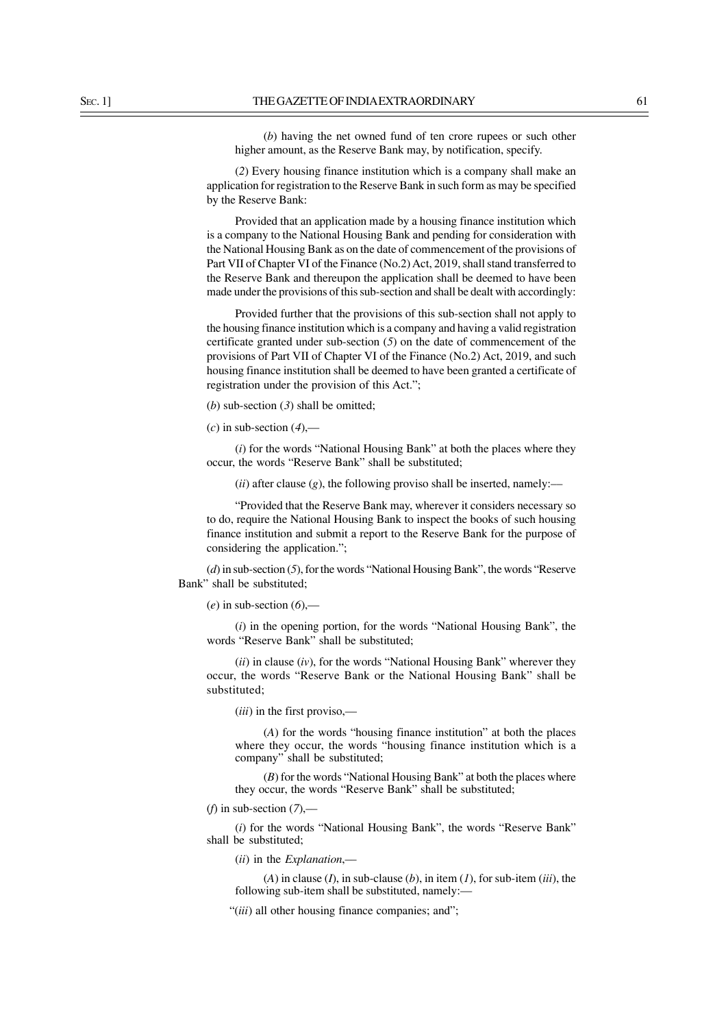(*b*) having the net owned fund of ten crore rupees or such other higher amount, as the Reserve Bank may, by notification, specify.

(*2*) Every housing finance institution which is a company shall make an application for registration to the Reserve Bank in such form as may be specified by the Reserve Bank:

Provided that an application made by a housing finance institution which is a company to the National Housing Bank and pending for consideration with the National Housing Bank as on the date of commencement of the provisions of Part VII of Chapter VI of the Finance (No.2) Act, 2019, shall stand transferred to the Reserve Bank and thereupon the application shall be deemed to have been made under the provisions of this sub-section and shall be dealt with accordingly:

Provided further that the provisions of this sub-section shall not apply to the housing finance institution which is a company and having a valid registration certificate granted under sub-section (*5*) on the date of commencement of the provisions of Part VII of Chapter VI of the Finance (No.2) Act, 2019, and such housing finance institution shall be deemed to have been granted a certificate of registration under the provision of this Act.";

(*b*) sub-section (*3*) shall be omitted;

(*c*) in sub-section (*4*),—

(*i*) for the words "National Housing Bank" at both the places where they occur, the words "Reserve Bank" shall be substituted;

(*ii*) after clause (*g*), the following proviso shall be inserted, namely:—

"Provided that the Reserve Bank may, wherever it considers necessary so to do, require the National Housing Bank to inspect the books of such housing finance institution and submit a report to the Reserve Bank for the purpose of considering the application.";

(*d*) in sub-section (*5*), for the words "National Housing Bank", the words "Reserve Bank" shall be substituted;

(*e*) in sub-section (*6*),—

(*i*) in the opening portion, for the words "National Housing Bank", the words "Reserve Bank" shall be substituted;

(*ii*) in clause (*iv*), for the words "National Housing Bank" wherever they occur, the words "Reserve Bank or the National Housing Bank" shall be substituted;

(*iii*) in the first proviso,—

(*A*) for the words "housing finance institution" at both the places where they occur, the words "housing finance institution which is a company" shall be substituted;

(*B*) for the words "National Housing Bank" at both the places where they occur, the words "Reserve Bank" shall be substituted;

(*f*) in sub-section (*7*),—

(*i*) for the words "National Housing Bank", the words "Reserve Bank" shall be substituted;

(*ii*) in the *Explanation*,—

(*A*) in clause (*I*), in sub-clause (*b*), in item (*1*), for sub-item (*iii*), the following sub-item shall be substituted, namely:—

"(*iii*) all other housing finance companies; and";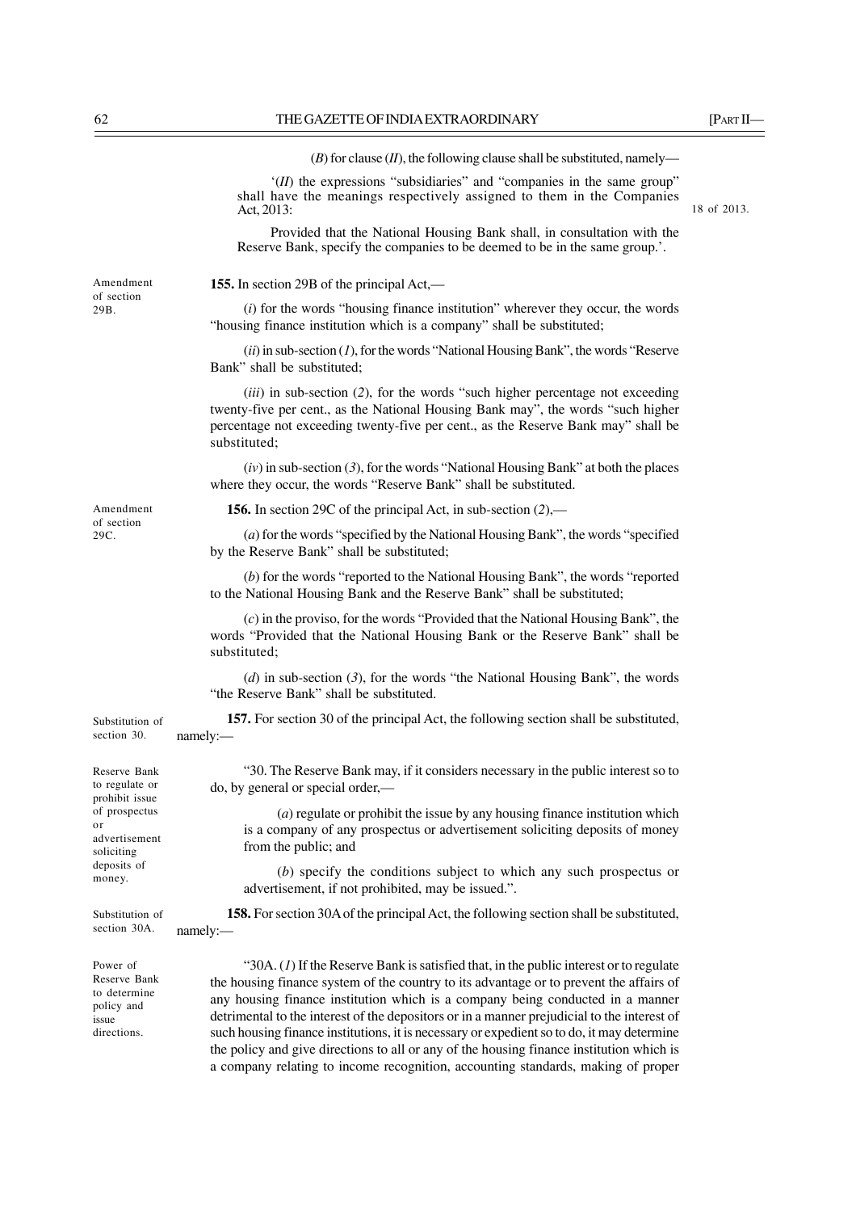(*B*) for clause (*II*), the following clause shall be substituted, namely—

'(*II*) the expressions "subsidiaries" and "companies in the same group" shall have the meanings respectively assigned to them in the Companies Act, 2013: (18 of 2013.)

Provided that the National Housing Bank shall, in consultation with the Reserve Bank, specify the companies to be deemed to be in the same group.'.

*Amendment of section 29B.*

**155.** In section 29B of the principal Act,—

(*i*) for the words "housing finance institution" wherever they occur, the words "housing finance institution which is a company" shall be substituted;

(*ii*) in sub-section (*1*), for the words "National Housing Bank", the words "Reserve Bank" shall be substituted;

(*iii*) in sub-section (*2*), for the words "such higher percentage not exceeding twenty-five per cent., as the National Housing Bank may", the words "such higher percentage not exceeding twenty-five per cent., as the Reserve Bank may" shall be substituted;

(*iv*) in sub-section (*3*), for the words "National Housing Bank" at both the places where they occur, the words "Reserve Bank" shall be substituted.

*Amendment of section 29C.*

**156.** In section 29C of the principal Act, in sub-section (*2*),—

(*a*) for the words "specified by the National Housing Bank", the words "specified by the Reserve Bank" shall be substituted;

(*b*) for the words "reported to the National Housing Bank", the words "reported to the National Housing Bank and the Reserve Bank" shall be substituted;

(*c*) in the proviso, for the words "Provided that the National Housing Bank", the words "Provided that the National Housing Bank or the Reserve Bank" shall be substituted;

(*d*) in sub-section (*3*), for the words "the National Housing Bank", the words "the Reserve Bank" shall be substituted.

*Substitution of section 30.*

**157.** For section 30 of the principal Act, the following section shall be substituted, namely:—

*Reserve Bank to regulate or prohibit issue of prospectus or advertisement soliciting deposits of money.*

"30. The Reserve Bank may, if it considers necessary in the public interest so to do, by general or special order,—

(*a*) regulate or prohibit the issue by any housing finance institution which is a company of any prospectus or advertisement soliciting deposits of money from the public; and

(*b*) specify the conditions subject to which any such prospectus or advertisement, if not prohibited, may be issued.".

*Substitution of section 30A.*

**158.** For section 30A of the principal Act, the following section shall be substituted, namely:—

*Power of Reserve Bank to determine policy and issue directions.*

"30A. (*1*) If the Reserve Bank is satisfied that, in the public interest or to regulate the housing finance system of the country to its advantage or to prevent the affairs of any housing finance institution which is a company being conducted in a manner detrimental to the interest of the depositors or in a manner prejudicial to the interest of such housing finance institutions, it is necessary or expedient so to do, it may determine the policy and give directions to all or any of the housing finance institution which is a company relating to income recognition, accounting standards, making of proper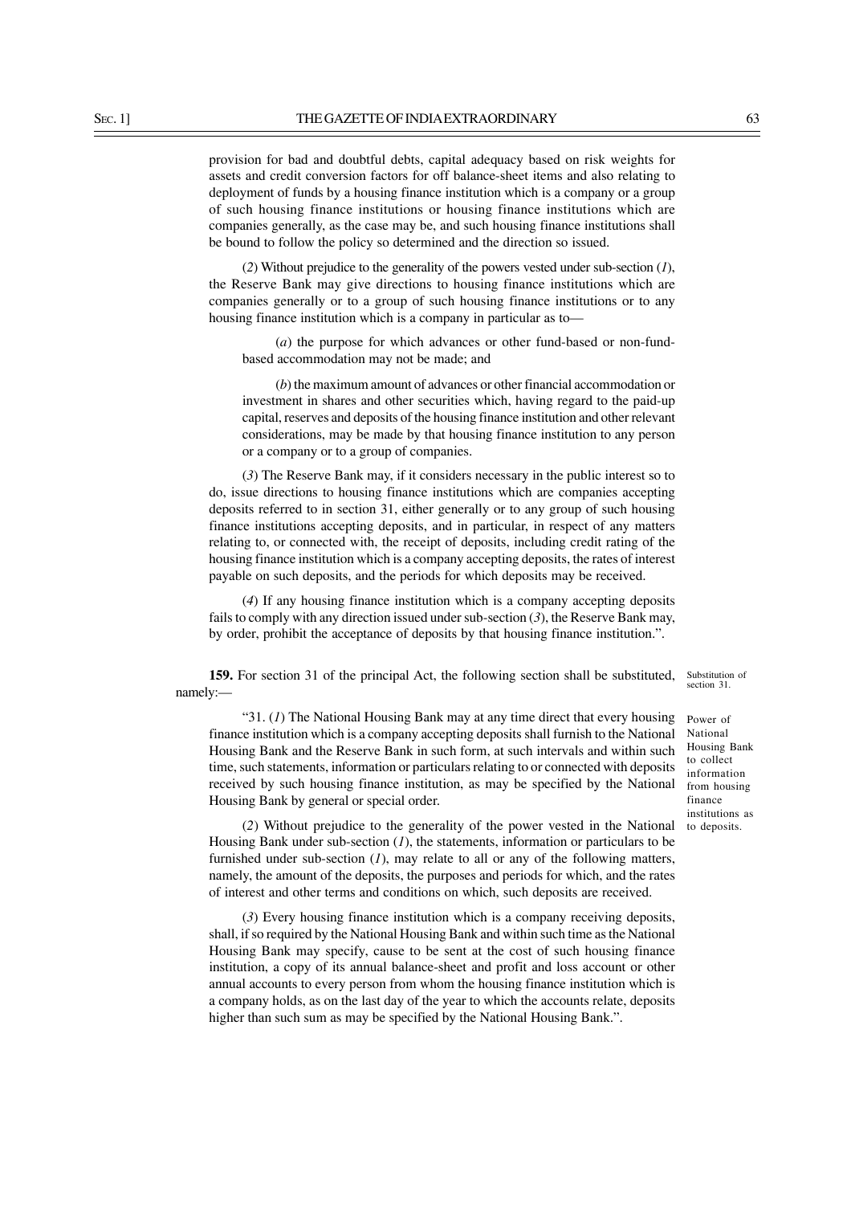provision for bad and doubtful debts, capital adequacy based on risk weights for assets and credit conversion factors for off balance-sheet items and also relating to deployment of funds by a housing finance institution which is a company or a group of such housing finance institutions or housing finance institutions which are companies generally, as the case may be, and such housing finance institutions shall be bound to follow the policy so determined and the direction so issued.

(*2*) Without prejudice to the generality of the powers vested under sub-section (*1*), the Reserve Bank may give directions to housing finance institutions which are companies generally or to a group of such housing finance institutions or to any housing finance institution which is a company in particular as to—

(*a*) the purpose for which advances or other fund-based or non-fund-based accommodation may not be made; and

(*b*) the maximum amount of advances or other financial accommodation or investment in shares and other securities which, having regard to the paid-up capital, reserves and deposits of the housing finance institution and other relevant considerations, may be made by that housing finance institution to any person or a company or to a group of companies.

(*3*) The Reserve Bank may, if it considers necessary in the public interest so to do, issue directions to housing finance institutions which are companies accepting deposits referred to in section 31, either generally or to any group of such housing finance institutions accepting deposits, and in particular, in respect of any matters relating to, or connected with, the receipt of deposits, including credit rating of the housing finance institution which is a company accepting deposits, the rates of interest payable on such deposits, and the periods for which deposits may be received.

(*4*) If any housing finance institution which is a company accepting deposits fails to comply with any direction issued under sub-section (*3*), the Reserve Bank may, by order, prohibit the acceptance of deposits by that housing finance institution.".

Substitution of section 31.

**159.** For section 31 of the principal Act, the following section shall be substituted, namely:—

Power of National Housing Bank to collect information from housing finance institutions as to deposits.

"31. (*1*) The National Housing Bank may at any time direct that every housing finance institution which is a company accepting deposits shall furnish to the National Housing Bank and the Reserve Bank in such form, at such intervals and within such time, such statements, information or particulars relating to or connected with deposits received by such housing finance institution, as may be specified by the National Housing Bank by general or special order.

(*2*) Without prejudice to the generality of the power vested in the National Housing Bank under sub-section (*1*), the statements, information or particulars to be furnished under sub-section (*1*), may relate to all or any of the following matters, namely, the amount of the deposits, the purposes and periods for which, and the rates of interest and other terms and conditions on which, such deposits are received.

(*3*) Every housing finance institution which is a company receiving deposits, shall, if so required by the National Housing Bank and within such time as the National Housing Bank may specify, cause to be sent at the cost of such housing finance institution, a copy of its annual balance-sheet and profit and loss account or other annual accounts to every person from whom the housing finance institution which is a company holds, as on the last day of the year to which the accounts relate, deposits higher than such sum as may be specified by the National Housing Bank.".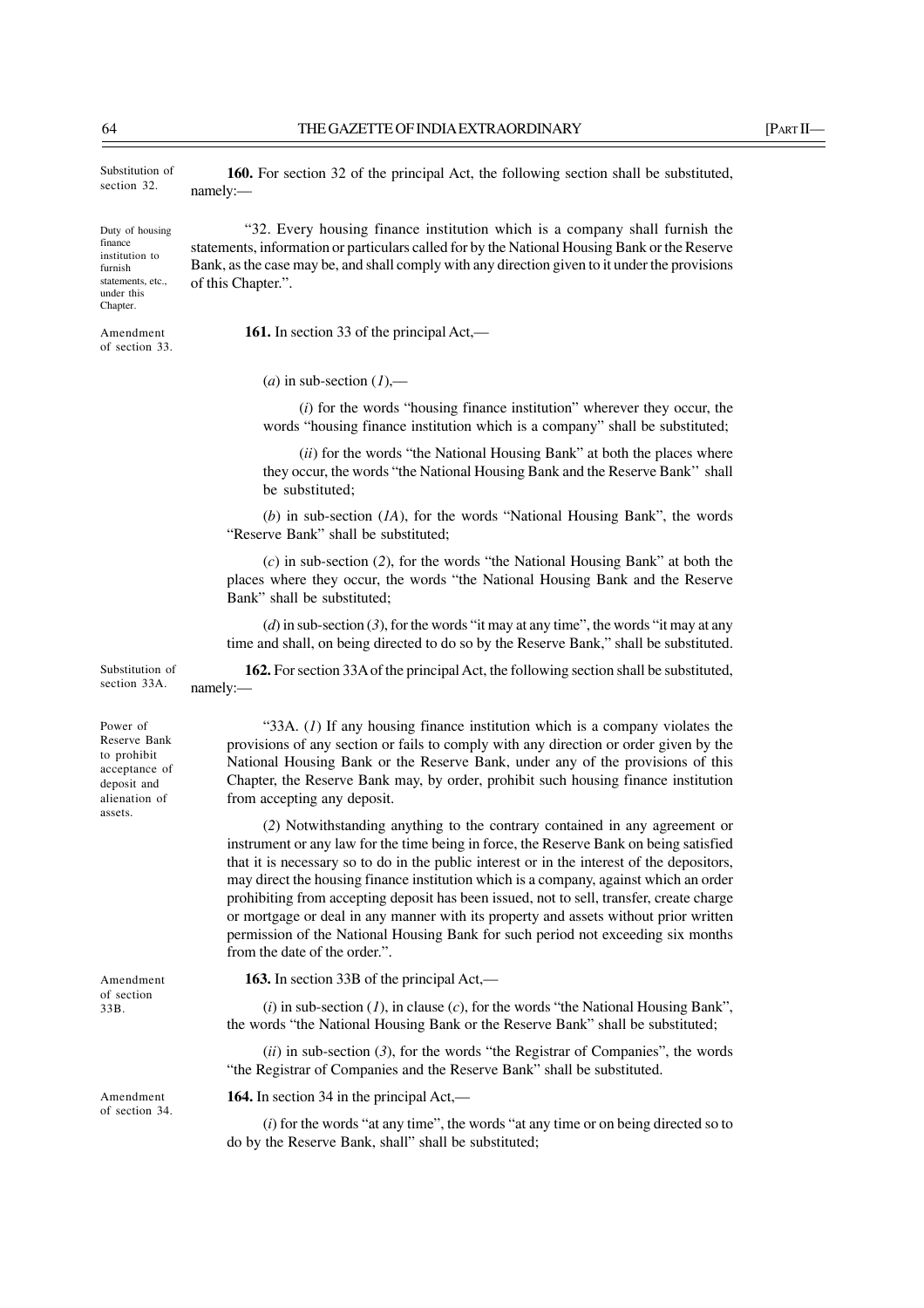Substitution of section 32.

**160.** For section 32 of the principal Act, the following section shall be substituted, namely:—

Duty of housing finance institution to furnish statements, etc., under this Chapter.

"32. Every housing finance institution which is a company shall furnish the statements, information or particulars called for by the National Housing Bank or the Reserve Bank, as the case may be, and shall comply with any direction given to it under the provisions of this Chapter.".

Amendment of section 33.

**161.** In section 33 of the principal Act,—

(*a*) in sub-section (*1*),—

(*i*) for the words "housing finance institution" wherever they occur, the words "housing finance institution which is a company" shall be substituted;

(*ii*) for the words "the National Housing Bank" at both the places where they occur, the words "the National Housing Bank and the Reserve Bank" shall be substituted;

(*b*) in sub-section (*1A*), for the words "National Housing Bank", the words "Reserve Bank" shall be substituted;

(*c*) in sub-section (*2*), for the words "the National Housing Bank" at both the places where they occur, the words "the National Housing Bank and the Reserve Bank" shall be substituted;

(*d*) in sub-section (*3*), for the words "it may at any time", the words "it may at any time and shall, on being directed to do so by the Reserve Bank," shall be substituted.

Substitution of section 33A.

**162.** For section 33A of the principal Act, the following section shall be substituted, namely:—

Power of Reserve Bank to prohibit acceptance of deposit and alienation of assets.

"33A. (*1*) If any housing finance institution which is a company violates the provisions of any section or fails to comply with any direction or order given by the National Housing Bank or the Reserve Bank, under any of the provisions of this Chapter, the Reserve Bank may, by order, prohibit such housing finance institution from accepting any deposit.

(*2*) Notwithstanding anything to the contrary contained in any agreement or instrument or any law for the time being in force, the Reserve Bank on being satisfied that it is necessary so to do in the public interest or in the interest of the depositors, may direct the housing finance institution which is a company, against which an order prohibiting from accepting deposit has been issued, not to sell, transfer, create charge or mortgage or deal in any manner with its property and assets without prior written permission of the National Housing Bank for such period not exceeding six months from the date of the order.".

Amendment of section 33B.

**163.** In section 33B of the principal Act,—

(*i*) in sub-section (*1*), in clause (*c*), for the words "the National Housing Bank", the words "the National Housing Bank or the Reserve Bank" shall be substituted;

(*ii*) in sub-section (*3*), for the words "the Registrar of Companies", the words "the Registrar of Companies and the Reserve Bank" shall be substituted.

Amendment of section 34.

**164.** In section 34 in the principal Act,—

(*i*) for the words "at any time", the words "at any time or on being directed so to do by the Reserve Bank, shall" shall be substituted;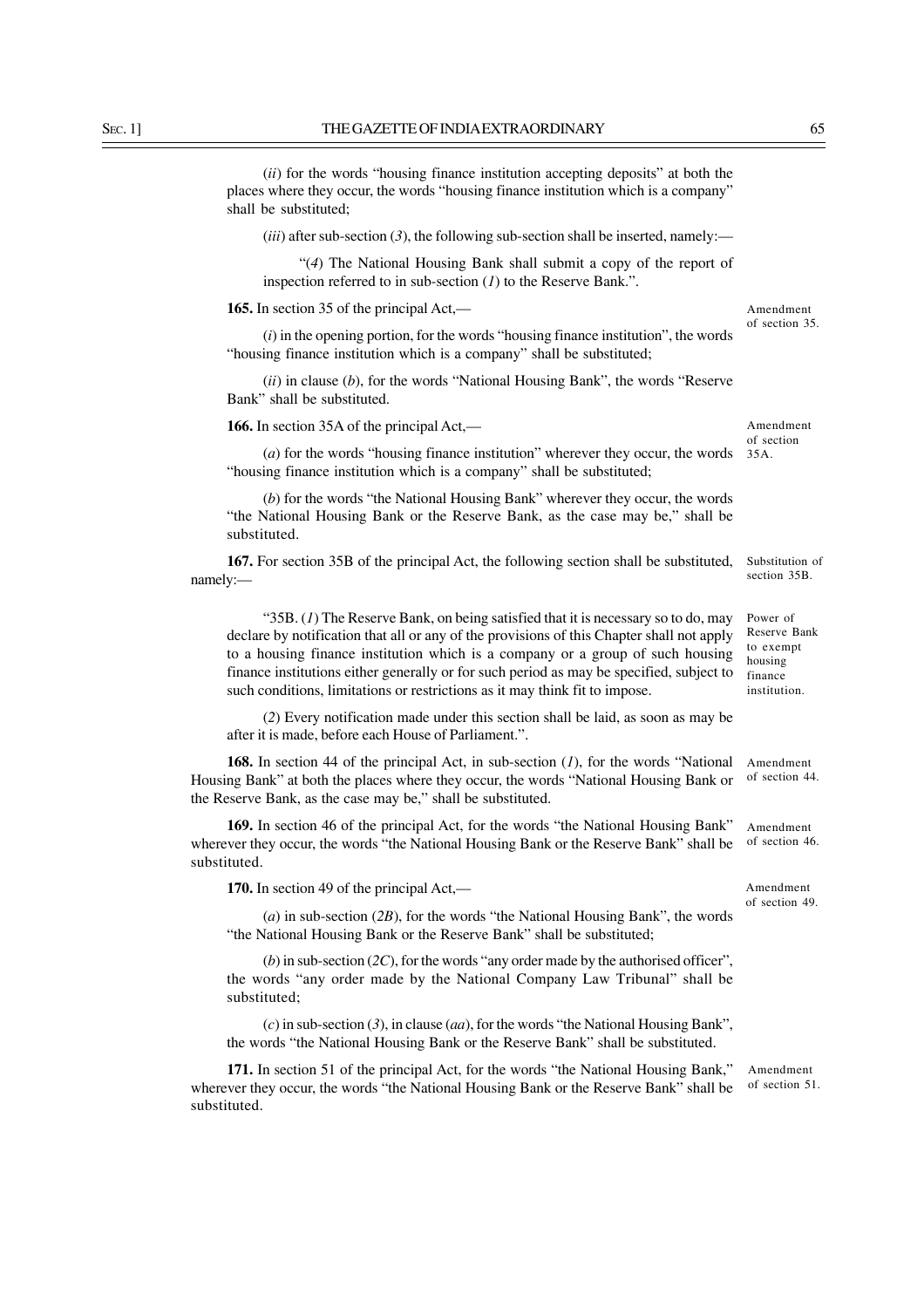(*ii*) for the words "housing finance institution accepting deposits" at both the places where they occur, the words "housing finance institution which is a company" shall be substituted;

(*iii*) after sub-section (*3*), the following sub-section shall be inserted, namely:—

"(*4*) The National Housing Bank shall submit a copy of the report of inspection referred to in sub-section (*1*) to the Reserve Bank.".

**165.** In section 35 of the principal Act,— *Amendment of section 35.*

(*i*) in the opening portion, for the words "housing finance institution", the words "housing finance institution which is a company" shall be substituted;

(*ii*) in clause (*b*), for the words "National Housing Bank", the words "Reserve Bank" shall be substituted.

**166.** In section 35A of the principal Act,— *Amendment of section 35A.*

(*a*) for the words "housing finance institution" wherever they occur, the words "housing finance institution which is a company" shall be substituted;

(*b*) for the words "the National Housing Bank" wherever they occur, the words "the National Housing Bank or the Reserve Bank, as the case may be," shall be substituted.

**167.** For section 35B of the principal Act, the following section shall be substituted, namely:— *Substitution of section 35B.*

"35B. (*1*) The Reserve Bank, on being satisfied that it is necessary so to do, may declare by notification that all or any of the provisions of this Chapter shall not apply to a housing finance institution which is a company or a group of such housing finance institutions either generally or for such period as may be specified, subject to such conditions, limitations or restrictions as it may think fit to impose. *Power of Reserve Bank to exempt housing finance institution.*

(*2*) Every notification made under this section shall be laid, as soon as may be after it is made, before each House of Parliament.".

**168.** In section 44 of the principal Act, in sub-section (*1*), for the words "National Housing Bank" at both the places where they occur, the words "National Housing Bank or the Reserve Bank, as the case may be," shall be substituted. *Amendment of section 44.*

**169.** In section 46 of the principal Act, for the words "the National Housing Bank" wherever they occur, the words "the National Housing Bank or the Reserve Bank" shall be substituted. *Amendment of section 46.*

**170.** In section 49 of the principal Act,— *Amendment of section 49.*

(*a*) in sub-section (*2B*), for the words "the National Housing Bank", the words "the National Housing Bank or the Reserve Bank" shall be substituted;

(*b*) in sub-section (*2C*), for the words "any order made by the authorised officer", the words "any order made by the National Company Law Tribunal" shall be substituted;

(*c*) in sub-section (*3*), in clause (*aa*), for the words "the National Housing Bank", the words "the National Housing Bank or the Reserve Bank" shall be substituted.

**171.** In section 51 of the principal Act, for the words "the National Housing Bank," wherever they occur, the words "the National Housing Bank or the Reserve Bank" shall be substituted. *Amendment of section 51.*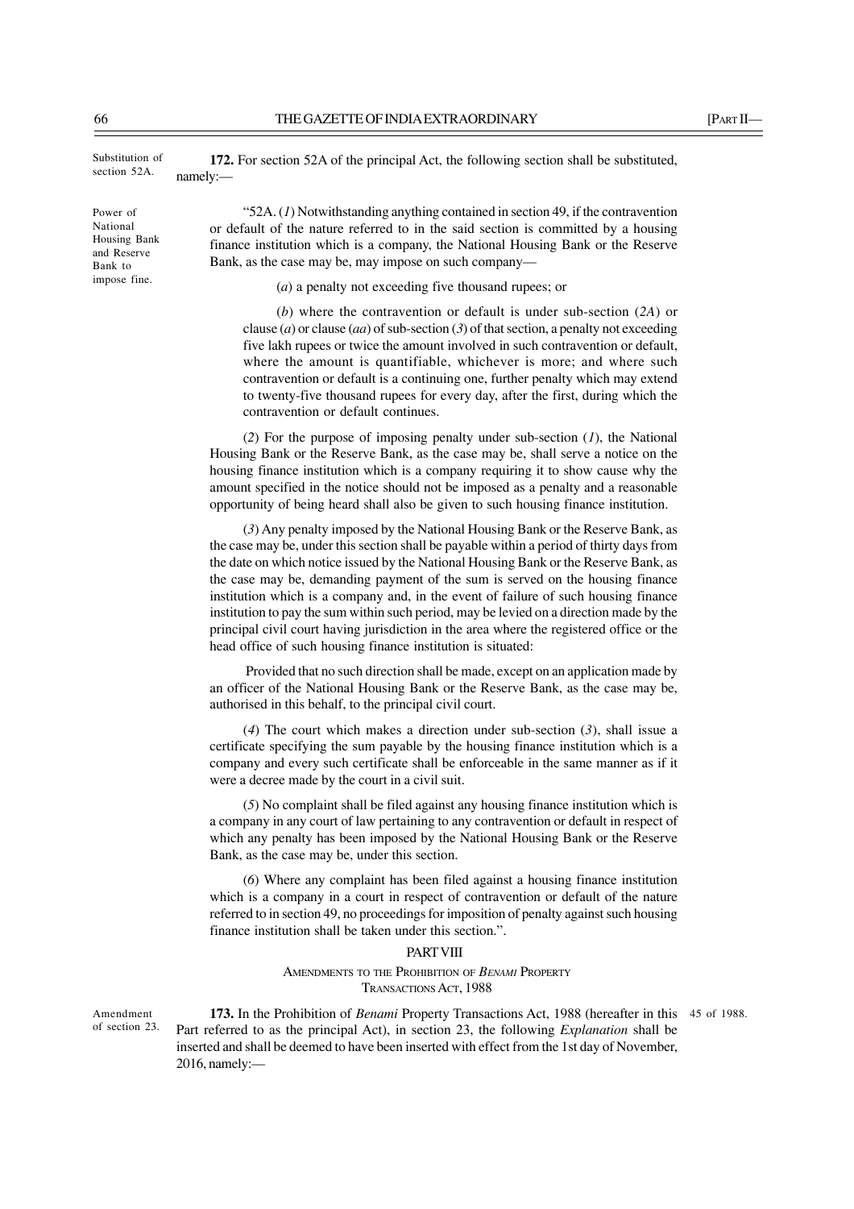Substitution of section 52A.

**172.** For section 52A of the principal Act, the following section shall be substituted, namely:—

Power of National Housing Bank and Reserve Bank to impose fine.

"52A. (*1*) Notwithstanding anything contained in section 49, if the contravention or default of the nature referred to in the said section is committed by a housing finance institution which is a company, the National Housing Bank or the Reserve Bank, as the case may be, may impose on such company—

(*a*) a penalty not exceeding five thousand rupees; or

(*b*) where the contravention or default is under sub-section (*2A*) or clause (*a*) or clause (*aa*) of sub-section (*3*) of that section, a penalty not exceeding five lakh rupees or twice the amount involved in such contravention or default, where the amount is quantifiable, whichever is more; and where such contravention or default is a continuing one, further penalty which may extend to twenty-five thousand rupees for every day, after the first, during which the contravention or default continues.

(*2*) For the purpose of imposing penalty under sub-section (*1*), the National Housing Bank or the Reserve Bank, as the case may be, shall serve a notice on the housing finance institution which is a company requiring it to show cause why the amount specified in the notice should not be imposed as a penalty and a reasonable opportunity of being heard shall also be given to such housing finance institution.

(*3*) Any penalty imposed by the National Housing Bank or the Reserve Bank, as the case may be, under this section shall be payable within a period of thirty days from the date on which notice issued by the National Housing Bank or the Reserve Bank, as the case may be, demanding payment of the sum is served on the housing finance institution which is a company and, in the event of failure of such housing finance institution to pay the sum within such period, may be levied on a direction made by the principal civil court having jurisdiction in the area where the registered office or the head office of such housing finance institution is situated:

Provided that no such direction shall be made, except on an application made by an officer of the National Housing Bank or the Reserve Bank, as the case may be, authorised in this behalf, to the principal civil court.

(*4*) The court which makes a direction under sub-section (*3*), shall issue a certificate specifying the sum payable by the housing finance institution which is a company and every such certificate shall be enforceable in the same manner as if it were a decree made by the court in a civil suit.

(*5*) No complaint shall be filed against any housing finance institution which is a company in any court of law pertaining to any contravention or default in respect of which any penalty has been imposed by the National Housing Bank or the Reserve Bank, as the case may be, under this section.

(*6*) Where any complaint has been filed against a housing finance institution which is a company in a court in respect of contravention or default of the nature referred to in section 49, no proceedings for imposition of penalty against such housing finance institution shall be taken under this section.".

## PART VIII

### AMENDMENTS TO THE PROHIBITION OF *BENAMI* PROPERTY TRANSACTIONS ACT, 1988

Amendment of section 23.

**173.** In the Prohibition of *Benami* Property Transactions Act, 1988 (hereafter in this Part referred to as the principal Act), in section 23, the following *Explanation* shall be inserted and shall be deemed to have been inserted with effect from the 1st day of November, 2016, namely:—

45 of 1988.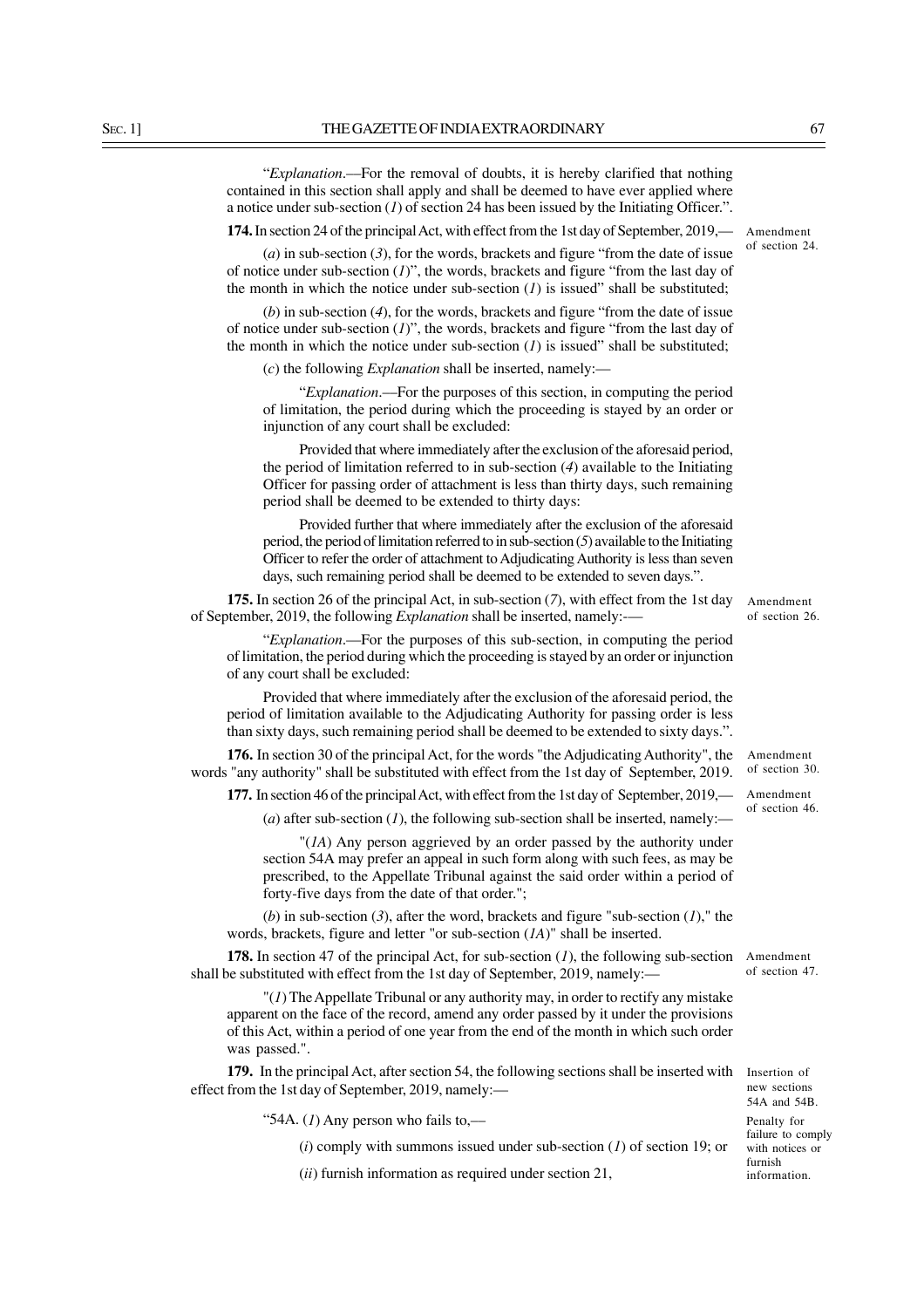"*Explanation*.—For the removal of doubts, it is hereby clarified that nothing contained in this section shall apply and shall be deemed to have ever applied where a notice under sub-section (*1*) of section 24 has been issued by the Initiating Officer.".

Amendment of section 24.

**174.** In section 24 of the principal Act, with effect from the 1st day of September, 2019,—

(*a*) in sub-section (*3*), for the words, brackets and figure "from the date of issue of notice under sub-section (*1*)", the words, brackets and figure "from the last day of the month in which the notice under sub-section (*1*) is issued" shall be substituted;

(*b*) in sub-section (*4*), for the words, brackets and figure "from the date of issue of notice under sub-section (*1*)", the words, brackets and figure "from the last day of the month in which the notice under sub-section (*1*) is issued" shall be substituted;

(*c*) the following *Explanation* shall be inserted, namely:—

"*Explanation*.—For the purposes of this section, in computing the period of limitation, the period during which the proceeding is stayed by an order or injunction of any court shall be excluded:

Provided that where immediately after the exclusion of the aforesaid period, the period of limitation referred to in sub-section (*4*) available to the Initiating Officer for passing order of attachment is less than thirty days, such remaining period shall be deemed to be extended to thirty days:

Provided further that where immediately after the exclusion of the aforesaid period, the period of limitation referred to in sub-section (*5*) available to the Initiating Officer to refer the order of attachment to Adjudicating Authority is less than seven days, such remaining period shall be deemed to be extended to seven days.".

Amendment of section 26.

**175.** In section 26 of the principal Act, in sub-section (*7*), with effect from the 1st day of September, 2019, the following *Explanation* shall be inserted, namely:-—

"*Explanation*.—For the purposes of this sub-section, in computing the period of limitation, the period during which the proceeding is stayed by an order or injunction of any court shall be excluded:

Provided that where immediately after the exclusion of the aforesaid period, the period of limitation available to the Adjudicating Authority for passing order is less than sixty days, such remaining period shall be deemed to be extended to sixty days.".

Amendment of section 30.

**176.** In section 30 of the principal Act, for the words "the Adjudicating Authority", the words "any authority" shall be substituted with effect from the 1st day of September, 2019.

Amendment of section 46.

**177.** In section 46 of the principal Act, with effect from the 1st day of September, 2019,—

(*a*) after sub-section (*1*), the following sub-section shall be inserted, namely:—

"(*1A*) Any person aggrieved by an order passed by the authority under section 54A may prefer an appeal in such form along with such fees, as may be prescribed, to the Appellate Tribunal against the said order within a period of forty-five days from the date of that order.";

(*b*) in sub-section (*3*), after the word, brackets and figure "sub-section (*1*)," the words, brackets, figure and letter "or sub-section (*1A*)" shall be inserted.

Amendment of section 47.

**178.** In section 47 of the principal Act, for sub-section (*1*), the following sub-section shall be substituted with effect from the 1st day of September, 2019, namely:—

"(*1*) The Appellate Tribunal or any authority may, in order to rectify any mistake apparent on the face of the record, amend any order passed by it under the provisions of this Act, within a period of one year from the end of the month in which such order was passed.".

Insertion of new sections 54A and 54B.

**179.** In the principal Act, after section 54, the following sections shall be inserted with effect from the 1st day of September, 2019, namely:—

Penalty for failure to comply with notices or furnish information.

"54A. (*1*) Any person who fails to,—

(*i*) comply with summons issued under sub-section (*1*) of section 19; or

(*ii*) furnish information as required under section 21,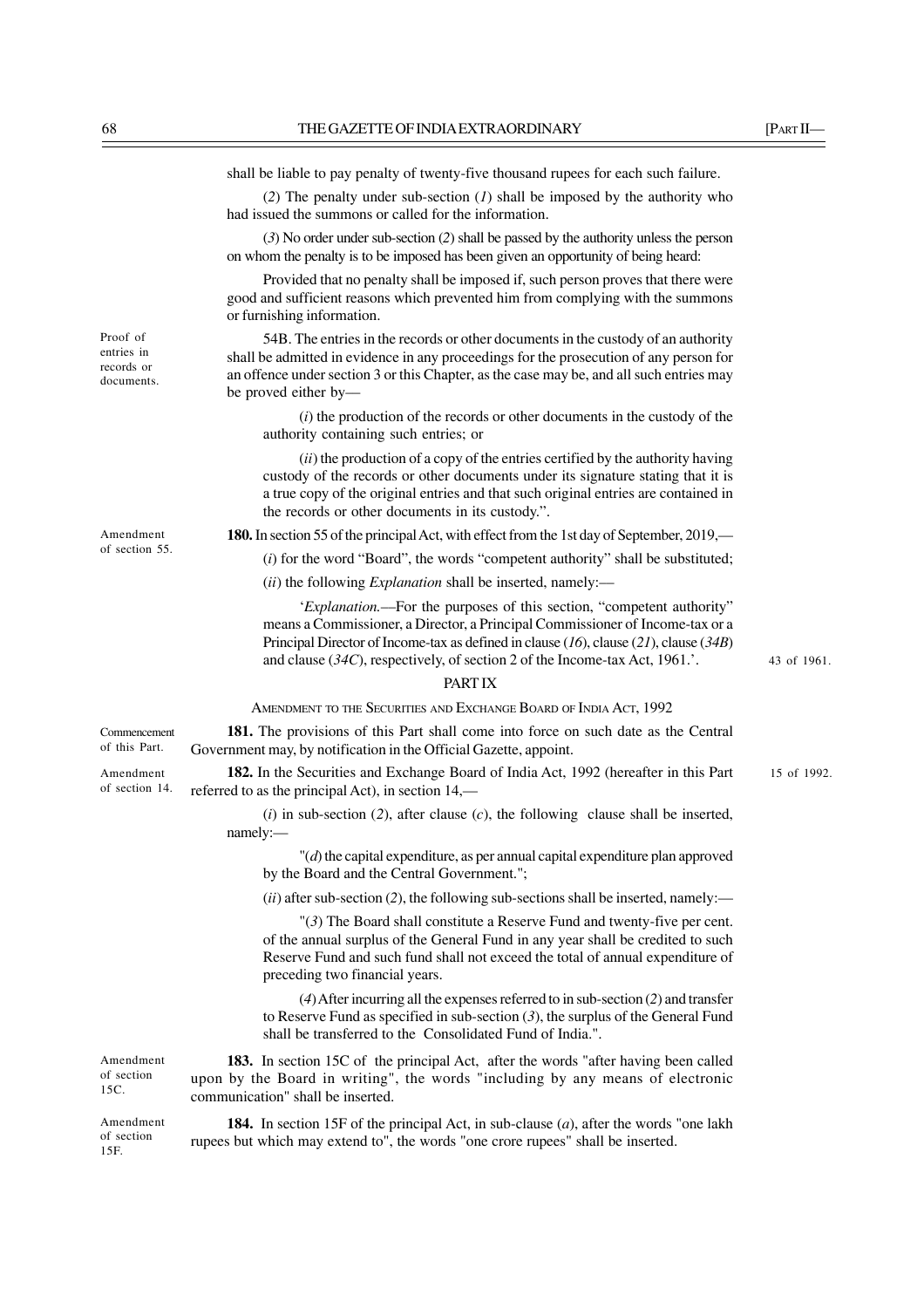shall be liable to pay penalty of twenty-five thousand rupees for each such failure.

(*2*) The penalty under sub-section (*1*) shall be imposed by the authority who had issued the summons or called for the information.

(*3*) No order under sub-section (*2*) shall be passed by the authority unless the person on whom the penalty is to be imposed has been given an opportunity of being heard:

Provided that no penalty shall be imposed if, such person proves that there were good and sufficient reasons which prevented him from complying with the summons or furnishing information.

Proof of entries in records or documents.

54B. The entries in the records or other documents in the custody of an authority shall be admitted in evidence in any proceedings for the prosecution of any person for an offence under section 3 or this Chapter, as the case may be, and all such entries may be proved either by—

(*i*) the production of the records or other documents in the custody of the authority containing such entries; or

(*ii*) the production of a copy of the entries certified by the authority having custody of the records or other documents under its signature stating that it is a true copy of the original entries and that such original entries are contained in the records or other documents in its custody.".

Amendment of section 55.

**180.** In section 55 of the principal Act, with effect from the 1st day of September, 2019,—

(*i*) for the word "Board", the words "competent authority" shall be substituted;

(*ii*) the following *Explanation* shall be inserted, namely:—

'*Explanation*.—For the purposes of this section, "competent authority" means a Commissioner, a Director, a Principal Commissioner of Income-tax or a Principal Director of Income-tax as defined in clause (*16*), clause (*21*), clause (*34B*) and clause (*34C*), respectively, of section 2 of the Income-tax Act, 1961.'.

43 of 1961.

## PART IX

### AMENDMENT TO THE SECURITIES AND EXCHANGE BOARD OF INDIA ACT, 1992

Commencement of this Part.

**181.** The provisions of this Part shall come into force on such date as the Central Government may, by notification in the Official Gazette, appoint.

Amendment of section 14.

**182.** In the Securities and Exchange Board of India Act, 1992 (hereafter in this Part referred to as the principal Act), in section 14,—

15 of 1992.

(*i*) in sub-section (*2*), after clause (*c*), the following clause shall be inserted, namely:—

"(*d*) the capital expenditure, as per annual capital expenditure plan approved by the Board and the Central Government.";

(*ii*) after sub-section (*2*), the following sub-sections shall be inserted, namely:—

"(*3*) The Board shall constitute a Reserve Fund and twenty-five per cent. of the annual surplus of the General Fund in any year shall be credited to such Reserve Fund and such fund shall not exceed the total of annual expenditure of preceding two financial years.

(*4*) After incurring all the expenses referred to in sub-section (*2*) and transfer to Reserve Fund as specified in sub-section (*3*), the surplus of the General Fund shall be transferred to the Consolidated Fund of India.".

Amendment of section 15C.

**183.** In section 15C of the principal Act, after the words "after having been called upon by the Board in writing", the words "including by any means of electronic communication" shall be inserted.

Amendment of section 15F.

**184.** In section 15F of the principal Act, in sub-clause (*a*), after the words "one lakh rupees but which may extend to", the words "one crore rupees" shall be inserted.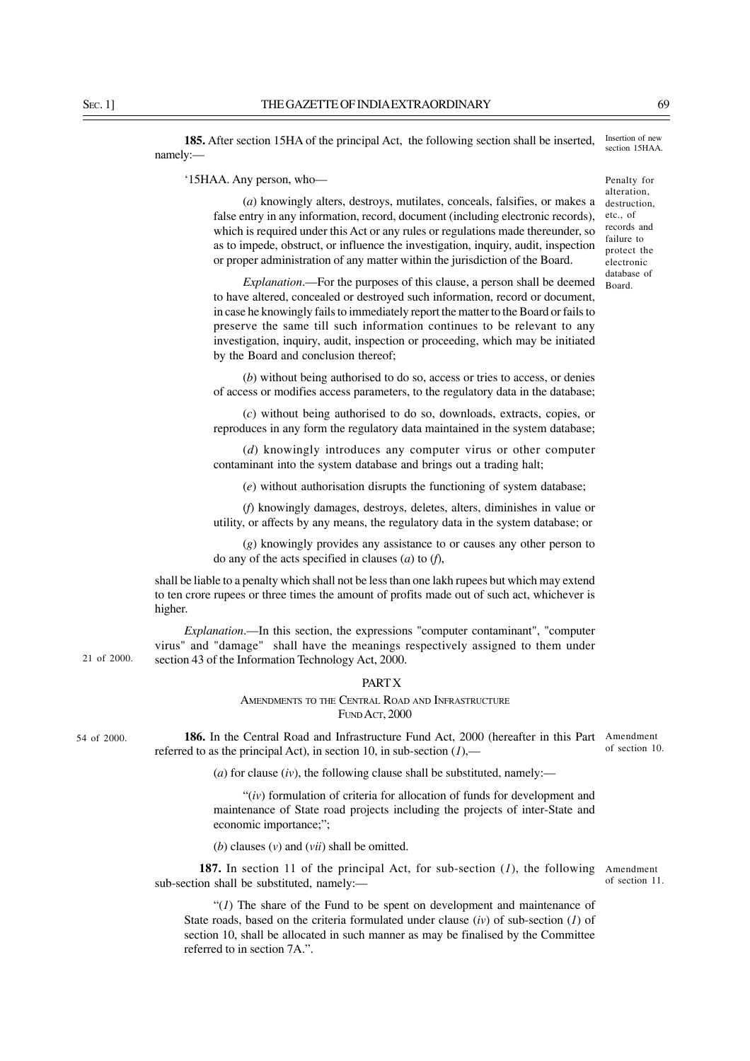**185.** After section 15HA of the principal Act, the following section shall be inserted, namely:—

Insertion of new section 15HAA.

'15HAA. Any person, who—

Penalty for alteration, destruction, etc., of records and failure to protect the electronic database of Board.

(*a*) knowingly alters, destroys, mutilates, conceals, falsifies, or makes a false entry in any information, record, document (including electronic records), which is required under this Act or any rules or regulations made thereunder, so as to impede, obstruct, or influence the investigation, inquiry, audit, inspection or proper administration of any matter within the jurisdiction of the Board.

*Explanation*.—For the purposes of this clause, a person shall be deemed to have altered, concealed or destroyed such information, record or document, in case he knowingly fails to immediately report the matter to the Board or fails to preserve the same till such information continues to be relevant to any investigation, inquiry, audit, inspection or proceeding, which may be initiated by the Board and conclusion thereof;

(*b*) without being authorised to do so, access or tries to access, or denies of access or modifies access parameters, to the regulatory data in the database;

(*c*) without being authorised to do so, downloads, extracts, copies, or reproduces in any form the regulatory data maintained in the system database;

(*d*) knowingly introduces any computer virus or other computer contaminant into the system database and brings out a trading halt;

(*e*) without authorisation disrupts the functioning of system database;

(*f*) knowingly damages, destroys, deletes, alters, diminishes in value or utility, or affects by any means, the regulatory data in the system database; or

(*g*) knowingly provides any assistance to or causes any other person to do any of the acts specified in clauses (*a*) to (*f*),

shall be liable to a penalty which shall not be less than one lakh rupees but which may extend to ten crore rupees or three times the amount of profits made out of such act, whichever is higher.

*Explanation*.—In this section, the expressions "computer contaminant", "computer virus" and "damage" shall have the meanings respectively assigned to them under section 43 of the Information Technology Act, 2000.

21 of 2000.

## PART X

### AMENDMENTS TO THE CENTRAL ROAD AND INFRASTRUCTURE FUND ACT, 2000

54 of 2000.

**186.** In the Central Road and Infrastructure Fund Act, 2000 (hereafter in this Part referred to as the principal Act), in section 10, in sub-section (*1*),—

Amendment of section 10.

(*a*) for clause (*iv*), the following clause shall be substituted, namely:—

"(*iv*) formulation of criteria for allocation of funds for development and maintenance of State road projects including the projects of inter-State and economic importance;";

(*b*) clauses (*v*) and (*vii*) shall be omitted.

**187.** In section 11 of the principal Act, for sub-section (*1*), the following sub-section shall be substituted, namely:—

Amendment of section 11.

"(*1*) The share of the Fund to be spent on development and maintenance of State roads, based on the criteria formulated under clause (*iv*) of sub-section (*1*) of section 10, shall be allocated in such manner as may be finalised by the Committee referred to in section 7A.".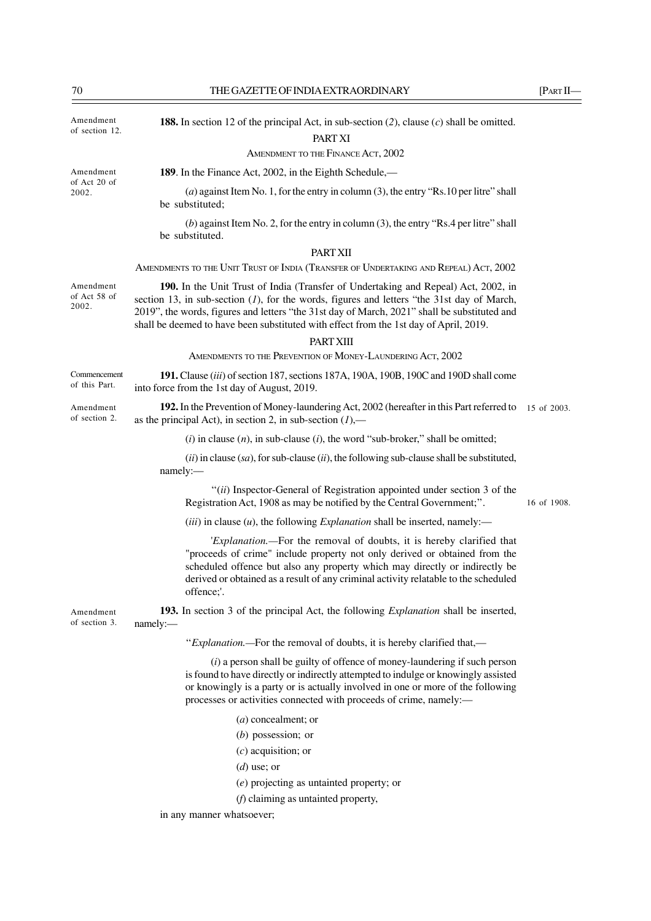Amendment of section 12.

**188.** In section 12 of the principal Act, in sub-section (*2*), clause (*c*) shall be omitted.

## PART XI

### AMENDMENT TO THE FINANCE ACT, 2002

Amendment of Act 20 of 2002.

**189**. In the Finance Act, 2002, in the Eighth Schedule,—

(*a*) against Item No. 1, for the entry in column (3), the entry "Rs.10 per litre" shall be substituted;

(*b*) against Item No. 2, for the entry in column (3), the entry "Rs.4 per litre" shall be substituted.

## PART XII

### AMENDMENTS TO THE UNIT TRUST OF INDIA (TRANSFER OF UNDERTAKING AND REPEAL) ACT, 2002

Amendment of Act 58 of 2002.

**190.** In the Unit Trust of India (Transfer of Undertaking and Repeal) Act, 2002, in section 13, in sub-section (*1*), for the words, figures and letters "the 31st day of March, 2019", the words, figures and letters "the 31st day of March, 2021" shall be substituted and shall be deemed to have been substituted with effect from the 1st day of April, 2019.

## PART XIII

### AMENDMENTS TO THE PREVENTION OF MONEY-LAUNDERING ACT, 2002

Commencement of this Part.

**191.** Clause (*iii*) of section 187, sections 187A, 190A, 190B, 190C and 190D shall come into force from the 1st day of August, 2019.

Amendment of section 2.

**192.** In the Prevention of Money-laundering Act, 2002 (hereafter in this Part referred to as the principal Act), in section 2, in sub-section (*1*),— (15 of 2003.)

(*i*) in clause (*n*), in sub-clause (*i*), the word "sub-broker," shall be omitted;

(*ii*) in clause (*sa*), for sub-clause (*ii*), the following sub-clause shall be substituted, namely:—

"(*ii*) Inspector-General of Registration appointed under section 3 of the Registration Act, 1908 as may be notified by the Central Government;". (16 of 1908.)

(*iii*) in clause (*u*), the following *Explanation* shall be inserted, namely:—

'*Explanation.*—For the removal of doubts, it is hereby clarified that "proceeds of crime" include property not only derived or obtained from the scheduled offence but also any property which may directly or indirectly be derived or obtained as a result of any criminal activity relatable to the scheduled offence;'.

Amendment of section 3.

**193.** In section 3 of the principal Act, the following *Explanation* shall be inserted, namely:—

"*Explanation.*—For the removal of doubts, it is hereby clarified that,—

(*i*) a person shall be guilty of offence of money-laundering if such person is found to have directly or indirectly attempted to indulge or knowingly assisted or knowingly is a party or is actually involved in one or more of the following processes or activities connected with proceeds of crime, namely:—

(*a*) concealment; or

(*b*) possession; or

(*c*) acquisition; or

(*d*) use; or

(*e*) projecting as untainted property; or

(*f*) claiming as untainted property,

in any manner whatsoever;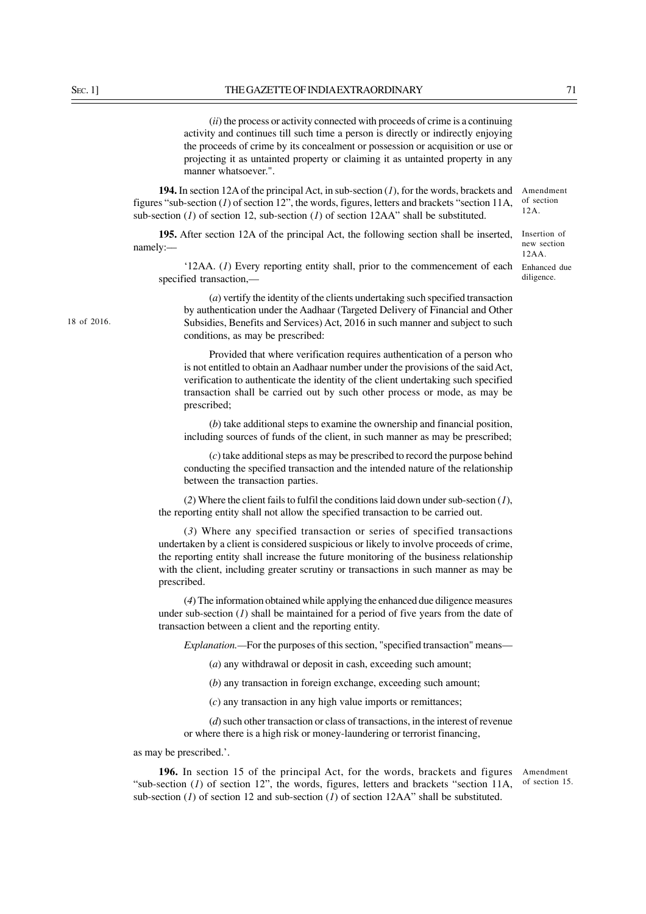(*ii*) the process or activity connected with proceeds of crime is a continuing activity and continues till such time a person is directly or indirectly enjoying the proceeds of crime by its concealment or possession or acquisition or use or projecting it as untainted property or claiming it as untainted property in any manner whatsoever.".

Amendment of section 12A.

**194.** In section 12A of the principal Act, in sub-section (*1*), for the words, brackets and figures "sub-section (*1*) of section 12", the words, figures, letters and brackets "section 11A, sub-section (*1*) of section 12, sub-section (*1*) of section 12AA" shall be substituted.

Insertion of new section 12AA.

**195.** After section 12A of the principal Act, the following section shall be inserted, namely:—

Enhanced due diligence.

'12AA. (*1*) Every reporting entity shall, prior to the commencement of each specified transaction,—

(*a*) vertify the identity of the clients undertaking such specified transaction by authentication under the Aadhaar (Targeted Delivery of Financial and Other Subsidies, Benefits and Services) Act, 2016 in such manner and subject to such conditions, as may be prescribed:

18 of 2016.

Provided that where verification requires authentication of a person who is not entitled to obtain an Aadhaar number under the provisions of the said Act, verification to authenticate the identity of the client undertaking such specified transaction shall be carried out by such other process or mode, as may be prescribed;

(*b*) take additional steps to examine the ownership and financial position, including sources of funds of the client, in such manner as may be prescribed;

(*c*) take additional steps as may be prescribed to record the purpose behind conducting the specified transaction and the intended nature of the relationship between the transaction parties.

(*2*) Where the client fails to fulfil the conditions laid down under sub-section (*1*), the reporting entity shall not allow the specified transaction to be carried out.

(*3*) Where any specified transaction or series of specified transactions undertaken by a client is considered suspicious or likely to involve proceeds of crime, the reporting entity shall increase the future monitoring of the business relationship with the client, including greater scrutiny or transactions in such manner as may be prescribed.

(*4*) The information obtained while applying the enhanced due diligence measures under sub-section (*1*) shall be maintained for a period of five years from the date of transaction between a client and the reporting entity.

*Explanation.*—For the purposes of this section, "specified transaction" means—

(*a*) any withdrawal or deposit in cash, exceeding such amount;

(*b*) any transaction in foreign exchange, exceeding such amount;

(*c*) any transaction in any high value imports or remittances;

(*d*) such other transaction or class of transactions, in the interest of revenue or where there is a high risk or money-laundering or terrorist financing,

as may be prescribed.'.

Amendment of section 15.

**196.** In section 15 of the principal Act, for the words, brackets and figures "sub-section (*1*) of section 12", the words, figures, letters and brackets "section 11A, sub-section (*1*) of section 12 and sub-section (*1*) of section 12AA" shall be substituted.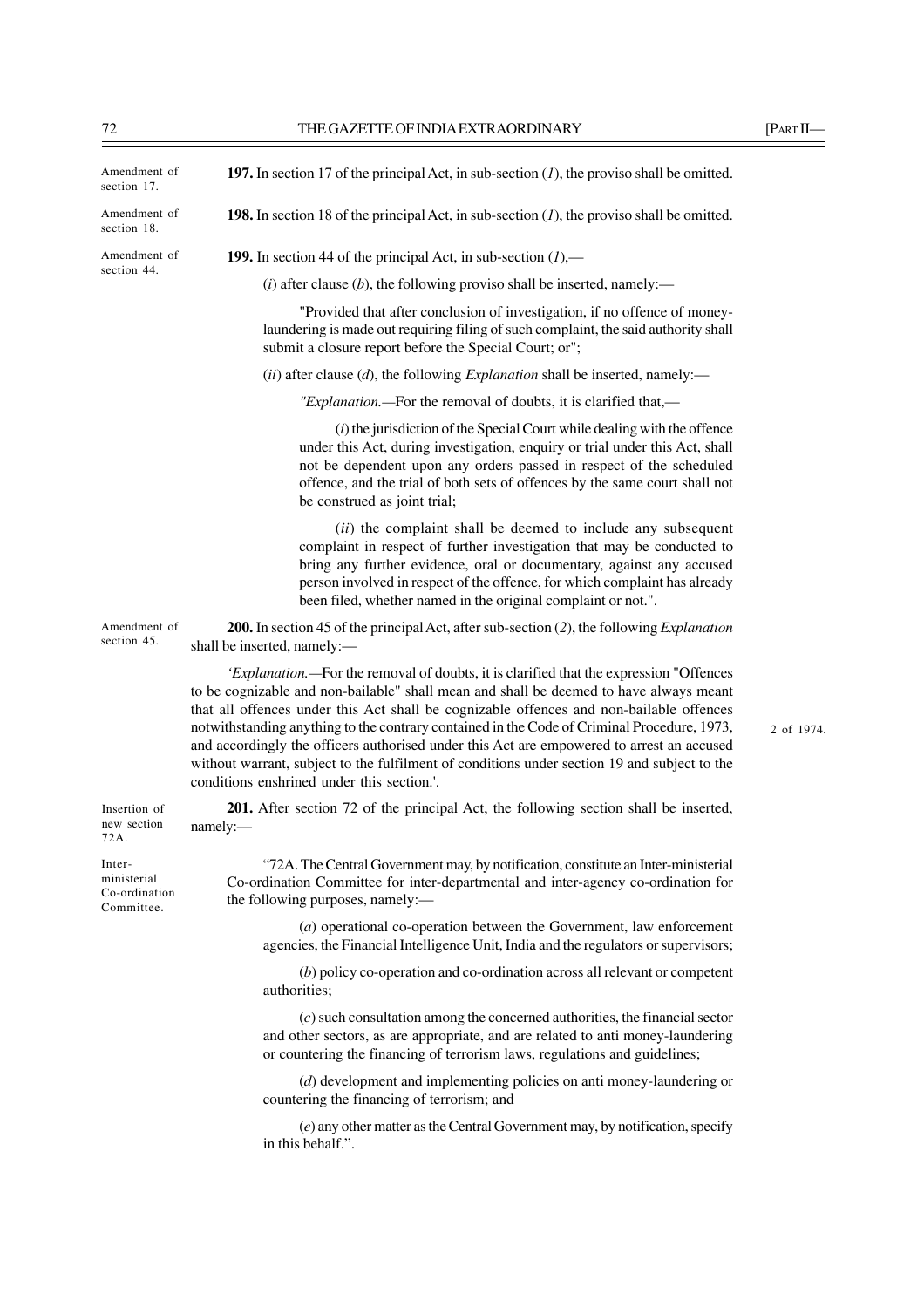Amendment of section 17.

**197.** In section 17 of the principal Act, in sub-section (*1*), the proviso shall be omitted.

Amendment of section 18.

**198.** In section 18 of the principal Act, in sub-section (*1*), the proviso shall be omitted.

Amendment of section 44.

**199.** In section 44 of the principal Act, in sub-section (*1*),—

(*i*) after clause (*b*), the following proviso shall be inserted, namely:—

"Provided that after conclusion of investigation, if no offence of money-laundering is made out requiring filing of such complaint, the said authority shall submit a closure report before the Special Court; or";

(*ii*) after clause (*d*), the following *Explanation* shall be inserted, namely:—

*"Explanation.*—For the removal of doubts, it is clarified that,—

(*i*) the jurisdiction of the Special Court while dealing with the offence under this Act, during investigation, enquiry or trial under this Act, shall not be dependent upon any orders passed in respect of the scheduled offence, and the trial of both sets of offences by the same court shall not be construed as joint trial;

(*ii*) the complaint shall be deemed to include any subsequent complaint in respect of further investigation that may be conducted to bring any further evidence, oral or documentary, against any accused person involved in respect of the offence, for which complaint has already been filed, whether named in the original complaint or not.".

Amendment of section 45.

**200.** In section 45 of the principal Act, after sub-section (*2*), the following *Explanation* shall be inserted, namely:—

*'Explanation.*—For the removal of doubts, it is clarified that the expression "Offences to be cognizable and non-bailable" shall mean and shall be deemed to have always meant that all offences under this Act shall be cognizable offences and non-bailable offences notwithstanding anything to the contrary contained in the Code of Criminal Procedure, 1973, and accordingly the officers authorised under this Act are empowered to arrest an accused without warrant, subject to the fulfilment of conditions under section 19 and subject to the conditions enshrined under this section.'.

2 of 1974.

Insertion of new section 72A.

**201.** After section 72 of the principal Act, the following section shall be inserted, namely:—

Inter-ministerial Co-ordination Committee.

"72A. The Central Government may, by notification, constitute an Inter-ministerial Co-ordination Committee for inter-departmental and inter-agency co-ordination for the following purposes, namely:—

(*a*) operational co-operation between the Government, law enforcement agencies, the Financial Intelligence Unit, India and the regulators or supervisors;

(*b*) policy co-operation and co-ordination across all relevant or competent authorities;

(*c*) such consultation among the concerned authorities, the financial sector and other sectors, as are appropriate, and are related to anti money-laundering or countering the financing of terrorism laws, regulations and guidelines;

(*d*) development and implementing policies on anti money-laundering or countering the financing of terrorism; and

(*e*) any other matter as the Central Government may, by notification, specify in this behalf.".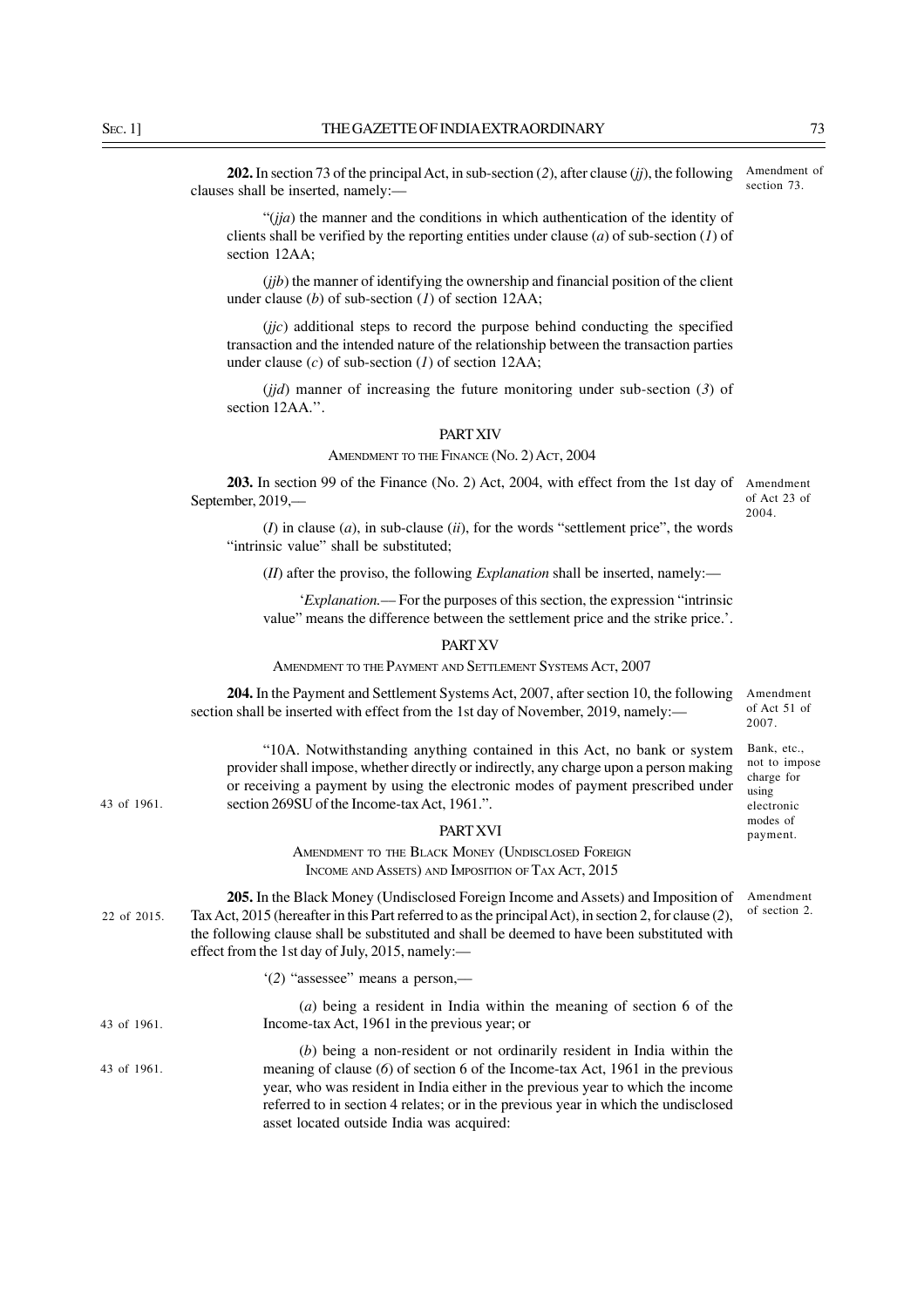**202.** In section 73 of the principal Act, in sub-section (*2*), after clause (*jj*), the following clauses shall be inserted, namely:—

Amendment of section 73.

"(*jja*) the manner and the conditions in which authentication of the identity of clients shall be verified by the reporting entities under clause (*a*) of sub-section (*1*) of section 12AA;

(*jjb*) the manner of identifying the ownership and financial position of the client under clause (*b*) of sub-section (*1*) of section 12AA;

(*jjc*) additional steps to record the purpose behind conducting the specified transaction and the intended nature of the relationship between the transaction parties under clause (*c*) of sub-section (*1*) of section 12AA;

(*jjd*) manner of increasing the future monitoring under sub-section (*3*) of section 12AA.".

## PART XIV

### AMENDMENT TO THE FINANCE (NO. 2) ACT, 2004

**203.** In section 99 of the Finance (No. 2) Act, 2004, with effect from the 1st day of September, 2019,—

Amendment of Act 23 of 2004.

(*I*) in clause (*a*), in sub-clause (*ii*), for the words "settlement price", the words "intrinsic value" shall be substituted;

(*II*) after the proviso, the following *Explanation* shall be inserted, namely:—

'*Explanation.*— For the purposes of this section, the expression "intrinsic value" means the difference between the settlement price and the strike price.'.

## PART XV

### AMENDMENT TO THE PAYMENT AND SETTLEMENT SYSTEMS ACT, 2007

**204.** In the Payment and Settlement Systems Act, 2007, after section 10, the following section shall be inserted with effect from the 1st day of November, 2019, namely:—

Amendment of Act 51 of 2007.

Bank, etc., not to impose charge for using electronic modes of payment.

"10A. Notwithstanding anything contained in this Act, no bank or system provider shall impose, whether directly or indirectly, any charge upon a person making or receiving a payment by using the electronic modes of payment prescribed under section 269SU of the Income-tax Act, 1961.".

43 of 1961.

## PART XVI

### AMENDMENT TO THE BLACK MONEY (UNDISCLOSED FOREIGN INCOME AND ASSETS) AND IMPOSITION OF TAX ACT, 2015

**205.** In the Black Money (Undisclosed Foreign Income and Assets) and Imposition of Tax Act, 2015 (hereafter in this Part referred to as the principal Act), in section 2, for clause (*2*), the following clause shall be substituted and shall be deemed to have been substituted with effect from the 1st day of July, 2015, namely:—

22 of 2015.

Amendment of section 2.

'(*2*) "assessee" means a person,—

(*a*) being a resident in India within the meaning of section 6 of the Income-tax Act, 1961 in the previous year; or

43 of 1961.

(*b*) being a non-resident or not ordinarily resident in India within the meaning of clause (*6*) of section 6 of the Income-tax Act, 1961 in the previous year, who was resident in India either in the previous year to which the income referred to in section 4 relates; or in the previous year in which the undisclosed asset located outside India was acquired:

43 of 1961.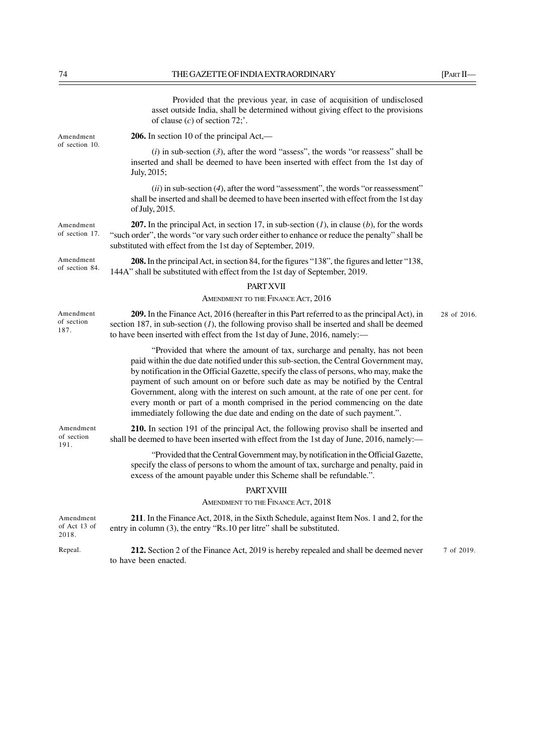Provided that the previous year, in case of acquisition of undisclosed asset outside India, shall be determined without giving effect to the provisions of clause (*c*) of section 72;'.

Amendment of section 10.

**206.** In section 10 of the principal Act,—

(*i*) in sub-section (*3*), after the word "assess", the words "or reassess" shall be inserted and shall be deemed to have been inserted with effect from the 1st day of July, 2015;

(*ii*) in sub-section (*4*), after the word "assessment", the words "or reassessment" shall be inserted and shall be deemed to have been inserted with effect from the 1st day of July, 2015.

Amendment of section 17.

**207.** In the principal Act, in section 17, in sub-section (*1*), in clause (*b*), for the words "such order", the words "or vary such order either to enhance or reduce the penalty" shall be substituted with effect from the 1st day of September, 2019.

Amendment of section 84.

**208.** In the principal Act, in section 84, for the figures "138", the figures and letter "138, 144A" shall be substituted with effect from the 1st day of September, 2019.

## PART XVII

### AMENDMENT TO THE FINANCE ACT, 2016

Amendment of section 187.

**209.** In the Finance Act, 2016 (hereafter in this Part referred to as the principal Act), in section 187, in sub-section (*1*), the following proviso shall be inserted and shall be deemed to have been inserted with effect from the 1st day of June, 2016, namely:—

28 of 2016.

"Provided that where the amount of tax, surcharge and penalty, has not been paid within the due date notified under this sub-section, the Central Government may, by notification in the Official Gazette, specify the class of persons, who may, make the payment of such amount on or before such date as may be notified by the Central Government, along with the interest on such amount, at the rate of one per cent. for every month or part of a month comprised in the period commencing on the date immediately following the due date and ending on the date of such payment.".

Amendment of section 191.

**210.** In section 191 of the principal Act, the following proviso shall be inserted and shall be deemed to have been inserted with effect from the 1st day of June, 2016, namely:—

"Provided that the Central Government may, by notification in the Official Gazette, specify the class of persons to whom the amount of tax, surcharge and penalty, paid in excess of the amount payable under this Scheme shall be refundable.".

## PART XVIII

### AMENDMENT TO THE FINANCE ACT, 2018

Amendment of Act 13 of 2018.

**211**. In the Finance Act, 2018, in the Sixth Schedule, against Item Nos. 1 and 2, for the entry in column (3), the entry "Rs.10 per litre" shall be substituted.

Repeal.

**212.** Section 2 of the Finance Act, 2019 is hereby repealed and shall be deemed never to have been enacted.

7 of 2019.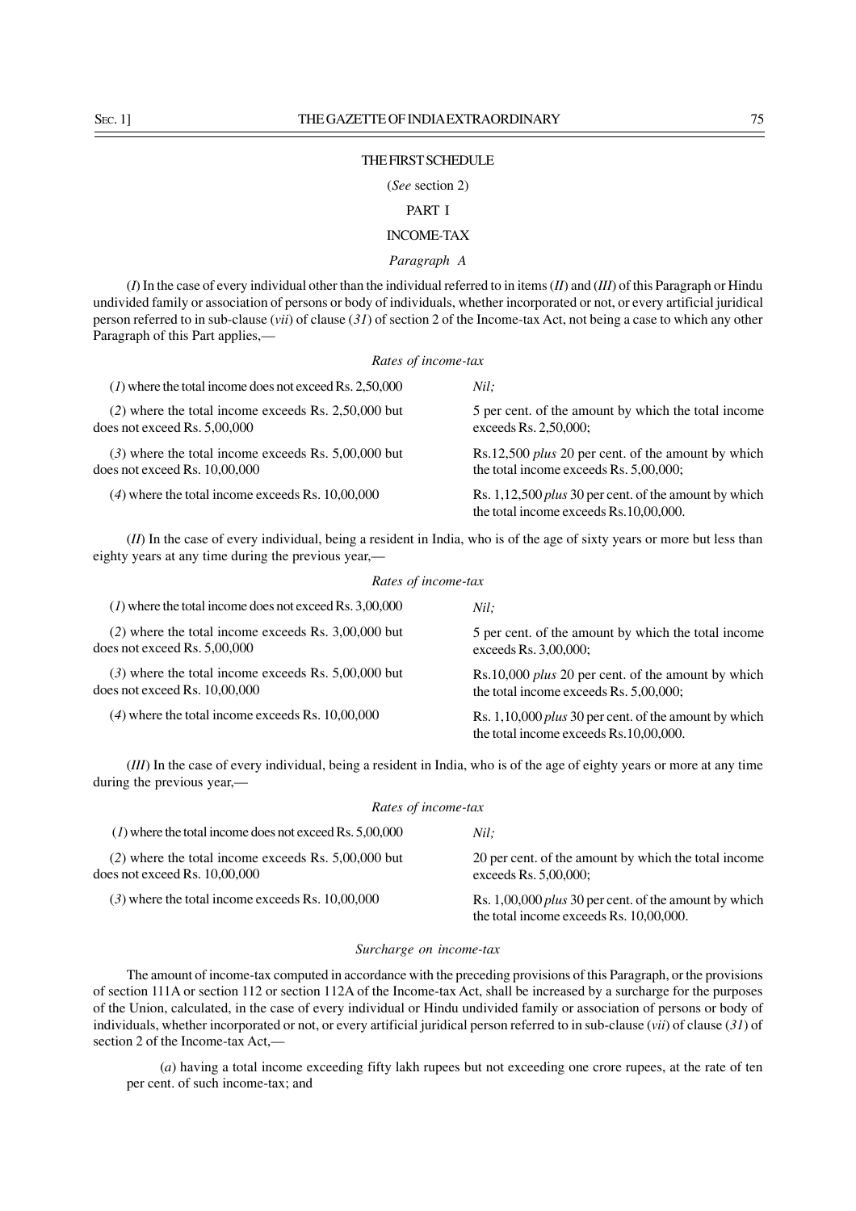# THE FIRST SCHEDULE

(*See* section 2)

## PART I

## INCOME-TAX

### *Paragraph A*

(*I*) In the case of every individual other than the individual referred to in items (*II*) and (*III*) of this Paragraph or Hindu undivided family or association of persons or body of individuals, whether incorporated or not, or every artificial juridical person referred to in sub-clause (*vii*) of clause (*31*) of section 2 of the Income-tax Act, not being a case to which any other Paragraph of this Part applies,—

*Rates of income-tax*

| | |
|---|---|
| (*1*) where the total income does not exceed Rs. 2,50,000 | *Nil;* |
| (*2*) where the total income exceeds Rs. 2,50,000 but does not exceed Rs. 5,00,000 | 5 per cent. of the amount by which the total income exceeds Rs. 2,50,000; |
| (*3*) where the total income exceeds Rs. 5,00,000 but does not exceed Rs. 10,00,000 | Rs.12,500 *plus* 20 per cent. of the amount by which the total income exceeds Rs. 5,00,000; |
| (*4*) where the total income exceeds Rs. 10,00,000 | Rs. 1,12,500 *plus* 30 per cent. of the amount by which the total income exceeds Rs.10,00,000. |

(*II*) In the case of every individual, being a resident in India, who is of the age of sixty years or more but less than eighty years at any time during the previous year,—

*Rates of income-tax*

| | |
|---|---|
| (*1*) where the total income does not exceed Rs. 3,00,000 | *Nil;* |
| (*2*) where the total income exceeds Rs. 3,00,000 but does not exceed Rs. 5,00,000 | 5 per cent. of the amount by which the total income exceeds Rs. 3,00,000; |
| (*3*) where the total income exceeds Rs. 5,00,000 but does not exceed Rs. 10,00,000 | Rs.10,000 *plus* 20 per cent. of the amount by which the total income exceeds Rs. 5,00,000; |
| (*4*) where the total income exceeds Rs. 10,00,000 | Rs. 1,10,000 *plus* 30 per cent. of the amount by which the total income exceeds Rs.10,00,000. |

(*III*) In the case of every individual, being a resident in India, who is of the age of eighty years or more at any time during the previous year,—

*Rates of income-tax*

| | |
|---|---|
| (*1*) where the total income does not exceed Rs. 5,00,000 | *Nil;* |
| (*2*) where the total income exceeds Rs. 5,00,000 but does not exceed Rs. 10,00,000 | 20 per cent. of the amount by which the total income exceeds Rs. 5,00,000; |
| (*3*) where the total income exceeds Rs. 10,00,000 | Rs. 1,00,000 *plus* 30 per cent. of the amount by which the total income exceeds Rs. 10,00,000. |

*Surcharge on income-tax*

The amount of income-tax computed in accordance with the preceding provisions of this Paragraph, or the provisions of section 111A or section 112 or section 112A of the Income-tax Act, shall be increased by a surcharge for the purposes of the Union, calculated, in the case of every individual or Hindu undivided family or association of persons or body of individuals, whether incorporated or not, or every artificial juridical person referred to in sub-clause (*vii*) of clause (*31*) of section 2 of the Income-tax Act,—

(*a*) having a total income exceeding fifty lakh rupees but not exceeding one crore rupees, at the rate of ten per cent. of such income-tax; and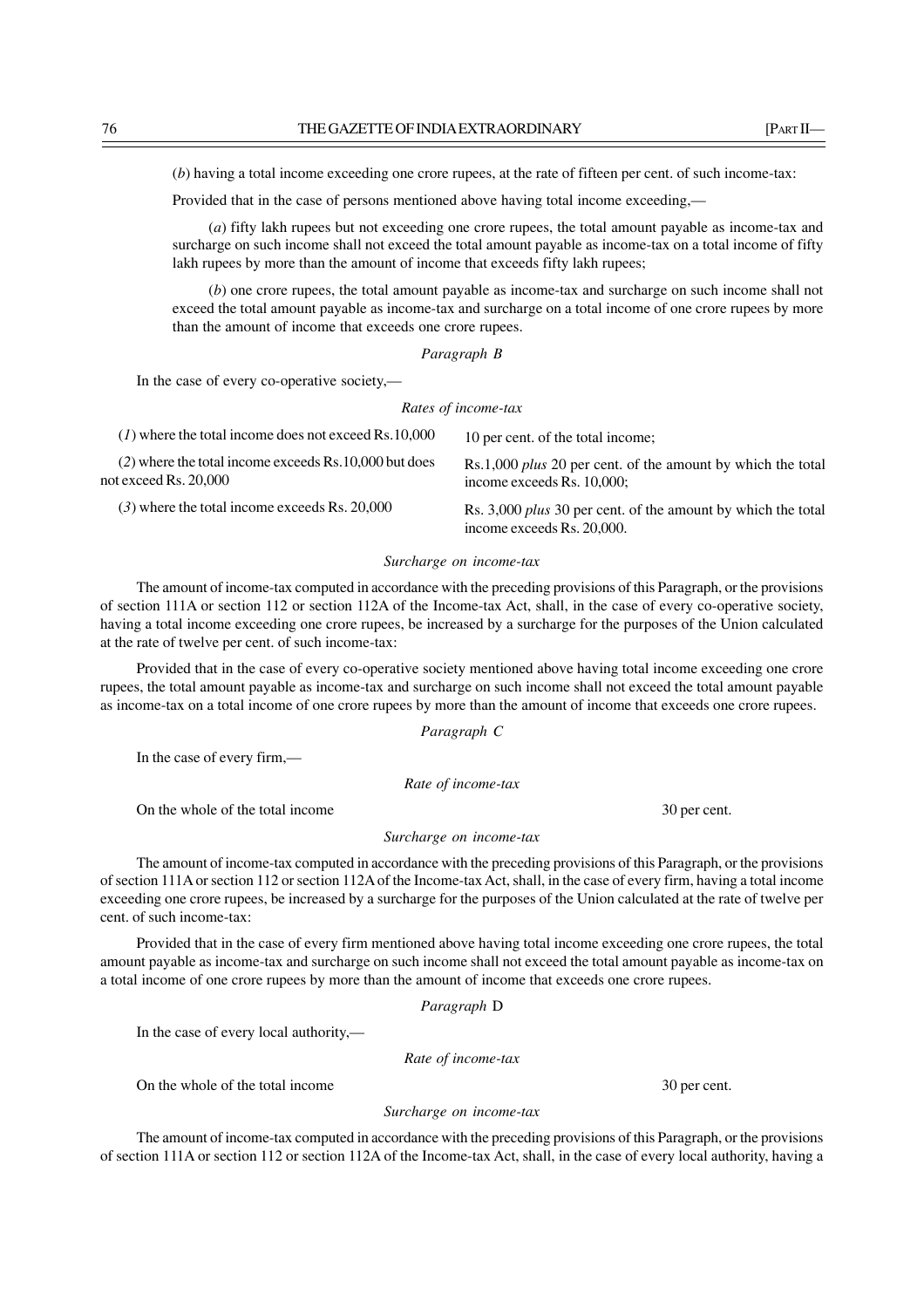(*b*) having a total income exceeding one crore rupees, at the rate of fifteen per cent. of such income-tax:

Provided that in the case of persons mentioned above having total income exceeding,—

(*a*) fifty lakh rupees but not exceeding one crore rupees, the total amount payable as income-tax and surcharge on such income shall not exceed the total amount payable as income-tax on a total income of fifty lakh rupees by more than the amount of income that exceeds fifty lakh rupees;

(*b*) one crore rupees, the total amount payable as income-tax and surcharge on such income shall not exceed the total amount payable as income-tax and surcharge on a total income of one crore rupees by more than the amount of income that exceeds one crore rupees.

*Paragraph B*

In the case of every co-operative society,—

*Rates of income-tax*

| | |
|---|---|
| (*1*) where the total income does not exceed Rs.10,000 | 10 per cent. of the total income; |
| (*2*) where the total income exceeds Rs.10,000 but does not exceed Rs. 20,000 | Rs.1,000 *plus* 20 per cent. of the amount by which the total income exceeds Rs. 10,000; |
| (*3*) where the total income exceeds Rs. 20,000 | Rs. 3,000 *plus* 30 per cent. of the amount by which the total income exceeds Rs. 20,000. |

*Surcharge on income-tax*

The amount of income-tax computed in accordance with the preceding provisions of this Paragraph, or the provisions of section 111A or section 112 or section 112A of the Income-tax Act, shall, in the case of every co-operative society, having a total income exceeding one crore rupees, be increased by a surcharge for the purposes of the Union calculated at the rate of twelve per cent. of such income-tax:

Provided that in the case of every co-operative society mentioned above having total income exceeding one crore rupees, the total amount payable as income-tax and surcharge on such income shall not exceed the total amount payable as income-tax on a total income of one crore rupees by more than the amount of income that exceeds one crore rupees.

*Paragraph C*

In the case of every firm,—

*Rate of income-tax*

On the whole of the total income 30 per cent.

*Surcharge on income-tax*

The amount of income-tax computed in accordance with the preceding provisions of this Paragraph, or the provisions of section 111A or section 112 or section 112A of the Income-tax Act, shall, in the case of every firm, having a total income exceeding one crore rupees, be increased by a surcharge for the purposes of the Union calculated at the rate of twelve per cent. of such income-tax:

Provided that in the case of every firm mentioned above having total income exceeding one crore rupees, the total amount payable as income-tax and surcharge on such income shall not exceed the total amount payable as income-tax on a total income of one crore rupees by more than the amount of income that exceeds one crore rupees.

*Paragraph* D

In the case of every local authority,—

*Rate of income-tax*

On the whole of the total income 30 per cent.

*Surcharge on income-tax*

The amount of income-tax computed in accordance with the preceding provisions of this Paragraph, or the provisions of section 111A or section 112 or section 112A of the Income-tax Act, shall, in the case of every local authority, having a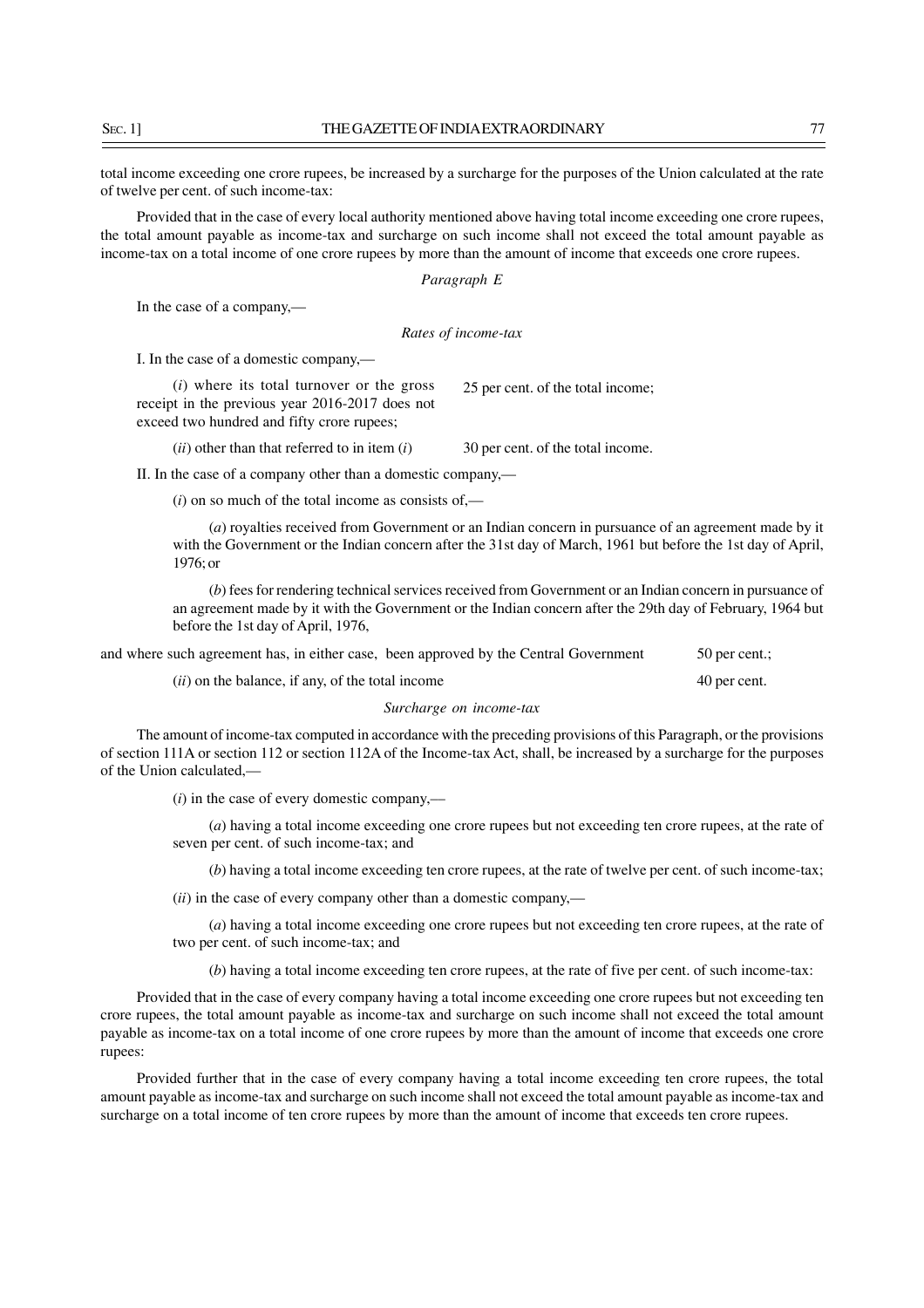total income exceeding one crore rupees, be increased by a surcharge for the purposes of the Union calculated at the rate of twelve per cent. of such income-tax:

Provided that in the case of every local authority mentioned above having total income exceeding one crore rupees, the total amount payable as income-tax and surcharge on such income shall not exceed the total amount payable as income-tax on a total income of one crore rupees by more than the amount of income that exceeds one crore rupees.

*Paragraph E*

In the case of a company,—

*Rates of income-tax*

I. In the case of a domestic company,—

| | |
|---|---|
| (*i*) where its total turnover or the gross receipt in the previous year 2016-2017 does not exceed two hundred and fifty crore rupees; | 25 per cent. of the total income; |
| (*ii*) other than that referred to in item (*i*) | 30 per cent. of the total income. |

II. In the case of a company other than a domestic company,—

(*i*) on so much of the total income as consists of,—

(*a*) royalties received from Government or an Indian concern in pursuance of an agreement made by it with the Government or the Indian concern after the 31st day of March, 1961 but before the 1st day of April, 1976; or

(*b*) fees for rendering technical services received from Government or an Indian concern in pursuance of an agreement made by it with the Government or the Indian concern after the 29th day of February, 1964 but before the 1st day of April, 1976,

| | |
|---|---|
| and where such agreement has, in either case, been approved by the Central Government | 50 per cent.; |
| (*ii*) on the balance, if any, of the total income | 40 per cent. |

*Surcharge on income-tax*

The amount of income-tax computed in accordance with the preceding provisions of this Paragraph, or the provisions of section 111A or section 112 or section 112A of the Income-tax Act, shall, be increased by a surcharge for the purposes of the Union calculated,—

(*i*) in the case of every domestic company,—

(*a*) having a total income exceeding one crore rupees but not exceeding ten crore rupees, at the rate of seven per cent. of such income-tax; and

(*b*) having a total income exceeding ten crore rupees, at the rate of twelve per cent. of such income-tax;

(*ii*) in the case of every company other than a domestic company,—

(*a*) having a total income exceeding one crore rupees but not exceeding ten crore rupees, at the rate of two per cent. of such income-tax; and

(*b*) having a total income exceeding ten crore rupees, at the rate of five per cent. of such income-tax:

Provided that in the case of every company having a total income exceeding one crore rupees but not exceeding ten crore rupees, the total amount payable as income-tax and surcharge on such income shall not exceed the total amount payable as income-tax on a total income of one crore rupees by more than the amount of income that exceeds one crore rupees:

Provided further that in the case of every company having a total income exceeding ten crore rupees, the total amount payable as income-tax and surcharge on such income shall not exceed the total amount payable as income-tax and surcharge on a total income of ten crore rupees by more than the amount of income that exceeds ten crore rupees.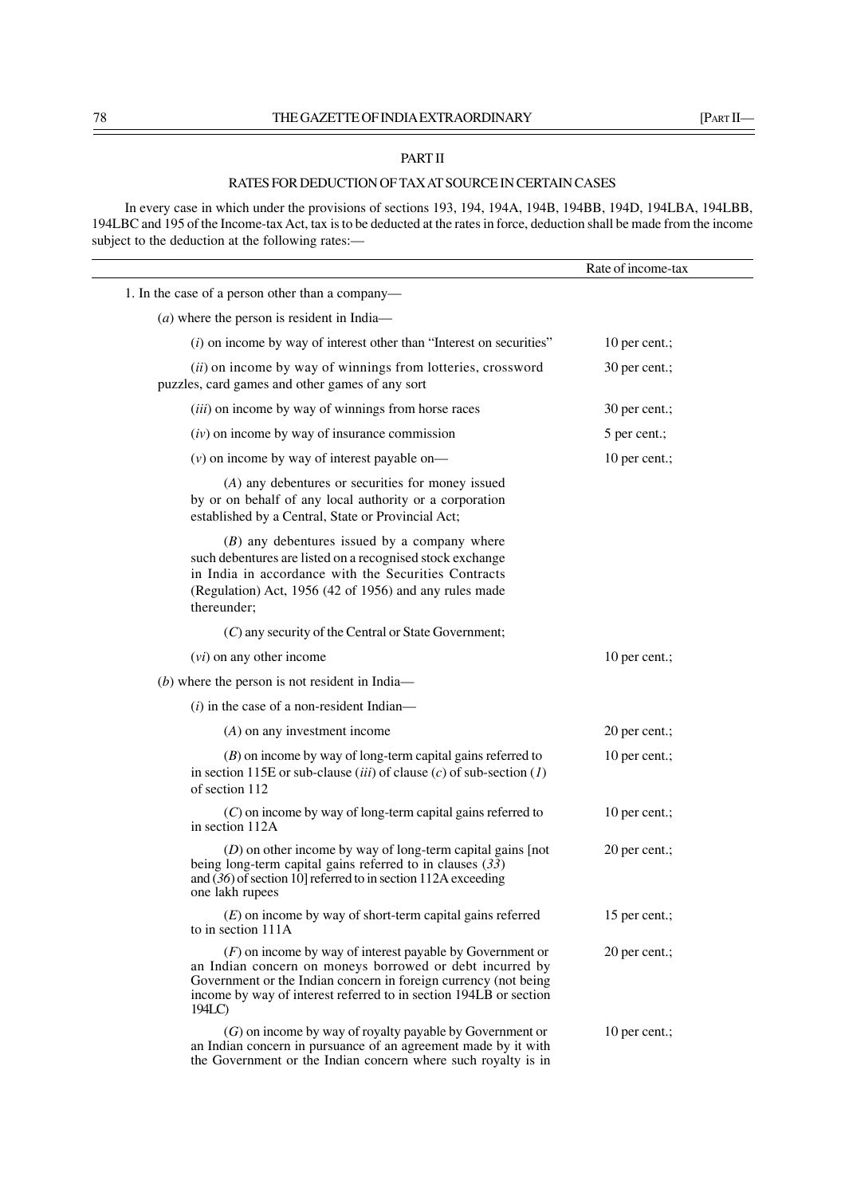## PART II

### RATES FOR DEDUCTION OF TAX AT SOURCE IN CERTAIN CASES

In every case in which under the provisions of sections 193, 194, 194A, 194B, 194BB, 194D, 194LBA, 194LBB, 194LBC and 195 of the Income-tax Act, tax is to be deducted at the rates in force, deduction shall be made from the income subject to the deduction at the following rates:—

| | Rate of income-tax |
|---|---|
| 1. In the case of a person other than a company— | |
| (*a*) where the person is resident in India— | |
| (*i*) on income by way of interest other than "Interest on securities" | 10 per cent.; |
| (*ii*) on income by way of winnings from lotteries, crossword puzzles, card games and other games of any sort | 30 per cent.; |
| (*iii*) on income by way of winnings from horse races | 30 per cent.; |
| (*iv*) on income by way of insurance commission | 5 per cent.; |
| (*v*) on income by way of interest payable on— | 10 per cent.; |
| (*A*) any debentures or securities for money issued by or on behalf of any local authority or a corporation established by a Central, State or Provincial Act; | |
| (*B*) any debentures issued by a company where such debentures are listed on a recognised stock exchange in India in accordance with the Securities Contracts (Regulation) Act, 1956 (42 of 1956) and any rules made thereunder; | |
| (*C*) any security of the Central or State Government; | |
| (*vi*) on any other income | 10 per cent.; |
| (*b*) where the person is not resident in India— | |
| (*i*) in the case of a non-resident Indian— | |
| (*A*) on any investment income | 20 per cent.; |
| (*B*) on income by way of long-term capital gains referred to in section 115E or sub-clause (*iii*) of clause (*c*) of sub-section (*1*) of section 112 | 10 per cent.; |
| (*C*) on income by way of long-term capital gains referred to in section 112A | 10 per cent.; |
| (*D*) on other income by way of long-term capital gains [not being long-term capital gains referred to in clauses (*33*) and (*36*) of section 10] referred to in section 112A exceeding one lakh rupees | 20 per cent.; |
| (*E*) on income by way of short-term capital gains referred to in section 111A | 15 per cent.; |
| (*F*) on income by way of interest payable by Government or an Indian concern on moneys borrowed or debt incurred by Government or the Indian concern in foreign currency (not being income by way of interest referred to in section 194LB or section 194LC) | 20 per cent.; |
| (*G*) on income by way of royalty payable by Government or an Indian concern in pursuance of an agreement made by it with the Government or the Indian concern where such royalty is in | 10 per cent.; |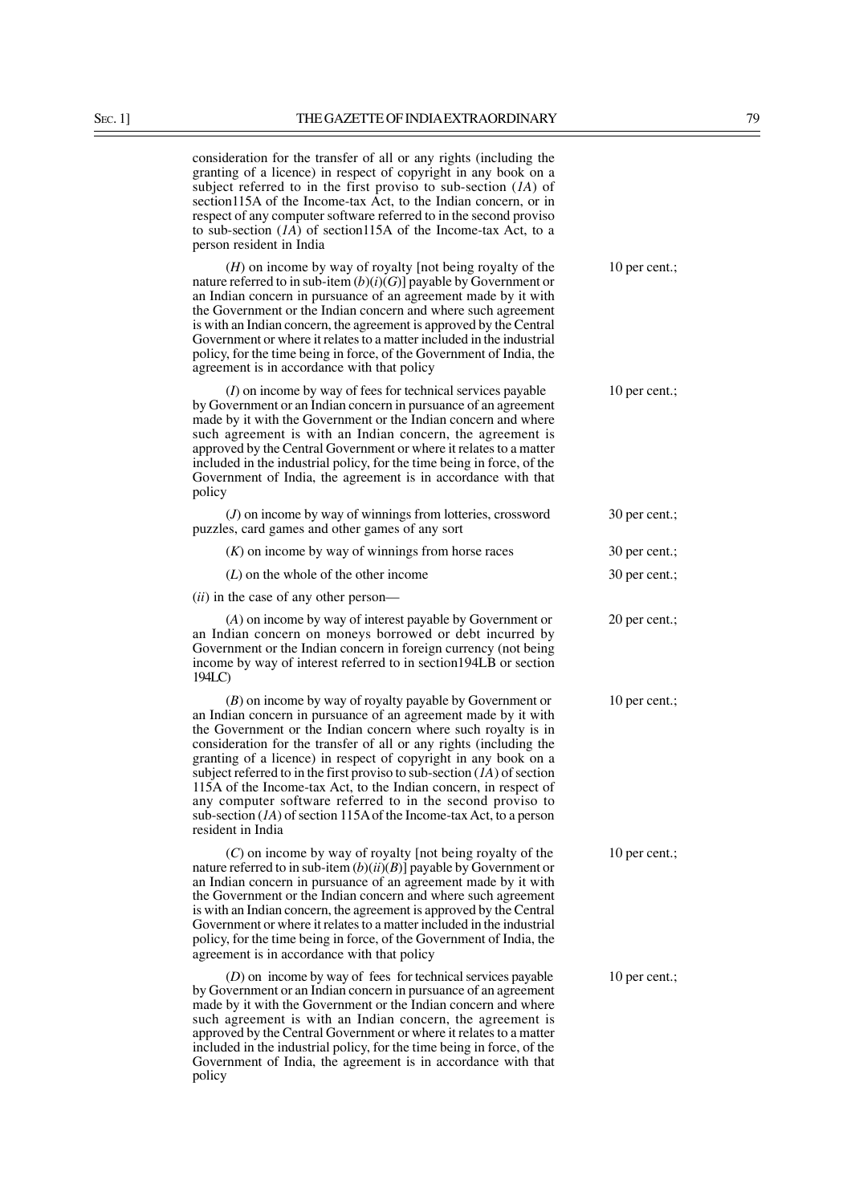consideration for the transfer of all or any rights (including the granting of a licence) in respect of copyright in any book on a subject referred to in the first proviso to sub-section (*1A*) of section115A of the Income-tax Act, to the Indian concern, or in respect of any computer software referred to in the second proviso to sub-section (*1A*) of section115A of the Income-tax Act, to a person resident in India

| | |
|---|---|
| (*H*) on income by way of royalty [not being royalty of the nature referred to in sub-item (*b*)(*i*)(*G*)] payable by Government or an Indian concern in pursuance of an agreement made by it with the Government or the Indian concern and where such agreement is with an Indian concern, the agreement is approved by the Central Government or where it relates to a matter included in the industrial policy, for the time being in force, of the Government of India, the agreement is in accordance with that policy | 10 per cent.; |
| (*I*) on income by way of fees for technical services payable by Government or an Indian concern in pursuance of an agreement made by it with the Government or the Indian concern and where such agreement is with an Indian concern, the agreement is approved by the Central Government or where it relates to a matter included in the industrial policy, for the time being in force, of the Government of India, the agreement is in accordance with that policy | 10 per cent.; |
| (*J*) on income by way of winnings from lotteries, crossword puzzles, card games and other games of any sort | 30 per cent.; |
| (*K*) on income by way of winnings from horse races | 30 per cent.; |
| (*L*) on the whole of the other income | 30 per cent.; |
| (*ii*) in the case of any other person— | |
| (*A*) on income by way of interest payable by Government or an Indian concern on moneys borrowed or debt incurred by Government or the Indian concern in foreign currency (not being income by way of interest referred to in section194LB or section 194LC) | 20 per cent.; |
| (*B*) on income by way of royalty payable by Government or an Indian concern in pursuance of an agreement made by it with the Government or the Indian concern where such royalty is in consideration for the transfer of all or any rights (including the granting of a licence) in respect of copyright in any book on a subject referred to in the first proviso to sub-section (*1A*) of section 115A of the Income-tax Act, to the Indian concern, in respect of any computer software referred to in the second proviso to sub-section (*1A*) of section 115A of the Income-tax Act, to a person resident in India | 10 per cent.; |
| (*C*) on income by way of royalty [not being royalty of the nature referred to in sub-item (*b*)(*ii*)(*B*)] payable by Government or an Indian concern in pursuance of an agreement made by it with the Government or the Indian concern and where such agreement is with an Indian concern, the agreement is approved by the Central Government or where it relates to a matter included in the industrial policy, for the time being in force, of the Government of India, the agreement is in accordance with that policy | 10 per cent.; |
| (*D*) on income by way of fees for technical services payable by Government or an Indian concern in pursuance of an agreement made by it with the Government or the Indian concern and where such agreement is with an Indian concern, the agreement is approved by the Central Government or where it relates to a matter included in the industrial policy, for the time being in force, of the Government of India, the agreement is in accordance with that policy | 10 per cent.; |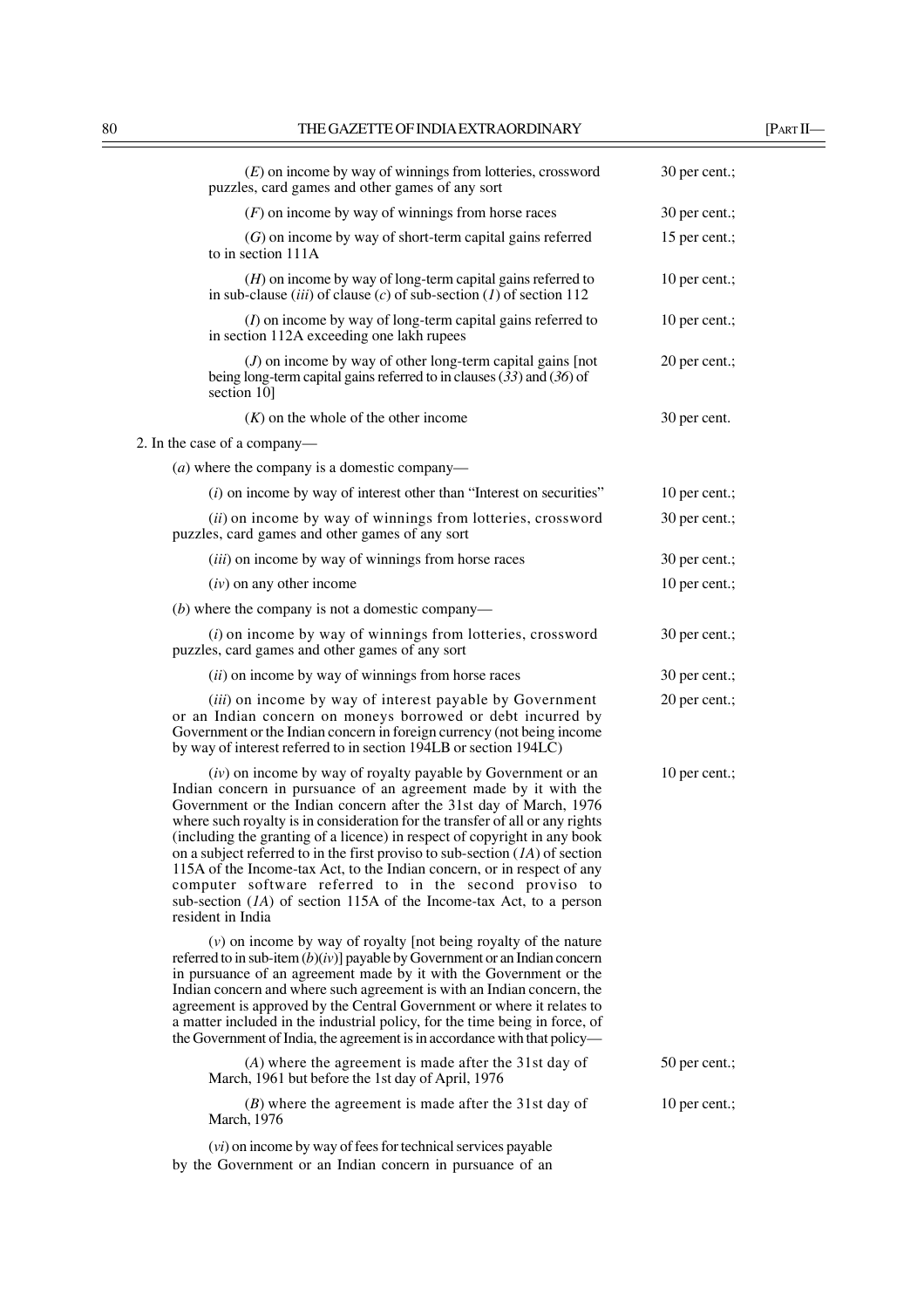| | |
|---|---|
| (*E*) on income by way of winnings from lotteries, crossword puzzles, card games and other games of any sort | 30 per cent.; |
| (*F*) on income by way of winnings from horse races | 30 per cent.; |
| (*G*) on income by way of short-term capital gains referred to in section 111A | 15 per cent.; |
| (*H*) on income by way of long-term capital gains referred to in sub-clause (*iii*) of clause (*c*) of sub-section (*1*) of section 112 | 10 per cent.; |
| (*I*) on income by way of long-term capital gains referred to in section 112A exceeding one lakh rupees | 10 per cent.; |
| (*J*) on income by way of other long-term capital gains [not being long-term capital gains referred to in clauses (*33*) and (*36*) of section 10] | 20 per cent.; |
| (*K*) on the whole of the other income | 30 per cent. |

2. In the case of a company—

(*a*) where the company is a domestic company—

| | |
|---|---|
| (*i*) on income by way of interest other than "Interest on securities" | 10 per cent.; |
| (*ii*) on income by way of winnings from lotteries, crossword puzzles, card games and other games of any sort | 30 per cent.; |
| (*iii*) on income by way of winnings from horse races | 30 per cent.; |
| (*iv*) on any other income | 10 per cent.; |

(*b*) where the company is not a domestic company—

| | |
|---|---|
| (*i*) on income by way of winnings from lotteries, crossword puzzles, card games and other games of any sort | 30 per cent.; |
| (*ii*) on income by way of winnings from horse races | 30 per cent.; |
| (*iii*) on income by way of interest payable by Government or an Indian concern on moneys borrowed or debt incurred by Government or the Indian concern in foreign currency (not being income by way of interest referred to in section 194LB or section 194LC) | 20 per cent.; |
| (*iv*) on income by way of royalty payable by Government or an Indian concern in pursuance of an agreement made by it with the Government or the Indian concern after the 31st day of March, 1976 where such royalty is in consideration for the transfer of all or any rights (including the granting of a licence) in respect of copyright in any book on a subject referred to in the first proviso to sub-section (*1A*) of section 115A of the Income-tax Act, to the Indian concern, or in respect of any computer software referred to in the second proviso to sub-section (*1A*) of section 115A of the Income-tax Act, to a person resident in India | 10 per cent.; |

(*v*) on income by way of royalty [not being royalty of the nature referred to in sub-item (*b*)(*iv*)] payable by Government or an Indian concern in pursuance of an agreement made by it with the Government or the Indian concern and where such agreement is with an Indian concern, the agreement is approved by the Central Government or where it relates to a matter included in the industrial policy, for the time being in force, of the Government of India, the agreement is in accordance with that policy—

| | |
|---|---|
| (*A*) where the agreement is made after the 31st day of March, 1961 but before the 1st day of April, 1976 | 50 per cent.; |
| (*B*) where the agreement is made after the 31st day of March, 1976 | 10 per cent.; |

(*vi*) on income by way of fees for technical services payable by the Government or an Indian concern in pursuance of an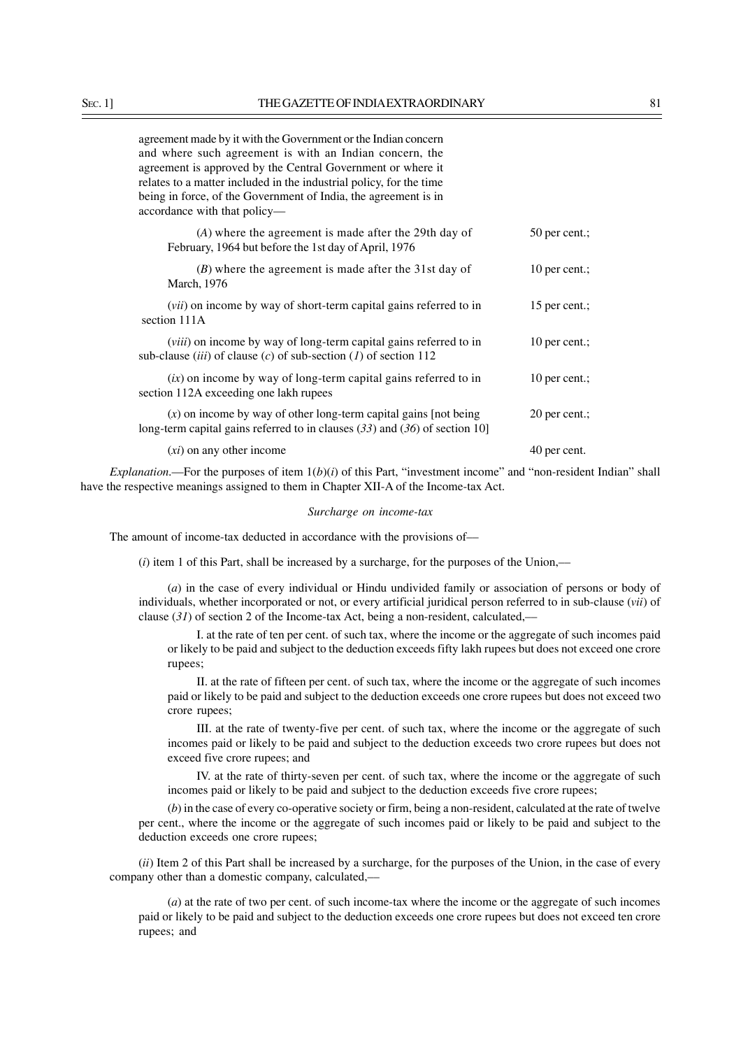agreement made by it with the Government or the Indian concern and where such agreement is with an Indian concern, the agreement is approved by the Central Government or where it relates to a matter included in the industrial policy, for the time being in force, of the Government of India, the agreement is in accordance with that policy—

| | |
|---|---|
| (*A*) where the agreement is made after the 29th day of February, 1964 but before the 1st day of April, 1976 | 50 per cent.; |
| (*B*) where the agreement is made after the 31st day of March, 1976 | 10 per cent.; |
| (*vii*) on income by way of short-term capital gains referred to in section 111A | 15 per cent.; |
| (*viii*) on income by way of long-term capital gains referred to in sub-clause (*iii*) of clause (*c*) of sub-section (*1*) of section 112 | 10 per cent.; |
| (*ix*) on income by way of long-term capital gains referred to in section 112A exceeding one lakh rupees | 10 per cent.; |
| (*x*) on income by way of other long-term capital gains [not being long-term capital gains referred to in clauses (*33*) and (*36*) of section 10] | 20 per cent.; |
| (*xi*) on any other income | 40 per cent. |

*Explanation.*—For the purposes of item 1(*b*)(*i*) of this Part, "investment income" and "non-resident Indian" shall have the respective meanings assigned to them in Chapter XII-A of the Income-tax Act.

*Surcharge on income-tax*

The amount of income-tax deducted in accordance with the provisions of—

(*i*) item 1 of this Part, shall be increased by a surcharge, for the purposes of the Union,—

(*a*) in the case of every individual or Hindu undivided family or association of persons or body of individuals, whether incorporated or not, or every artificial juridical person referred to in sub-clause (*vii*) of clause (*31*) of section 2 of the Income-tax Act, being a non-resident, calculated,—

I. at the rate of ten per cent. of such tax, where the income or the aggregate of such incomes paid or likely to be paid and subject to the deduction exceeds fifty lakh rupees but does not exceed one crore rupees;

II. at the rate of fifteen per cent. of such tax, where the income or the aggregate of such incomes paid or likely to be paid and subject to the deduction exceeds one crore rupees but does not exceed two crore rupees;

III. at the rate of twenty-five per cent. of such tax, where the income or the aggregate of such incomes paid or likely to be paid and subject to the deduction exceeds two crore rupees but does not exceed five crore rupees; and

IV. at the rate of thirty-seven per cent. of such tax, where the income or the aggregate of such incomes paid or likely to be paid and subject to the deduction exceeds five crore rupees;

(*b*) in the case of every co-operative society or firm, being a non-resident, calculated at the rate of twelve per cent., where the income or the aggregate of such incomes paid or likely to be paid and subject to the deduction exceeds one crore rupees;

(*ii*) Item 2 of this Part shall be increased by a surcharge, for the purposes of the Union, in the case of every company other than a domestic company, calculated,—

(*a*) at the rate of two per cent. of such income-tax where the income or the aggregate of such incomes paid or likely to be paid and subject to the deduction exceeds one crore rupees but does not exceed ten crore rupees; and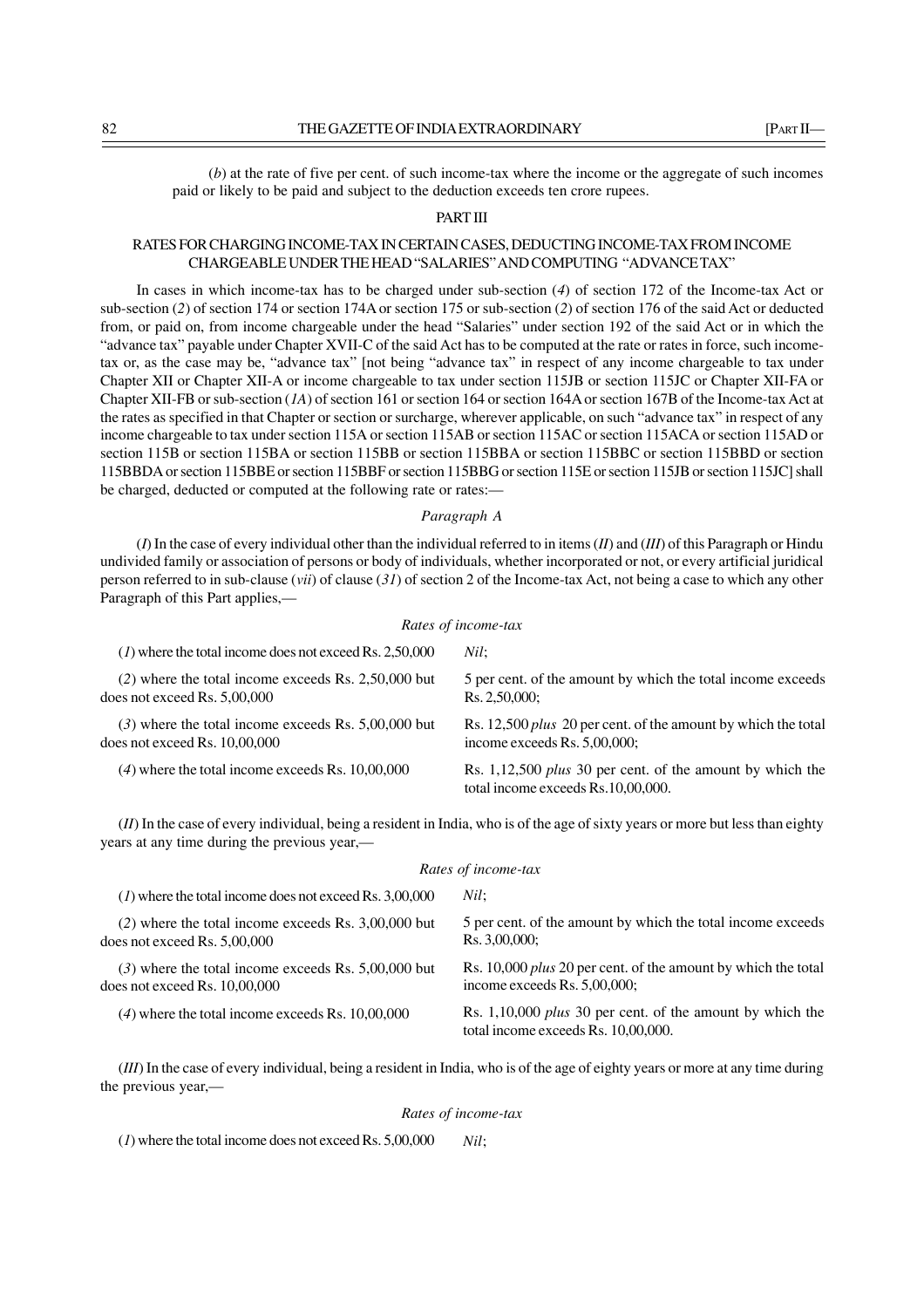(*b*) at the rate of five per cent. of such income-tax where the income or the aggregate of such incomes paid or likely to be paid and subject to the deduction exceeds ten crore rupees.

## PART III

## RATES FOR CHARGING INCOME-TAX IN CERTAIN CASES, DEDUCTING INCOME-TAX FROM INCOME CHARGEABLE UNDER THE HEAD "SALARIES" AND COMPUTING "ADVANCE TAX"

In cases in which income-tax has to be charged under sub-section (*4*) of section 172 of the Income-tax Act or sub-section (*2*) of section 174 or section 174A or section 175 or sub-section (*2*) of section 176 of the said Act or deducted from, or paid on, from income chargeable under the head "Salaries" under section 192 of the said Act or in which the "advance tax" payable under Chapter XVII-C of the said Act has to be computed at the rate or rates in force, such income-tax or, as the case may be, "advance tax" [not being "advance tax" in respect of any income chargeable to tax under Chapter XII or Chapter XII-A or income chargeable to tax under section 115JB or section 115JC or Chapter XII-FA or Chapter XII-FB or sub-section (*1A*) of section 161 or section 164 or section 164A or section 167B of the Income-tax Act at the rates as specified in that Chapter or section or surcharge, wherever applicable, on such "advance tax" in respect of any income chargeable to tax under section 115A or section 115AB or section 115AC or section 115ACA or section 115AD or section 115B or section 115BA or section 115BB or section 115BBA or section 115BBC or section 115BBD or section 115BBDA or section 115BBE or section 115BBF or section 115BBG or section 115E or section 115JB or section 115JC] shall be charged, deducted or computed at the following rate or rates:—

*Paragraph A*

(*I*) In the case of every individual other than the individual referred to in items (*II*) and (*III*) of this Paragraph or Hindu undivided family or association of persons or body of individuals, whether incorporated or not, or every artificial juridical person referred to in sub-clause (*vii*) of clause (*31*) of section 2 of the Income-tax Act, not being a case to which any other Paragraph of this Part applies,—

*Rates of income-tax*

| | |
|---|---|
| (*1*) where the total income does not exceed Rs. 2,50,000 | *Nil*; |
| (*2*) where the total income exceeds Rs. 2,50,000 but does not exceed Rs. 5,00,000 | 5 per cent. of the amount by which the total income exceeds Rs. 2,50,000; |
| (*3*) where the total income exceeds Rs. 5,00,000 but does not exceed Rs. 10,00,000 | Rs. 12,500 *plus* 20 per cent. of the amount by which the total income exceeds Rs. 5,00,000; |
| (*4*) where the total income exceeds Rs. 10,00,000 | Rs. 1,12,500 *plus* 30 per cent. of the amount by which the total income exceeds Rs.10,00,000. |

(*II*) In the case of every individual, being a resident in India, who is of the age of sixty years or more but less than eighty years at any time during the previous year,—

*Rates of income-tax*

| | |
|---|---|
| (*1*) where the total income does not exceed Rs. 3,00,000 | *Nil*; |
| (*2*) where the total income exceeds Rs. 3,00,000 but does not exceed Rs. 5,00,000 | 5 per cent. of the amount by which the total income exceeds Rs. 3,00,000; |
| (*3*) where the total income exceeds Rs. 5,00,000 but does not exceed Rs. 10,00,000 | Rs. 10,000 *plus* 20 per cent. of the amount by which the total income exceeds Rs. 5,00,000; |
| (*4*) where the total income exceeds Rs. 10,00,000 | Rs. 1,10,000 *plus* 30 per cent. of the amount by which the total income exceeds Rs. 10,00,000. |

(*III*) In the case of every individual, being a resident in India, who is of the age of eighty years or more at any time during the previous year,—

*Rates of income-tax*

| | |
|---|---|
| (*1*) where the total income does not exceed Rs. 5,00,000 | *Nil*; |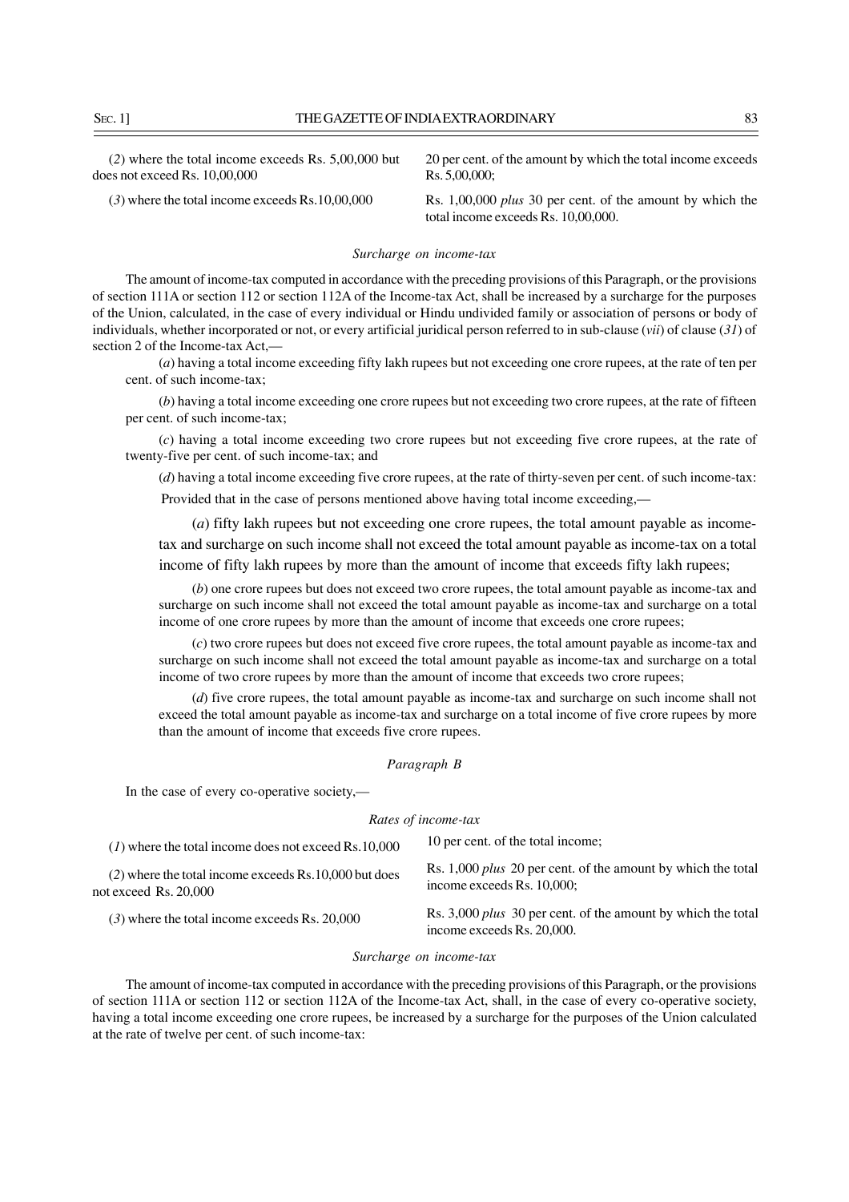| | |
|---|---|
| (2) where the total income exceeds Rs. 5,00,000 but does not exceed Rs. 10,00,000 | 20 per cent. of the amount by which the total income exceeds Rs. 5,00,000; |
| (3) where the total income exceeds Rs.10,00,000 | Rs. 1,00,000 *plus* 30 per cent. of the amount by which the total income exceeds Rs. 10,00,000. |

*Surcharge on income-tax*

The amount of income-tax computed in accordance with the preceding provisions of this Paragraph, or the provisions of section 111A or section 112 or section 112A of the Income-tax Act, shall be increased by a surcharge for the purposes of the Union, calculated, in the case of every individual or Hindu undivided family or association of persons or body of individuals, whether incorporated or not, or every artificial juridical person referred to in sub-clause (*vii*) of clause (*31*) of section 2 of the Income-tax Act,—

(*a*) having a total income exceeding fifty lakh rupees but not exceeding one crore rupees, at the rate of ten per cent. of such income-tax;

(*b*) having a total income exceeding one crore rupees but not exceeding two crore rupees, at the rate of fifteen per cent. of such income-tax;

(*c*) having a total income exceeding two crore rupees but not exceeding five crore rupees, at the rate of twenty-five per cent. of such income-tax; and

(*d*) having a total income exceeding five crore rupees, at the rate of thirty-seven per cent. of such income-tax:

Provided that in the case of persons mentioned above having total income exceeding,—

(*a*) fifty lakh rupees but not exceeding one crore rupees, the total amount payable as income-tax and surcharge on such income shall not exceed the total amount payable as income-tax on a total income of fifty lakh rupees by more than the amount of income that exceeds fifty lakh rupees;

(*b*) one crore rupees but does not exceed two crore rupees, the total amount payable as income-tax and surcharge on such income shall not exceed the total amount payable as income-tax and surcharge on a total income of one crore rupees by more than the amount of income that exceeds one crore rupees;

(*c*) two crore rupees but does not exceed five crore rupees, the total amount payable as income-tax and surcharge on such income shall not exceed the total amount payable as income-tax and surcharge on a total income of two crore rupees by more than the amount of income that exceeds two crore rupees;

(*d*) five crore rupees, the total amount payable as income-tax and surcharge on such income shall not exceed the total amount payable as income-tax and surcharge on a total income of five crore rupees by more than the amount of income that exceeds five crore rupees.

*Paragraph B*

In the case of every co-operative society,—

*Rates of income-tax*

| | |
|---|---|
| (1) where the total income does not exceed Rs.10,000 | 10 per cent. of the total income; |
| (2) where the total income exceeds Rs.10,000 but does not exceed Rs. 20,000 | Rs. 1,000 *plus* 20 per cent. of the amount by which the total income exceeds Rs. 10,000; |
| (3) where the total income exceeds Rs. 20,000 | Rs. 3,000 *plus* 30 per cent. of the amount by which the total income exceeds Rs. 20,000. |

*Surcharge on income-tax*

The amount of income-tax computed in accordance with the preceding provisions of this Paragraph, or the provisions of section 111A or section 112 or section 112A of the Income-tax Act, shall, in the case of every co-operative society, having a total income exceeding one crore rupees, be increased by a surcharge for the purposes of the Union calculated at the rate of twelve per cent. of such income-tax: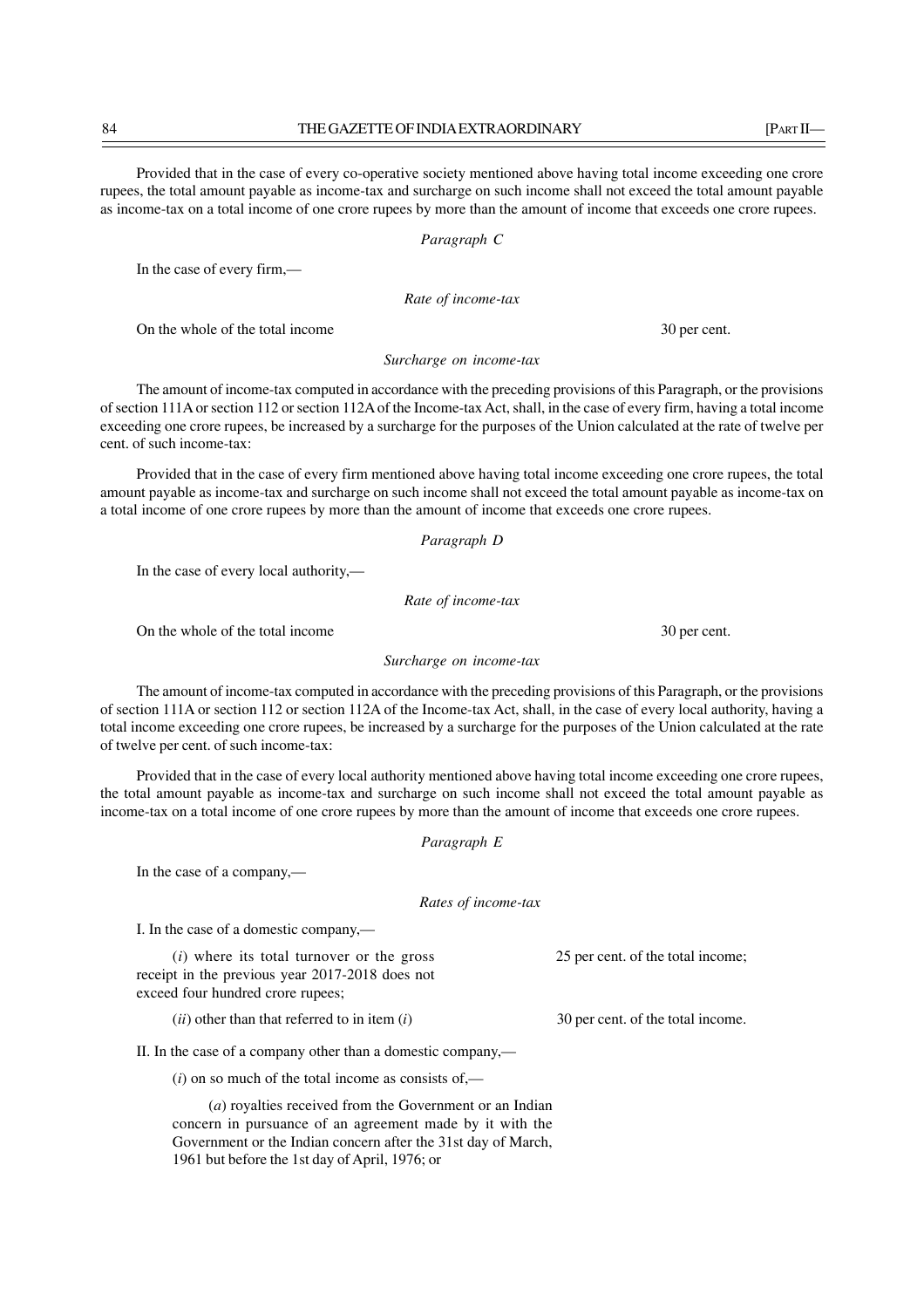Provided that in the case of every co-operative society mentioned above having total income exceeding one crore rupees, the total amount payable as income-tax and surcharge on such income shall not exceed the total amount payable as income-tax on a total income of one crore rupees by more than the amount of income that exceeds one crore rupees.

*Paragraph C*

In the case of every firm,—

*Rate of income-tax*

On the whole of the total income — 30 per cent.

*Surcharge on income-tax*

The amount of income-tax computed in accordance with the preceding provisions of this Paragraph, or the provisions of section 111A or section 112 or section 112A of the Income-tax Act, shall, in the case of every firm, having a total income exceeding one crore rupees, be increased by a surcharge for the purposes of the Union calculated at the rate of twelve per cent. of such income-tax:

Provided that in the case of every firm mentioned above having total income exceeding one crore rupees, the total amount payable as income-tax and surcharge on such income shall not exceed the total amount payable as income-tax on a total income of one crore rupees by more than the amount of income that exceeds one crore rupees.

*Paragraph D*

In the case of every local authority,—

*Rate of income-tax*

On the whole of the total income — 30 per cent.

*Surcharge on income-tax*

The amount of income-tax computed in accordance with the preceding provisions of this Paragraph, or the provisions of section 111A or section 112 or section 112A of the Income-tax Act, shall, in the case of every local authority, having a total income exceeding one crore rupees, be increased by a surcharge for the purposes of the Union calculated at the rate of twelve per cent. of such income-tax:

Provided that in the case of every local authority mentioned above having total income exceeding one crore rupees, the total amount payable as income-tax and surcharge on such income shall not exceed the total amount payable as income-tax on a total income of one crore rupees by more than the amount of income that exceeds one crore rupees.

*Paragraph E*

In the case of a company,—

*Rates of income-tax*

I. In the case of a domestic company,—

(*i*) where its total turnover or the gross receipt in the previous year 2017-2018 does not exceed four hundred crore rupees; — 25 per cent. of the total income;

(*ii*) other than that referred to in item (*i*) — 30 per cent. of the total income.

II. In the case of a company other than a domestic company,—

(*i*) on so much of the total income as consists of,—

(*a*) royalties received from the Government or an Indian concern in pursuance of an agreement made by it with the Government or the Indian concern after the 31st day of March, 1961 but before the 1st day of April, 1976; or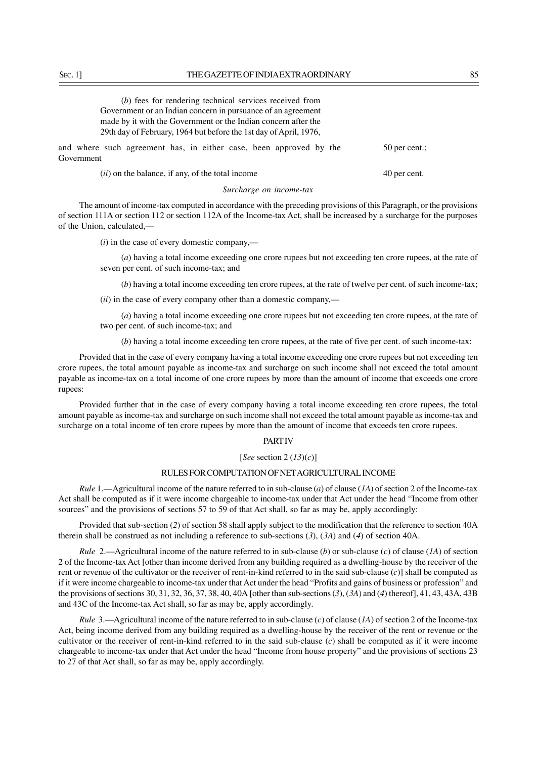(*b*) fees for rendering technical services received from Government or an Indian concern in pursuance of an agreement made by it with the Government or the Indian concern after the 29th day of February, 1964 but before the 1st day of April, 1976,

and where such agreement has, in either case, been approved by the Government — 50 per cent.;

(*ii*) on the balance, if any, of the total income — 40 per cent.

*Surcharge on income-tax*

The amount of income-tax computed in accordance with the preceding provisions of this Paragraph, or the provisions of section 111A or section 112 or section 112A of the Income-tax Act, shall be increased by a surcharge for the purposes of the Union, calculated,—

(*i*) in the case of every domestic company,—

(*a*) having a total income exceeding one crore rupees but not exceeding ten crore rupees, at the rate of seven per cent. of such income-tax; and

(*b*) having a total income exceeding ten crore rupees, at the rate of twelve per cent. of such income-tax;

(*ii*) in the case of every company other than a domestic company,—

(*a*) having a total income exceeding one crore rupees but not exceeding ten crore rupees, at the rate of two per cent. of such income-tax; and

(*b*) having a total income exceeding ten crore rupees, at the rate of five per cent. of such income-tax:

Provided that in the case of every company having a total income exceeding one crore rupees but not exceeding ten crore rupees, the total amount payable as income-tax and surcharge on such income shall not exceed the total amount payable as income-tax on a total income of one crore rupees by more than the amount of income that exceeds one crore rupees:

Provided further that in the case of every company having a total income exceeding ten crore rupees, the total amount payable as income-tax and surcharge on such income shall not exceed the total amount payable as income-tax and surcharge on a total income of ten crore rupees by more than the amount of income that exceeds ten crore rupees.

## PART IV

[*See* section 2 (*13*)(*c*)]

### RULES FOR COMPUTATION OF NET AGRICULTURAL INCOME

*Rule* 1.—Agricultural income of the nature referred to in sub-clause (*a*) of clause (*1A*) of section 2 of the Income-tax Act shall be computed as if it were income chargeable to income-tax under that Act under the head "Income from other sources" and the provisions of sections 57 to 59 of that Act shall, so far as may be, apply accordingly:

Provided that sub-section (*2*) of section 58 shall apply subject to the modification that the reference to section 40A therein shall be construed as not including a reference to sub-sections (*3*), (*3A*) and (*4*) of section 40A.

*Rule* 2.—Agricultural income of the nature referred to in sub-clause (*b*) or sub-clause (*c*) of clause (*1A*) of section 2 of the Income-tax Act [other than income derived from any building required as a dwelling-house by the receiver of the rent or revenue of the cultivator or the receiver of rent-in-kind referred to in the said sub-clause (*c*)] shall be computed as if it were income chargeable to income-tax under that Act under the head "Profits and gains of business or profession" and the provisions of sections 30, 31, 32, 36, 37, 38, 40, 40A [other than sub-sections (*3*), (*3A*) and (*4*) thereof], 41, 43, 43A, 43B and 43C of the Income-tax Act shall, so far as may be, apply accordingly.

*Rule* 3.—Agricultural income of the nature referred to in sub-clause (*c*) of clause (*1A*) of section 2 of the Income-tax Act, being income derived from any building required as a dwelling-house by the receiver of the rent or revenue or the cultivator or the receiver of rent-in-kind referred to in the said sub-clause (*c*) shall be computed as if it were income chargeable to income-tax under that Act under the head "Income from house property" and the provisions of sections 23 to 27 of that Act shall, so far as may be, apply accordingly.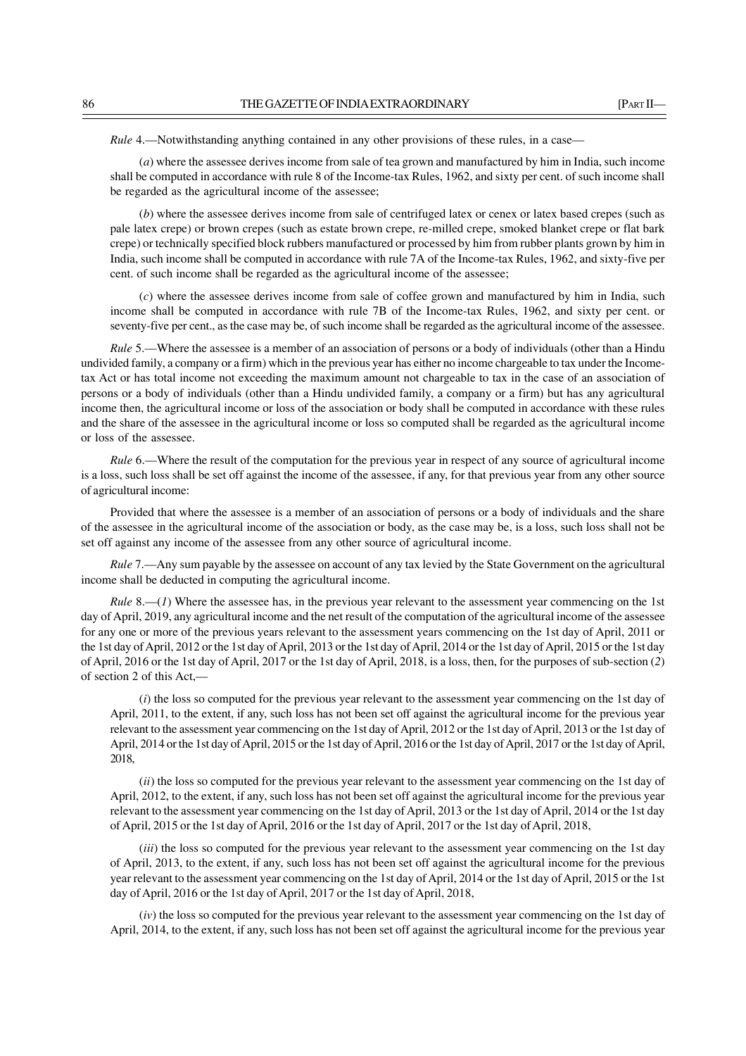*Rule* 4.—Notwithstanding anything contained in any other provisions of these rules, in a case—

(*a*) where the assessee derives income from sale of tea grown and manufactured by him in India, such income shall be computed in accordance with rule 8 of the Income-tax Rules, 1962, and sixty per cent. of such income shall be regarded as the agricultural income of the assessee;

(*b*) where the assessee derives income from sale of centrifuged latex or cenex or latex based crepes (such as pale latex crepe) or brown crepes (such as estate brown crepe, re-milled crepe, smoked blanket crepe or flat bark crepe) or technically specified block rubbers manufactured or processed by him from rubber plants grown by him in India, such income shall be computed in accordance with rule 7A of the Income-tax Rules, 1962, and sixty-five per cent. of such income shall be regarded as the agricultural income of the assessee;

(*c*) where the assessee derives income from sale of coffee grown and manufactured by him in India, such income shall be computed in accordance with rule 7B of the Income-tax Rules, 1962, and sixty per cent. or seventy-five per cent., as the case may be, of such income shall be regarded as the agricultural income of the assessee.

*Rule* 5.—Where the assessee is a member of an association of persons or a body of individuals (other than a Hindu undivided family, a company or a firm) which in the previous year has either no income chargeable to tax under the Income-tax Act or has total income not exceeding the maximum amount not chargeable to tax in the case of an association of persons or a body of individuals (other than a Hindu undivided family, a company or a firm) but has any agricultural income then, the agricultural income or loss of the association or body shall be computed in accordance with these rules and the share of the assessee in the agricultural income or loss so computed shall be regarded as the agricultural income or loss of the assessee.

*Rule* 6.—Where the result of the computation for the previous year in respect of any source of agricultural income is a loss, such loss shall be set off against the income of the assessee, if any, for that previous year from any other source of agricultural income:

Provided that where the assessee is a member of an association of persons or a body of individuals and the share of the assessee in the agricultural income of the association or body, as the case may be, is a loss, such loss shall not be set off against any income of the assessee from any other source of agricultural income.

*Rule* 7.—Any sum payable by the assessee on account of any tax levied by the State Government on the agricultural income shall be deducted in computing the agricultural income.

*Rule* 8.—(*1*) Where the assessee has, in the previous year relevant to the assessment year commencing on the 1st day of April, 2019, any agricultural income and the net result of the computation of the agricultural income of the assessee for any one or more of the previous years relevant to the assessment years commencing on the 1st day of April, 2011 or the 1st day of April, 2012 or the 1st day of April, 2013 or the 1st day of April, 2014 or the 1st day of April, 2015 or the 1st day of April, 2016 or the 1st day of April, 2017 or the 1st day of April, 2018, is a loss, then, for the purposes of sub-section (*2*) of section 2 of this Act,—

(*i*) the loss so computed for the previous year relevant to the assessment year commencing on the 1st day of April, 2011, to the extent, if any, such loss has not been set off against the agricultural income for the previous year relevant to the assessment year commencing on the 1st day of April, 2012 or the 1st day of April, 2013 or the 1st day of April, 2014 or the 1st day of April, 2015 or the 1st day of April, 2016 or the 1st day of April, 2017 or the 1st day of April, 2018,

(*ii*) the loss so computed for the previous year relevant to the assessment year commencing on the 1st day of April, 2012, to the extent, if any, such loss has not been set off against the agricultural income for the previous year relevant to the assessment year commencing on the 1st day of April, 2013 or the 1st day of April, 2014 or the 1st day of April, 2015 or the 1st day of April, 2016 or the 1st day of April, 2017 or the 1st day of April, 2018,

(*iii*) the loss so computed for the previous year relevant to the assessment year commencing on the 1st day of April, 2013, to the extent, if any, such loss has not been set off against the agricultural income for the previous year relevant to the assessment year commencing on the 1st day of April, 2014 or the 1st day of April, 2015 or the 1st day of April, 2016 or the 1st day of April, 2017 or the 1st day of April, 2018,

(*iv*) the loss so computed for the previous year relevant to the assessment year commencing on the 1st day of April, 2014, to the extent, if any, such loss has not been set off against the agricultural income for the previous year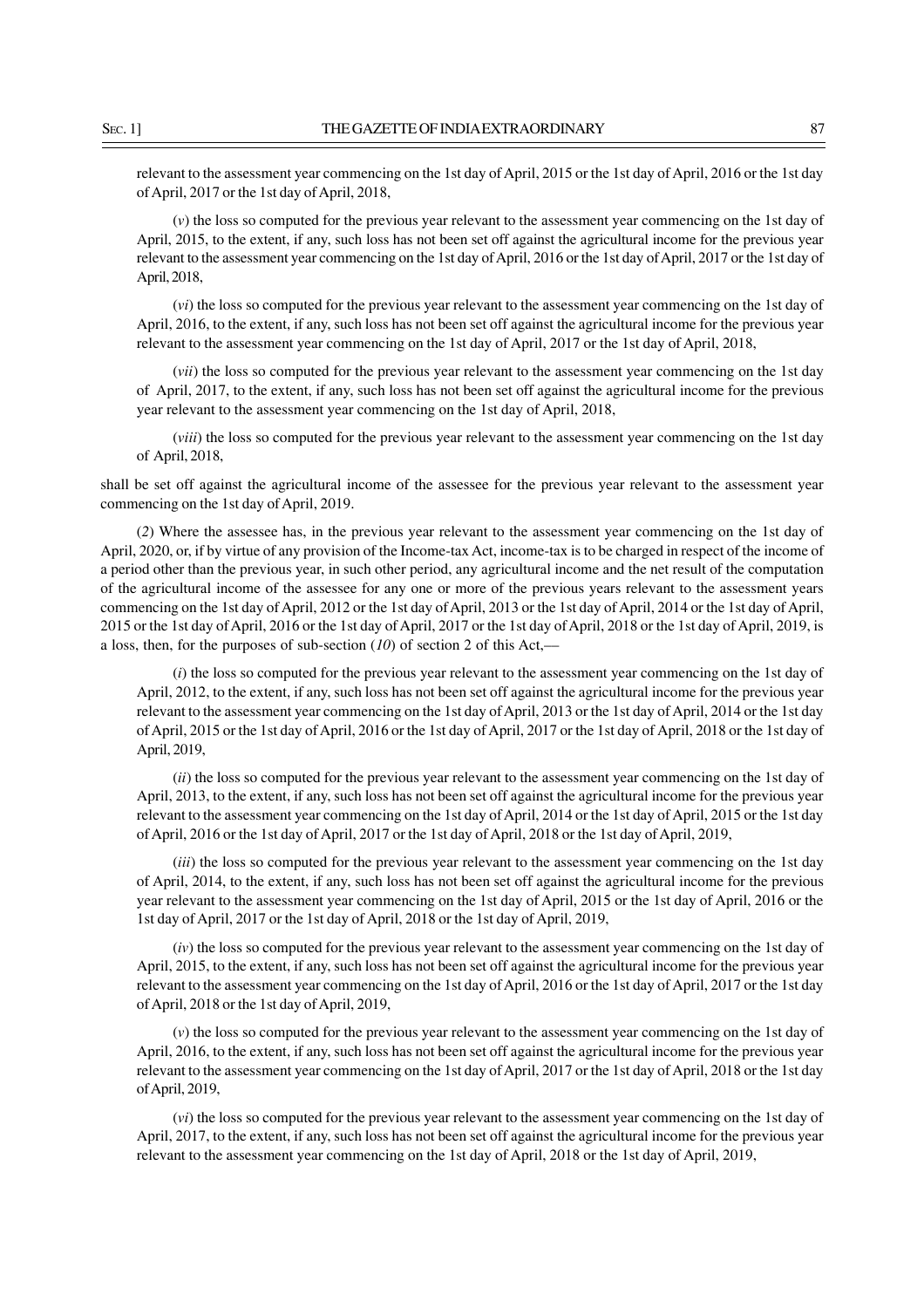relevant to the assessment year commencing on the 1st day of April, 2015 or the 1st day of April, 2016 or the 1st day of April, 2017 or the 1st day of April, 2018,

(*v*) the loss so computed for the previous year relevant to the assessment year commencing on the 1st day of April, 2015, to the extent, if any, such loss has not been set off against the agricultural income for the previous year relevant to the assessment year commencing on the 1st day of April, 2016 or the 1st day of April, 2017 or the 1st day of April, 2018,

(*vi*) the loss so computed for the previous year relevant to the assessment year commencing on the 1st day of April, 2016, to the extent, if any, such loss has not been set off against the agricultural income for the previous year relevant to the assessment year commencing on the 1st day of April, 2017 or the 1st day of April, 2018,

(*vii*) the loss so computed for the previous year relevant to the assessment year commencing on the 1st day of April, 2017, to the extent, if any, such loss has not been set off against the agricultural income for the previous year relevant to the assessment year commencing on the 1st day of April, 2018,

(*viii*) the loss so computed for the previous year relevant to the assessment year commencing on the 1st day of April, 2018,

shall be set off against the agricultural income of the assessee for the previous year relevant to the assessment year commencing on the 1st day of April, 2019.

(*2*) Where the assessee has, in the previous year relevant to the assessment year commencing on the 1st day of April, 2020, or, if by virtue of any provision of the Income-tax Act, income-tax is to be charged in respect of the income of a period other than the previous year, in such other period, any agricultural income and the net result of the computation of the agricultural income of the assessee for any one or more of the previous years relevant to the assessment years commencing on the 1st day of April, 2012 or the 1st day of April, 2013 or the 1st day of April, 2014 or the 1st day of April, 2015 or the 1st day of April, 2016 or the 1st day of April, 2017 or the 1st day of April, 2018 or the 1st day of April, 2019, is a loss, then, for the purposes of sub-section (*10*) of section 2 of this Act,—

(*i*) the loss so computed for the previous year relevant to the assessment year commencing on the 1st day of April, 2012, to the extent, if any, such loss has not been set off against the agricultural income for the previous year relevant to the assessment year commencing on the 1st day of April, 2013 or the 1st day of April, 2014 or the 1st day of April, 2015 or the 1st day of April, 2016 or the 1st day of April, 2017 or the 1st day of April, 2018 or the 1st day of April, 2019,

(*ii*) the loss so computed for the previous year relevant to the assessment year commencing on the 1st day of April, 2013, to the extent, if any, such loss has not been set off against the agricultural income for the previous year relevant to the assessment year commencing on the 1st day of April, 2014 or the 1st day of April, 2015 or the 1st day of April, 2016 or the 1st day of April, 2017 or the 1st day of April, 2018 or the 1st day of April, 2019,

(*iii*) the loss so computed for the previous year relevant to the assessment year commencing on the 1st day of April, 2014, to the extent, if any, such loss has not been set off against the agricultural income for the previous year relevant to the assessment year commencing on the 1st day of April, 2015 or the 1st day of April, 2016 or the 1st day of April, 2017 or the 1st day of April, 2018 or the 1st day of April, 2019,

(*iv*) the loss so computed for the previous year relevant to the assessment year commencing on the 1st day of April, 2015, to the extent, if any, such loss has not been set off against the agricultural income for the previous year relevant to the assessment year commencing on the 1st day of April, 2016 or the 1st day of April, 2017 or the 1st day of April, 2018 or the 1st day of April, 2019,

(*v*) the loss so computed for the previous year relevant to the assessment year commencing on the 1st day of April, 2016, to the extent, if any, such loss has not been set off against the agricultural income for the previous year relevant to the assessment year commencing on the 1st day of April, 2017 or the 1st day of April, 2018 or the 1st day of April, 2019,

(*vi*) the loss so computed for the previous year relevant to the assessment year commencing on the 1st day of April, 2017, to the extent, if any, such loss has not been set off against the agricultural income for the previous year relevant to the assessment year commencing on the 1st day of April, 2018 or the 1st day of April, 2019,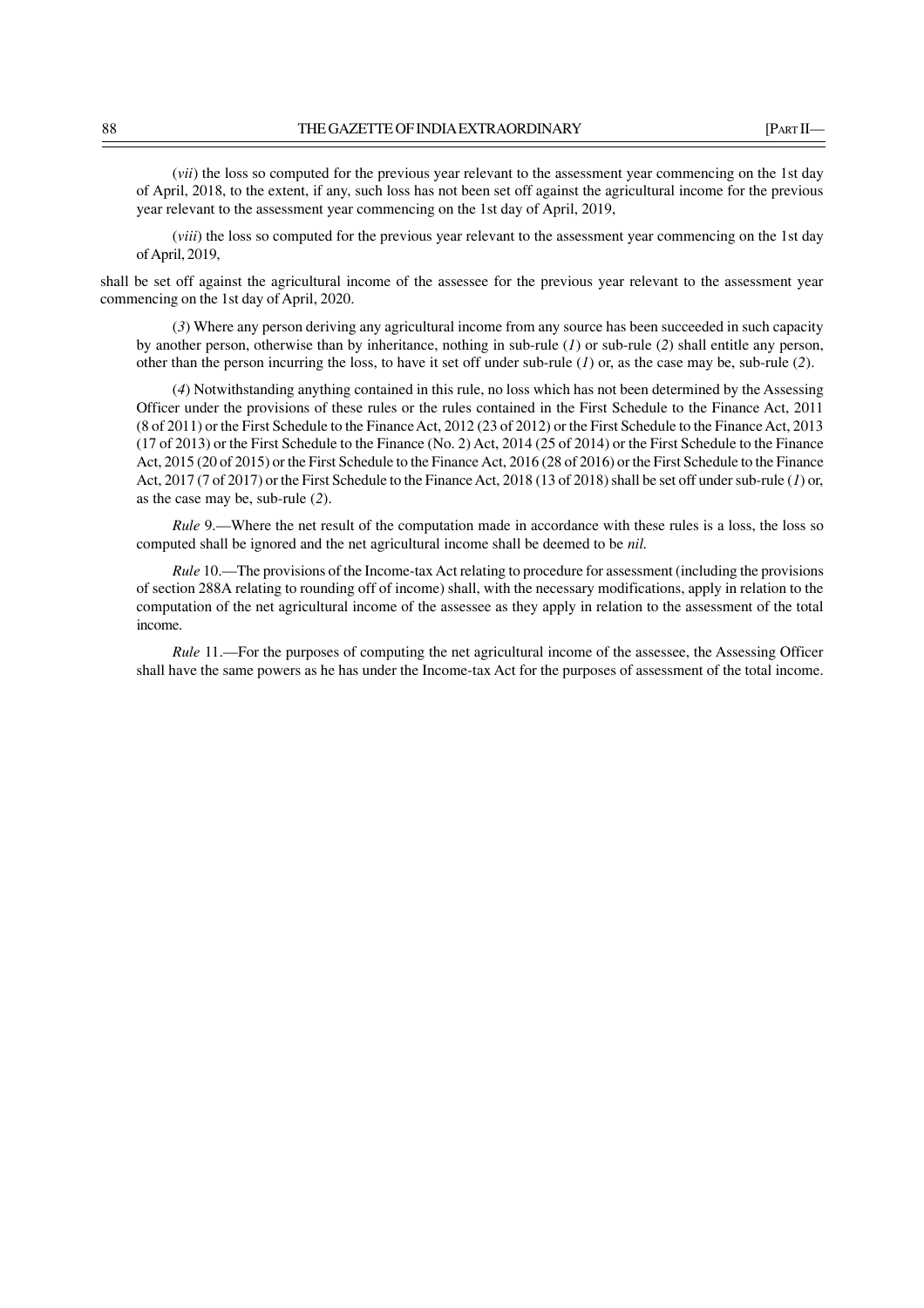(*vii*) the loss so computed for the previous year relevant to the assessment year commencing on the 1st day of April, 2018, to the extent, if any, such loss has not been set off against the agricultural income for the previous year relevant to the assessment year commencing on the 1st day of April, 2019,

(*viii*) the loss so computed for the previous year relevant to the assessment year commencing on the 1st day of April, 2019,

shall be set off against the agricultural income of the assessee for the previous year relevant to the assessment year commencing on the 1st day of April, 2020.

(*3*) Where any person deriving any agricultural income from any source has been succeeded in such capacity by another person, otherwise than by inheritance, nothing in sub-rule (*1*) or sub-rule (*2*) shall entitle any person, other than the person incurring the loss, to have it set off under sub-rule (*1*) or, as the case may be, sub-rule (*2*).

(*4*) Notwithstanding anything contained in this rule, no loss which has not been determined by the Assessing Officer under the provisions of these rules or the rules contained in the First Schedule to the Finance Act, 2011 (8 of 2011) or the First Schedule to the Finance Act, 2012 (23 of 2012) or the First Schedule to the Finance Act, 2013 (17 of 2013) or the First Schedule to the Finance (No. 2) Act, 2014 (25 of 2014) or the First Schedule to the Finance Act, 2015 (20 of 2015) or the First Schedule to the Finance Act, 2016 (28 of 2016) or the First Schedule to the Finance Act, 2017 (7 of 2017) or the First Schedule to the Finance Act, 2018 (13 of 2018) shall be set off under sub-rule (*1*) or, as the case may be, sub-rule (*2*).

*Rule* 9.—Where the net result of the computation made in accordance with these rules is a loss, the loss so computed shall be ignored and the net agricultural income shall be deemed to be *nil.*

*Rule* 10.—The provisions of the Income-tax Act relating to procedure for assessment (including the provisions of section 288A relating to rounding off of income) shall, with the necessary modifications, apply in relation to the computation of the net agricultural income of the assessee as they apply in relation to the assessment of the total income.

*Rule* 11.—For the purposes of computing the net agricultural income of the assessee, the Assessing Officer shall have the same powers as he has under the Income-tax Act for the purposes of assessment of the total income.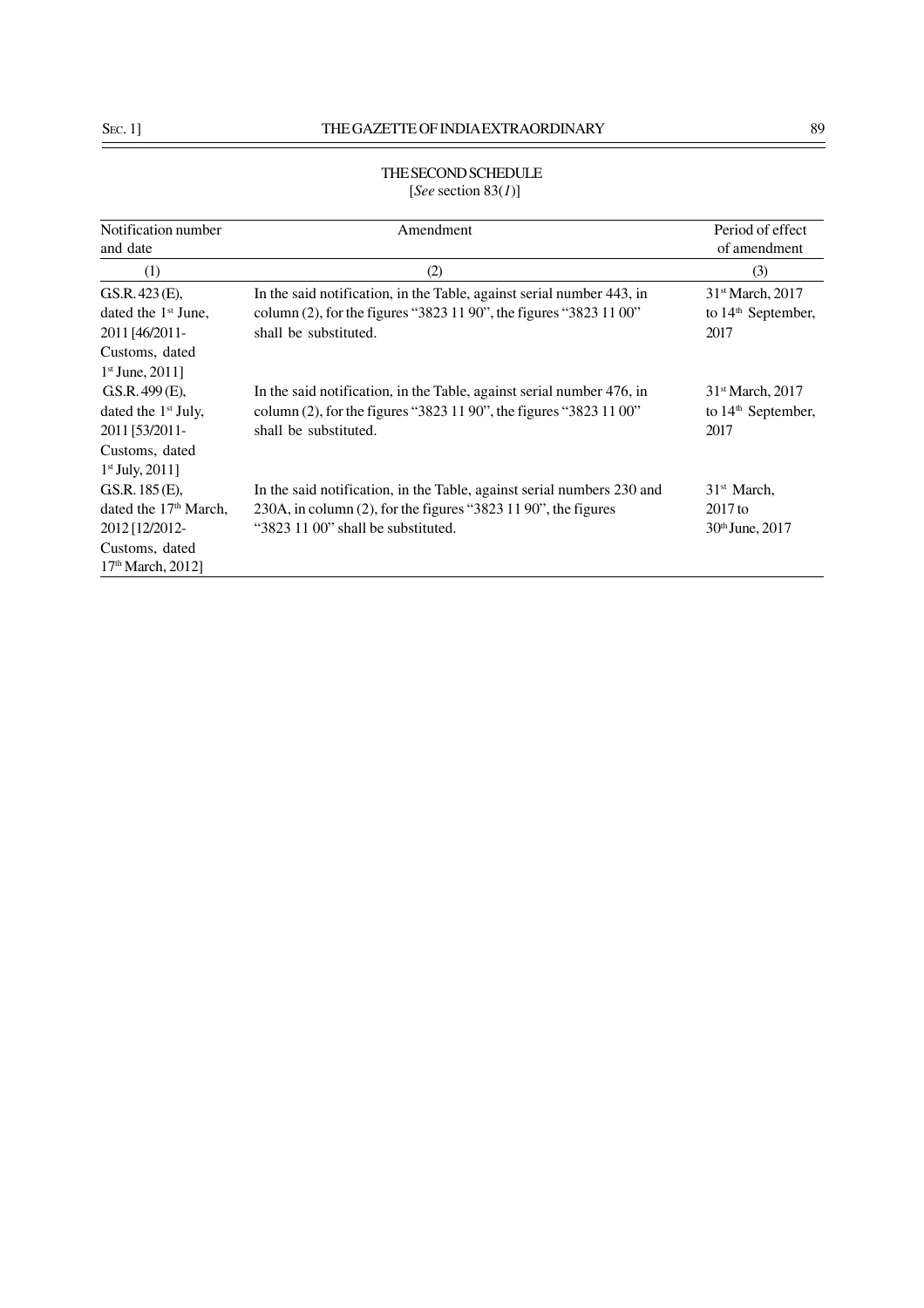## THE SECOND SCHEDULE

[*See* section 83(*1*)]

| Notification number and date | Amendment | Period of effect of amendment |
|---|---|---|
| (1) | (2) | (3) |
| G.S.R. 423 (E), dated the 1st June, 2011 [46/2011-Customs, dated 1st June, 2011] | In the said notification, in the Table, against serial number 443, in column (2), for the figures "3823 11 90", the figures "3823 11 00" shall be substituted. | 31st March, 2017 to 14th September, 2017 |
| G.S.R. 499 (E), dated the 1st July, 2011 [53/2011-Customs, dated 1st July, 2011] | In the said notification, in the Table, against serial number 476, in column (2), for the figures "3823 11 90", the figures "3823 11 00" shall be substituted. | 31st March, 2017 to 14th September, 2017 |
| G.S.R. 185 (E), dated the 17th March, 2012 [12/2012-Customs, dated 17th March, 2012] | In the said notification, in the Table, against serial numbers 230 and 230A, in column (2), for the figures "3823 11 90", the figures "3823 11 00" shall be substituted. | 31st March, 2017 to 30th June, 2017 |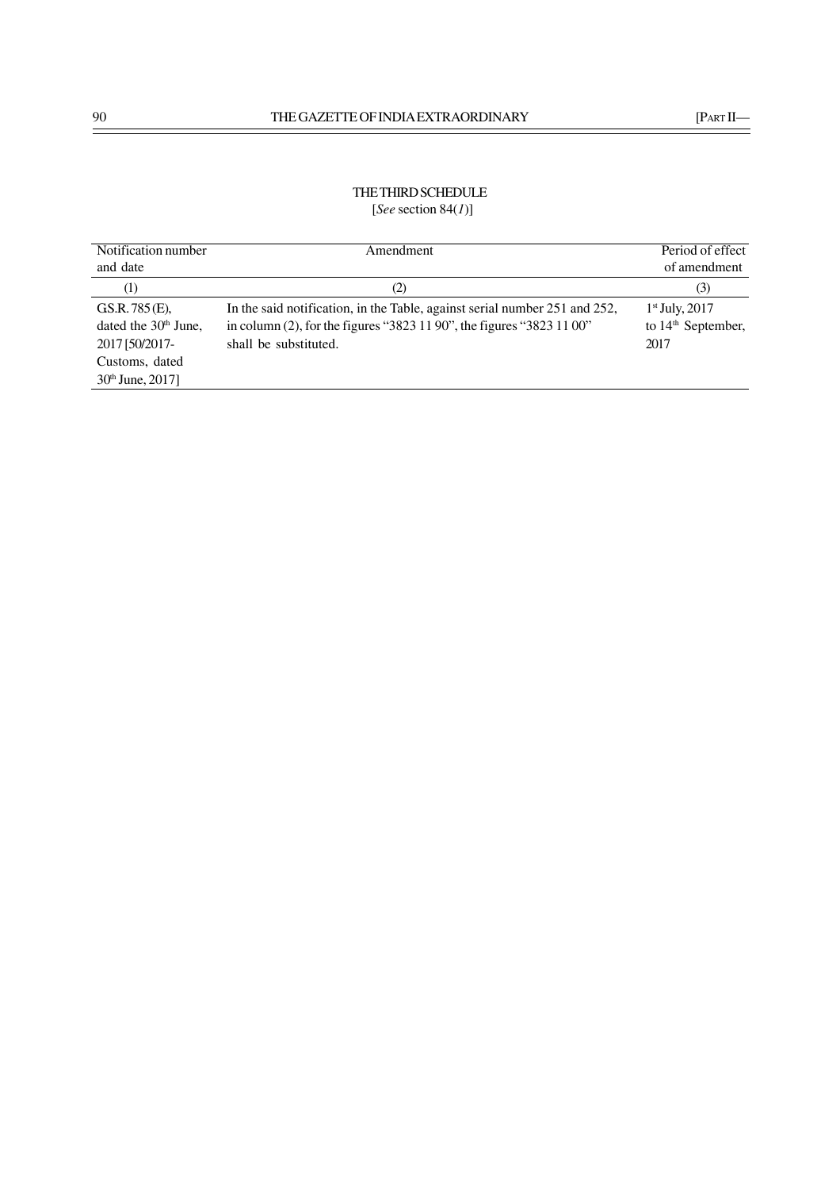## THE THIRD SCHEDULE

[*See* section 84(*1*)]

| Notification number and date | Amendment | Period of effect of amendment |
|---|---|---|
| (1) | (2) | (3) |
| G.S.R. 785 (E), dated the 30th June, 2017 [50/2017-Customs, dated 30th June, 2017] | In the said notification, in the Table, against serial number 251 and 252, in column (2), for the figures "3823 11 90", the figures "3823 11 00" shall be substituted. | 1st July, 2017 to 14th September, 2017 |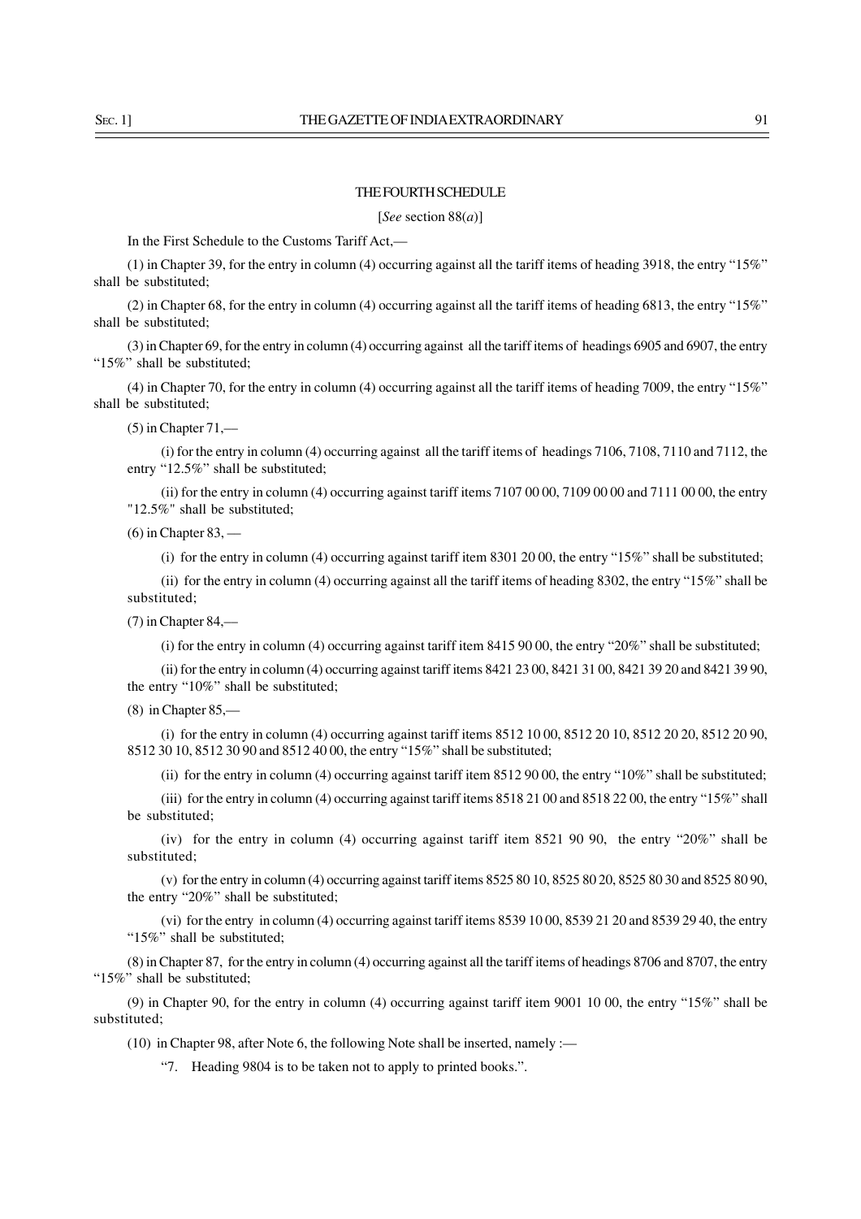## THE FOURTH SCHEDULE

[*See* section 88(*a*)]

In the First Schedule to the Customs Tariff Act,—

(1) in Chapter 39, for the entry in column (4) occurring against all the tariff items of heading 3918, the entry "15%" shall be substituted;

(2) in Chapter 68, for the entry in column (4) occurring against all the tariff items of heading 6813, the entry "15%" shall be substituted;

(3) in Chapter 69, for the entry in column (4) occurring against all the tariff items of headings 6905 and 6907, the entry "15%" shall be substituted;

(4) in Chapter 70, for the entry in column (4) occurring against all the tariff items of heading 7009, the entry "15%" shall be substituted;

(5) in Chapter 71,—

(i) for the entry in column (4) occurring against all the tariff items of headings 7106, 7108, 7110 and 7112, the entry "12.5%" shall be substituted;

(ii) for the entry in column (4) occurring against tariff items 7107 00 00, 7109 00 00 and 7111 00 00, the entry "12.5%" shall be substituted;

(6) in Chapter 83, —

(i) for the entry in column (4) occurring against tariff item 8301 20 00, the entry "15%" shall be substituted;

(ii) for the entry in column (4) occurring against all the tariff items of heading 8302, the entry "15%" shall be substituted;

(7) in Chapter 84,—

(i) for the entry in column (4) occurring against tariff item 8415 90 00, the entry "20%" shall be substituted;

(ii) for the entry in column (4) occurring against tariff items 8421 23 00, 8421 31 00, 8421 39 20 and 8421 39 90, the entry "10%" shall be substituted;

(8) in Chapter 85,—

(i) for the entry in column (4) occurring against tariff items 8512 10 00, 8512 20 10, 8512 20 20, 8512 20 90, 8512 30 10, 8512 30 90 and 8512 40 00, the entry "15%" shall be substituted;

(ii) for the entry in column (4) occurring against tariff item 8512 90 00, the entry "10%" shall be substituted;

(iii) for the entry in column (4) occurring against tariff items 8518 21 00 and 8518 22 00, the entry "15%" shall be substituted;

(iv) for the entry in column (4) occurring against tariff item 8521 90 90, the entry "20%" shall be substituted;

(v) for the entry in column (4) occurring against tariff items 8525 80 10, 8525 80 20, 8525 80 30 and 8525 80 90, the entry "20%" shall be substituted;

(vi) for the entry in column (4) occurring against tariff items 8539 10 00, 8539 21 20 and 8539 29 40, the entry "15%" shall be substituted;

(8) in Chapter 87, for the entry in column (4) occurring against all the tariff items of headings 8706 and 8707, the entry "15%" shall be substituted;

(9) in Chapter 90, for the entry in column (4) occurring against tariff item 9001 10 00, the entry "15%" shall be substituted;

(10) in Chapter 98, after Note 6, the following Note shall be inserted, namely :—

"7. Heading 9804 is to be taken not to apply to printed books.".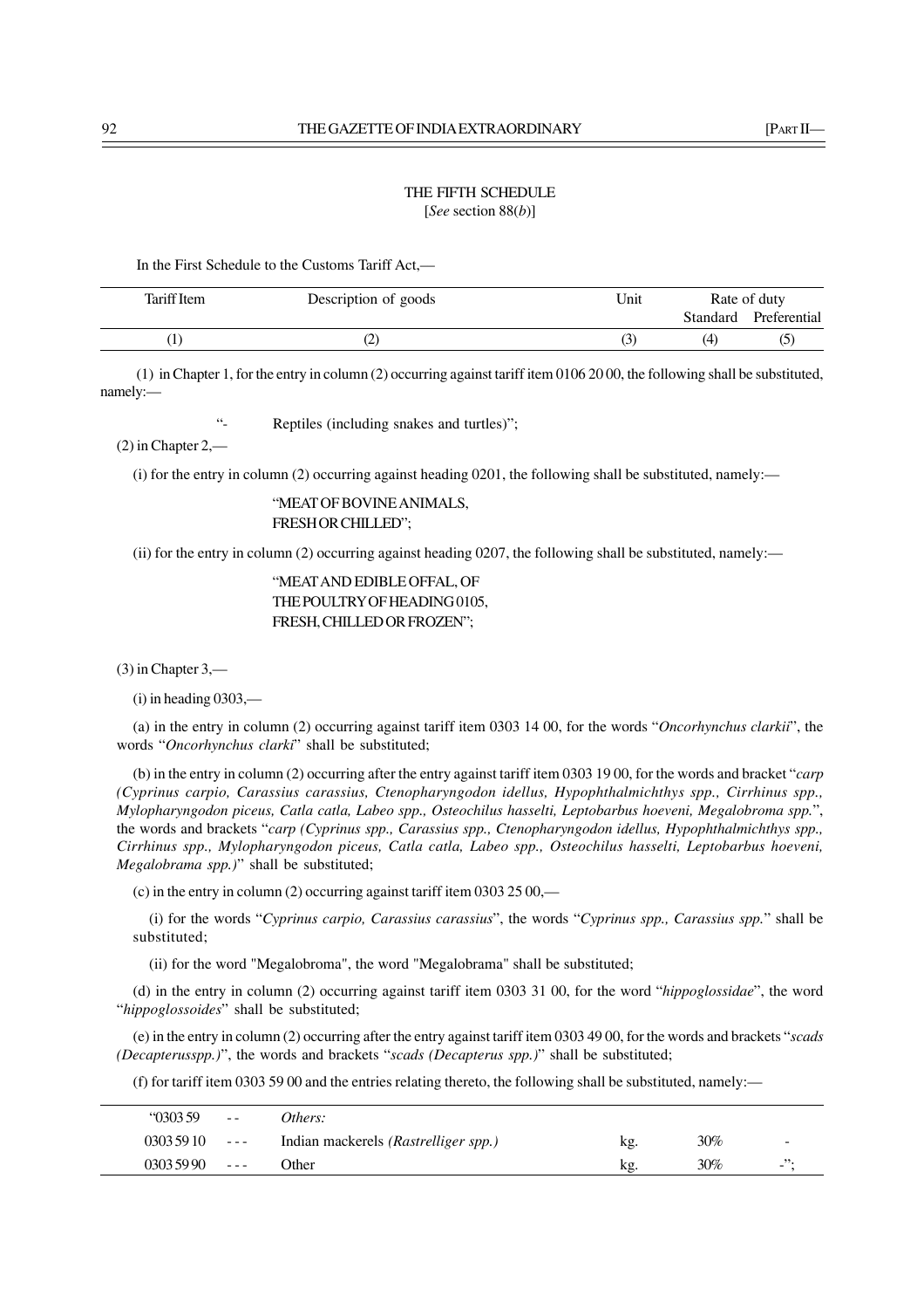THE FIFTH SCHEDULE

[*See* section 88(*b*)]

In the First Schedule to the Customs Tariff Act,—

| Tariff Item | Description of goods | Unit | Rate of duty | |
|---|---|---|---|---|
| | | | Standard | Preferential |
| (1) | (2) | (3) | (4) | (5) |

(1) in Chapter 1, for the entry in column (2) occurring against tariff item 0106 20 00, the following shall be substituted, namely:—

"- Reptiles (including snakes and turtles)";

(2) in Chapter 2,—

(i) for the entry in column (2) occurring against heading 0201, the following shall be substituted, namely:—

"MEAT OF BOVINE ANIMALS,
FRESH OR CHILLED";

(ii) for the entry in column (2) occurring against heading 0207, the following shall be substituted, namely:—

"MEAT AND EDIBLE OFFAL, OF
THE POULTRY OF HEADING 0105,
FRESH, CHILLED OR FROZEN";

(3) in Chapter 3,—

(i) in heading 0303,—

(a) in the entry in column (2) occurring against tariff item 0303 14 00, for the words "*Oncorhynchus clarkii*", the words "*Oncorhynchus clarki*" shall be substituted;

(b) in the entry in column (2) occurring after the entry against tariff item 0303 19 00, for the words and bracket "*carp (Cyprinus carpio, Carassius carassius, Ctenopharyngodon idellus, Hypophthalmichthys spp., Cirrhinus spp., Mylopharyngodon piceus, Catla catla, Labeo spp., Osteochilus hasselti, Leptobarbus hoeveni, Megalobroma spp.*", the words and brackets "*carp (Cyprinus spp., Carassius spp., Ctenopharyngodon idellus, Hypophthalmichthys spp., Cirrhinus spp., Mylopharyngodon piceus, Catla catla, Labeo spp., Osteochilus hasselti, Leptobarbus hoeveni, Megalobrama spp.)*" shall be substituted;

(c) in the entry in column (2) occurring against tariff item 0303 25 00,—

(i) for the words "*Cyprinus carpio, Carassius carassius*", the words "*Cyprinus spp., Carassius spp.*" shall be substituted;

(ii) for the word "Megalobroma", the word "Megalobrama" shall be substituted;

(d) in the entry in column (2) occurring against tariff item 0303 31 00, for the word "*hippoglossidae*", the word "*hippoglossoides*" shall be substituted;

(e) in the entry in column (2) occurring after the entry against tariff item 0303 49 00, for the words and brackets "*scads (Decapterusspp.)*", the words and brackets "*scads (Decapterus spp.)*" shall be substituted;

(f) for tariff item 0303 59 00 and the entries relating thereto, the following shall be substituted, namely:—

| | | | | | |
|---|---|---|---|---|---|
| "0303 59 | - - | *Others:* | | | |
| 0303 59 10 | - - - | Indian mackerels *(Rastrelliger spp.)* | kg. | 30% | - |
| 0303 59 90 | - - - | Other | kg. | 30% | -"; |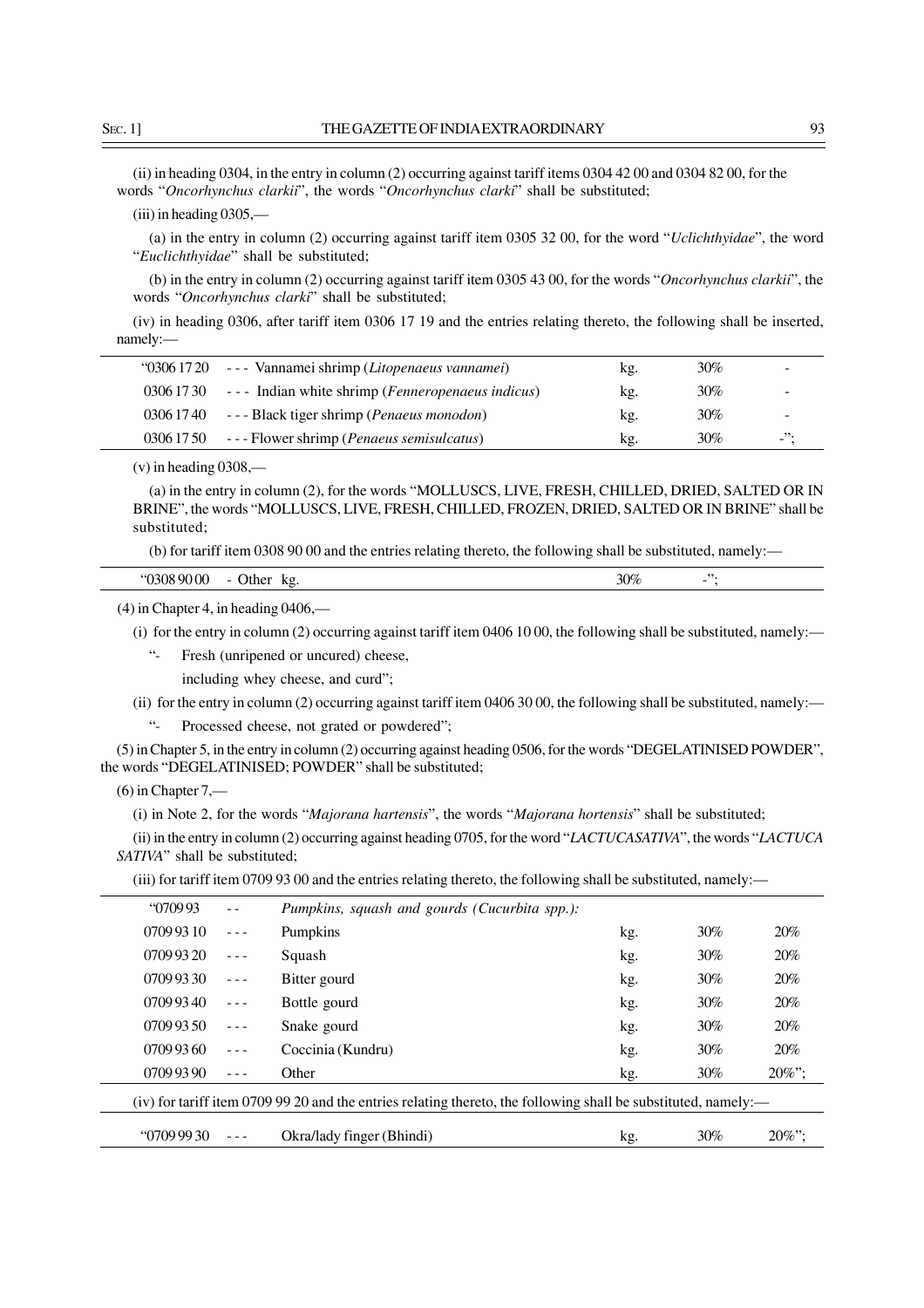(ii) in heading 0304, in the entry in column (2) occurring against tariff items 0304 42 00 and 0304 82 00, for the words "*Oncorhynchus clarkii*", the words "*Oncorhynchus clarki*" shall be substituted;

(iii) in heading 0305,—

(a) in the entry in column (2) occurring against tariff item 0305 32 00, for the word "*Uclichthyidae*", the word "*Euclichthyidae*" shall be substituted;

(b) in the entry in column (2) occurring against tariff item 0305 43 00, for the words "*Oncorhynchus clarkii*", the words "*Oncorhynchus clarki*" shall be substituted;

(iv) in heading 0306, after tariff item 0306 17 19 and the entries relating thereto, the following shall be inserted, namely:—

| | | | | |
|---|---|---|---|---|
| "0306 17 20 | - - - Vannamei shrimp (*Litopenaeus vannamei*) | kg. | 30% | - |
| 0306 17 30 | - - - Indian white shrimp (*Fenneropenaeus indicus*) | kg. | 30% | - |
| 0306 17 40 | - - - Black tiger shrimp (*Penaeus monodon*) | kg. | 30% | - |
| 0306 17 50 | - - - Flower shrimp (*Penaeus semisulcatus*) | kg. | 30% | -"; |

(v) in heading 0308,—

(a) in the entry in column (2), for the words "MOLLUSCS, LIVE, FRESH, CHILLED, DRIED, SALTED OR IN BRINE", the words "MOLLUSCS, LIVE, FRESH, CHILLED, FROZEN, DRIED, SALTED OR IN BRINE" shall be substituted;

(b) for tariff item 0308 90 00 and the entries relating thereto, the following shall be substituted, namely:—

| | | | | |
|---|---|---|---|---|
| "0308 90 00 | - Other | kg. | 30% | -"; |

(4) in Chapter 4, in heading 0406,—

(i) for the entry in column (2) occurring against tariff item 0406 10 00, the following shall be substituted, namely:—

"- Fresh (unripened or uncured) cheese, including whey cheese, and curd";

(ii) for the entry in column (2) occurring against tariff item 0406 30 00, the following shall be substituted, namely:—

"- Processed cheese, not grated or powdered";

(5) in Chapter 5, in the entry in column (2) occurring against heading 0506, for the words "DEGELATINISED POWDER", the words "DEGELATINISED; POWDER" shall be substituted;

(6) in Chapter 7,—

(i) in Note 2, for the words "*Majorana hartensis*", the words "*Majorana hortensis*" shall be substituted;

(ii) in the entry in column (2) occurring against heading 0705, for the word "*LACTUCASATIVA*", the words "*LACTUCA SATIVA*" shall be substituted;

(iii) for tariff item 0709 93 00 and the entries relating thereto, the following shall be substituted, namely:—

| | | | | | |
|---|---|---|---|---|---|
| "0709 93 | - - | *Pumpkins, squash and gourds (Cucurbita spp.):* | | | |
| 0709 93 10 | - - - | Pumpkins | kg. | 30% | 20% |
| 0709 93 20 | - - - | Squash | kg. | 30% | 20% |
| 0709 93 30 | - - - | Bitter gourd | kg. | 30% | 20% |
| 0709 93 40 | - - - | Bottle gourd | kg. | 30% | 20% |
| 0709 93 50 | - - - | Snake gourd | kg. | 30% | 20% |
| 0709 93 60 | - - - | Coccinia (Kundru) | kg. | 30% | 20% |
| 0709 93 90 | - - - | Other | kg. | 30% | 20%"; |

(iv) for tariff item 0709 99 20 and the entries relating thereto, the following shall be substituted, namely:—

| | | | | | |
|---|---|---|---|---|---|
| "0709 99 30 | - - - | Okra/lady finger (Bhindi) | kg. | 30% | 20%"; |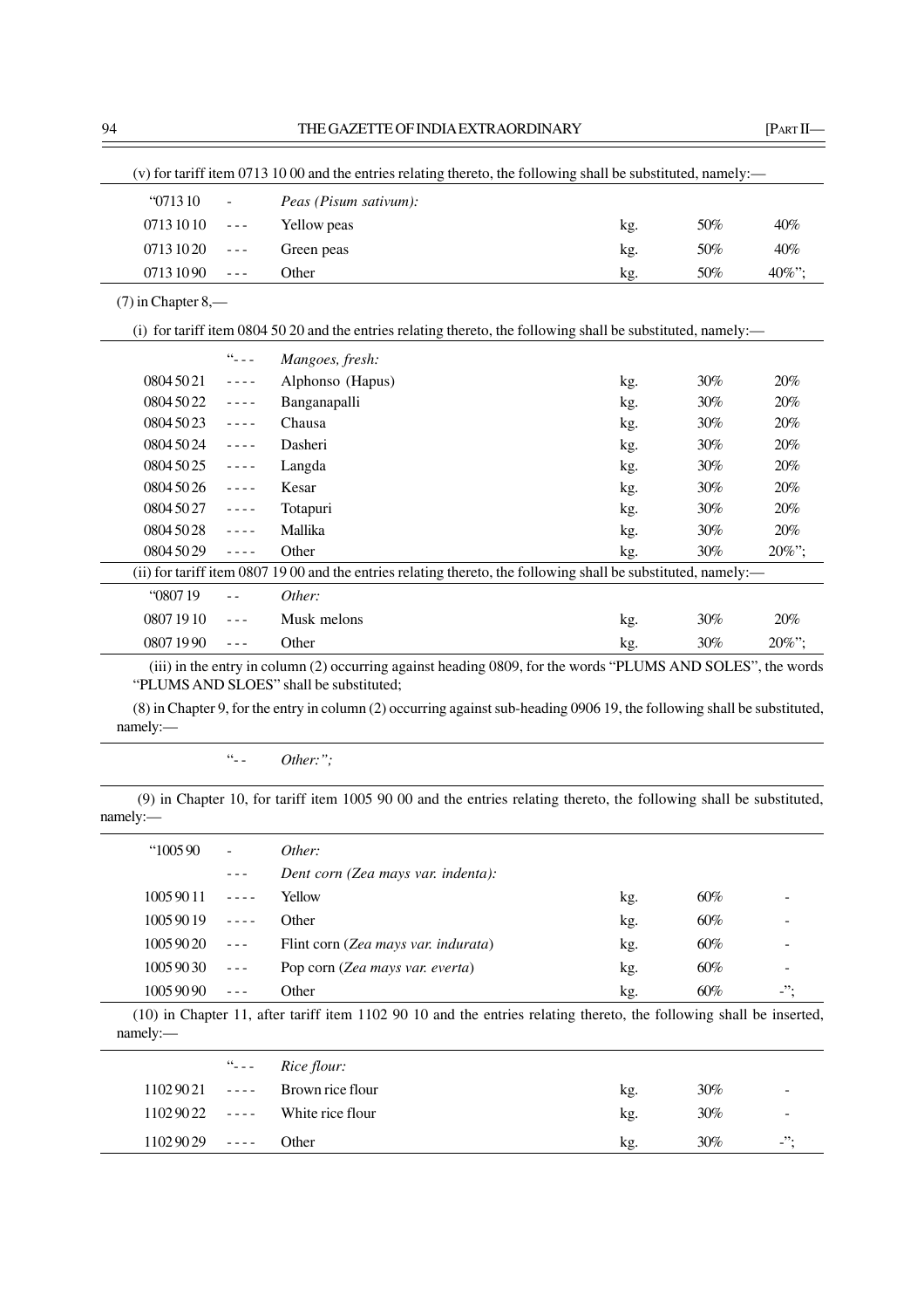(v) for tariff item 0713 10 00 and the entries relating thereto, the following shall be substituted, namely:—

| | | | | | |
|---|---|---|---|---|---|
| "0713 10 | - | *Peas (Pisum sativum):* | | | |
| 0713 10 10 | - - - | Yellow peas | kg. | 50% | 40% |
| 0713 10 20 | - - - | Green peas | kg. | 50% | 40% |
| 0713 10 90 | - - - | Other | kg. | 50% | 40%"; |

(7) in Chapter 8,—

(i) for tariff item 0804 50 20 and the entries relating thereto, the following shall be substituted, namely:—

| | | | | | |
|---|---|---|---|---|---|
| | "- - - | *Mangoes, fresh:* | | | |
| 0804 50 21 | - - - - | Alphonso (Hapus) | kg. | 30% | 20% |
| 0804 50 22 | - - - - | Banganapalli | kg. | 30% | 20% |
| 0804 50 23 | - - - - | Chausa | kg. | 30% | 20% |
| 0804 50 24 | - - - - | Dasheri | kg. | 30% | 20% |
| 0804 50 25 | - - - - | Langda | kg. | 30% | 20% |
| 0804 50 26 | - - - - | Kesar | kg. | 30% | 20% |
| 0804 50 27 | - - - - | Totapuri | kg. | 30% | 20% |
| 0804 50 28 | - - - - | Mallika | kg. | 30% | 20% |
| 0804 50 29 | - - - - | Other | kg. | 30% | 20%"; |

(ii) for tariff item 0807 19 00 and the entries relating thereto, the following shall be substituted, namely:—

| | | | | | |
|---|---|---|---|---|---|
| "0807 19 | - - | *Other:* | | | |
| 0807 19 10 | - - - | Musk melons | kg. | 30% | 20% |
| 0807 19 90 | - - - | Other | kg. | 30% | 20%"; |

(iii) in the entry in column (2) occurring against heading 0809, for the words "PLUMS AND SOLES", the words "PLUMS AND SLOES" shall be substituted;

(8) in Chapter 9, for the entry in column (2) occurring against sub-heading 0906 19, the following shall be substituted, namely:—

"- - *Other:";*

(9) in Chapter 10, for tariff item 1005 90 00 and the entries relating thereto, the following shall be substituted, namely:—

| | | | | | |
|---|---|---|---|---|---|
| "1005 90 | - | *Other:* | | | |
| | - - - | *Dent corn (Zea mays var. indenta):* | | | |
| 1005 90 11 | - - - - | Yellow | kg. | 60% | - |
| 1005 90 19 | - - - - | Other | kg. | 60% | - |
| 1005 90 20 | - - - | Flint corn (*Zea mays var. indurata*) | kg. | 60% | - |
| 1005 90 30 | - - - | Pop corn (*Zea mays var. everta*) | kg. | 60% | - |
| 1005 90 90 | - - - | Other | kg. | 60% | -"; |

(10) in Chapter 11, after tariff item 1102 90 10 and the entries relating thereto, the following shall be inserted, namely:—

| | | | | | |
|---|---|---|---|---|---|
| | "- - - | *Rice flour:* | | | |
| 1102 90 21 | - - - - | Brown rice flour | kg. | 30% | - |
| 1102 90 22 | - - - - | White rice flour | kg. | 30% | - |
| 1102 90 29 | - - - - | Other | kg. | 30% | -"; |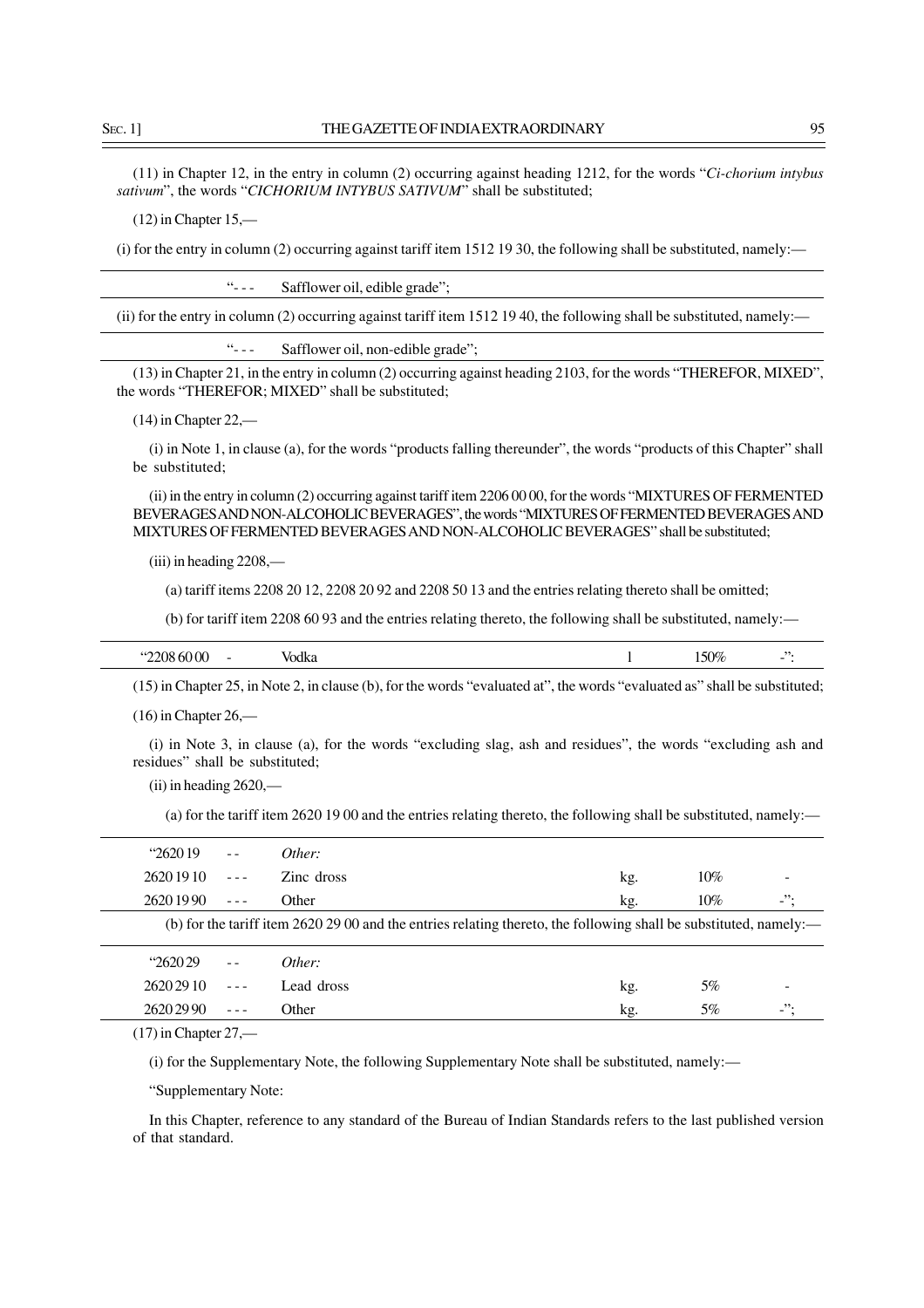(11) in Chapter 12, in the entry in column (2) occurring against heading 1212, for the words "*Ci-chorium intybus sativum*", the words "*CICHORIUM INTYBUS SATIVUM*" shall be substituted;

(12) in Chapter 15,—

(i) for the entry in column (2) occurring against tariff item 1512 19 30, the following shall be substituted, namely:—

"- - - Safflower oil, edible grade";

(ii) for the entry in column (2) occurring against tariff item 1512 19 40, the following shall be substituted, namely:—

"- - - Safflower oil, non-edible grade";

(13) in Chapter 21, in the entry in column (2) occurring against heading 2103, for the words "THEREFOR, MIXED", the words "THEREFOR; MIXED" shall be substituted;

(14) in Chapter 22,—

(i) in Note 1, in clause (a), for the words "products falling thereunder", the words "products of this Chapter" shall be substituted;

(ii) in the entry in column (2) occurring against tariff item 2206 00 00, for the words "MIXTURES OF FERMENTED BEVERAGES AND NON-ALCOHOLIC BEVERAGES", the words "MIXTURES OF FERMENTED BEVERAGES AND MIXTURES OF FERMENTED BEVERAGES AND NON-ALCOHOLIC BEVERAGES" shall be substituted;

(iii) in heading 2208,—

(a) tariff items 2208 20 12, 2208 20 92 and 2208 50 13 and the entries relating thereto shall be omitted;

(b) for tariff item 2208 60 93 and the entries relating thereto, the following shall be substituted, namely:—

| | | | | | |
|---|---|---|---|---|---|
| "2208 60 00 | - | Vodka | l | 150% | -"; |

(15) in Chapter 25, in Note 2, in clause (b), for the words "evaluated at", the words "evaluated as" shall be substituted;

(16) in Chapter 26,—

(i) in Note 3, in clause (a), for the words "excluding slag, ash and residues", the words "excluding ash and residues" shall be substituted;

(ii) in heading 2620,—

(a) for the tariff item 2620 19 00 and the entries relating thereto, the following shall be substituted, namely:—

| | | | | | |
|---|---|---|---|---|---|
| "2620 19 | - - | *Other:* | | | |
| 2620 19 10 | - - - | Zinc dross | kg. | 10% | - |
| 2620 19 90 | - - - | Other | kg. | 10% | -"; |

(b) for the tariff item 2620 29 00 and the entries relating thereto, the following shall be substituted, namely:—

| | | | | | |
|---|---|---|---|---|---|
| "2620 29 | - - | *Other:* | | | |
| 2620 29 10 | - - - | Lead dross | kg. | 5% | - |
| 2620 29 90 | - - - | Other | kg. | 5% | -"; |

(17) in Chapter 27,—

(i) for the Supplementary Note, the following Supplementary Note shall be substituted, namely:—

"Supplementary Note:

In this Chapter, reference to any standard of the Bureau of Indian Standards refers to the last published version of that standard.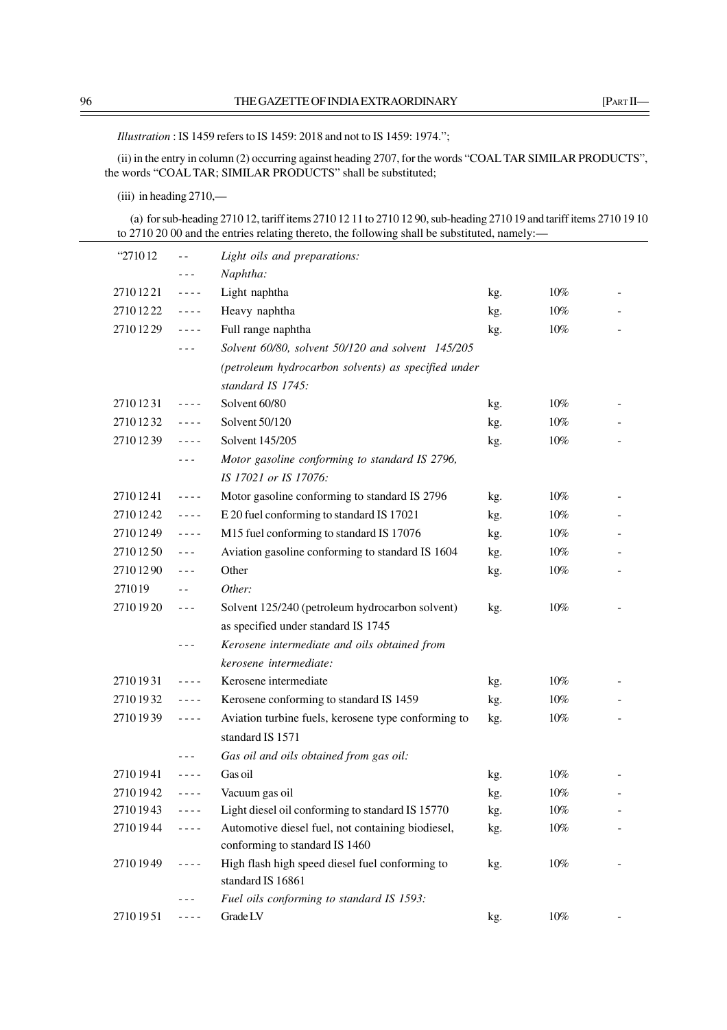*Illustration* : IS 1459 refers to IS 1459: 2018 and not to IS 1459: 1974.";

(ii) in the entry in column (2) occurring against heading 2707, for the words "COAL TAR SIMILAR PRODUCTS", the words "COAL TAR; SIMILAR PRODUCTS" shall be substituted;

(iii) in heading 2710,—

(a) for sub-heading 2710 12, tariff items 2710 12 11 to 2710 12 90, sub-heading 2710 19 and tariff items 2710 19 10 to 2710 20 00 and the entries relating thereto, the following shall be substituted, namely:—

| | | | | | |
|---|---|---|---|---|---|
| "2710 12 | - - | *Light oils and preparations:* | | | |
| | - - - | *Naphtha:* | | | |
| 2710 12 21 | - - - - | Light naphtha | kg. | 10% | - |
| 2710 12 22 | - - - - | Heavy naphtha | kg. | 10% | - |
| 2710 12 29 | - - - - | Full range naphtha | kg. | 10% | - |
| | - - - | *Solvent 60/80, solvent 50/120 and solvent 145/205 (petroleum hydrocarbon solvents) as specified under standard IS 1745:* | | | |
| 2710 12 31 | - - - - | Solvent 60/80 | kg. | 10% | - |
| 2710 12 32 | - - - - | Solvent 50/120 | kg. | 10% | - |
| 2710 12 39 | - - - - | Solvent 145/205 | kg. | 10% | - |
| | - - - | *Motor gasoline conforming to standard IS 2796, IS 17021 or IS 17076:* | | | |
| 2710 12 41 | - - - - | Motor gasoline conforming to standard IS 2796 | kg. | 10% | - |
| 2710 12 42 | - - - - | E 20 fuel conforming to standard IS 17021 | kg. | 10% | - |
| 2710 12 49 | - - - - | M15 fuel conforming to standard IS 17076 | kg. | 10% | - |
| 2710 12 50 | - - - | Aviation gasoline conforming to standard IS 1604 | kg. | 10% | - |
| 2710 12 90 | - - - | Other | kg. | 10% | - |
| 2710 19 | - - | *Other:* | | | |
| 2710 19 20 | - - - | Solvent 125/240 (petroleum hydrocarbon solvent) as specified under standard IS 1745 | kg. | 10% | - |
| | - - - | *Kerosene intermediate and oils obtained from kerosene intermediate:* | | | |
| 2710 19 31 | - - - - | Kerosene intermediate | kg. | 10% | - |
| 2710 19 32 | - - - - | Kerosene conforming to standard IS 1459 | kg. | 10% | - |
| 2710 19 39 | - - - - | Aviation turbine fuels, kerosene type conforming to standard IS 1571 | kg. | 10% | - |
| | - - - | *Gas oil and oils obtained from gas oil:* | | | |
| 2710 19 41 | - - - - | Gas oil | kg. | 10% | - |
| 2710 19 42 | - - - - | Vacuum gas oil | kg. | 10% | - |
| 2710 19 43 | - - - - | Light diesel oil conforming to standard IS 15770 | kg. | 10% | - |
| 2710 19 44 | - - - - | Automotive diesel fuel, not containing biodiesel, conforming to standard IS 1460 | kg. | 10% | - |
| 2710 19 49 | - - - - | High flash high speed diesel fuel conforming to standard IS 16861 | kg. | 10% | - |
| | - - - | *Fuel oils conforming to standard IS 1593:* | | | |
| 2710 19 51 | - - - - | Grade LV | kg. | 10% | - |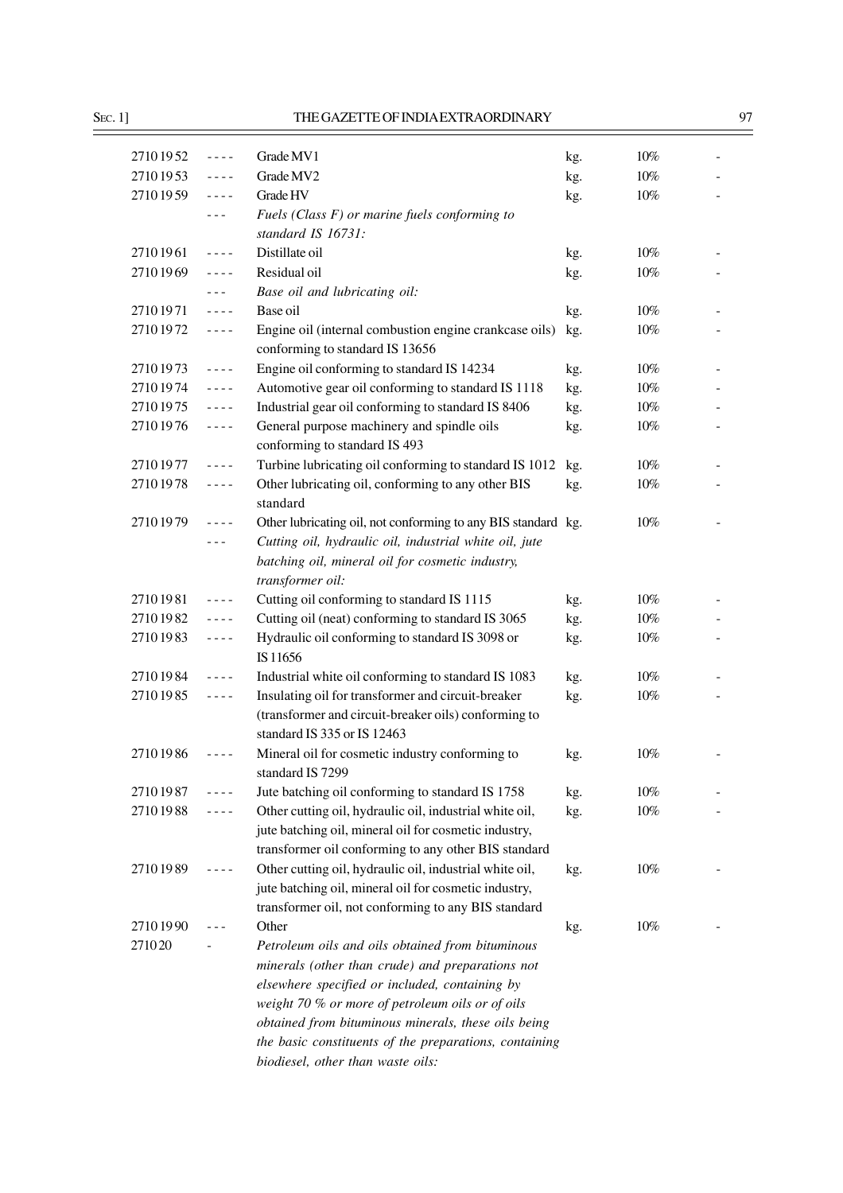| | | | | | |
|---|---|---|---|---|---|
| 2710 19 52 | - - - - | Grade MV1 | kg. | 10% | - |
| 2710 19 53 | - - - - | Grade MV2 | kg. | 10% | - |
| 2710 19 59 | - - - - | Grade HV | kg. | 10% | - |
| | - - - | *Fuels (Class F) or marine fuels conforming to standard IS 16731:* | | | |
| 2710 19 61 | - - - - | Distillate oil | kg. | 10% | - |
| 2710 19 69 | - - - - | Residual oil | kg. | 10% | - |
| | - - - | *Base oil and lubricating oil:* | | | |
| 2710 19 71 | - - - - | Base oil | kg. | 10% | - |
| 2710 19 72 | - - - - | Engine oil (internal combustion engine crankcase oils) conforming to standard IS 13656 | kg. | 10% | - |
| 2710 19 73 | - - - - | Engine oil conforming to standard IS 14234 | kg. | 10% | - |
| 2710 19 74 | - - - - | Automotive gear oil conforming to standard IS 1118 | kg. | 10% | - |
| 2710 19 75 | - - - - | Industrial gear oil conforming to standard IS 8406 | kg. | 10% | - |
| 2710 19 76 | - - - - | General purpose machinery and spindle oils conforming to standard IS 493 | kg. | 10% | - |
| 2710 19 77 | - - - - | Turbine lubricating oil conforming to standard IS 1012 | kg. | 10% | - |
| 2710 19 78 | - - - - | Other lubricating oil, conforming to any other BIS standard | kg. | 10% | - |
| 2710 19 79 | - - - - | Other lubricating oil, not conforming to any BIS standard | kg. | 10% | - |
| | - - - | *Cutting oil, hydraulic oil, industrial white oil, jute batching oil, mineral oil for cosmetic industry, transformer oil:* | | | |
| 2710 19 81 | - - - - | Cutting oil conforming to standard IS 1115 | kg. | 10% | - |
| 2710 19 82 | - - - - | Cutting oil (neat) conforming to standard IS 3065 | kg. | 10% | - |
| 2710 19 83 | - - - - | Hydraulic oil conforming to standard IS 3098 or IS 11656 | kg. | 10% | - |
| 2710 19 84 | - - - - | Industrial white oil conforming to standard IS 1083 | kg. | 10% | - |
| 2710 19 85 | - - - - | Insulating oil for transformer and circuit-breaker (transformer and circuit-breaker oils) conforming to standard IS 335 or IS 12463 | kg. | 10% | - |
| 2710 19 86 | - - - - | Mineral oil for cosmetic industry conforming to standard IS 7299 | kg. | 10% | - |
| 2710 19 87 | - - - - | Jute batching oil conforming to standard IS 1758 | kg. | 10% | - |
| 2710 19 88 | - - - - | Other cutting oil, hydraulic oil, industrial white oil, jute batching oil, mineral oil for cosmetic industry, transformer oil conforming to any other BIS standard | kg. | 10% | - |
| 2710 19 89 | - - - - | Other cutting oil, hydraulic oil, industrial white oil, jute batching oil, mineral oil for cosmetic industry, transformer oil, not conforming to any BIS standard | kg. | 10% | - |
| 2710 19 90 | - - - | Other | kg. | 10% | - |
| 2710 20 | - | *Petroleum oils and oils obtained from bituminous minerals (other than crude) and preparations not elsewhere specified or included, containing by weight 70 % or more of petroleum oils or of oils obtained from bituminous minerals, these oils being the basic constituents of the preparations, containing biodiesel, other than waste oils:* | | | |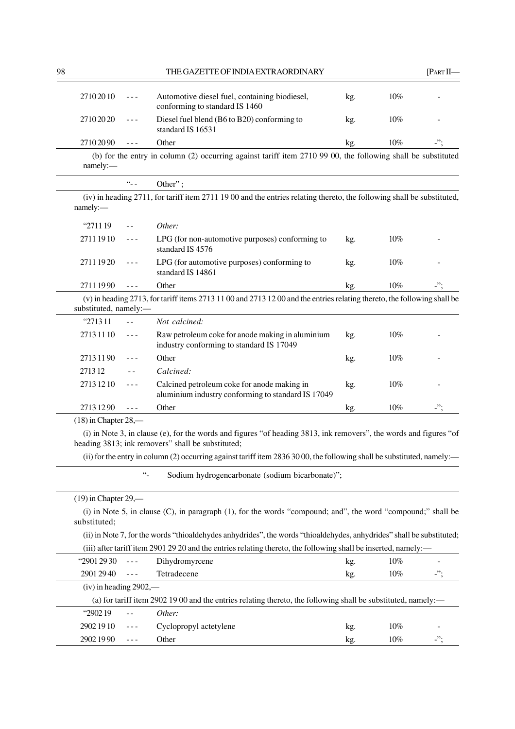| | | | | | |
|---|---|---|---|---|---|
| 2710 20 10 | - - - | Automotive diesel fuel, containing biodiesel, conforming to standard IS 1460 | kg. | 10% | - |
| 2710 20 20 | - - - | Diesel fuel blend (B6 to B20) conforming to standard IS 16531 | kg. | 10% | - |
| 2710 20 90 | - - - | Other | kg. | 10% | -"; |

(b) for the entry in column (2) occurring against tariff item 2710 99 00, the following shall be substituted namely:—

| | | |
|---|---|---|
| | "- - | Other" ; |

(iv) in heading 2711, for tariff item 2711 19 00 and the entries relating thereto, the following shall be substituted, namely:—

| | | | | | |
|---|---|---|---|---|---|
| "2711 19 | - - | *Other:* | | | |
| 2711 19 10 | - - - | LPG (for non-automotive purposes) conforming to standard IS 4576 | kg. | 10% | - |
| 2711 19 20 | - - - | LPG (for automotive purposes) conforming to standard IS 14861 | kg. | 10% | - |
| 2711 19 90 | - - - | Other | kg. | 10% | -"; |

(v) in heading 2713, for tariff items 2713 11 00 and 2713 12 00 and the entries relating thereto, the following shall be substituted, namely:—

| | | | | | |
|---|---|---|---|---|---|
| "2713 11 | - - | *Not calcined:* | | | |
| 2713 11 10 | - - - | Raw petroleum coke for anode making in aluminium industry conforming to standard IS 17049 | kg. | 10% | - |
| 2713 11 90 | - - - | Other | kg. | 10% | - |
| 2713 12 | - - | *Calcined:* | | | |
| 2713 12 10 | - - - | Calcined petroleum coke for anode making in aluminium industry conforming to standard IS 17049 | kg. | 10% | - |
| 2713 12 90 | - - - | Other | kg. | 10% | -"; |

(18) in Chapter 28,—

(i) in Note 3, in clause (e), for the words and figures "of heading 3813, ink removers", the words and figures "of heading 3813; ink removers" shall be substituted;

(ii) for the entry in column (2) occurring against tariff item 2836 30 00, the following shall be substituted, namely:—

"- Sodium hydrogencarbonate (sodium bicarbonate)";

(19) in Chapter 29,—

(i) in Note 5, in clause (C), in paragraph (1), for the words "compound; and", the word "compound;" shall be substituted;

(ii) in Note 7, for the words "thioaldehydes anhydrides", the words "thioaldehydes, anhydrides" shall be substituted;

(iii) after tariff item 2901 29 20 and the entries relating thereto, the following shall be inserted, namely:—

| | | | | | |
|---|---|---|---|---|---|
| "2901 29 30 | - - - | Dihydromyrcene | kg. | 10% | - |
| 2901 29 40 | - - - | Tetradecene | kg. | 10% | -"; |

(iv) in heading 2902,—

(a) for tariff item 2902 19 00 and the entries relating thereto, the following shall be substituted, namely:—

| | | | | | |
|---|---|---|---|---|---|
| "2902 19 | - - | *Other:* | | | |
| 2902 19 10 | - - - | Cyclopropyl actetylene | kg. | 10% | - |
| 2902 19 90 | - - - | Other | kg. | 10% | -"; |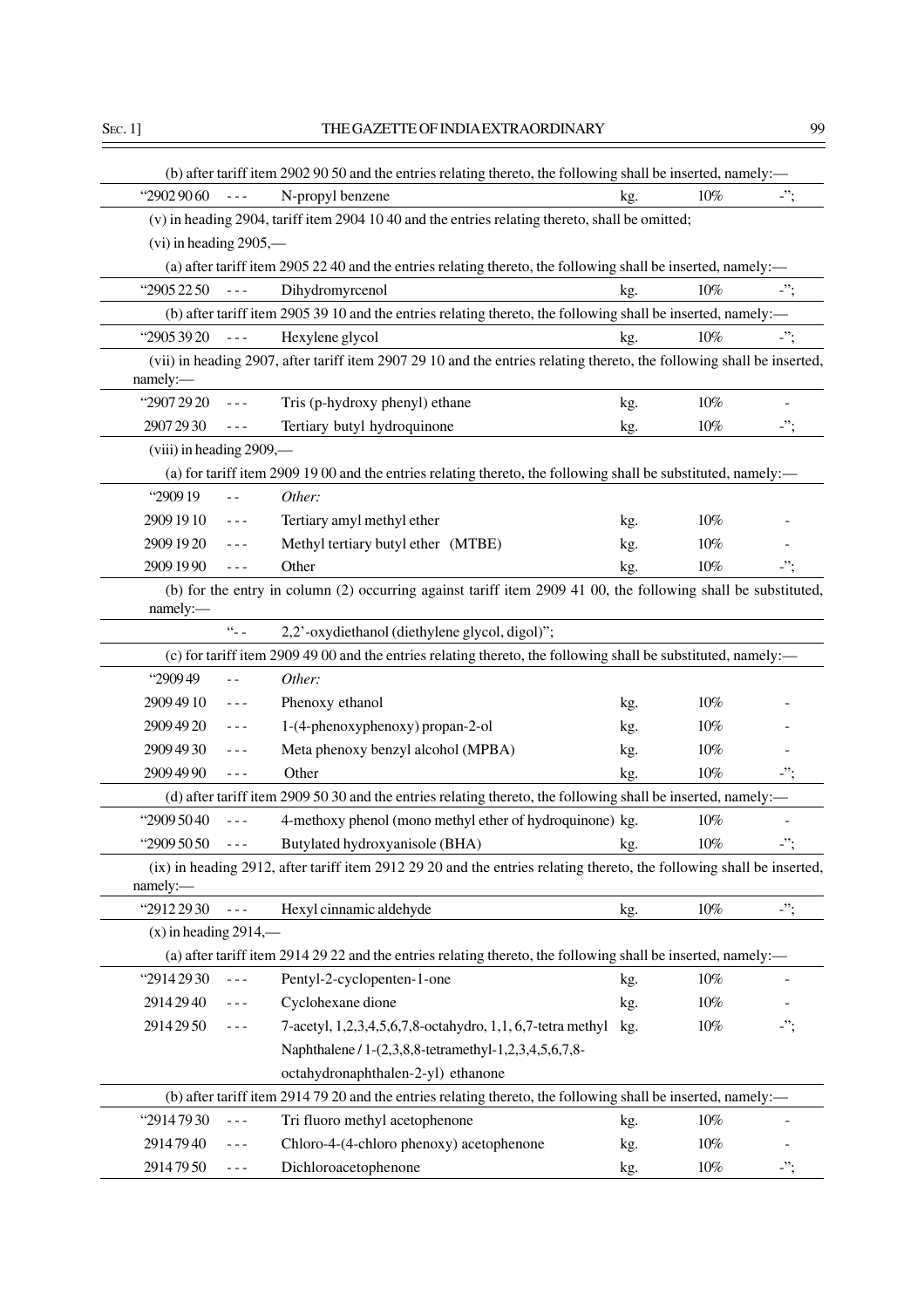(b) after tariff item 2902 90 50 and the entries relating thereto, the following shall be inserted, namely:—

| | | | | | |
|---|---|---|---|---|---|
| "2902 90 60 | - - - | N-propyl benzene | kg. | 10% | -"; |

(v) in heading 2904, tariff item 2904 10 40 and the entries relating thereto, shall be omitted;

(vi) in heading 2905,—

(a) after tariff item 2905 22 40 and the entries relating thereto, the following shall be inserted, namely:—

| | | | | | |
|---|---|---|---|---|---|
| "2905 22 50 | - - - | Dihydromyrcenol | kg. | 10% | -"; |

(b) after tariff item 2905 39 10 and the entries relating thereto, the following shall be inserted, namely:—

| | | | | | |
|---|---|---|---|---|---|
| "2905 39 20 | - - - | Hexylene glycol | kg. | 10% | -"; |

(vii) in heading 2907, after tariff item 2907 29 10 and the entries relating thereto, the following shall be inserted, namely:—

| | | | | | |
|---|---|---|---|---|---|
| "2907 29 20 | - - - | Tris (p-hydroxy phenyl) ethane | kg. | 10% | - |
| 2907 29 30 | - - - | Tertiary butyl hydroquinone | kg. | 10% | -"; |

(viii) in heading 2909,—

(a) for tariff item 2909 19 00 and the entries relating thereto, the following shall be substituted, namely:—

| | | | | | |
|---|---|---|---|---|---|
| "2909 19 | - - | *Other:* | | | |
| 2909 19 10 | - - - | Tertiary amyl methyl ether | kg. | 10% | - |
| 2909 19 20 | - - - | Methyl tertiary butyl ether (MTBE) | kg. | 10% | - |
| 2909 19 90 | - - - | Other | kg. | 10% | -"; |

(b) for the entry in column (2) occurring against tariff item 2909 41 00, the following shall be substituted, namely:—

| | | |
|---|---|---|
| | "- - | 2,2'-oxydiethanol (diethylene glycol, digol)"; |

(c) for tariff item 2909 49 00 and the entries relating thereto, the following shall be substituted, namely:—

| | | | | | |
|---|---|---|---|---|---|
| "2909 49 | - - | *Other:* | | | |
| 2909 49 10 | - - - | Phenoxy ethanol | kg. | 10% | - |
| 2909 49 20 | - - - | 1-(4-phenoxyphenoxy) propan-2-ol | kg. | 10% | - |
| 2909 49 30 | - - - | Meta phenoxy benzyl alcohol (MPBA) | kg. | 10% | - |
| 2909 49 90 | - - - | Other | kg. | 10% | -"; |

(d) after tariff item 2909 50 30 and the entries relating thereto, the following shall be inserted, namely:—

| | | | | | |
|---|---|---|---|---|---|
| "2909 50 40 | - - - | 4-methoxy phenol (mono methyl ether of hydroquinone) | kg. | 10% | - |
| "2909 50 50 | - - - | Butylated hydroxyanisole (BHA) | kg. | 10% | -"; |

(ix) in heading 2912, after tariff item 2912 29 20 and the entries relating thereto, the following shall be inserted, namely:—

| | | | | | |
|---|---|---|---|---|---|
| "2912 29 30 | - - - | Hexyl cinnamic aldehyde | kg. | 10% | -"; |

(x) in heading 2914,—

(a) after tariff item 2914 29 22 and the entries relating thereto, the following shall be inserted, namely:—

| | | | | | |
|---|---|---|---|---|---|
| "2914 29 30 | - - - | Pentyl-2-cyclopenten-1-one | kg. | 10% | - |
| 2914 29 40 | - - - | Cyclohexane dione | kg. | 10% | - |
| 2914 29 50 | - - - | 7-acetyl, 1,2,3,4,5,6,7,8-octahydro, 1,1, 6,7-tetra methyl Naphthalene / 1-(2,3,8,8-tetramethyl-1,2,3,4,5,6,7,8-octahydronaphthalen-2-yl) ethanone | kg. | 10% | -"; |

(b) after tariff item 2914 79 20 and the entries relating thereto, the following shall be inserted, namely:—

| | | | | | |
|---|---|---|---|---|---|
| "2914 79 30 | - - - | Tri fluoro methyl acetophenone | kg. | 10% | - |
| 2914 79 40 | - - - | Chloro-4-(4-chloro phenoxy) acetophenone | kg. | 10% | - |
| 2914 79 50 | - - - | Dichloroacetophenone | kg. | 10% | -"; |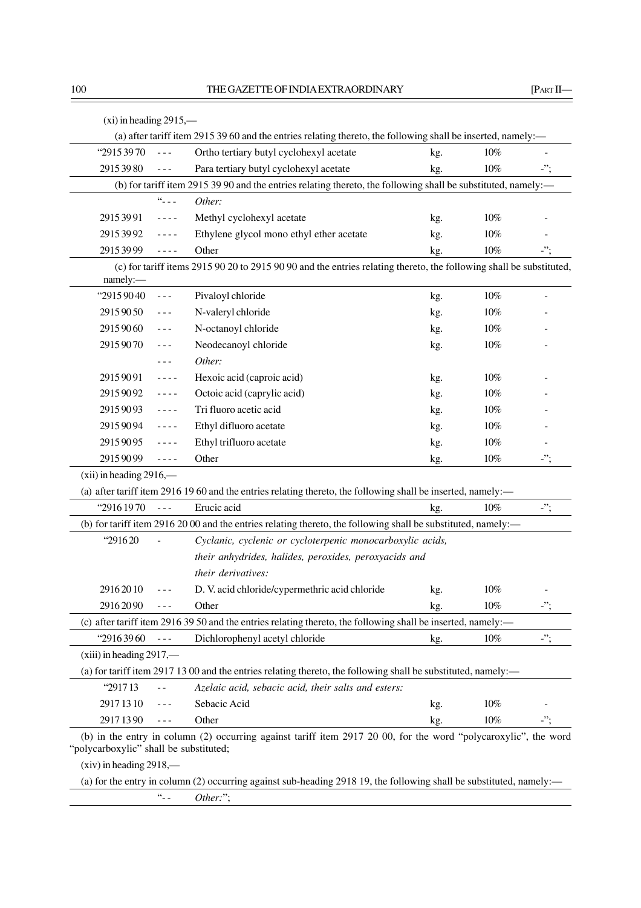(xi) in heading 2915,—

(a) after tariff item 2915 39 60 and the entries relating thereto, the following shall be inserted, namely:—

| | | | | | |
|---|---|---|---|---|---|
| "2915 39 70 | - - - | Ortho tertiary butyl cyclohexyl acetate | kg. | 10% | - |
| 2915 39 80 | - - - | Para tertiary butyl cyclohexyl acetate | kg. | 10% | -"; |

(b) for tariff item 2915 39 90 and the entries relating thereto, the following shall be substituted, namely:—

| | | | | | |
|---|---|---|---|---|---|
| | "- - - | *Other:* | | | |
| 2915 39 91 | - - - - | Methyl cyclohexyl acetate | kg. | 10% | - |
| 2915 39 92 | - - - - | Ethylene glycol mono ethyl ether acetate | kg. | 10% | - |
| 2915 39 99 | - - - - | Other | kg. | 10% | -"; |

(c) for tariff items 2915 90 20 to 2915 90 90 and the entries relating thereto, the following shall be substituted, namely:—

| | | | | | |
|---|---|---|---|---|---|
| "2915 90 40 | - - - | Pivaloyl chloride | kg. | 10% | - |
| 2915 90 50 | - - - | N-valeryl chloride | kg. | 10% | - |
| 2915 90 60 | - - - | N-octanoyl chloride | kg. | 10% | - |
| 2915 90 70 | - - - | Neodecanoyl chloride | kg. | 10% | - |
| | - - - | *Other:* | | | |
| 2915 90 91 | - - - - | Hexoic acid (caproic acid) | kg. | 10% | - |
| 2915 90 92 | - - - - | Octoic acid (caprylic acid) | kg. | 10% | - |
| 2915 90 93 | - - - - | Tri fluoro acetic acid | kg. | 10% | - |
| 2915 90 94 | - - - - | Ethyl difluoro acetate | kg. | 10% | - |
| 2915 90 95 | - - - - | Ethyl trifluoro acetate | kg. | 10% | - |
| 2915 90 99 | - - - - | Other | kg. | 10% | -"; |

(xii) in heading 2916,—

(a) after tariff item 2916 19 60 and the entries relating thereto, the following shall be inserted, namely:—

| | | | | | |
|---|---|---|---|---|---|
| "2916 19 70 | - - - | Erucic acid | kg. | 10% | -"; |

(b) for tariff item 2916 20 00 and the entries relating thereto, the following shall be substituted, namely:—

| | | | | | |
|---|---|---|---|---|---|
| "2916 20 | - | *Cyclanic, cyclenic or cycloterpenic monocarboxylic acids, their anhydrides, halides, peroxides, peroxyacids and their derivatives:* | | | |
| 2916 20 10 | - - - | D. V. acid chloride/cypermethric acid chloride | kg. | 10% | - |
| 2916 20 90 | - - - | Other | kg. | 10% | -"; |

(c) after tariff item 2916 39 50 and the entries relating thereto, the following shall be inserted, namely:—

| | | | | | |
|---|---|---|---|---|---|
| "2916 39 60 | - - - | Dichlorophenyl acetyl chloride | kg. | 10% | -"; |

(xiii) in heading 2917,—

(a) for tariff item 2917 13 00 and the entries relating thereto, the following shall be substituted, namely:—

| | | | | | |
|---|---|---|---|---|---|
| "2917 13 | - - | *Azelaic acid, sebacic acid, their salts and esters:* | | | |
| 2917 13 10 | - - - | Sebacic Acid | kg. | 10% | - |
| 2917 13 90 | - - - | Other | kg. | 10% | -"; |

(b) in the entry in column (2) occurring against tariff item 2917 20 00, for the word "polycaroxylic", the word "polycarboxylic" shall be substituted;

(xiv) in heading 2918,—

(a) for the entry in column (2) occurring against sub-heading 2918 19, the following shall be substituted, namely:—

"- - *Other:*";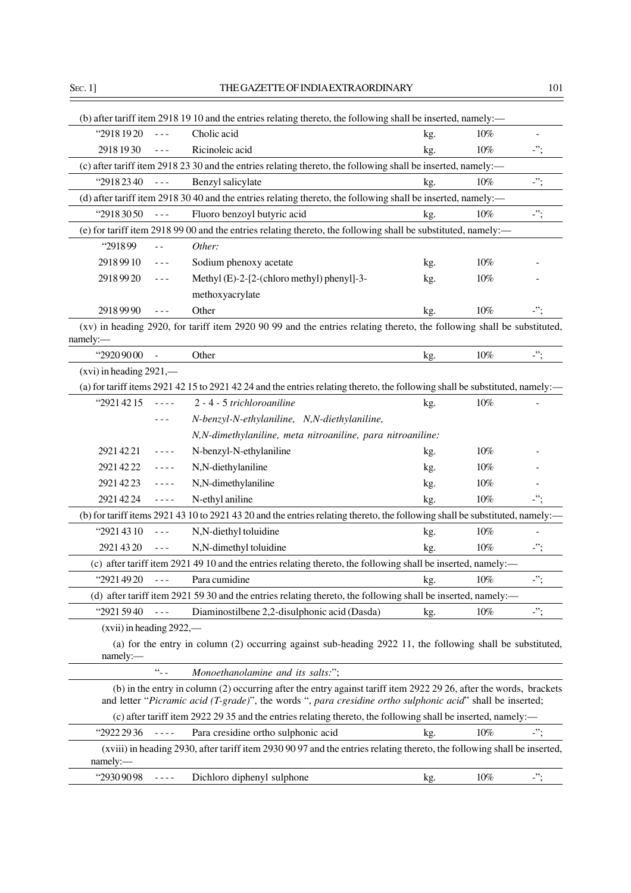(b) after tariff item 2918 19 10 and the entries relating thereto, the following shall be inserted, namely:—

| | | | | | |
|---|---|---|---|---|---|
| "2918 19 20 | - - - | Cholic acid | kg. | 10% | - |
| 2918 19 30 | - - - | Ricinoleic acid | kg. | 10% | -"; |

(c) after tariff item 2918 23 30 and the entries relating thereto, the following shall be inserted, namely:—

| | | | | | |
|---|---|---|---|---|---|
| "2918 23 40 | - - - | Benzyl salicylate | kg. | 10% | -"; |

(d) after tariff item 2918 30 40 and the entries relating thereto, the following shall be inserted, namely:—

| | | | | | |
|---|---|---|---|---|---|
| "2918 30 50 | - - - | Fluoro benzoyl butyric acid | kg. | 10% | -"; |

(e) for tariff item 2918 99 00 and the entries relating thereto, the following shall be substituted, namely:—

| | | | | | |
|---|---|---|---|---|---|
| "2918 99 | - - | *Other:* | | | |
| 2918 99 10 | - - - | Sodium phenoxy acetate | kg. | 10% | - |
| 2918 99 20 | - - - | Methyl (E)-2-[2-(chloro methyl) phenyl]-3-methoxyacrylate | kg. | 10% | - |
| 2918 99 90 | - - - | Other | kg. | 10% | -"; |

(xv) in heading 2920, for tariff item 2920 90 99 and the entries relating thereto, the following shall be substituted, namely:—

| | | | | | |
|---|---|---|---|---|---|
| "2920 90 00 | - | Other | kg. | 10% | -"; |

(xvi) in heading 2921,—

(a) for tariff items 2921 42 15 to 2921 42 24 and the entries relating thereto, the following shall be substituted, namely:—

| | | | | | |
|---|---|---|---|---|---|
| "2921 42 15 | - - - - | 2 - 4 - 5 *trichloroaniline* | kg. | 10% | - |
| | - - - | *N-benzyl-N-ethylaniline, N,N-diethylaniline, N,N-dimethylaniline, meta nitroaniline, para nitroaniline:* | | | |
| 2921 42 21 | - - - - | N-benzyl-N-ethylaniline | kg. | 10% | - |
| 2921 42 22 | - - - - | N,N-diethylaniline | kg. | 10% | - |
| 2921 42 23 | - - - - | N,N-dimethylaniline | kg. | 10% | - |
| 2921 42 24 | - - - - | N-ethyl aniline | kg. | 10% | -"; |

(b) for tariff items 2921 43 10 to 2921 43 20 and the entries relating thereto, the following shall be substituted, namely:—

| | | | | | |
|---|---|---|---|---|---|
| "2921 43 10 | - - - | N,N-diethyl toluidine | kg. | 10% | - |
| 2921 43 20 | - - - | N,N-dimethyl toluidine | kg. | 10% | -"; |

(c) after tariff item 2921 49 10 and the entries relating thereto, the following shall be inserted, namely:—

| | | | | | |
|---|---|---|---|---|---|
| "2921 49 20 | - - - | Para cumidine | kg. | 10% | -"; |

(d) after tariff item 2921 59 30 and the entries relating thereto, the following shall be inserted, namely:—

| | | | | | |
|---|---|---|---|---|---|
| "2921 59 40 | - - - | Diaminostilbene 2,2-disulphonic acid (Dasda) | kg. | 10% | -"; |

(xvii) in heading 2922,—

(a) for the entry in column (2) occurring against sub-heading 2922 11, the following shall be substituted, namely:—

"- - *Monoethanolamine and its salts:*";

(b) in the entry in column (2) occurring after the entry against tariff item 2922 29 26, after the words, brackets and letter "*Picramic acid (T-grade)*", the words ", *para cresidine ortho sulphonic acid*" shall be inserted;

(c) after tariff item 2922 29 35 and the entries relating thereto, the following shall be inserted, namely:—

| | | | | | |
|---|---|---|---|---|---|
| "2922 29 36 | - - - - | Para cresidine ortho sulphonic acid | kg. | 10% | -"; |

(xviii) in heading 2930, after tariff item 2930 90 97 and the entries relating thereto, the following shall be inserted, namely:—

| | | | | | |
|---|---|---|---|---|---|
| "2930 90 98 | - - - - | Dichloro diphenyl sulphone | kg. | 10% | -"; |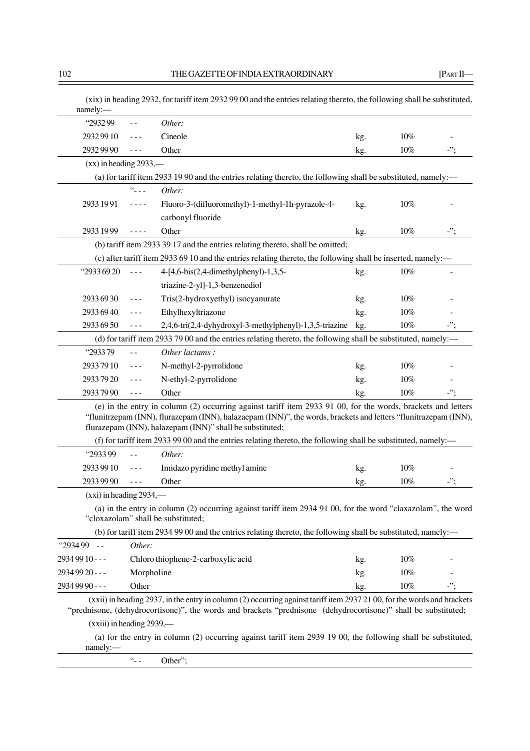(xix) in heading 2932, for tariff item 2932 99 00 and the entries relating thereto, the following shall be substituted, namely:—

| | | | | | |
|---|---|---|---|---|---|
| "2932 99 | - - | *Other:* | | | |
| 2932 99 10 | - - - | Cineole | kg. | 10% | - |
| 2932 99 90 | - - - | Other | kg. | 10% | -"; |

(xx) in heading 2933,—

(a) for tariff item 2933 19 90 and the entries relating thereto, the following shall be substituted, namely:—

| | | | | | |
|---|---|---|---|---|---|
| | "- - - | *Other:* | | | |
| 2933 19 91 | - - - - | Fluoro-3-(difluoromethyl)-1-methyl-1h-pyrazole-4-carbonyl fluoride | kg. | 10% | - |
| 2933 19 99 | - - - - | Other | kg. | 10% | -"; |

(b) tariff item 2933 39 17 and the entries relating thereto, shall be omitted;

(c) after tariff item 2933 69 10 and the entries relating thereto, the following shall be inserted, namely:—

| | | | | | |
|---|---|---|---|---|---|
| "2933 69 20 | - - - | 4-[4,6-bis(2,4-dimethylphenyl)-1,3,5-triazine-2-yl]-1,3-benzenediol | kg. | 10% | - |
| 2933 69 30 | - - - | Tris(2-hydroxyethyl) isocyanurate | kg. | 10% | - |
| 2933 69 40 | - - - | Ethylhexyltriazone | kg. | 10% | - |
| 2933 69 50 | - - - | 2,4,6-tri(2,4-dyhydroxyl-3-methylphenyl)-1,3,5-triazine | kg. | 10% | -"; |

(d) for tariff item 2933 79 00 and the entries relating thereto, the following shall be substituted, namely:—

| | | | | | |
|---|---|---|---|---|---|
| "2933 79 | - - | *Other lactams :* | | | |
| 2933 79 10 | - - - | N-methyl-2-pyrrolidone | kg. | 10% | - |
| 2933 79 20 | - - - | N-ethyl-2-pyrrolidone | kg. | 10% | - |
| 2933 79 90 | - - - | Other | kg. | 10% | -"; |

(e) in the entry in column (2) occurring against tariff item 2933 91 00, for the words, brackets and letters "flunitrzepam (INN), flurazepam (INN), halazaepam (INN)", the words, brackets and letters "flunitrazepam (INN), flurazepam (INN), halazepam (INN)" shall be substituted;

(f) for tariff item 2933 99 00 and the entries relating thereto, the following shall be substituted, namely:—

| | | | | | |
|---|---|---|---|---|---|
| "2933 99 | - - | *Other:* | | | |
| 2933 99 10 | - - - | Imidazo pyridine methyl amine | kg. | 10% | - |
| 2933 99 90 | - - - | Other | kg. | 10% | -"; |

(xxi) in heading 2934,—

(a) in the entry in column (2) occurring against tariff item 2934 91 00, for the word "claxazolam", the word "cloxazolam" shall be substituted;

(b) for tariff item 2934 99 00 and the entries relating thereto, the following shall be substituted, namely:—

| | | | | | |
|---|---|---|---|---|---|
| "2934 99 | - - | *Other:* | | | |
| 2934 99 10 | - - - | Chloro thiophene-2-carboxylic acid | kg. | 10% | - |
| 2934 99 20 | - - - | Morpholine | kg. | 10% | - |
| 2934 99 90 | - - - | Other | kg. | 10% | -"; |

(xxii) in heading 2937, in the entry in column (2) occurring against tariff item 2937 21 00, for the words and brackets "prednisone, (dehydrocortisone)", the words and brackets "prednisone (dehydrocortisone)" shall be substituted;

(xxiii) in heading 2939,—

(a) for the entry in column (2) occurring against tariff item 2939 19 00, the following shall be substituted, namely:—

| | | |
|---|---|---|
| | "- - | Other"; |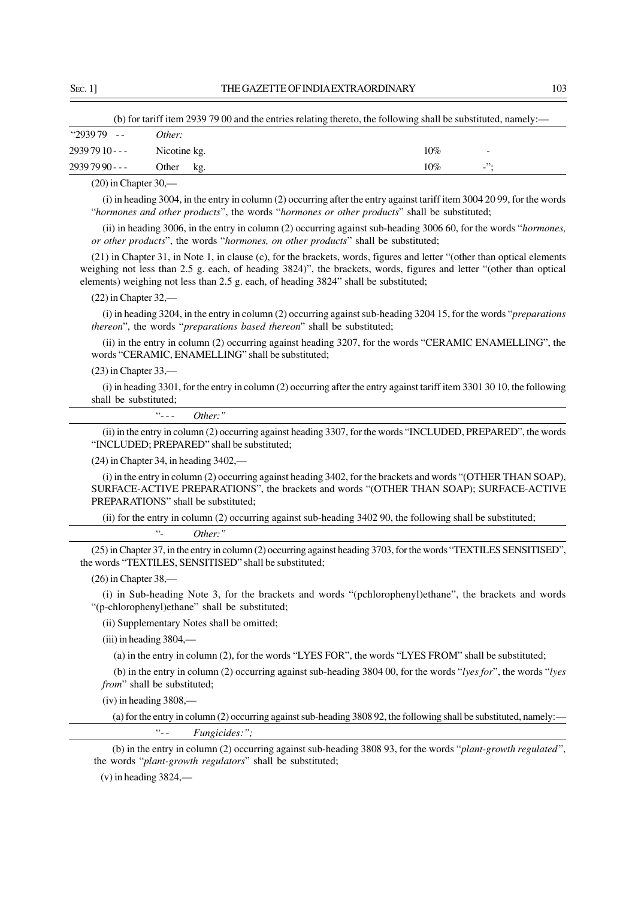(b) for tariff item 2939 79 00 and the entries relating thereto, the following shall be substituted, namely:—

| | | | | |
|---|---|---|---|---|
| "2939 79 -- | *Other:* | | | |
| 2939 79 10 - - - | Nicotine kg. | | 10% | - |
| 2939 79 90 - - - | Other kg. | | 10% | -"; |

(20) in Chapter 30,—

(i) in heading 3004, in the entry in column (2) occurring after the entry against tariff item 3004 20 99, for the words "*hormones and other products*", the words "*hormones or other products*" shall be substituted;

(ii) in heading 3006, in the entry in column (2) occurring against sub-heading 3006 60, for the words "*hormones, or other products*", the words "*hormones, on other products*" shall be substituted;

(21) in Chapter 31, in Note 1, in clause (c), for the brackets, words, figures and letter "(other than optical elements weighing not less than 2.5 g. each, of heading 3824)", the brackets, words, figures and letter "(other than optical elements) weighing not less than 2.5 g. each, of heading 3824" shall be substituted;

(22) in Chapter 32,—

(i) in heading 3204, in the entry in column (2) occurring against sub-heading 3204 15, for the words "*preparations thereon*", the words "*preparations based thereon*" shall be substituted;

(ii) in the entry in column (2) occurring against heading 3207, for the words "CERAMIC ENAMELLING", the words "CERAMIC, ENAMELLING" shall be substituted;

(23) in Chapter 33,—

(i) in heading 3301, for the entry in column (2) occurring after the entry against tariff item 3301 30 10, the following shall be substituted;

"- - - *Other:*"

(ii) in the entry in column (2) occurring against heading 3307, for the words "INCLUDED, PREPARED", the words "INCLUDED; PREPARED" shall be substituted;

(24) in Chapter 34, in heading 3402,—

(i) in the entry in column (2) occurring against heading 3402, for the brackets and words "(OTHER THAN SOAP), SURFACE-ACTIVE PREPARATIONS", the brackets and words "(OTHER THAN SOAP); SURFACE-ACTIVE PREPARATIONS" shall be substituted;

(ii) for the entry in column (2) occurring against sub-heading 3402 90, the following shall be substituted;

"- *Other:*"

(25) in Chapter 37, in the entry in column (2) occurring against heading 3703, for the words "TEXTILES SENSITISED", the words "TEXTILES, SENSITISED" shall be substituted;

(26) in Chapter 38,—

(i) in Sub-heading Note 3, for the brackets and words "(pchlorophenyl)ethane", the brackets and words "(p-chlorophenyl)ethane" shall be substituted;

(ii) Supplementary Notes shall be omitted;

(iii) in heading 3804,—

(a) in the entry in column (2), for the words "LYES FOR", the words "LYES FROM" shall be substituted;

(b) in the entry in column (2) occurring against sub-heading 3804 00, for the words "*lyes for*", the words "*lyes from*" shall be substituted;

(iv) in heading 3808,—

(a) for the entry in column (2) occurring against sub-heading 3808 92, the following shall be substituted, namely:—

"- - *Fungicides:";*

(b) in the entry in column (2) occurring against sub-heading 3808 93, for the words "*plant-growth regulated*", the words "*plant-growth regulators*" shall be substituted;

(v) in heading 3824,—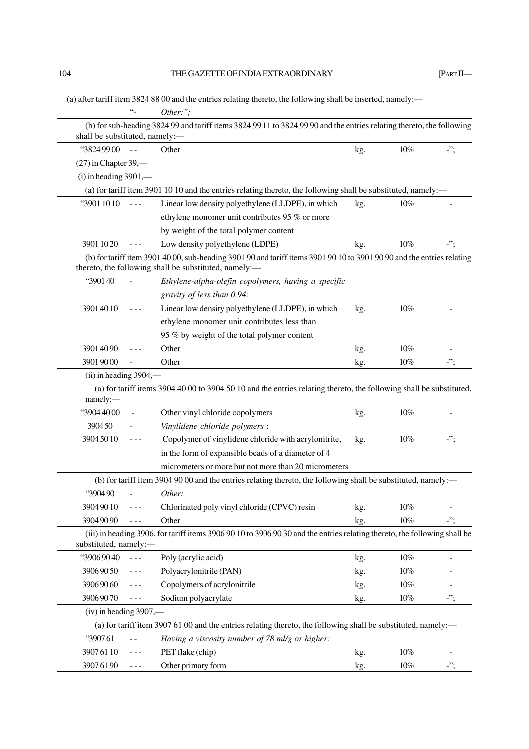(a) after tariff item 3824 88 00 and the entries relating thereto, the following shall be inserted, namely:—

| | | | | | |
|---|---|---|---|---|---|
| | "- | *Other:";* | | | |

(b) for sub-heading 3824 99 and tariff items 3824 99 11 to 3824 99 90 and the entries relating thereto, the following shall be substituted, namely:—

| | | | | | |
|---|---|---|---|---|---|
| "3824 99 00 | - - | Other | kg. | 10% | -"; |

(27) in Chapter 39,—

(i) in heading 3901,—

(a) for tariff item 3901 10 10 and the entries relating thereto, the following shall be substituted, namely:—

| | | | | | |
|---|---|---|---|---|---|
| "3901 10 10 | - - - | Linear low density polyethylene (LLDPE), in which ethylene monomer unit contributes 95 % or more by weight of the total polymer content | kg. | 10% | - |
| 3901 10 20 | - - - | Low density polyethylene (LDPE) | kg. | 10% | -"; |

(b) for tariff item 3901 40 00, sub-heading 3901 90 and tariff items 3901 90 10 to 3901 90 90 and the entries relating thereto, the following shall be substituted, namely:—

| | | | | | |
|---|---|---|---|---|---|
| "3901 40 | - | *Ethylene-alpha-olefin copolymers, having a specific gravity of less than 0.94:* | | | |
| 3901 40 10 | - - - | Linear low density polyethylene (LLDPE), in which ethylene monomer unit contributes less than 95 % by weight of the total polymer content | kg. | 10% | - |
| 3901 40 90 | - - - | Other | kg. | 10% | - |
| 3901 90 00 | - | Other | kg. | 10% | -"; |

(ii) in heading 3904,—

(a) for tariff items 3904 40 00 to 3904 50 10 and the entries relating thereto, the following shall be substituted, namely:—

| | | | | | |
|---|---|---|---|---|---|
| "3904 40 00 | - | Other vinyl chloride copolymers | kg. | 10% | - |
| 3904 50 | - | *Vinylidene chloride polymers* : | | | |
| 3904 50 10 | - - - | Copolymer of vinylidene chloride with acrylonitrite, in the form of expansible beads of a diameter of 4 micrometers or more but not more than 20 micrometers | kg. | 10% | -"; |

(b) for tariff item 3904 90 00 and the entries relating thereto, the following shall be substituted, namely:—

| | | | | | |
|---|---|---|---|---|---|
| "3904 90 | - | *Other:* | | | |
| 3904 90 10 | - - - | Chlorinated poly vinyl chloride (CPVC) resin | kg. | 10% | - |
| 3904 90 90 | - - - | Other | kg. | 10% | -"; |

(iii) in heading 3906, for tariff items 3906 90 10 to 3906 90 30 and the entries relating thereto, the following shall be substituted, namely:—

| | | | | | |
|---|---|---|---|---|---|
| "3906 90 40 | - - - | Poly (acrylic acid) | kg. | 10% | - |
| 3906 90 50 | - - - | Polyacrylonitrile (PAN) | kg. | 10% | - |
| 3906 90 60 | - - - | Copolymers of acrylonitrile | kg. | 10% | - |
| 3906 90 70 | - - - | Sodium polyacrylate | kg. | 10% | -"; |

(iv) in heading 3907,—

(a) for tariff item 3907 61 00 and the entries relating thereto, the following shall be substituted, namely:—

| | | | | | |
|---|---|---|---|---|---|
| "3907 61 | - - | *Having a viscosity number of 78 ml/g or higher:* | | | |
| 3907 61 10 | - - - | PET flake (chip) | kg. | 10% | - |
| 3907 61 90 | - - - | Other primary form | kg. | 10% | -"; |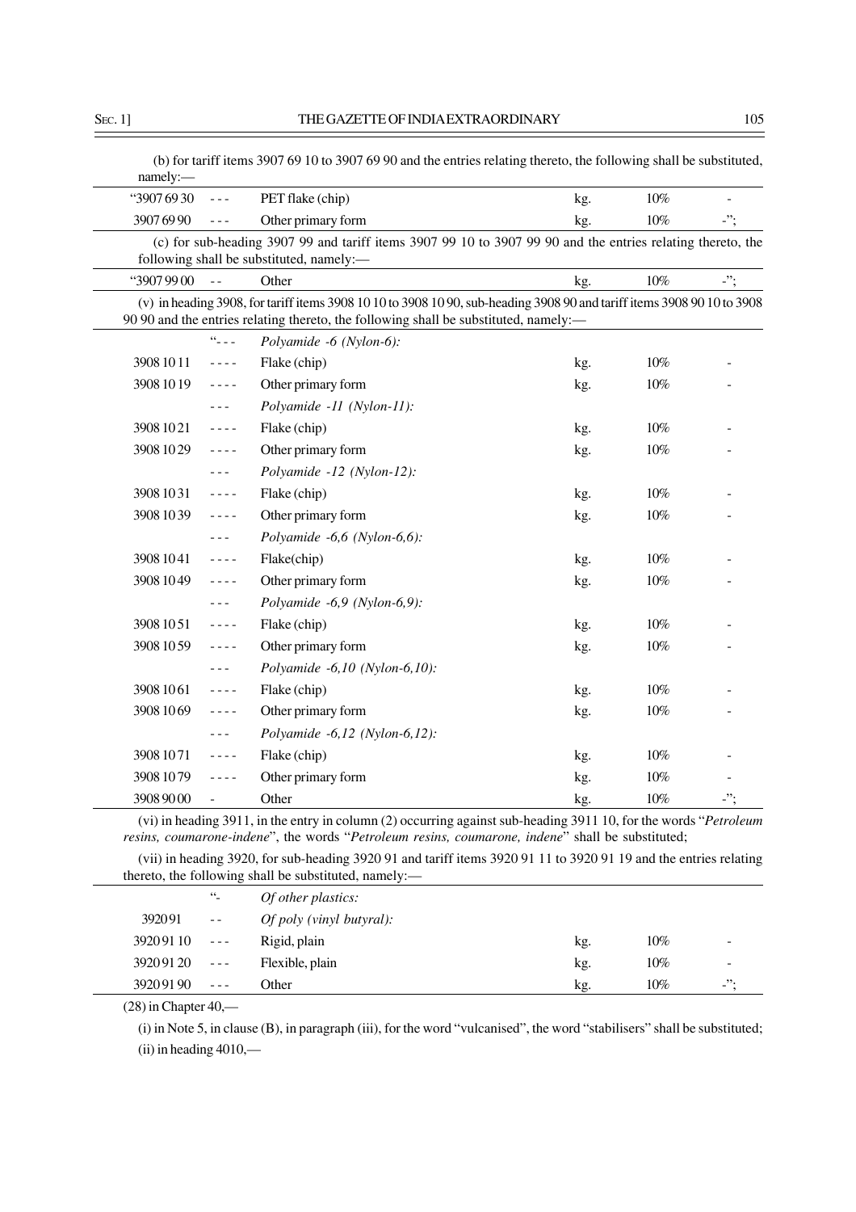(b) for tariff items 3907 69 10 to 3907 69 90 and the entries relating thereto, the following shall be substituted, namely:—

| | | | | | |
|---|---|---|---|---|---|
| "3907 69 30 | - - - | PET flake (chip) | kg. | 10% | - |
| 3907 69 90 | - - - | Other primary form | kg. | 10% | -"; |

(c) for sub-heading 3907 99 and tariff items 3907 99 10 to 3907 99 90 and the entries relating thereto, the following shall be substituted, namely:—

| | | | | | |
|---|---|---|---|---|---|
| "3907 99 00 | - - | Other | kg. | 10% | -"; |

(v) in heading 3908, for tariff items 3908 10 10 to 3908 10 90, sub-heading 3908 90 and tariff items 3908 90 10 to 3908 90 90 and the entries relating thereto, the following shall be substituted, namely:—

| | | | | | |
|---|---|---|---|---|---|
| | "- - - | *Polyamide -6 (Nylon-6):* | | | |
| 3908 10 11 | - - - - | Flake (chip) | kg. | 10% | - |
| 3908 10 19 | - - - - | Other primary form | kg. | 10% | - |
| | - - - | *Polyamide -11 (Nylon-11):* | | | |
| 3908 10 21 | - - - - | Flake (chip) | kg. | 10% | - |
| 3908 10 29 | - - - - | Other primary form | kg. | 10% | - |
| | - - - | *Polyamide -12 (Nylon-12):* | | | |
| 3908 10 31 | - - - - | Flake (chip) | kg. | 10% | - |
| 3908 10 39 | - - - - | Other primary form | kg. | 10% | - |
| | - - - | *Polyamide -6,6 (Nylon-6,6):* | | | |
| 3908 10 41 | - - - - | Flake(chip) | kg. | 10% | - |
| 3908 10 49 | - - - - | Other primary form | kg. | 10% | - |
| | - - - | *Polyamide -6,9 (Nylon-6,9):* | | | |
| 3908 10 51 | - - - - | Flake (chip) | kg. | 10% | - |
| 3908 10 59 | - - - - | Other primary form | kg. | 10% | - |
| | - - - | *Polyamide -6,10 (Nylon-6,10):* | | | |
| 3908 10 61 | - - - - | Flake (chip) | kg. | 10% | - |
| 3908 10 69 | - - - - | Other primary form | kg. | 10% | - |
| | - - - | *Polyamide -6,12 (Nylon-6,12):* | | | |
| 3908 10 71 | - - - - | Flake (chip) | kg. | 10% | - |
| 3908 10 79 | - - - - | Other primary form | kg. | 10% | - |
| 3908 90 00 | - | Other | kg. | 10% | -"; |

(vi) in heading 3911, in the entry in column (2) occurring against sub-heading 3911 10, for the words "*Petroleum resins, coumarone-indene*", the words "*Petroleum resins, coumarone, indene*" shall be substituted;

(vii) in heading 3920, for sub-heading 3920 91 and tariff items 3920 91 11 to 3920 91 19 and the entries relating thereto, the following shall be substituted, namely:—

| | | | | | |
|---|---|---|---|---|---|
| | "- | *Of other plastics:* | | | |
| 3920 91 | - - | *Of poly (vinyl butyral):* | | | |
| 3920 91 10 | - - - | Rigid, plain | kg. | 10% | - |
| 3920 91 20 | - - - | Flexible, plain | kg. | 10% | - |
| 3920 91 90 | - - - | Other | kg. | 10% | -"; |

(28) in Chapter 40,—

(i) in Note 5, in clause (B), in paragraph (iii), for the word "vulcanised", the word "stabilisers" shall be substituted;

(ii) in heading 4010,—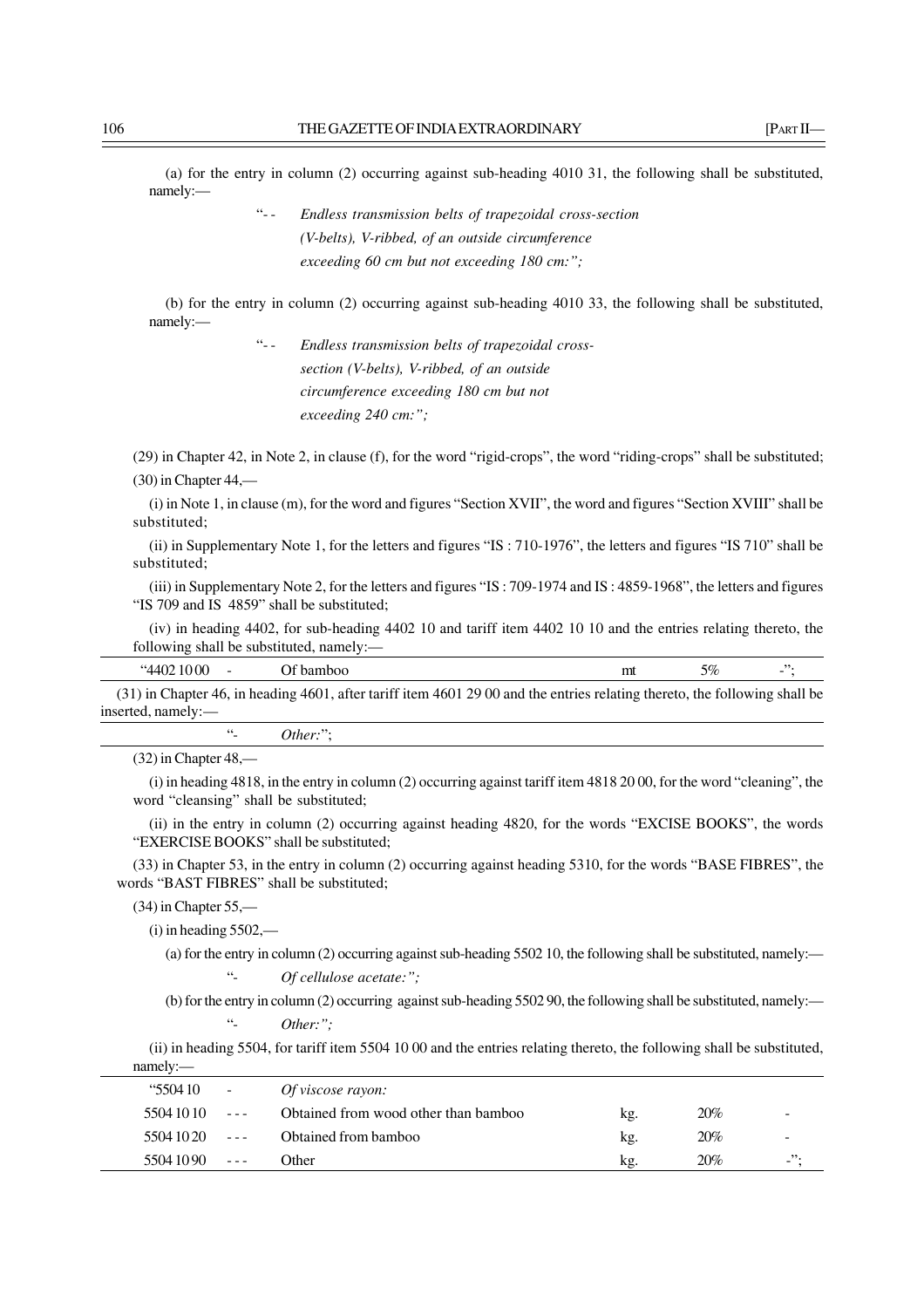(a) for the entry in column (2) occurring against sub-heading 4010 31, the following shall be substituted, namely:—

"- - *Endless transmission belts of trapezoidal cross-section (V-belts), V-ribbed, of an outside circumference exceeding 60 cm but not exceeding 180 cm:";*

(b) for the entry in column (2) occurring against sub-heading 4010 33, the following shall be substituted, namely:—

"- - *Endless transmission belts of trapezoidal cross-section (V-belts), V-ribbed, of an outside circumference exceeding 180 cm but not exceeding 240 cm:";*

(29) in Chapter 42, in Note 2, in clause (f), for the word "rigid-crops", the word "riding-crops" shall be substituted;

(30) in Chapter 44,—

(i) in Note 1, in clause (m), for the word and figures "Section XVII", the word and figures "Section XVIII" shall be substituted;

(ii) in Supplementary Note 1, for the letters and figures "IS : 710-1976", the letters and figures "IS 710" shall be substituted;

(iii) in Supplementary Note 2, for the letters and figures "IS : 709-1974 and IS : 4859-1968", the letters and figures "IS 709 and IS 4859" shall be substituted;

(iv) in heading 4402, for sub-heading 4402 10 and tariff item 4402 10 10 and the entries relating thereto, the following shall be substituted, namely:—

| | | | | | |
|---|---|---|---|---|---|
| "4402 10 00 | - | Of bamboo | mt | 5% | -"; |

(31) in Chapter 46, in heading 4601, after tariff item 4601 29 00 and the entries relating thereto, the following shall be inserted, namely:—

| | | |
|---|---|---|
| | "- | *Other:*"; |

(32) in Chapter 48,—

(i) in heading 4818, in the entry in column (2) occurring against tariff item 4818 20 00, for the word "cleaning", the word "cleansing" shall be substituted;

(ii) in the entry in column (2) occurring against heading 4820, for the words "EXCISE BOOKS", the words "EXERCISE BOOKS" shall be substituted;

(33) in Chapter 53, in the entry in column (2) occurring against heading 5310, for the words "BASE FIBRES", the words "BAST FIBRES" shall be substituted;

(34) in Chapter 55,—

(i) in heading 5502,—

(a) for the entry in column (2) occurring against sub-heading 5502 10, the following shall be substituted, namely:—

"- *Of cellulose acetate:";*

(b) for the entry in column (2) occurring against sub-heading 5502 90, the following shall be substituted, namely:—

"- *Other:";*

(ii) in heading 5504, for tariff item 5504 10 00 and the entries relating thereto, the following shall be substituted, namely:—

| | | | | | |
|---|---|---|---|---|---|
| "5504 10 | - | *Of viscose rayon:* | | | |
| 5504 10 10 | - - - | Obtained from wood other than bamboo | kg. | 20% | - |
| 5504 10 20 | - - - | Obtained from bamboo | kg. | 20% | - |
| 5504 10 90 | - - - | Other | kg. | 20% | -"; |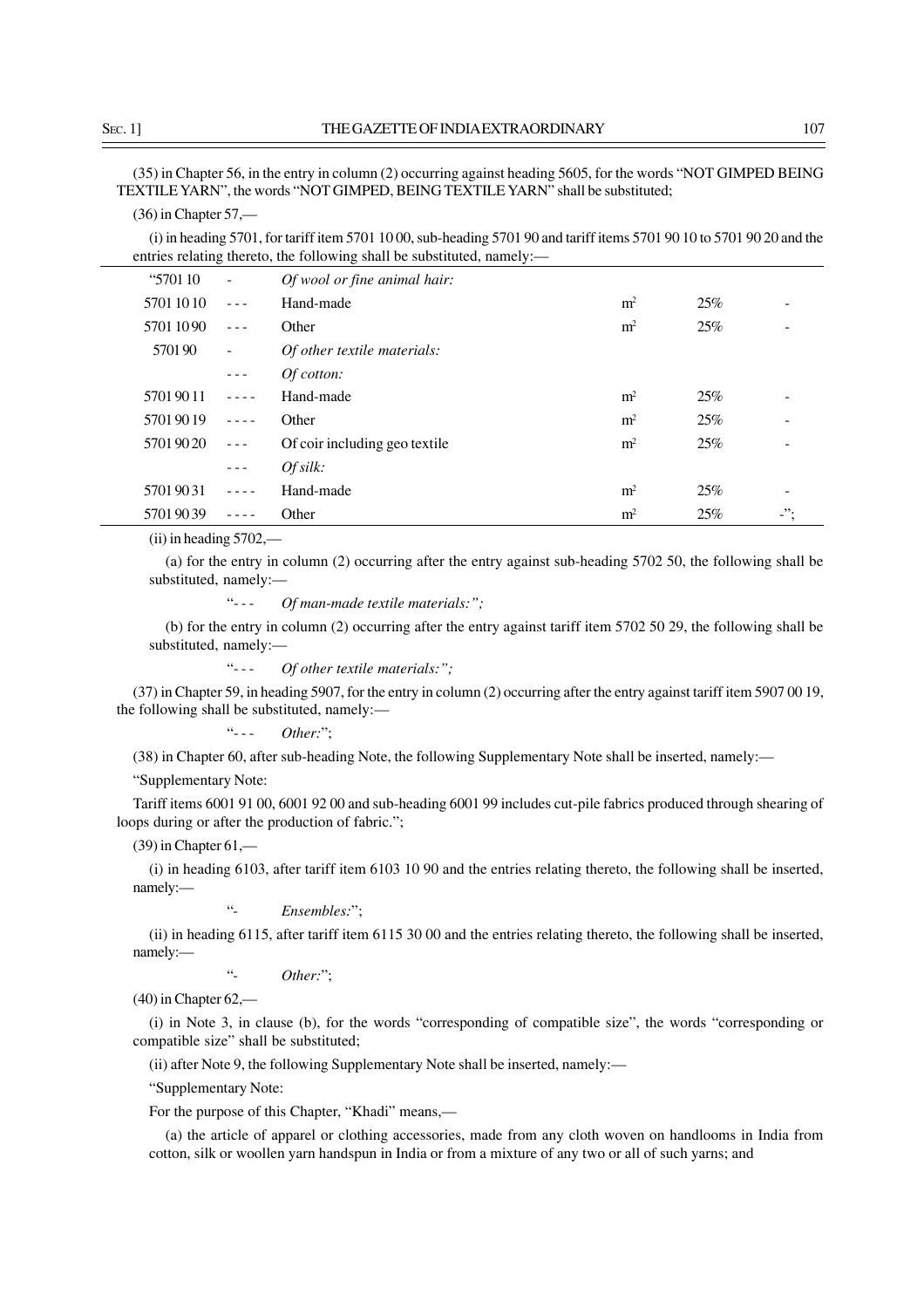(35) in Chapter 56, in the entry in column (2) occurring against heading 5605, for the words "NOT GIMPED BEING TEXTILE YARN", the words "NOT GIMPED, BEING TEXTILE YARN" shall be substituted;

(36) in Chapter 57,—

(i) in heading 5701, for tariff item 5701 10 00, sub-heading 5701 90 and tariff items 5701 90 10 to 5701 90 20 and the entries relating thereto, the following shall be substituted, namely:—

| | | | | | |
|---|---|---|---|---|---|
| "5701 10 | - | *Of wool or fine animal hair:* | | | |
| 5701 10 10 | - - - | Hand-made | $m^2$ | 25% | - |
| 5701 10 90 | - - - | Other | $m^2$ | 25% | - |
| 5701 90 | - | *Of other textile materials:* | | | |
| | - - - | *Of cotton:* | | | |
| 5701 90 11 | - - - - | Hand-made | $m^2$ | 25% | - |
| 5701 90 19 | - - - - | Other | $m^2$ | 25% | - |
| 5701 90 20 | - - - | Of coir including geo textile | $m^2$ | 25% | - |
| | - - - | *Of silk:* | | | |
| 5701 90 31 | - - - - | Hand-made | $m^2$ | 25% | - |
| 5701 90 39 | - - - - | Other | $m^2$ | 25% | -"; |

(ii) in heading 5702,—

(a) for the entry in column (2) occurring after the entry against sub-heading 5702 50, the following shall be substituted, namely:—

"- - - *Of man-made textile materials:";*

(b) for the entry in column (2) occurring after the entry against tariff item 5702 50 29, the following shall be substituted, namely:—

"- - - *Of other textile materials:";*

(37) in Chapter 59, in heading 5907, for the entry in column (2) occurring after the entry against tariff item 5907 00 19, the following shall be substituted, namely:—

"- - - *Other:*";

(38) in Chapter 60, after sub-heading Note, the following Supplementary Note shall be inserted, namely:—

"Supplementary Note:

Tariff items 6001 91 00, 6001 92 00 and sub-heading 6001 99 includes cut-pile fabrics produced through shearing of loops during or after the production of fabric.";

(39) in Chapter 61,—

(i) in heading 6103, after tariff item 6103 10 90 and the entries relating thereto, the following shall be inserted, namely:—

"- *Ensembles:*";

(ii) in heading 6115, after tariff item 6115 30 00 and the entries relating thereto, the following shall be inserted, namely:—

"- *Other:*";

(40) in Chapter 62,—

(i) in Note 3, in clause (b), for the words "corresponding of compatible size", the words "corresponding or compatible size" shall be substituted;

(ii) after Note 9, the following Supplementary Note shall be inserted, namely:—

"Supplementary Note:

For the purpose of this Chapter, "Khadi" means,—

(a) the article of apparel or clothing accessories, made from any cloth woven on handlooms in India from cotton, silk or woollen yarn handspun in India or from a mixture of any two or all of such yarns; and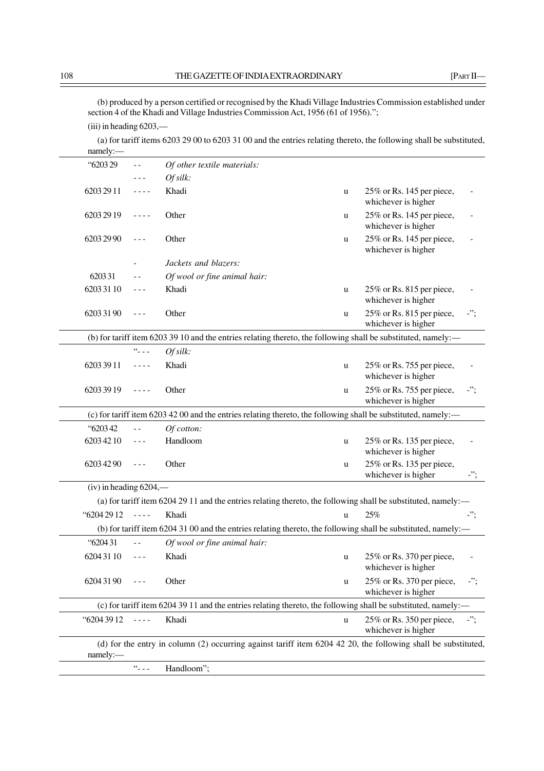(b) produced by a person certified or recognised by the Khadi Village Industries Commission established under section 4 of the Khadi and Village Industries Commission Act, 1956 (61 of 1956).";

(iii) in heading 6203,—

(a) for tariff items 6203 29 00 to 6203 31 00 and the entries relating thereto, the following shall be substituted, namely:—

| | | | | | |
|---|---|---|---|---|---|
| "6203 29 | - - | *Of other textile materials:* | | | |
| | - - - | *Of silk:* | | | |
| 6203 29 11 | - - - - | Khadi | u | 25% or Rs. 145 per piece, whichever is higher | - |
| 6203 29 19 | - - - - | Other | u | 25% or Rs. 145 per piece, whichever is higher | - |
| 6203 29 90 | - - - | Other | u | 25% or Rs. 145 per piece, whichever is higher | - |
| | - | *Jackets and blazers:* | | | |
| 6203 31 | - - | *Of wool or fine animal hair:* | | | |
| 6203 31 10 | - - - | Khadi | u | 25% or Rs. 815 per piece, whichever is higher | - |
| 6203 31 90 | - - - | Other | u | 25% or Rs. 815 per piece, whichever is higher | -"; |

(b) for tariff item 6203 39 10 and the entries relating thereto, the following shall be substituted, namely:—

| | | | | | |
|---|---|---|---|---|---|
| | "- - - | *Of silk:* | | | |
| 6203 39 11 | - - - - | Khadi | u | 25% or Rs. 755 per piece, whichever is higher | - |
| 6203 39 19 | - - - - | Other | u | 25% or Rs. 755 per piece, whichever is higher | -"; |

(c) for tariff item 6203 42 00 and the entries relating thereto, the following shall be substituted, namely:—

| | | | | | |
|---|---|---|---|---|---|
| "6203 42 | - - | *Of cotton:* | | | |
| 6203 42 10 | - - - | Handloom | u | 25% or Rs. 135 per piece, whichever is higher | - |
| 6203 42 90 | - - - | Other | u | 25% or Rs. 135 per piece, whichever is higher | -"; |

(iv) in heading 6204,—

(a) for tariff item 6204 29 11 and the entries relating thereto, the following shall be substituted, namely:—

| | | | | | |
|---|---|---|---|---|---|
| "6204 29 12 | - - - - | Khadi | u | 25% | -"; |

(b) for tariff item 6204 31 00 and the entries relating thereto, the following shall be substituted, namely:—

| | | | | | |
|---|---|---|---|---|---|
| "6204 31 | - - | *Of wool or fine animal hair:* | | | |
| 6204 31 10 | - - - | Khadi | u | 25% or Rs. 370 per piece, whichever is higher | - |
| 6204 31 90 | - - - | Other | u | 25% or Rs. 370 per piece, whichever is higher | -"; |

(c) for tariff item 6204 39 11 and the entries relating thereto, the following shall be substituted, namely:—

| | | | | | |
|---|---|---|---|---|---|
| "6204 39 12 | - - - - | Khadi | u | 25% or Rs. 350 per piece, whichever is higher | -"; |

(d) for the entry in column (2) occurring against tariff item 6204 42 20, the following shall be substituted, namely:—

| | | |
|---|---|---|
| | "- - - | Handloom"; |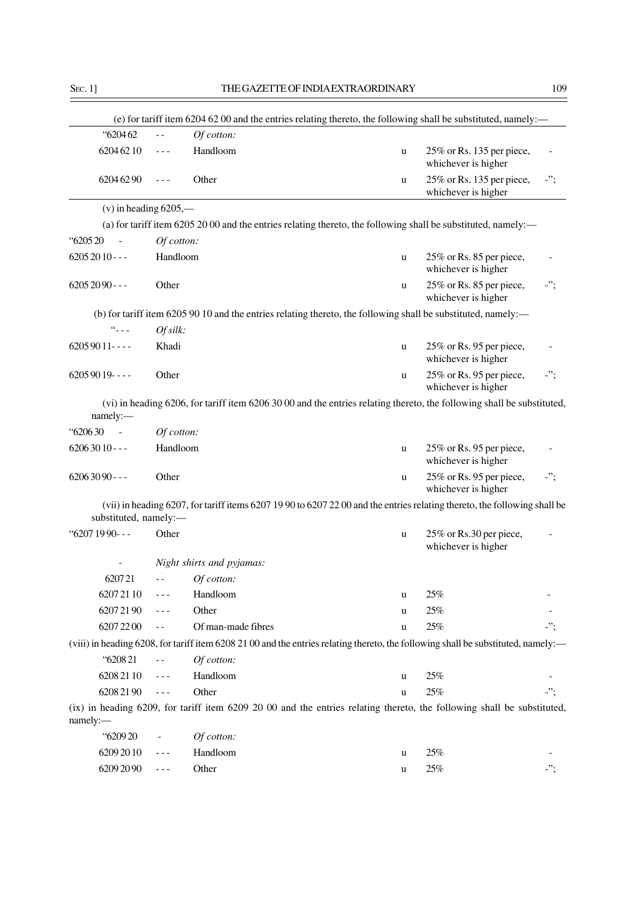(e) for tariff item 6204 62 00 and the entries relating thereto, the following shall be substituted, namely:—

| | | | | | |
|---|---|---|---|---|---|
| "6204 62 | - - | *Of cotton:* | | | |
| 6204 62 10 | - - - | Handloom | u | 25% or Rs. 135 per piece, whichever is higher | - |
| 6204 62 90 | - - - | Other | u | 25% or Rs. 135 per piece, whichever is higher | -"; |

(v) in heading 6205,—

(a) for tariff item 6205 20 00 and the entries relating thereto, the following shall be substituted, namely:—

| | | | | |
|---|---|---|---|---|
| "6205 20 - | *Of cotton:* | | | |
| 6205 20 10 - - - | Handloom | u | 25% or Rs. 85 per piece, whichever is higher | - |
| 6205 20 90 - - - | Other | u | 25% or Rs. 85 per piece, whichever is higher | -"; |

(b) for tariff item 6205 90 10 and the entries relating thereto, the following shall be substituted, namely:—

| | | | | |
|---|---|---|---|---|
| "- - - | *Of silk:* | | | |
| 6205 90 11- - - - | Khadi | u | 25% or Rs. 95 per piece, whichever is higher | - |
| 6205 90 19- - - - | Other | u | 25% or Rs. 95 per piece, whichever is higher | -"; |

(vi) in heading 6206, for tariff item 6206 30 00 and the entries relating thereto, the following shall be substituted, namely:—

| | | | | |
|---|---|---|---|---|
| "6206 30 - | *Of cotton:* | | | |
| 6206 30 10 - - - | Handloom | u | 25% or Rs. 95 per piece, whichever is higher | - |
| 6206 30 90 - - - | Other | u | 25% or Rs. 95 per piece, whichever is higher | -"; |

(vii) in heading 6207, for tariff items 6207 19 90 to 6207 22 00 and the entries relating thereto, the following shall be substituted, namely:—

| | | | | | |
|---|---|---|---|---|---|
| "6207 19 90- - - | | Other | u | 25% or Rs.30 per piece, whichever is higher | - |
| - | | *Night shirts and pyjamas:* | | | |
| 6207 21 | - - | *Of cotton:* | | | |
| 6207 21 10 | - - - | Handloom | u | 25% | - |
| 6207 21 90 | - - - | Other | u | 25% | - |
| 6207 22 00 | - - | Of man-made fibres | u | 25% | -"; |

(viii) in heading 6208, for tariff item 6208 21 00 and the entries relating thereto, the following shall be substituted, namely:—

| | | | | | |
|---|---|---|---|---|---|
| "6208 21 | - - | *Of cotton:* | | | |
| 6208 21 10 | - - - | Handloom | u | 25% | - |
| 6208 21 90 | - - - | Other | u | 25% | -"; |

(ix) in heading 6209, for tariff item 6209 20 00 and the entries relating thereto, the following shall be substituted, namely:—

| | | | | | |
|---|---|---|---|---|---|
| "6209 20 | - | *Of cotton:* | | | |
| 6209 20 10 | - - - | Handloom | u | 25% | - |
| 6209 20 90 | - - - | Other | u | 25% | -"; |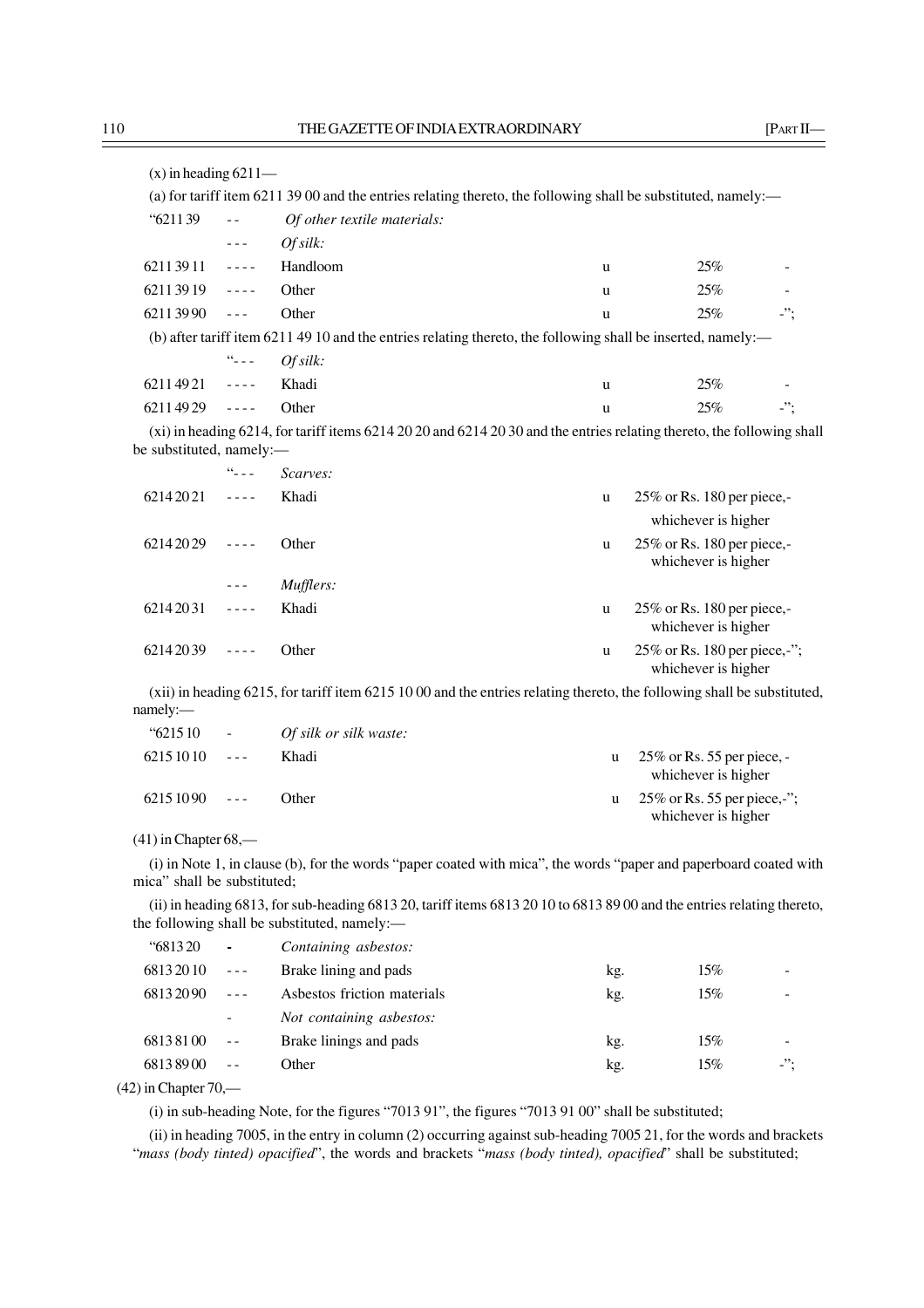(x) in heading 6211—

(a) for tariff item 6211 39 00 and the entries relating thereto, the following shall be substituted, namely:—

| | | | | | |
|---|---|---|---|---|---|
| "6211 39 | - - | *Of other textile materials:* | | | |
| | - - - | *Of silk:* | | | |
| 6211 39 11 | - - - - | Handloom | u | 25% | - |
| 6211 39 19 | - - - - | Other | u | 25% | - |
| 6211 39 90 | - - - | Other | u | 25% | -"; |

(b) after tariff item 6211 49 10 and the entries relating thereto, the following shall be inserted, namely:—

| | | | | | |
|---|---|---|---|---|---|
| | "- - - | *Of silk:* | | | |
| 6211 49 21 | - - - - | Khadi | u | 25% | - |
| 6211 49 29 | - - - - | Other | u | 25% | -"; |

(xi) in heading 6214, for tariff items 6214 20 20 and 6214 20 30 and the entries relating thereto, the following shall be substituted, namely:—

| | | | | |
|---|---|---|---|---|
| | "- - - | *Scarves:* | | |
| 6214 20 21 | - - - - | Khadi | u | 25% or Rs. 180 per piece,- whichever is higher |
| 6214 20 29 | - - - - | Other | u | 25% or Rs. 180 per piece,- whichever is higher |
| | - - - | *Mufflers:* | | |
| 6214 20 31 | - - - - | Khadi | u | 25% or Rs. 180 per piece,- whichever is higher |
| 6214 20 39 | - - - - | Other | u | 25% or Rs. 180 per piece,-"; whichever is higher |

(xii) in heading 6215, for tariff item 6215 10 00 and the entries relating thereto, the following shall be substituted, namely:—

| | | | | |
|---|---|---|---|---|
| "6215 10 | - | *Of silk or silk waste:* | | |
| 6215 10 10 | - - - | Khadi | u | 25% or Rs. 55 per piece, - whichever is higher |
| 6215 10 90 | - - - | Other | u | 25% or Rs. 55 per piece,-"; whichever is higher |

(41) in Chapter 68,—

(i) in Note 1, in clause (b), for the words "paper coated with mica", the words "paper and paperboard coated with mica" shall be substituted;

(ii) in heading 6813, for sub-heading 6813 20, tariff items 6813 20 10 to 6813 89 00 and the entries relating thereto, the following shall be substituted, namely:—

| | | | | | |
|---|---|---|---|---|---|
| "6813 20 | - | *Containing asbestos:* | | | |
| 6813 20 10 | - - - | Brake lining and pads | kg. | 15% | - |
| 6813 20 90 | - - - | Asbestos friction materials | kg. | 15% | - |
| | - | *Not containing asbestos:* | | | |
| 6813 81 00 | - - | Brake linings and pads | kg. | 15% | - |
| 6813 89 00 | - - | Other | kg. | 15% | -"; |

(42) in Chapter 70,—

(i) in sub-heading Note, for the figures "7013 91", the figures "7013 91 00" shall be substituted;

(ii) in heading 7005, in the entry in column (2) occurring against sub-heading 7005 21, for the words and brackets "*mass (body tinted) opacified*", the words and brackets "*mass (body tinted), opacified*" shall be substituted;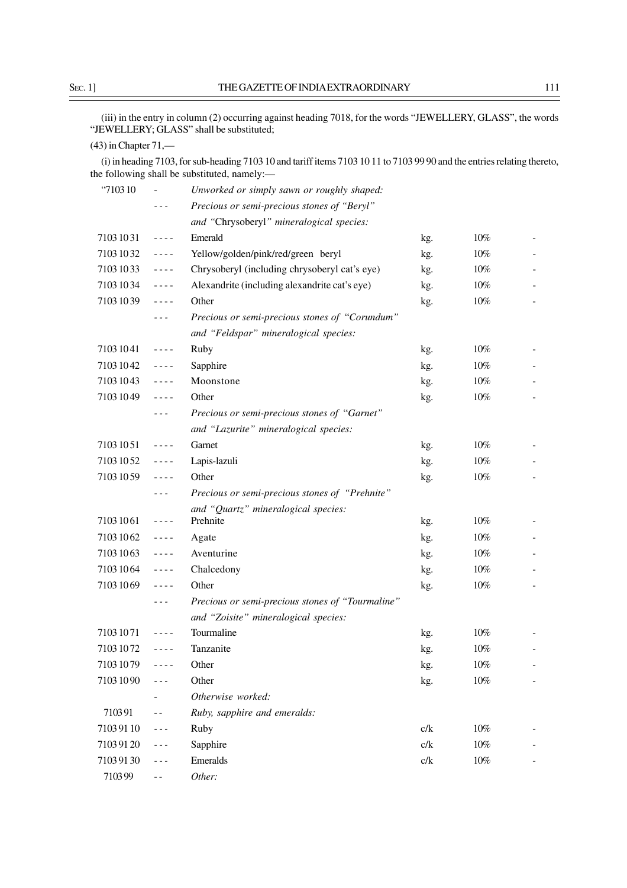(iii) in the entry in column (2) occurring against heading 7018, for the words "JEWELLERY, GLASS", the words "JEWELLERY; GLASS" shall be substituted;

(43) in Chapter 71,—

(i) in heading 7103, for sub-heading 7103 10 and tariff items 7103 10 11 to 7103 99 90 and the entries relating thereto, the following shall be substituted, namely:—

| | | | | | |
|---|---|---|---|---|---|
| "7103 10 | - | *Unworked or simply sawn or roughly shaped:* | | | |
| | - - - | *Precious or semi-precious stones of "Beryl" and "Chrysoberyl" mineralogical species:* | | | |
| 7103 10 31 | - - - - | Emerald | kg. | 10% | - |
| 7103 10 32 | - - - - | Yellow/golden/pink/red/green beryl | kg. | 10% | - |
| 7103 10 33 | - - - - | Chrysoberyl (including chrysoberyl cat's eye) | kg. | 10% | - |
| 7103 10 34 | - - - - | Alexandrite (including alexandrite cat's eye) | kg. | 10% | - |
| 7103 10 39 | - - - - | Other | kg. | 10% | - |
| | - - - | *Precious or semi-precious stones of "Corundum" and "Feldspar" mineralogical species:* | | | |
| 7103 10 41 | - - - - | Ruby | kg. | 10% | - |
| 7103 10 42 | - - - - | Sapphire | kg. | 10% | - |
| 7103 10 43 | - - - - | Moonstone | kg. | 10% | - |
| 7103 10 49 | - - - - | Other | kg. | 10% | - |
| | - - - | *Precious or semi-precious stones of "Garnet" and "Lazurite" mineralogical species:* | | | |
| 7103 10 51 | - - - - | Garnet | kg. | 10% | - |
| 7103 10 52 | - - - - | Lapis-lazuli | kg. | 10% | - |
| 7103 10 59 | - - - - | Other | kg. | 10% | - |
| | - - - | *Precious or semi-precious stones of "Prehnite" and "Quartz" mineralogical species:* | | | |
| 7103 10 61 | - - - - | Prehnite | kg. | 10% | - |
| 7103 10 62 | - - - - | Agate | kg. | 10% | - |
| 7103 10 63 | - - - - | Aventurine | kg. | 10% | - |
| 7103 10 64 | - - - - | Chalcedony | kg. | 10% | - |
| 7103 10 69 | - - - - | Other | kg. | 10% | - |
| | - - - | *Precious or semi-precious stones of "Tourmaline" and "Zoisite" mineralogical species:* | | | |
| 7103 10 71 | - - - - | Tourmaline | kg. | 10% | - |
| 7103 10 72 | - - - - | Tanzanite | kg. | 10% | - |
| 7103 10 79 | - - - - | Other | kg. | 10% | - |
| 7103 10 90 | - - - | Other | kg. | 10% | - |
| | - | *Otherwise worked:* | | | |
| 7103 91 | - - | *Ruby, sapphire and emeralds:* | | | |
| 7103 91 10 | - - - | Ruby | c/k | 10% | - |
| 7103 91 20 | - - - | Sapphire | c/k | 10% | - |
| 7103 91 30 | - - - | Emeralds | c/k | 10% | - |
| 7103 99 | - - | *Other:* | | | |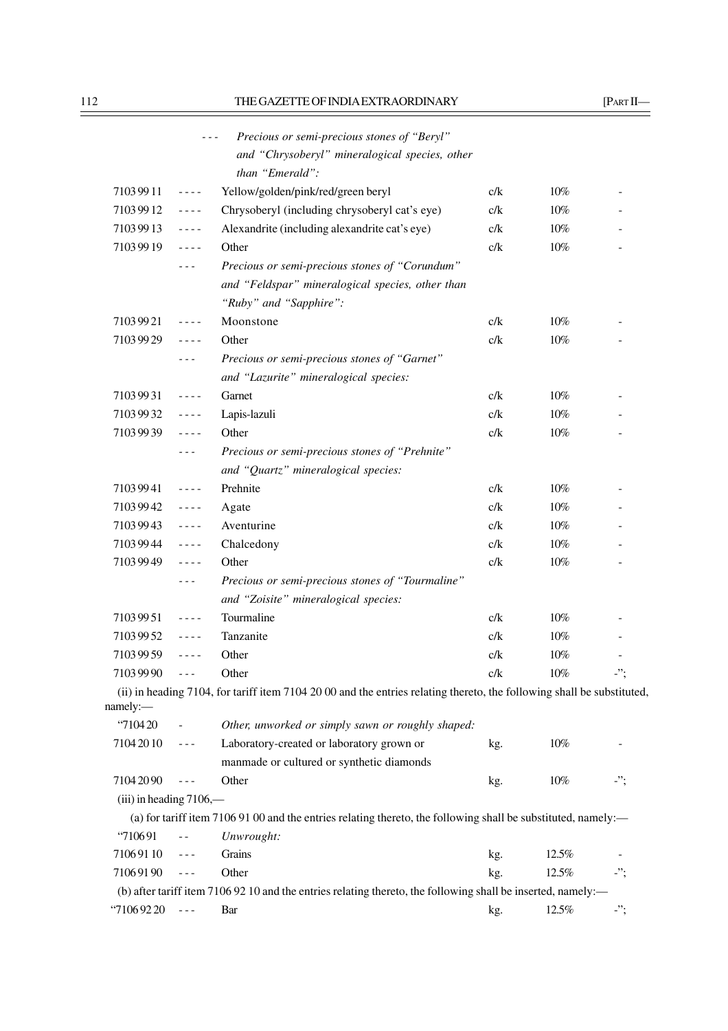| | | | | | |
|---|---|---|---|---|---|
| | - - - | *Precious or semi-precious stones of "Beryl" and "Chrysoberyl" mineralogical species, other than "Emerald":* | | | |
| 7103 99 11 | - - - - | Yellow/golden/pink/red/green beryl | c/k | 10% | - |
| 7103 99 12 | - - - - | Chrysoberyl (including chrysoberyl cat's eye) | c/k | 10% | - |
| 7103 99 13 | - - - - | Alexandrite (including alexandrite cat's eye) | c/k | 10% | - |
| 7103 99 19 | - - - - | Other | c/k | 10% | - |
| | - - - | *Precious or semi-precious stones of "Corundum" and "Feldspar" mineralogical species, other than "Ruby" and "Sapphire":* | | | |
| 7103 99 21 | - - - - | Moonstone | c/k | 10% | - |
| 7103 99 29 | - - - - | Other | c/k | 10% | - |
| | - - - | *Precious or semi-precious stones of "Garnet" and "Lazurite" mineralogical species:* | | | |
| 7103 99 31 | - - - - | Garnet | c/k | 10% | - |
| 7103 99 32 | - - - - | Lapis-lazuli | c/k | 10% | - |
| 7103 99 39 | - - - - | Other | c/k | 10% | - |
| | - - - | *Precious or semi-precious stones of "Prehnite" and "Quartz" mineralogical species:* | | | |
| 7103 99 41 | - - - - | Prehnite | c/k | 10% | - |
| 7103 99 42 | - - - - | Agate | c/k | 10% | - |
| 7103 99 43 | - - - - | Aventurine | c/k | 10% | - |
| 7103 99 44 | - - - - | Chalcedony | c/k | 10% | - |
| 7103 99 49 | - - - - | Other | c/k | 10% | - |
| | - - - | *Precious or semi-precious stones of "Tourmaline" and "Zoisite" mineralogical species:* | | | |
| 7103 99 51 | - - - - | Tourmaline | c/k | 10% | - |
| 7103 99 52 | - - - - | Tanzanite | c/k | 10% | - |
| 7103 99 59 | - - - - | Other | c/k | 10% | - |
| 7103 99 90 | - - - | Other | c/k | 10% | -"; |

(ii) in heading 7104, for tariff item 7104 20 00 and the entries relating thereto, the following shall be substituted, namely:—

| | | | | | |
|---|---|---|---|---|---|
| "7104 20 | - | *Other, unworked or simply sawn or roughly shaped:* | | | |
| 7104 20 10 | - - - | Laboratory-created or laboratory grown or manmade or cultured or synthetic diamonds | kg. | 10% | - |
| 7104 20 90 | - - - | Other | kg. | 10% | -"; |

(iii) in heading 7106,—

(a) for tariff item 7106 91 00 and the entries relating thereto, the following shall be substituted, namely:—

| | | | | | |
|---|---|---|---|---|---|
| "7106 91 | - - | *Unwrought:* | | | |
| 7106 91 10 | - - - | Grains | kg. | 12.5% | - |
| 7106 91 90 | - - - | Other | kg. | 12.5% | -"; |

(b) after tariff item 7106 92 10 and the entries relating thereto, the following shall be inserted, namely:—

| | | | | | |
|---|---|---|---|---|---|
| "7106 92 20 | - - - | Bar | kg. | 12.5% | -"; |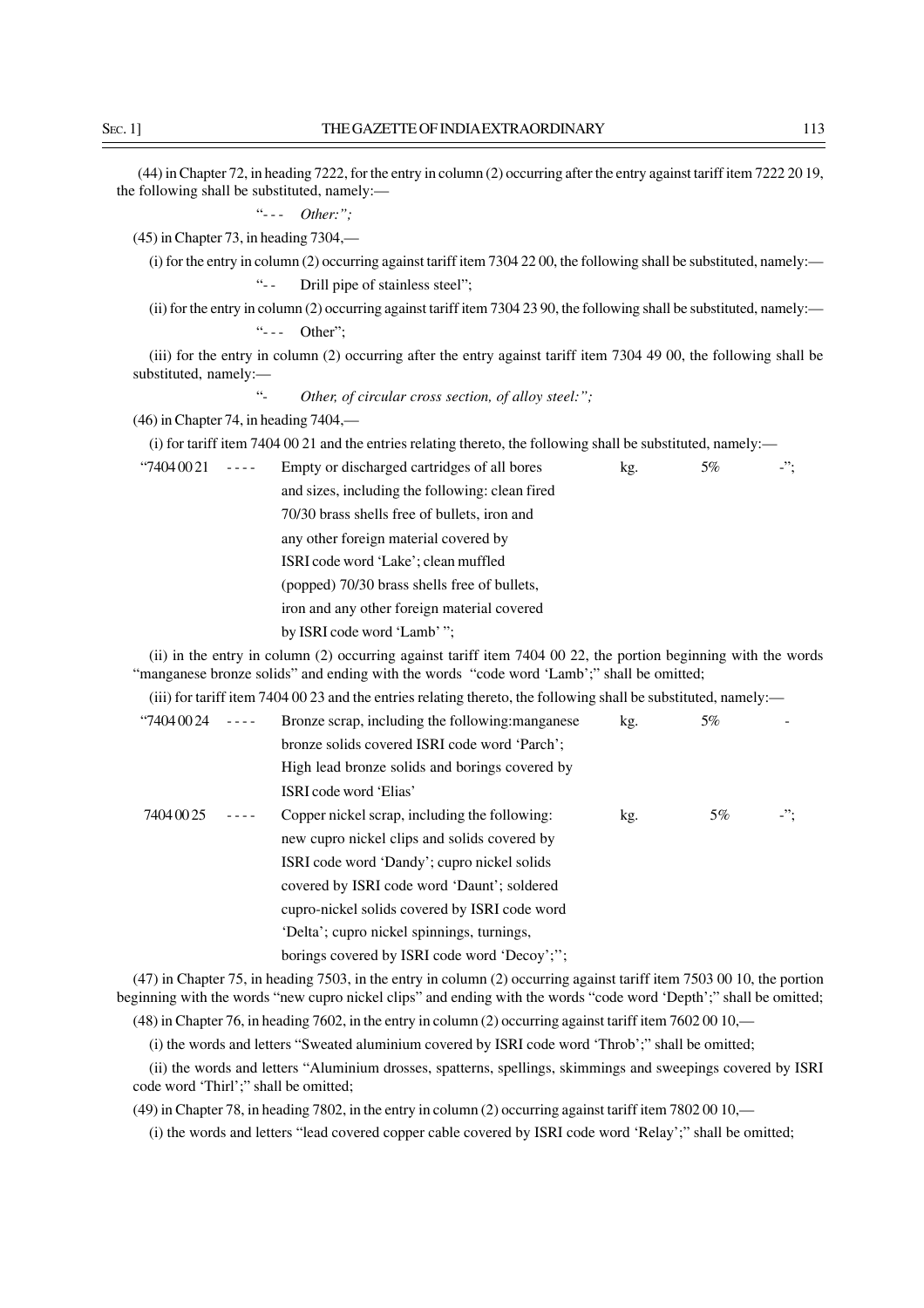(44) in Chapter 72, in heading 7222, for the entry in column (2) occurring after the entry against tariff item 7222 20 19, the following shall be substituted, namely:—

"- - - *Other:";*

(45) in Chapter 73, in heading 7304,—

(i) for the entry in column (2) occurring against tariff item 7304 22 00, the following shall be substituted, namely:—

"- - Drill pipe of stainless steel";

(ii) for the entry in column (2) occurring against tariff item 7304 23 90, the following shall be substituted, namely:—

"- - - Other";

(iii) for the entry in column (2) occurring after the entry against tariff item 7304 49 00, the following shall be substituted, namely:—

"- *Other, of circular cross section, of alloy steel:";*

(46) in Chapter 74, in heading 7404,—

(i) for tariff item 7404 00 21 and the entries relating thereto, the following shall be substituted, namely:—

| | | | | | |
|---|---|---|---|---|---|
| "7404 00 21 | - - - - | Empty or discharged cartridges of all bores and sizes, including the following: clean fired 70/30 brass shells free of bullets, iron and any other foreign material covered by ISRI code word 'Lake'; clean muffled (popped) 70/30 brass shells free of bullets, iron and any other foreign material covered by ISRI code word 'Lamb' "; | kg. | 5% | -"; |

(ii) in the entry in column (2) occurring against tariff item 7404 00 22, the portion beginning with the words "manganese bronze solids" and ending with the words "code word 'Lamb';" shall be omitted;

(iii) for tariff item 7404 00 23 and the entries relating thereto, the following shall be substituted, namely:—

| | | | | | |
|---|---|---|---|---|---|
| "7404 00 24 | - - - - | Bronze scrap, including the following:manganese bronze solids covered ISRI code word 'Parch'; High lead bronze solids and borings covered by ISRI code word 'Elias' | kg. | 5% | - |
| 7404 00 25 | - - - - | Copper nickel scrap, including the following: new cupro nickel clips and solids covered by ISRI code word 'Dandy'; cupro nickel solids covered by ISRI code word 'Daunt'; soldered cupro-nickel solids covered by ISRI code word 'Delta'; cupro nickel spinnings, turnings, borings covered by ISRI code word 'Decoy';"; | kg. | 5% | -"; |

(47) in Chapter 75, in heading 7503, in the entry in column (2) occurring against tariff item 7503 00 10, the portion beginning with the words "new cupro nickel clips" and ending with the words "code word 'Depth';" shall be omitted;

(48) in Chapter 76, in heading 7602, in the entry in column (2) occurring against tariff item 7602 00 10,—

(i) the words and letters "Sweated aluminium covered by ISRI code word 'Throb';" shall be omitted;

(ii) the words and letters "Aluminium drosses, spatterns, spellings, skimmings and sweepings covered by ISRI code word 'Thirl';" shall be omitted;

(49) in Chapter 78, in heading 7802, in the entry in column (2) occurring against tariff item 7802 00 10,—

(i) the words and letters "lead covered copper cable covered by ISRI code word 'Relay';" shall be omitted;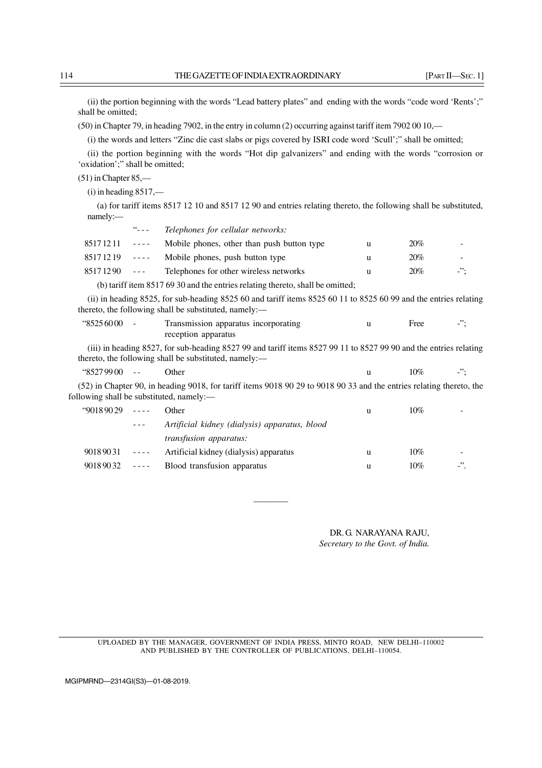(ii) the portion beginning with the words "Lead battery plates" and ending with the words "code word 'Rents';" shall be omitted;

(50) in Chapter 79, in heading 7902, in the entry in column (2) occurring against tariff item 7902 00 10,—

(i) the words and letters "Zinc die cast slabs or pigs covered by ISRI code word 'Scull';" shall be omitted;

(ii) the portion beginning with the words "Hot dip galvanizers" and ending with the words "corrosion or 'oxidation';" shall be omitted;

(51) in Chapter 85,—

(i) in heading 8517,—

(a) for tariff items 8517 12 10 and 8517 12 90 and entries relating thereto, the following shall be substituted, namely:—

| | | | | | |
|---|---|---|---|---|---|
| | "- - - | *Telephones for cellular networks:* | | | |
| 8517 12 11 | - - - - | Mobile phones, other than push button type | u | 20% | - |
| 8517 12 19 | - - - - | Mobile phones, push button type | u | 20% | - |
| 8517 12 90 | - - - | Telephones for other wireless networks | u | 20% | -"; |

(b) tariff item 8517 69 30 and the entries relating thereto, shall be omitted;

(ii) in heading 8525, for sub-heading 8525 60 and tariff items 8525 60 11 to 8525 60 99 and the entries relating thereto, the following shall be substituted, namely:—

| | | | | | |
|---|---|---|---|---|---|
| "8525 60 00 | - | Transmission apparatus incorporating reception apparatus | u | Free | -"; |

(iii) in heading 8527, for sub-heading 8527 99 and tariff items 8527 99 11 to 8527 99 90 and the entries relating thereto, the following shall be substituted, namely:—

| | | | | | |
|---|---|---|---|---|---|
| "8527 99 00 | - - | Other | u | 10% | -"; |

(52) in Chapter 90, in heading 9018, for tariff items 9018 90 29 to 9018 90 33 and the entries relating thereto, the following shall be substituted, namely:—

| | | | | | |
|---|---|---|---|---|---|
| "9018 90 29 | - - - - | Other | u | 10% | - |
| | - - - | *Artificial kidney (dialysis) apparatus, blood transfusion apparatus:* | | | |
| 9018 90 31 | - - - - | Artificial kidney (dialysis) apparatus | u | 10% | - |
| 9018 90 32 | - - - - | Blood transfusion apparatus | u | 10% | -". |

DR. G. NARAYANA RAJU,
*Secretary to the Govt. of India.*

UPLOADED BY THE MANAGER, GOVERNMENT OF INDIA PRESS, MINTO ROAD, NEW DELHI–110002
AND PUBLISHED BY THE CONTROLLER OF PUBLICATIONS, DELHI–110054.

MGIPMRND—2314GI(S3)—01-08-2019.